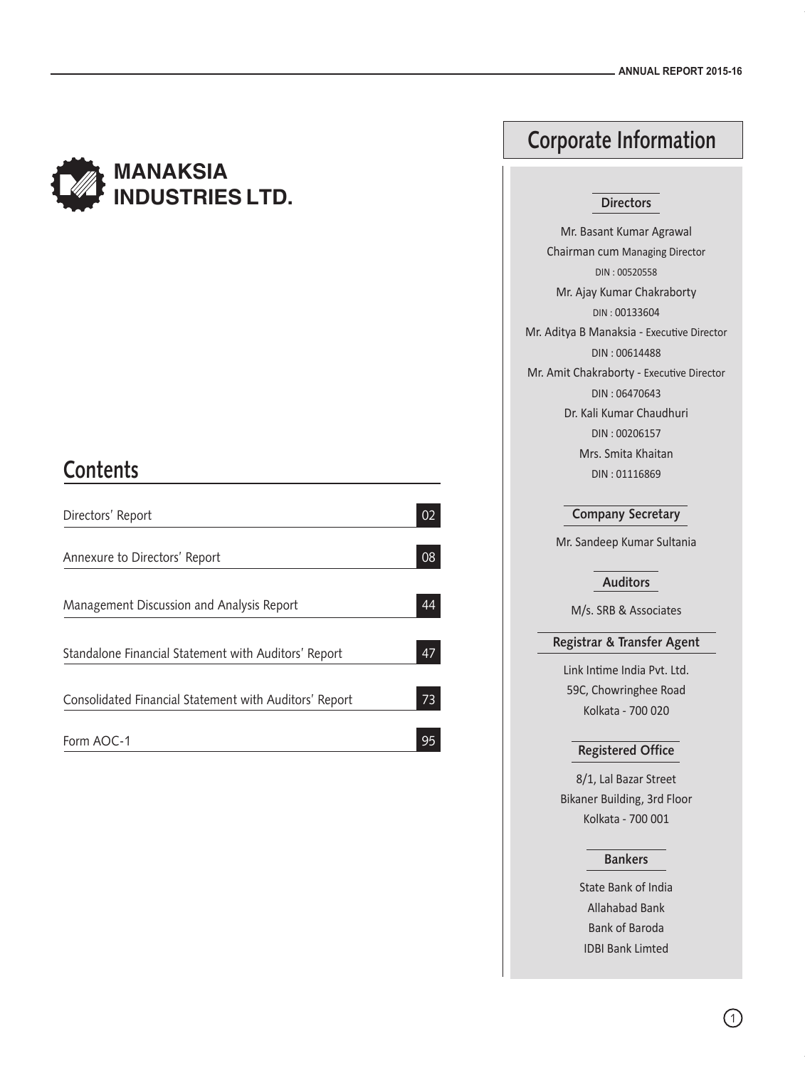# MANAKSIA INDUSTRIES LTD.

## Contents

| | |
|---|---|
| Directors' Report | 02 |
| Annexure to Directors' Report | 08 |
| Management Discussion and Analysis Report | 44 |
| Standalone Financial Statement with Auditors' Report | 47 |
| Consolidated Financial Statement with Auditors' Report | 73 |
| Form AOC-1 | 95 |

## Corporate Information

### Directors

Mr. Basant Kumar Agrawal
Chairman cum Managing Director
DIN : 00520558

Mr. Ajay Kumar Chakraborty
DIN : 00133604

Mr. Aditya B Manaksia - Executive Director
DIN : 00614488

Mr. Amit Chakraborty - Executive Director
DIN : 06470643

Dr. Kali Kumar Chaudhuri
DIN : 00206157

Mrs. Smita Khaitan
DIN : 01116869

### Company Secretary

Mr. Sandeep Kumar Sultania

### Auditors

M/s. SRB & Associates

### Registrar & Transfer Agent

Link Intime India Pvt. Ltd.
59C, Chowringhee Road
Kolkata - 700 020

### Registered Office

8/1, Lal Bazar Street
Bikaner Building, 3rd Floor
Kolkata - 700 001

### Bankers

State Bank of India
Allahabad Bank
Bank of Baroda
IDBI Bank Limted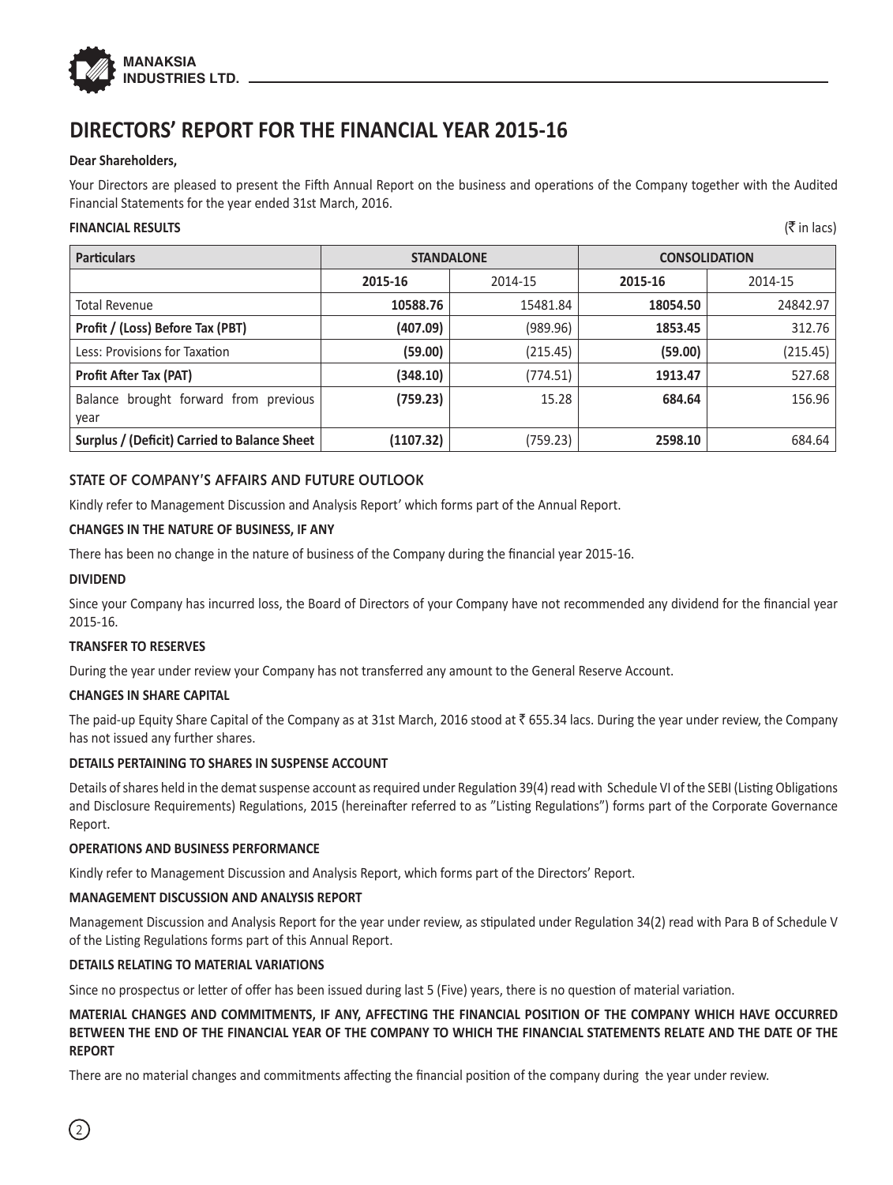# DIRECTORS' REPORT FOR THE FINANCIAL YEAR 2015-16

**Dear Shareholders,**

Your Directors are pleased to present the Fifth Annual Report on the business and operations of the Company together with the Audited Financial Statements for the year ended 31st March, 2016.

**FINANCIAL RESULTS** (₹ in lacs)

| **Particulars** | **STANDALONE** | | **CONSOLIDATION** | |
|---|---|---|---|---|
| | **2015-16** | 2014-15 | **2015-16** | 2014-15 |
| Total Revenue | **10588.76** | 15481.84 | **18054.50** | 24842.97 |
| **Profit / (Loss) Before Tax (PBT)** | **(407.09)** | (989.96) | **1853.45** | 312.76 |
| Less: Provisions for Taxation | **(59.00)** | (215.45) | **(59.00)** | (215.45) |
| **Profit After Tax (PAT)** | **(348.10)** | (774.51) | **1913.47** | 527.68 |
| Balance brought forward from previous year | **(759.23)** | 15.28 | **684.64** | 156.96 |
| **Surplus / (Deficit) Carried to Balance Sheet** | **(1107.32)** | (759.23) | **2598.10** | 684.64 |

## STATE OF COMPANY'S AFFAIRS AND FUTURE OUTLOOK

Kindly refer to Management Discussion and Analysis Report' which forms part of the Annual Report.

**CHANGES IN THE NATURE OF BUSINESS, IF ANY**

There has been no change in the nature of business of the Company during the financial year 2015-16.

**DIVIDEND**

Since your Company has incurred loss, the Board of Directors of your Company have not recommended any dividend for the financial year 2015-16.

**TRANSFER TO RESERVES**

During the year under review your Company has not transferred any amount to the General Reserve Account.

**CHANGES IN SHARE CAPITAL**

The paid-up Equity Share Capital of the Company as at 31st March, 2016 stood at ₹ 655.34 lacs. During the year under review, the Company has not issued any further shares.

**DETAILS PERTAINING TO SHARES IN SUSPENSE ACCOUNT**

Details of shares held in the demat suspense account as required under Regulation 39(4) read with Schedule VI of the SEBI (Listing Obligations and Disclosure Requirements) Regulations, 2015 (hereinafter referred to as "Listing Regulations") forms part of the Corporate Governance Report.

**OPERATIONS AND BUSINESS PERFORMANCE**

Kindly refer to Management Discussion and Analysis Report, which forms part of the Directors' Report.

**MANAGEMENT DISCUSSION AND ANALYSIS REPORT**

Management Discussion and Analysis Report for the year under review, as stipulated under Regulation 34(2) read with Para B of Schedule V of the Listing Regulations forms part of this Annual Report.

**DETAILS RELATING TO MATERIAL VARIATIONS**

Since no prospectus or letter of offer has been issued during last 5 (Five) years, there is no question of material variation.

**MATERIAL CHANGES AND COMMITMENTS, IF ANY, AFFECTING THE FINANCIAL POSITION OF THE COMPANY WHICH HAVE OCCURRED BETWEEN THE END OF THE FINANCIAL YEAR OF THE COMPANY TO WHICH THE FINANCIAL STATEMENTS RELATE AND THE DATE OF THE REPORT**

There are no material changes and commitments affecting the financial position of the company during the year under review.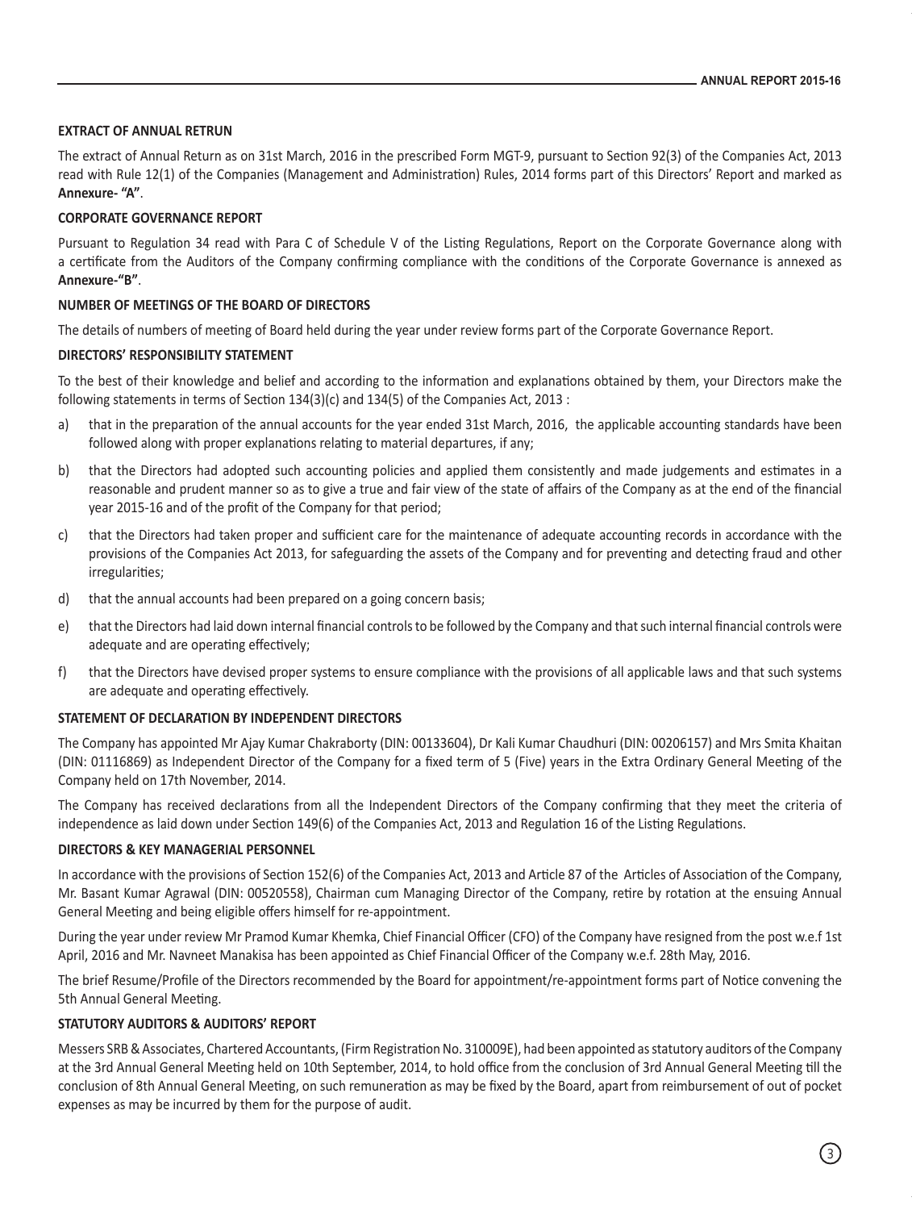### EXTRACT OF ANNUAL RETRUN

The extract of Annual Return as on 31st March, 2016 in the prescribed Form MGT-9, pursuant to Section 92(3) of the Companies Act, 2013 read with Rule 12(1) of the Companies (Management and Administration) Rules, 2014 forms part of this Directors' Report and marked as **Annexure- "A"**.

### CORPORATE GOVERNANCE REPORT

Pursuant to Regulation 34 read with Para C of Schedule V of the Listing Regulations, Report on the Corporate Governance along with a certificate from the Auditors of the Company confirming compliance with the conditions of the Corporate Governance is annexed as **Annexure-"B"**.

### NUMBER OF MEETINGS OF THE BOARD OF DIRECTORS

The details of numbers of meeting of Board held during the year under review forms part of the Corporate Governance Report.

### DIRECTORS' RESPONSIBILITY STATEMENT

To the best of their knowledge and belief and according to the information and explanations obtained by them, your Directors make the following statements in terms of Section 134(3)(c) and 134(5) of the Companies Act, 2013 :

a) that in the preparation of the annual accounts for the year ended 31st March, 2016, the applicable accounting standards have been followed along with proper explanations relating to material departures, if any;

b) that the Directors had adopted such accounting policies and applied them consistently and made judgements and estimates in a reasonable and prudent manner so as to give a true and fair view of the state of affairs of the Company as at the end of the financial year 2015-16 and of the profit of the Company for that period;

c) that the Directors had taken proper and sufficient care for the maintenance of adequate accounting records in accordance with the provisions of the Companies Act 2013, for safeguarding the assets of the Company and for preventing and detecting fraud and other irregularities;

d) that the annual accounts had been prepared on a going concern basis;

e) that the Directors had laid down internal financial controls to be followed by the Company and that such internal financial controls were adequate and are operating effectively;

f) that the Directors have devised proper systems to ensure compliance with the provisions of all applicable laws and that such systems are adequate and operating effectively.

### STATEMENT OF DECLARATION BY INDEPENDENT DIRECTORS

The Company has appointed Mr Ajay Kumar Chakraborty (DIN: 00133604), Dr Kali Kumar Chaudhuri (DIN: 00206157) and Mrs Smita Khaitan (DIN: 01116869) as Independent Director of the Company for a fixed term of 5 (Five) years in the Extra Ordinary General Meeting of the Company held on 17th November, 2014.

The Company has received declarations from all the Independent Directors of the Company confirming that they meet the criteria of independence as laid down under Section 149(6) of the Companies Act, 2013 and Regulation 16 of the Listing Regulations.

### DIRECTORS & KEY MANAGERIAL PERSONNEL

In accordance with the provisions of Section 152(6) of the Companies Act, 2013 and Article 87 of the Articles of Association of the Company, Mr. Basant Kumar Agrawal (DIN: 00520558), Chairman cum Managing Director of the Company, retire by rotation at the ensuing Annual General Meeting and being eligible offers himself for re-appointment.

During the year under review Mr Pramod Kumar Khemka, Chief Financial Officer (CFO) of the Company have resigned from the post w.e.f 1st April, 2016 and Mr. Navneet Manakisa has been appointed as Chief Financial Officer of the Company w.e.f. 28th May, 2016.

The brief Resume/Profile of the Directors recommended by the Board for appointment/re-appointment forms part of Notice convening the 5th Annual General Meeting.

### STATUTORY AUDITORS & AUDITORS' REPORT

Messers SRB & Associates, Chartered Accountants, (Firm Registration No. 310009E), had been appointed as statutory auditors of the Company at the 3rd Annual General Meeting held on 10th September, 2014, to hold office from the conclusion of 3rd Annual General Meeting till the conclusion of 8th Annual General Meeting, on such remuneration as may be fixed by the Board, apart from reimbursement of out of pocket expenses as may be incurred by them for the purpose of audit.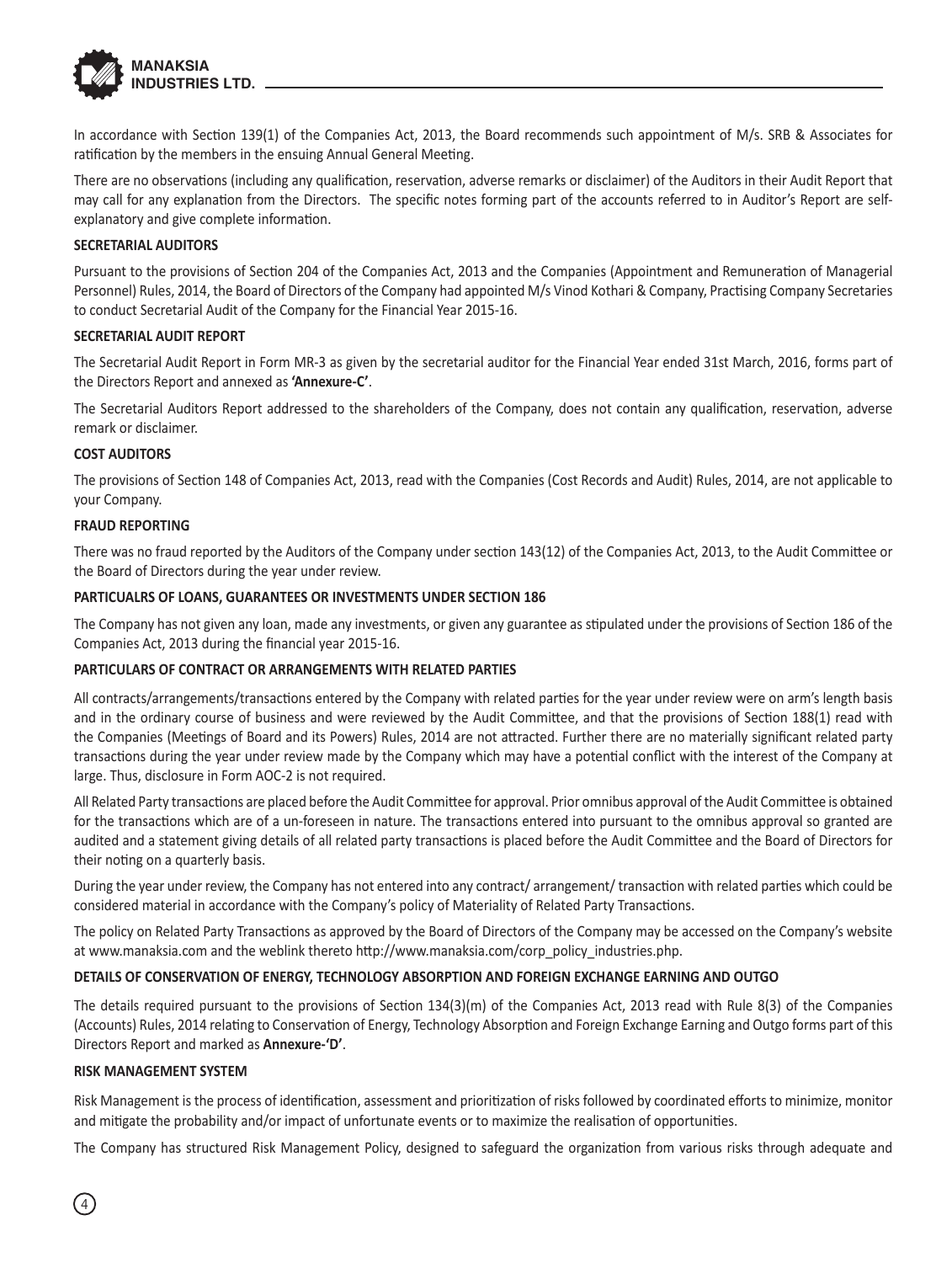In accordance with Section 139(1) of the Companies Act, 2013, the Board recommends such appointment of M/s. SRB & Associates for ratification by the members in the ensuing Annual General Meeting.

There are no observations (including any qualification, reservation, adverse remarks or disclaimer) of the Auditors in their Audit Report that may call for any explanation from the Directors. The specific notes forming part of the accounts referred to in Auditor's Report are self-explanatory and give complete information.

**SECRETARIAL AUDITORS**

Pursuant to the provisions of Section 204 of the Companies Act, 2013 and the Companies (Appointment and Remuneration of Managerial Personnel) Rules, 2014, the Board of Directors of the Company had appointed M/s Vinod Kothari & Company, Practising Company Secretaries to conduct Secretarial Audit of the Company for the Financial Year 2015-16.

**SECRETARIAL AUDIT REPORT**

The Secretarial Audit Report in Form MR-3 as given by the secretarial auditor for the Financial Year ended 31st March, 2016, forms part of the Directors Report and annexed as **'Annexure-C'**.

The Secretarial Auditors Report addressed to the shareholders of the Company, does not contain any qualification, reservation, adverse remark or disclaimer.

**COST AUDITORS**

The provisions of Section 148 of Companies Act, 2013, read with the Companies (Cost Records and Audit) Rules, 2014, are not applicable to your Company.

**FRAUD REPORTING**

There was no fraud reported by the Auditors of the Company under section 143(12) of the Companies Act, 2013, to the Audit Committee or the Board of Directors during the year under review.

**PARTICUALRS OF LOANS, GUARANTEES OR INVESTMENTS UNDER SECTION 186**

The Company has not given any loan, made any investments, or given any guarantee as stipulated under the provisions of Section 186 of the Companies Act, 2013 during the financial year 2015-16.

**PARTICULARS OF CONTRACT OR ARRANGEMENTS WITH RELATED PARTIES**

All contracts/arrangements/transactions entered by the Company with related parties for the year under review were on arm's length basis and in the ordinary course of business and were reviewed by the Audit Committee, and that the provisions of Section 188(1) read with the Companies (Meetings of Board and its Powers) Rules, 2014 are not attracted. Further there are no materially significant related party transactions during the year under review made by the Company which may have a potential conflict with the interest of the Company at large. Thus, disclosure in Form AOC-2 is not required.

All Related Party transactions are placed before the Audit Committee for approval. Prior omnibus approval of the Audit Committee is obtained for the transactions which are of a un-foreseen in nature. The transactions entered into pursuant to the omnibus approval so granted are audited and a statement giving details of all related party transactions is placed before the Audit Committee and the Board of Directors for their noting on a quarterly basis.

During the year under review, the Company has not entered into any contract/ arrangement/ transaction with related parties which could be considered material in accordance with the Company's policy of Materiality of Related Party Transactions.

The policy on Related Party Transactions as approved by the Board of Directors of the Company may be accessed on the Company's website at www.manaksia.com and the weblink thereto http://www.manaksia.com/corp_policy_industries.php.

**DETAILS OF CONSERVATION OF ENERGY, TECHNOLOGY ABSORPTION AND FOREIGN EXCHANGE EARNING AND OUTGO**

The details required pursuant to the provisions of Section 134(3)(m) of the Companies Act, 2013 read with Rule 8(3) of the Companies (Accounts) Rules, 2014 relating to Conservation of Energy, Technology Absorption and Foreign Exchange Earning and Outgo forms part of this Directors Report and marked as **Annexure-'D'**.

**RISK MANAGEMENT SYSTEM**

Risk Management is the process of identification, assessment and prioritization of risks followed by coordinated efforts to minimize, monitor and mitigate the probability and/or impact of unfortunate events or to maximize the realisation of opportunities.

The Company has structured Risk Management Policy, designed to safeguard the organization from various risks through adequate and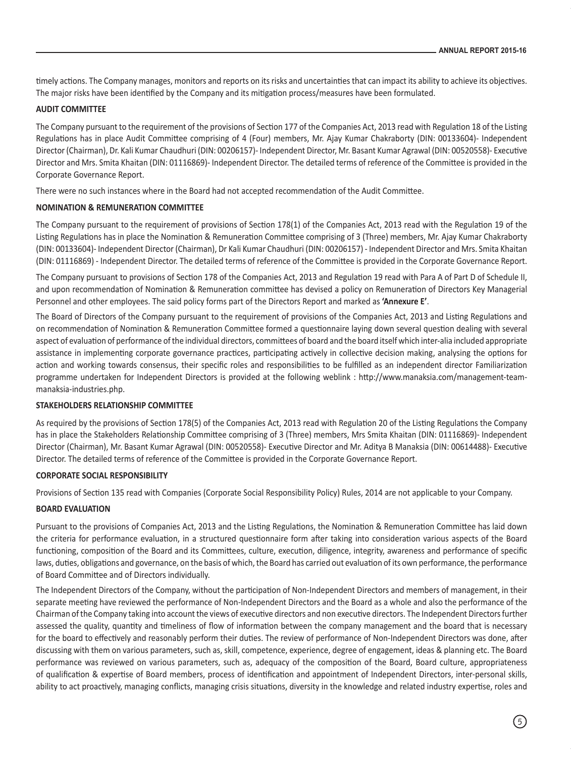timely actions. The Company manages, monitors and reports on its risks and uncertainties that can impact its ability to achieve its objectives. The major risks have been identified by the Company and its mitigation process/measures have been formulated.

**AUDIT COMMITTEE**

The Company pursuant to the requirement of the provisions of Section 177 of the Companies Act, 2013 read with Regulation 18 of the Listing Regulations has in place Audit Committee comprising of 4 (Four) members, Mr. Ajay Kumar Chakraborty (DIN: 00133604)- Independent Director (Chairman), Dr. Kali Kumar Chaudhuri (DIN: 00206157)- Independent Director, Mr. Basant Kumar Agrawal (DIN: 00520558)- Executive Director and Mrs. Smita Khaitan (DIN: 01116869)- Independent Director. The detailed terms of reference of the Committee is provided in the Corporate Governance Report.

There were no such instances where in the Board had not accepted recommendation of the Audit Committee.

**NOMINATION & REMUNERATION COMMITTEE**

The Company pursuant to the requirement of provisions of Section 178(1) of the Companies Act, 2013 read with the Regulation 19 of the Listing Regulations has in place the Nomination & Remuneration Committee comprising of 3 (Three) members, Mr. Ajay Kumar Chakraborty (DIN: 00133604)- Independent Director (Chairman), Dr Kali Kumar Chaudhuri (DIN: 00206157) - Independent Director and Mrs. Smita Khaitan (DIN: 01116869) - Independent Director. The detailed terms of reference of the Committee is provided in the Corporate Governance Report.

The Company pursuant to provisions of Section 178 of the Companies Act, 2013 and Regulation 19 read with Para A of Part D of Schedule II, and upon recommendation of Nomination & Remuneration committee has devised a policy on Remuneration of Directors Key Managerial Personnel and other employees. The said policy forms part of the Directors Report and marked as **'Annexure E'**.

The Board of Directors of the Company pursuant to the requirement of provisions of the Companies Act, 2013 and Listing Regulations and on recommendation of Nomination & Remuneration Committee formed a questionnaire laying down several question dealing with several aspect of evaluation of performance of the individual directors, committees of board and the board itself which inter-alia included appropriate assistance in implementing corporate governance practices, participating actively in collective decision making, analysing the options for action and working towards consensus, their specific roles and responsibilities to be fulfilled as an independent director Familiarization programme undertaken for Independent Directors is provided at the following weblink : http://www.manaksia.com/management-team-manaksia-industries.php.

**STAKEHOLDERS RELATIONSHIP COMMITTEE**

As required by the provisions of Section 178(5) of the Companies Act, 2013 read with Regulation 20 of the Listing Regulations the Company has in place the Stakeholders Relationship Committee comprising of 3 (Three) members, Mrs Smita Khaitan (DIN: 01116869)- Independent Director (Chairman), Mr. Basant Kumar Agrawal (DIN: 00520558)- Executive Director and Mr. Aditya B Manaksia (DIN: 00614488)- Executive Director. The detailed terms of reference of the Committee is provided in the Corporate Governance Report.

**CORPORATE SOCIAL RESPONSIBILITY**

Provisions of Section 135 read with Companies (Corporate Social Responsibility Policy) Rules, 2014 are not applicable to your Company.

**BOARD EVALUATION**

Pursuant to the provisions of Companies Act, 2013 and the Listing Regulations, the Nomination & Remuneration Committee has laid down the criteria for performance evaluation, in a structured questionnaire form after taking into consideration various aspects of the Board functioning, composition of the Board and its Committees, culture, execution, diligence, integrity, awareness and performance of specific laws, duties, obligations and governance, on the basis of which, the Board has carried out evaluation of its own performance, the performance of Board Committee and of Directors individually.

The Independent Directors of the Company, without the participation of Non-Independent Directors and members of management, in their separate meeting have reviewed the performance of Non-Independent Directors and the Board as a whole and also the performance of the Chairman of the Company taking into account the views of executive directors and non executive directors. The Independent Directors further assessed the quality, quantity and timeliness of flow of information between the company management and the board that is necessary for the board to effectively and reasonably perform their duties. The review of performance of Non-Independent Directors was done, after discussing with them on various parameters, such as, skill, competence, experience, degree of engagement, ideas & planning etc. The Board performance was reviewed on various parameters, such as, adequacy of the composition of the Board, Board culture, appropriateness of qualification & expertise of Board members, process of identification and appointment of Independent Directors, inter-personal skills, ability to act proactively, managing conflicts, managing crisis situations, diversity in the knowledge and related industry expertise, roles and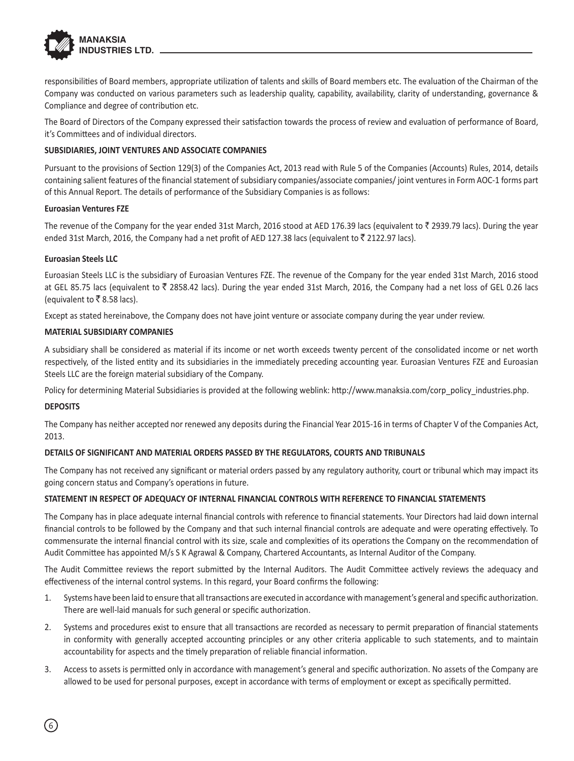responsibilities of Board members, appropriate utilization of talents and skills of Board members etc. The evaluation of the Chairman of the Company was conducted on various parameters such as leadership quality, capability, availability, clarity of understanding, governance & Compliance and degree of contribution etc.

The Board of Directors of the Company expressed their satisfaction towards the process of review and evaluation of performance of Board, it's Committees and of individual directors.

**SUBSIDIARIES, JOINT VENTURES AND ASSOCIATE COMPANIES**

Pursuant to the provisions of Section 129(3) of the Companies Act, 2013 read with Rule 5 of the Companies (Accounts) Rules, 2014, details containing salient features of the financial statement of subsidiary companies/associate companies/ joint ventures in Form AOC-1 forms part of this Annual Report. The details of performance of the Subsidiary Companies is as follows:

**Euroasian Ventures FZE**

The revenue of the Company for the year ended 31st March, 2016 stood at AED 176.39 lacs (equivalent to ₹ 2939.79 lacs). During the year ended 31st March, 2016, the Company had a net profit of AED 127.38 lacs (equivalent to ₹ 2122.97 lacs).

**Euroasian Steels LLC**

Euroasian Steels LLC is the subsidiary of Euroasian Ventures FZE. The revenue of the Company for the year ended 31st March, 2016 stood at GEL 85.75 lacs (equivalent to ₹ 2858.42 lacs). During the year ended 31st March, 2016, the Company had a net loss of GEL 0.26 lacs (equivalent to ₹ 8.58 lacs).

Except as stated hereinabove, the Company does not have joint venture or associate company during the year under review.

**MATERIAL SUBSIDIARY COMPANIES**

A subsidiary shall be considered as material if its income or net worth exceeds twenty percent of the consolidated income or net worth respectively, of the listed entity and its subsidiaries in the immediately preceding accounting year. Euroasian Ventures FZE and Euroasian Steels LLC are the foreign material subsidiary of the Company.

Policy for determining Material Subsidiaries is provided at the following weblink: http://www.manaksia.com/corp_policy_industries.php.

**DEPOSITS**

The Company has neither accepted nor renewed any deposits during the Financial Year 2015-16 in terms of Chapter V of the Companies Act, 2013.

**DETAILS OF SIGNIFICANT AND MATERIAL ORDERS PASSED BY THE REGULATORS, COURTS AND TRIBUNALS**

The Company has not received any significant or material orders passed by any regulatory authority, court or tribunal which may impact its going concern status and Company's operations in future.

**STATEMENT IN RESPECT OF ADEQUACY OF INTERNAL FINANCIAL CONTROLS WITH REFERENCE TO FINANCIAL STATEMENTS**

The Company has in place adequate internal financial controls with reference to financial statements. Your Directors had laid down internal financial controls to be followed by the Company and that such internal financial controls are adequate and were operating effectively. To commensurate the internal financial control with its size, scale and complexities of its operations the Company on the recommendation of Audit Committee has appointed M/s S K Agrawal & Company, Chartered Accountants, as Internal Auditor of the Company.

The Audit Committee reviews the report submitted by the Internal Auditors. The Audit Committee actively reviews the adequacy and effectiveness of the internal control systems. In this regard, your Board confirms the following:

1. Systems have been laid to ensure that all transactions are executed in accordance with management's general and specific authorization. There are well-laid manuals for such general or specific authorization.
2. Systems and procedures exist to ensure that all transactions are recorded as necessary to permit preparation of financial statements in conformity with generally accepted accounting principles or any other criteria applicable to such statements, and to maintain accountability for aspects and the timely preparation of reliable financial information.
3. Access to assets is permitted only in accordance with management's general and specific authorization. No assets of the Company are allowed to be used for personal purposes, except in accordance with terms of employment or except as specifically permitted.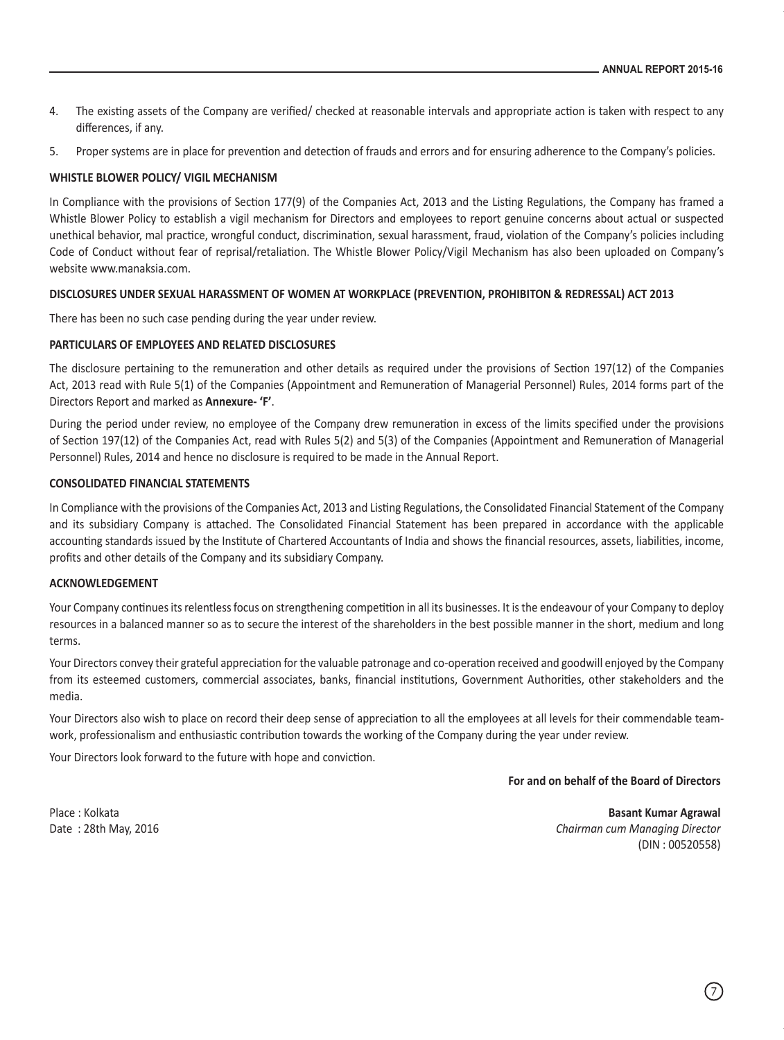4. The existing assets of the Company are verified/ checked at reasonable intervals and appropriate action is taken with respect to any differences, if any.
5. Proper systems are in place for prevention and detection of frauds and errors and for ensuring adherence to the Company's policies.

**WHISTLE BLOWER POLICY/ VIGIL MECHANISM**

In Compliance with the provisions of Section 177(9) of the Companies Act, 2013 and the Listing Regulations, the Company has framed a Whistle Blower Policy to establish a vigil mechanism for Directors and employees to report genuine concerns about actual or suspected unethical behavior, mal practice, wrongful conduct, discrimination, sexual harassment, fraud, violation of the Company's policies including Code of Conduct without fear of reprisal/retaliation. The Whistle Blower Policy/Vigil Mechanism has also been uploaded on Company's website www.manaksia.com.

**DISCLOSURES UNDER SEXUAL HARASSMENT OF WOMEN AT WORKPLACE (PREVENTION, PROHIBITON & REDRESSAL) ACT 2013**

There has been no such case pending during the year under review.

**PARTICULARS OF EMPLOYEES AND RELATED DISCLOSURES**

The disclosure pertaining to the remuneration and other details as required under the provisions of Section 197(12) of the Companies Act, 2013 read with Rule 5(1) of the Companies (Appointment and Remuneration of Managerial Personnel) Rules, 2014 forms part of the Directors Report and marked as **Annexure- 'F'**.

During the period under review, no employee of the Company drew remuneration in excess of the limits specified under the provisions of Section 197(12) of the Companies Act, read with Rules 5(2) and 5(3) of the Companies (Appointment and Remuneration of Managerial Personnel) Rules, 2014 and hence no disclosure is required to be made in the Annual Report.

**CONSOLIDATED FINANCIAL STATEMENTS**

In Compliance with the provisions of the Companies Act, 2013 and Listing Regulations, the Consolidated Financial Statement of the Company and its subsidiary Company is attached. The Consolidated Financial Statement has been prepared in accordance with the applicable accounting standards issued by the Institute of Chartered Accountants of India and shows the financial resources, assets, liabilities, income, profits and other details of the Company and its subsidiary Company.

**ACKNOWLEDGEMENT**

Your Company continues its relentless focus on strengthening competition in all its businesses. It is the endeavour of your Company to deploy resources in a balanced manner so as to secure the interest of the shareholders in the best possible manner in the short, medium and long terms.

Your Directors convey their grateful appreciation for the valuable patronage and co-operation received and goodwill enjoyed by the Company from its esteemed customers, commercial associates, banks, financial institutions, Government Authorities, other stakeholders and the media.

Your Directors also wish to place on record their deep sense of appreciation to all the employees at all levels for their commendable team-work, professionalism and enthusiastic contribution towards the working of the Company during the year under review.

Your Directors look forward to the future with hope and conviction.

**For and on behalf of the Board of Directors**

Place : Kolkata
Date : 28th May, 2016

**Basant Kumar Agrawal**
*Chairman cum Managing Director*
(DIN : 00520558)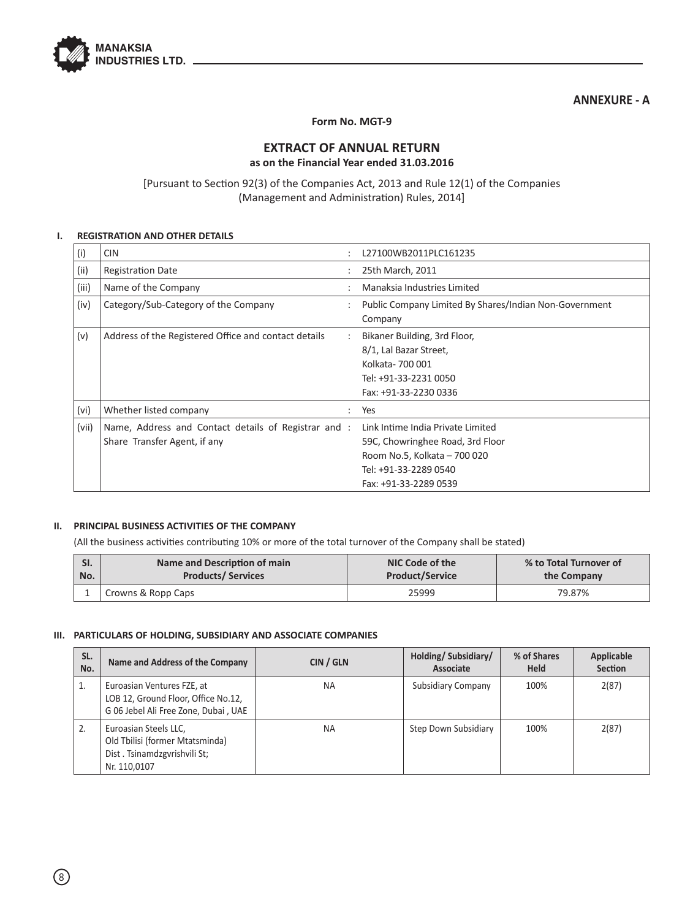## ANNEXURE - A

**Form No. MGT-9**

# EXTRACT OF ANNUAL RETURN

**as on the Financial Year ended 31.03.2016**

[Pursuant to Section 92(3) of the Companies Act, 2013 and Rule 12(1) of the Companies (Management and Administration) Rules, 2014]

### I. REGISTRATION AND OTHER DETAILS

| | | | |
|---|---|---|---|
| (i) | CIN | : | L27100WB2011PLC161235 |
| (ii) | Registration Date | : | 25th March, 2011 |
| (iii) | Name of the Company | : | Manaksia Industries Limited |
| (iv) | Category/Sub-Category of the Company | : | Public Company Limited By Shares/Indian Non-Government Company |
| (v) | Address of the Registered Office and contact details | : | Bikaner Building, 3rd Floor, 8/1, Lal Bazar Street, Kolkata- 700 001 Tel: +91-33-2231 0050 Fax: +91-33-2230 0336 |
| (vi) | Whether listed company | : | Yes |
| (vii) | Name, Address and Contact details of Registrar and Share Transfer Agent, if any | : | Link Intime India Private Limited 59C, Chowringhee Road, 3rd Floor Room No.5, Kolkata – 700 020 Tel: +91-33-2289 0540 Fax: +91-33-2289 0539 |

### II. PRINCIPAL BUSINESS ACTIVITIES OF THE COMPANY

(All the business activities contributing 10% or more of the total turnover of the Company shall be stated)

| SI. No. | Name and Description of main Products/ Services | NIC Code of the Product/Service | % to Total Turnover of the Company |
|---|---|---|---|
| 1 | Crowns & Ropp Caps | 25999 | 79.87% |

### III. PARTICULARS OF HOLDING, SUBSIDIARY AND ASSOCIATE COMPANIES

| SL. No. | Name and Address of the Company | CIN / GLN | Holding/ Subsidiary/ Associate | % of Shares Held | Applicable Section |
|---|---|---|---|---|---|
| 1. | Euroasian Ventures FZE, at LOB 12, Ground Floor, Office No.12, G 06 Jebel Ali Free Zone, Dubai , UAE | NA | Subsidiary Company | 100% | 2(87) |
| 2. | Euroasian Steels LLC, Old Tbilisi (former Mtatsminda) Dist . Tsinamdzgvrishvili St; Nr. 110,0107 | NA | Step Down Subsidiary | 100% | 2(87) |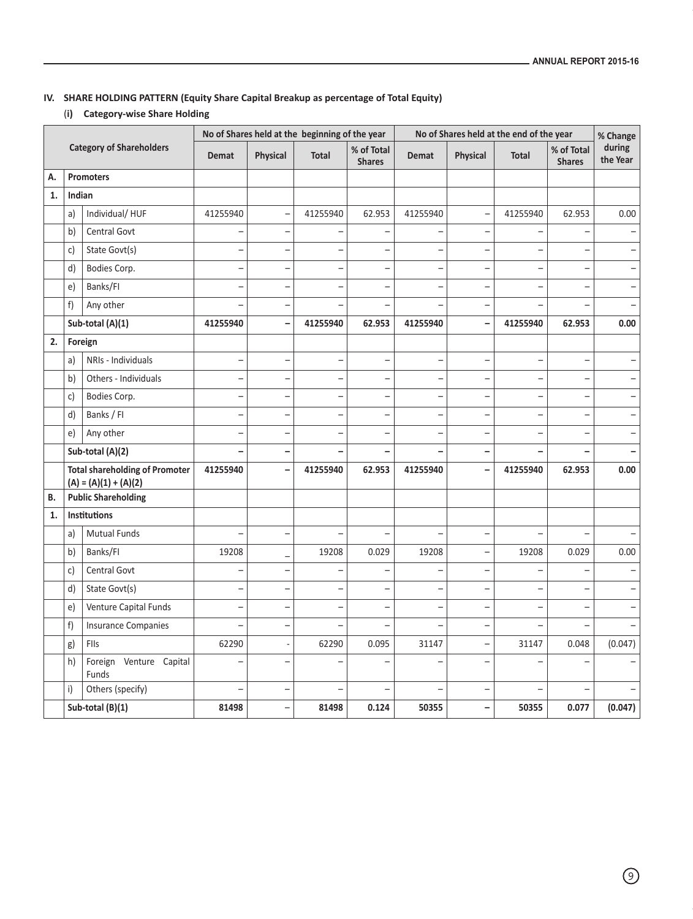## IV. SHARE HOLDING PATTERN (Equity Share Capital Breakup as percentage of Total Equity)

### (i) Category-wise Share Holding

| Category of Shareholders | | | No of Shares held at the beginning of the year | | | | No of Shares held at the end of the year | | | | % Change during the Year |
|---|---|---|---|---|---|---|---|---|---|---|---|
| | | | Demat | Physical | Total | % of Total Shares | Demat | Physical | Total | % of Total Shares | |
| A. | Promoters | | | | | | | | | | |
| 1. | Indian | | | | | | | | | | |
| | a) | Individual/ HUF | 41255940 | – | 41255940 | 62.953 | 41255940 | – | 41255940 | 62.953 | 0.00 |
| | b) | Central Govt | – | – | – | – | – | – | – | – | – |
| | c) | State Govt(s) | – | – | – | – | – | – | – | – | – |
| | d) | Bodies Corp. | – | – | – | – | – | – | – | – | – |
| | e) | Banks/FI | – | – | – | – | – | – | – | – | – |
| | f) | Any other | – | – | – | – | – | – | – | – | – |
| | **Sub-total (A)(1)** | | **41255940** | **–** | **41255940** | **62.953** | **41255940** | **–** | **41255940** | **62.953** | **0.00** |
| 2. | Foreign | | | | | | | | | | |
| | a) | NRIs - Individuals | – | – | – | – | – | – | – | – | – |
| | b) | Others - Individuals | – | – | – | – | – | – | – | – | – |
| | c) | Bodies Corp. | – | – | – | – | – | – | – | – | – |
| | d) | Banks / FI | – | – | – | – | – | – | – | – | – |
| | e) | Any other | – | – | – | – | – | – | – | – | – |
| | **Sub-total (A)(2)** | | **–** | **–** | **–** | **–** | **–** | **–** | **–** | **–** | **–** |
| | **Total shareholding of Promoter (A) = (A)(1) + (A)(2)** | | **41255940** | **–** | **41255940** | **62.953** | **41255940** | **–** | **41255940** | **62.953** | **0.00** |
| B. | Public Shareholding | | | | | | | | | | |
| 1. | Institutions | | | | | | | | | | |
| | a) | Mutual Funds | – | – | – | – | – | – | – | – | – |
| | b) | Banks/FI | 19208 | – | 19208 | 0.029 | 19208 | – | 19208 | 0.029 | 0.00 |
| | c) | Central Govt | – | – | – | – | – | – | – | – | – |
| | d) | State Govt(s) | – | – | – | – | – | – | – | – | – |
| | e) | Venture Capital Funds | – | – | – | – | – | – | – | – | – |
| | f) | Insurance Companies | – | – | – | – | – | – | – | – | – |
| | g) | FIIs | 62290 | - | 62290 | 0.095 | 31147 | – | 31147 | 0.048 | (0.047) |
| | h) | Foreign Venture Capital Funds | – | – | – | – | – | – | – | – | – |
| | i) | Others (specify) | – | – | – | – | – | – | – | – | – |
| | **Sub-total (B)(1)** | | **81498** | **–** | **81498** | **0.124** | **50355** | **–** | **50355** | **0.077** | **(0.047)** |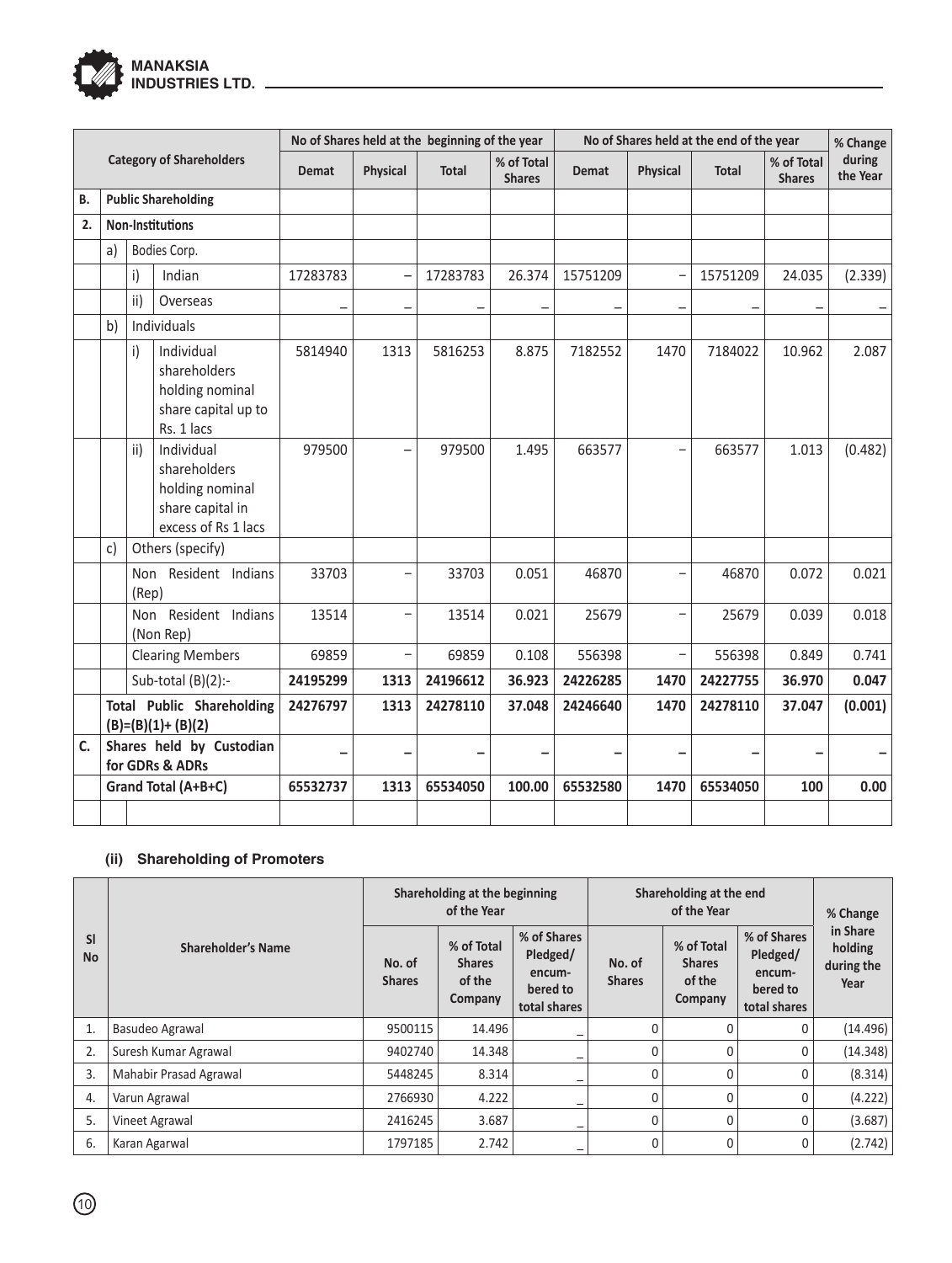| Category of Shareholders | | | | No of Shares held at the beginning of the year | | | | No of Shares held at the end of the year | | | | % Change during the Year |
|---|---|---|---|---|---|---|---|---|---|---|---|---|
| | | | | Demat | Physical | Total | % of Total Shares | Demat | Physical | Total | % of Total Shares | |
| B. | Public Shareholding | | | | | | | | | | | |
| 2. | Non-Institutions | | | | | | | | | | | |
| | a) | Bodies Corp. | | | | | | | | | | |
| | | i) | Indian | 17283783 | – | 17283783 | 26.374 | 15751209 | – | 15751209 | 24.035 | (2.339) |
| | | ii) | Overseas | – | – | – | – | – | – | – | – | – |
| | b) | Individuals | | | | | | | | | | |
| | | i) | Individual shareholders holding nominal share capital up to Rs. 1 lacs | 5814940 | 1313 | 5816253 | 8.875 | 7182552 | 1470 | 7184022 | 10.962 | 2.087 |
| | | ii) | Individual shareholders holding nominal share capital in excess of Rs 1 lacs | 979500 | – | 979500 | 1.495 | 663577 | – | 663577 | 1.013 | (0.482) |
| | c) | Others (specify) | | | | | | | | | | |
| | | Non Resident Indians (Rep) | | 33703 | – | 33703 | 0.051 | 46870 | – | 46870 | 0.072 | 0.021 |
| | | Non Resident Indians (Non Rep) | | 13514 | – | 13514 | 0.021 | 25679 | – | 25679 | 0.039 | 0.018 |
| | | Clearing Members | | 69859 | – | 69859 | 0.108 | 556398 | – | 556398 | 0.849 | 0.741 |
| | | Sub-total (B)(2):- | | **24195299** | **1313** | **24196612** | **36.923** | **24226285** | **1470** | **24227755** | **36.970** | **0.047** |
| | **Total Public Shareholding (B)=(B)(1)+ (B)(2)** | | | **24276797** | **1313** | **24278110** | **37.048** | **24246640** | **1470** | **24278110** | **37.047** | **(0.001)** |
| C. | **Shares held by Custodian for GDRs & ADRs** | | | – | – | – | – | – | – | – | – | – |
| | **Grand Total (A+B+C)** | | | **65532737** | **1313** | **65534050** | **100.00** | **65532580** | **1470** | **65534050** | **100** | **0.00** |

### (ii) Shareholding of Promoters

| Sl No | Shareholder's Name | Shareholding at the beginning of the Year | | | Shareholding at the end of the Year | | | % Change in Share holding during the Year |
|---|---|---|---|---|---|---|---|---|
| | | No. of Shares | % of Total Shares of the Company | % of Shares Pledged/ encum-bered to total shares | No. of Shares | % of Total Shares of the Company | % of Shares Pledged/ encum-bered to total shares | |
| 1. | Basudeo Agrawal | 9500115 | 14.496 | _ | 0 | 0 | 0 | (14.496) |
| 2. | Suresh Kumar Agrawal | 9402740 | 14.348 | _ | 0 | 0 | 0 | (14.348) |
| 3. | Mahabir Prasad Agrawal | 5448245 | 8.314 | _ | 0 | 0 | 0 | (8.314) |
| 4. | Varun Agrawal | 2766930 | 4.222 | _ | 0 | 0 | 0 | (4.222) |
| 5. | Vineet Agrawal | 2416245 | 3.687 | _ | 0 | 0 | 0 | (3.687) |
| 6. | Karan Agarwal | 1797185 | 2.742 | _ | 0 | 0 | 0 | (2.742) |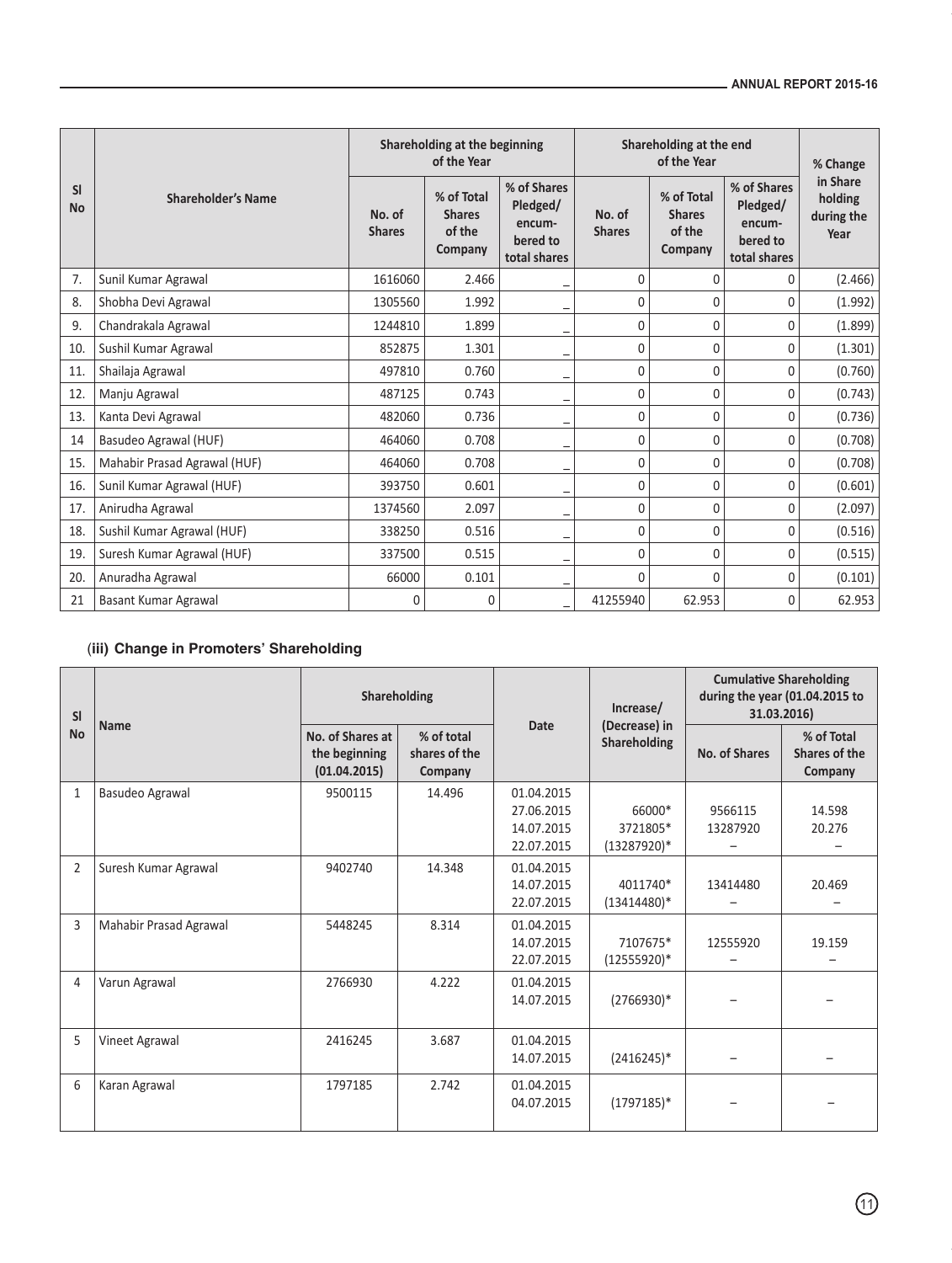| Sl No | Shareholder's Name | Shareholding at the beginning of the Year | | | Shareholding at the end of the Year | | | % Change in Share holding during the Year |
|---|---|---|---|---|---|---|---|---|
| | | No. of Shares | % of Total Shares of the Company | % of Shares Pledged/ encum-bered to total shares | No. of Shares | % of Total Shares of the Company | % of Shares Pledged/ encum-bered to total shares | |
| 7. | Sunil Kumar Agrawal | 1616060 | 2.466 | _ | 0 | 0 | 0 | (2.466) |
| 8. | Shobha Devi Agrawal | 1305560 | 1.992 | _ | 0 | 0 | 0 | (1.992) |
| 9. | Chandrakala Agrawal | 1244810 | 1.899 | _ | 0 | 0 | 0 | (1.899) |
| 10. | Sushil Kumar Agrawal | 852875 | 1.301 | _ | 0 | 0 | 0 | (1.301) |
| 11. | Shailaja Agrawal | 497810 | 0.760 | _ | 0 | 0 | 0 | (0.760) |
| 12. | Manju Agrawal | 487125 | 0.743 | _ | 0 | 0 | 0 | (0.743) |
| 13. | Kanta Devi Agrawal | 482060 | 0.736 | _ | 0 | 0 | 0 | (0.736) |
| 14 | Basudeo Agrawal (HUF) | 464060 | 0.708 | _ | 0 | 0 | 0 | (0.708) |
| 15. | Mahabir Prasad Agrawal (HUF) | 464060 | 0.708 | _ | 0 | 0 | 0 | (0.708) |
| 16. | Sunil Kumar Agrawal (HUF) | 393750 | 0.601 | _ | 0 | 0 | 0 | (0.601) |
| 17. | Anirudha Agrawal | 1374560 | 2.097 | _ | 0 | 0 | 0 | (2.097) |
| 18. | Sushil Kumar Agrawal (HUF) | 338250 | 0.516 | _ | 0 | 0 | 0 | (0.516) |
| 19. | Suresh Kumar Agrawal (HUF) | 337500 | 0.515 | _ | 0 | 0 | 0 | (0.515) |
| 20. | Anuradha Agrawal | 66000 | 0.101 | _ | 0 | 0 | 0 | (0.101) |
| 21 | Basant Kumar Agrawal | 0 | 0 | _ | 41255940 | 62.953 | 0 | 62.953 |

### (iii) Change in Promoters' Shareholding

| Sl No | Name | Shareholding | | Date | Increase/ (Decrease) in Shareholding | Cumulative Shareholding during the year (01.04.2015 to 31.03.2016) | |
|---|---|---|---|---|---|---|---|
| | | No. of Shares at the beginning (01.04.2015) | % of total shares of the Company | | | No. of Shares | % of Total Shares of the Company |
| 1 | Basudeo Agrawal | 9500115 | 14.496 | 01.04.2015<br>27.06.2015<br>14.07.2015<br>22.07.2015 | <br>66000*<br>3721805*<br>(13287920)* | <br>9566115<br>13287920<br>– | <br>14.598<br>20.276<br>– |
| 2 | Suresh Kumar Agrawal | 9402740 | 14.348 | 01.04.2015<br>14.07.2015<br>22.07.2015 | <br>4011740*<br>(13414480)* | <br>13414480<br>– | <br>20.469<br>– |
| 3 | Mahabir Prasad Agrawal | 5448245 | 8.314 | 01.04.2015<br>14.07.2015<br>22.07.2015 | <br>7107675*<br>(12555920)* | <br>12555920<br>– | <br>19.159<br>– |
| 4 | Varun Agrawal | 2766930 | 4.222 | 01.04.2015<br>14.07.2015 | <br>(2766930)* | <br>– | <br>– |
| 5 | Vineet Agrawal | 2416245 | 3.687 | 01.04.2015<br>14.07.2015 | <br>(2416245)* | <br>– | <br>– |
| 6 | Karan Agrawal | 1797185 | 2.742 | 01.04.2015<br>04.07.2015 | <br>(1797185)* | <br>– | <br>– |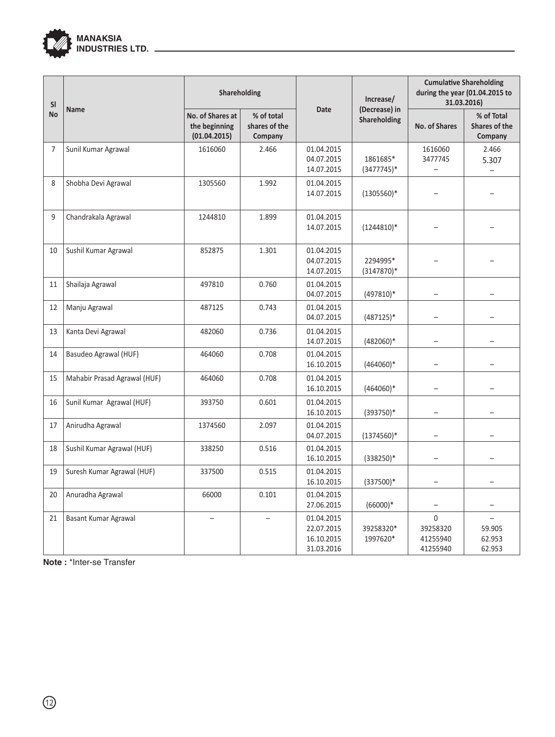| Sl No | Name | Shareholding | | Date | Increase/ (Decrease) in Shareholding | Cumulative Shareholding during the year (01.04.2015 to 31.03.2016) | |
|---|---|---|---|---|---|---|---|
| | | No. of Shares at the beginning (01.04.2015) | % of total shares of the Company | | | No. of Shares | % of Total Shares of the Company |
| 7 | Sunil Kumar Agrawal | 1616060 | 2.466 | 01.04.2015<br>04.07.2015<br>14.07.2015 | <br>1861685*<br>(3477745)* | 1616060<br>3477745<br>– | 2.466<br>5.307<br>– |
| 8 | Shobha Devi Agrawal | 1305560 | 1.992 | 01.04.2015<br>14.07.2015 | <br>(1305560)* | – | – |
| 9 | Chandrakala Agrawal | 1244810 | 1.899 | 01.04.2015<br>14.07.2015 | <br>(1244810)* | – | – |
| 10 | Sushil Kumar Agrawal | 852875 | 1.301 | 01.04.2015<br>04.07.2015<br>14.07.2015 | <br>2294995*<br>(3147870)* | – | – |
| 11 | Shailaja Agrawal | 497810 | 0.760 | 01.04.2015<br>04.07.2015 | <br>(497810)* | – | – |
| 12 | Manju Agrawal | 487125 | 0.743 | 01.04.2015<br>04.07.2015 | <br>(487125)* | – | – |
| 13 | Kanta Devi Agrawal | 482060 | 0.736 | 01.04.2015<br>14.07.2015 | <br>(482060)* | – | – |
| 14 | Basudeo Agrawal (HUF) | 464060 | 0.708 | 01.04.2015<br>16.10.2015 | <br>(464060)* | – | – |
| 15 | Mahabir Prasad Agrawal (HUF) | 464060 | 0.708 | 01.04.2015<br>16.10.2015 | <br>(464060)* | – | – |
| 16 | Sunil Kumar Agrawal (HUF) | 393750 | 0.601 | 01.04.2015<br>16.10.2015 | <br>(393750)* | – | – |
| 17 | Anirudha Agrawal | 1374560 | 2.097 | 01.04.2015<br>04.07.2015 | <br>(1374560)* | – | – |
| 18 | Sushil Kumar Agrawal (HUF) | 338250 | 0.516 | 01.04.2015<br>16.10.2015 | <br>(338250)* | – | – |
| 19 | Suresh Kumar Agrawal (HUF) | 337500 | 0.515 | 01.04.2015<br>16.10.2015 | <br>(337500)* | – | – |
| 20 | Anuradha Agrawal | 66000 | 0.101 | 01.04.2015<br>27.06.2015 | <br>(66000)* | – | – |
| 21 | Basant Kumar Agrawal | – | – | 01.04.2015<br>22.07.2015<br>16.10.2015<br>31.03.2016 | <br>39258320*<br>1997620* | 0<br>39258320<br>41255940<br>41255940 | –<br>59.905<br>62.953<br>62.953 |

**Note :** *Inter-se Transfer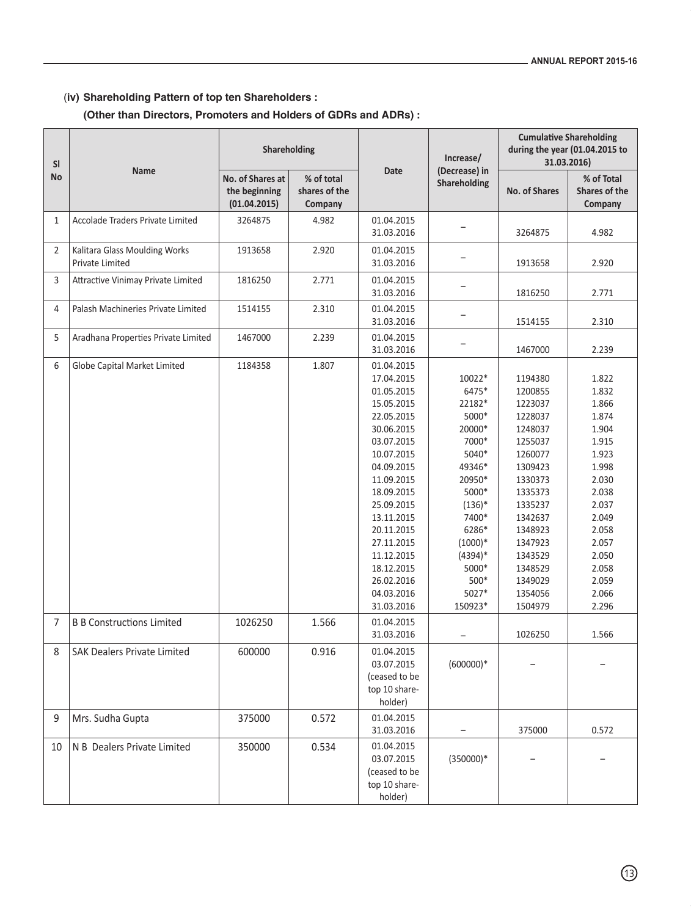### (iv) Shareholding Pattern of top ten Shareholders :

**(Other than Directors, Promoters and Holders of GDRs and ADRs) :**

| Sl No | Name | Shareholding | | Date | Increase/ (Decrease) in Shareholding | Cumulative Shareholding during the year (01.04.2015 to 31.03.2016) | |
|---|---|---|---|---|---|---|---|
| | | No. of Shares at the beginning (01.04.2015) | % of total shares of the Company | | | No. of Shares | % of Total Shares of the Company |
| 1 | Accolade Traders Private Limited | 3264875 | 4.982 | 01.04.2015<br>31.03.2016 | – | 3264875 | 4.982 |
| 2 | Kalitara Glass Moulding Works Private Limited | 1913658 | 2.920 | 01.04.2015<br>31.03.2016 | – | 1913658 | 2.920 |
| 3 | Attractive Vinimay Private Limited | 1816250 | 2.771 | 01.04.2015<br>31.03.2016 | – | 1816250 | 2.771 |
| 4 | Palash Machineries Private Limited | 1514155 | 2.310 | 01.04.2015<br>31.03.2016 | – | 1514155 | 2.310 |
| 5 | Aradhana Properties Private Limited | 1467000 | 2.239 | 01.04.2015<br>31.03.2016 | – | 1467000 | 2.239 |
| 6 | Globe Capital Market Limited | 1184358 | 1.807 | 01.04.2015 | | | |
| | | | | 17.04.2015 | 10022* | 1194380 | 1.822 |
| | | | | 01.05.2015 | 6475* | 1200855 | 1.832 |
| | | | | 15.05.2015 | 22182* | 1223037 | 1.866 |
| | | | | 22.05.2015 | 5000* | 1228037 | 1.874 |
| | | | | 30.06.2015 | 20000* | 1248037 | 1.904 |
| | | | | 03.07.2015 | 7000* | 1255037 | 1.915 |
| | | | | 10.07.2015 | 5040* | 1260077 | 1.923 |
| | | | | 04.09.2015 | 49346* | 1309423 | 1.998 |
| | | | | 11.09.2015 | 20950* | 1330373 | 2.030 |
| | | | | 18.09.2015 | 5000* | 1335373 | 2.038 |
| | | | | 25.09.2015 | (136)* | 1335237 | 2.037 |
| | | | | 13.11.2015 | 7400* | 1342637 | 2.049 |
| | | | | 20.11.2015 | 6286* | 1348923 | 2.058 |
| | | | | 27.11.2015 | (1000)* | 1347923 | 2.057 |
| | | | | 11.12.2015 | (4394)* | 1343529 | 2.050 |
| | | | | 18.12.2015 | 5000* | 1348529 | 2.058 |
| | | | | 26.02.2016 | 500* | 1349029 | 2.059 |
| | | | | 04.03.2016 | 5027* | 1354056 | 2.066 |
| | | | | 31.03.2016 | 150923* | 1504979 | 2.296 |
| 7 | B B Constructions Limited | 1026250 | 1.566 | 01.04.2015<br>31.03.2016 | – | 1026250 | 1.566 |
| 8 | SAK Dealers Private Limited | 600000 | 0.916 | 01.04.2015<br>03.07.2015<br>(ceased to be top 10 share-holder) | (600000)* | – | – |
| 9 | Mrs. Sudha Gupta | 375000 | 0.572 | 01.04.2015<br>31.03.2016 | – | 375000 | 0.572 |
| 10 | N B Dealers Private Limited | 350000 | 0.534 | 01.04.2015<br>03.07.2015<br>(ceased to be top 10 share-holder) | (350000)* | – | – |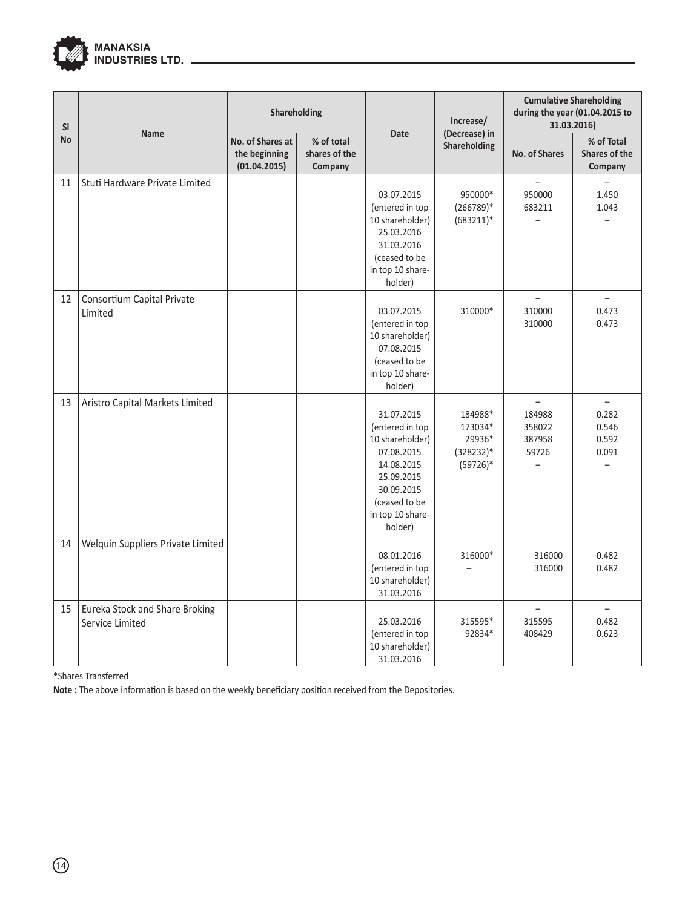| Sl No | Name | Shareholding | | Date | Increase/ (Decrease) in Shareholding | Cumulative Shareholding during the year (01.04.2015 to 31.03.2016) | |
|---|---|---|---|---|---|---|---|
| | | No. of Shares at the beginning (01.04.2015) | % of total shares of the Company | | | No. of Shares | % of Total Shares of the Company |
| 11 | Stuti Hardware Private Limited | | | | | – | – |
| | | | | 03.07.2015 (entered in top 10 shareholder) | 950000* | 950000 | 1.450 |
| | | | | 25.03.2016 | (266789)* | 683211 | 1.043 |
| | | | | 31.03.2016 (ceased to be in top 10 share-holder) | (683211)* | – | – |
| 12 | Consortium Capital Private Limited | | | | | – | – |
| | | | | 03.07.2015 (entered in top 10 shareholder) | 310000* | 310000 | 0.473 |
| | | | | 07.08.2015 (ceased to be in top 10 share-holder) | | 310000 | 0.473 |
| 13 | Aristro Capital Markets Limited | | | | | – | – |
| | | | | 31.07.2015 (entered in top 10 shareholder) | 184988* | 184988 | 0.282 |
| | | | | 07.08.2015 | 173034* | 358022 | 0.546 |
| | | | | 14.08.2015 | 29936* | 387958 | 0.592 |
| | | | | 25.09.2015 | (328232)* | 59726 | 0.091 |
| | | | | 30.09.2015 (ceased to be in top 10 share-holder) | (59726)* | – | – |
| 14 | Welquin Suppliers Private Limited | | | 08.01.2016 (entered in top 10 shareholder) | 316000* | 316000 | 0.482 |
| | | | | 31.03.2016 | – | 316000 | 0.482 |
| 15 | Eureka Stock and Share Broking Service Limited | | | | | – | – |
| | | | | 25.03.2016 (entered in top 10 shareholder) | 315595* | 315595 | 0.482 |
| | | | | 31.03.2016 | 92834* | 408429 | 0.623 |

*Shares Transferred

**Note :** The above information is based on the weekly beneficiary position received from the Depositories.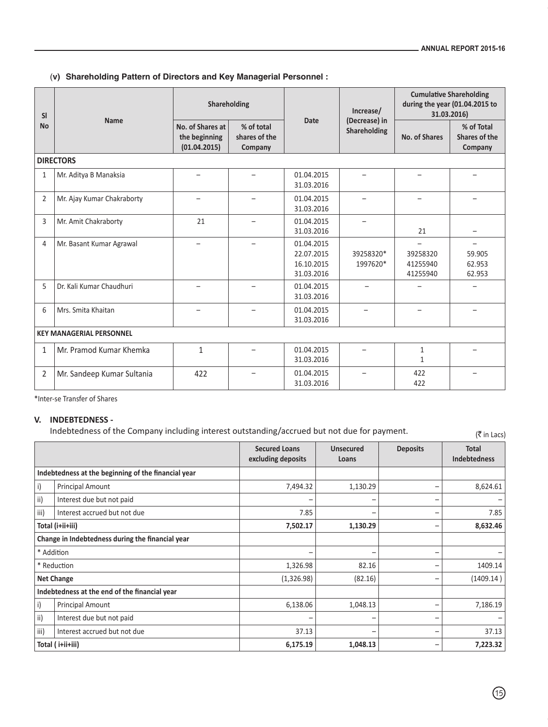### (v) Shareholding Pattern of Directors and Key Managerial Personnel :

| Sl No | Name | Shareholding | | Date | Increase/ (Decrease) in Shareholding | Cumulative Shareholding during the year (01.04.2015 to 31.03.2016) | |
|---|---|---|---|---|---|---|---|
| | | No. of Shares at the beginning (01.04.2015) | % of total shares of the Company | | | No. of Shares | % of Total Shares of the Company |
| **DIRECTORS** | | | | | | | |
| 1 | Mr. Aditya B Manaksia | – | – | 01.04.2015<br>31.03.2016 | – | – | – |
| 2 | Mr. Ajay Kumar Chakraborty | – | – | 01.04.2015<br>31.03.2016 | – | – | – |
| 3 | Mr. Amit Chakraborty | 21 | – | 01.04.2015<br>31.03.2016 | – | 21 | – |
| 4 | Mr. Basant Kumar Agrawal | – | – | 01.04.2015<br>22.07.2015<br>16.10.2015<br>31.03.2016 | 39258320*<br>1997620* | –<br>39258320<br>41255940<br>41255940 | –<br>59.905<br>62.953<br>62.953 |
| 5 | Dr. Kali Kumar Chaudhuri | – | – | 01.04.2015<br>31.03.2016 | – | – | – |
| 6 | Mrs. Smita Khaitan | – | – | 01.04.2015<br>31.03.2016 | – | – | – |
| **KEY MANAGERIAL PERSONNEL** | | | | | | | |
| 1 | Mr. Pramod Kumar Khemka | 1 | – | 01.04.2015<br>31.03.2016 | – | 1<br>1 | – |
| 2 | Mr. Sandeep Kumar Sultania | 422 | – | 01.04.2015<br>31.03.2016 | – | 422<br>422 | – |

*Inter-se Transfer of Shares

## V. INDEBTEDNESS -

Indebtedness of the Company including interest outstanding/accrued but not due for payment.

(₹ in Lacs)

| | | Secured Loans excluding deposits | Unsecured Loans | Deposits | Total Indebtedness |
|---|---|---|---|---|---|
| **Indebtedness at the beginning of the financial year** | | | | | |
| i) | Principal Amount | 7,494.32 | 1,130.29 | – | 8,624.61 |
| ii) | Interest due but not paid | – | – | – | – |
| iii) | Interest accrued but not due | 7.85 | – | – | 7.85 |
| **Total (i+ii+iii)** | | **7,502.17** | **1,130.29** | – | **8,632.46** |
| **Change in Indebtedness during the financial year** | | | | | |
| * Addition | | – | – | – | – |
| * Reduction | | 1,326.98 | 82.16 | – | 1409.14 |
| **Net Change** | | (1,326.98) | (82.16) | – | (1409.14 ) |
| **Indebtedness at the end of the financial year** | | | | | |
| i) | Principal Amount | 6,138.06 | 1,048.13 | – | 7,186.19 |
| ii) | Interest due but not paid | – | – | – | – |
| iii) | Interest accrued but not due | 37.13 | – | – | 37.13 |
| **Total ( i+ii+iii)** | | **6,175.19** | **1,048.13** | – | **7,223.32** |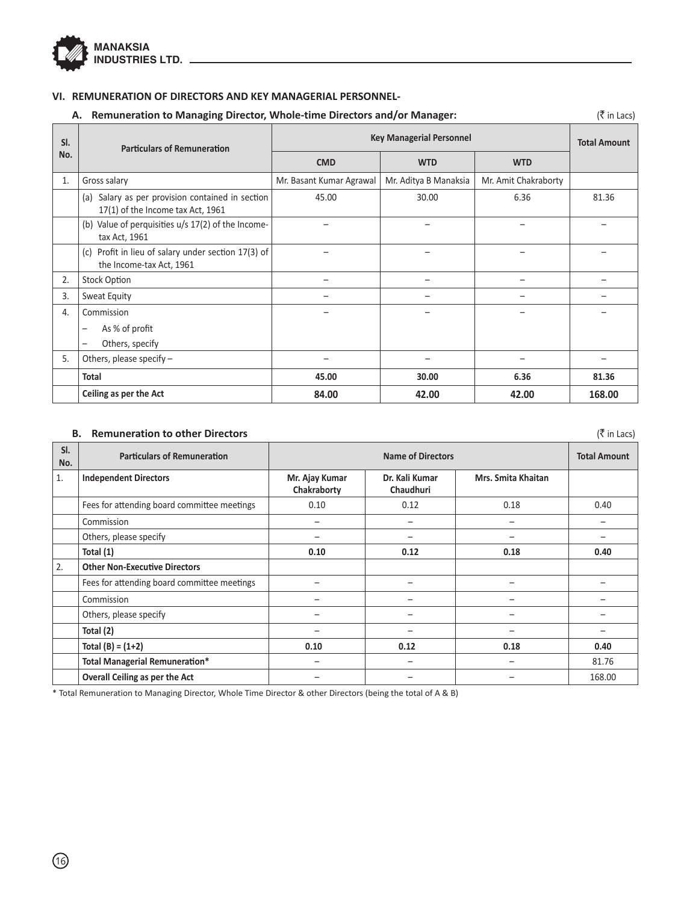## VI. REMUNERATION OF DIRECTORS AND KEY MANAGERIAL PERSONNEL-

### A. Remuneration to Managing Director, Whole-time Directors and/or Manager:

(₹ in Lacs)

| Sl. No. | Particulars of Remuneration | Key Managerial Personnel | | | Total Amount |
|---|---|---|---|---|---|
| | | CMD | WTD | WTD | |
| 1. | Gross salary | Mr. Basant Kumar Agrawal | Mr. Aditya B Manaksia | Mr. Amit Chakraborty | |
| | (a) Salary as per provision contained in section 17(1) of the Income tax Act, 1961 | 45.00 | 30.00 | 6.36 | 81.36 |
| | (b) Value of perquisities u/s 17(2) of the Income-tax Act, 1961 | – | – | – | – |
| | (c) Profit in lieu of salary under section 17(3) of the Income-tax Act, 1961 | – | – | – | – |
| 2. | Stock Option | – | – | – | – |
| 3. | Sweat Equity | – | – | – | – |
| 4. | Commission<br>– As % of profit<br>– Others, specify | – | – | – | – |
| 5. | Others, please specify – | – | – | – | – |
| | **Total** | **45.00** | **30.00** | **6.36** | **81.36** |
| | **Ceiling as per the Act** | **84.00** | **42.00** | **42.00** | **168.00** |

### B. Remuneration to other Directors

(₹ in Lacs)

| Sl. No. | Particulars of Remuneration | Name of Directors | | | Total Amount |
|---|---|---|---|---|---|
| 1. | **Independent Directors** | **Mr. Ajay Kumar Chakraborty** | **Dr. Kali Kumar Chaudhuri** | **Mrs. Smita Khaitan** | |
| | Fees for attending board committee meetings | 0.10 | 0.12 | 0.18 | 0.40 |
| | Commission | – | – | – | – |
| | Others, please specify | – | – | – | – |
| | **Total (1)** | **0.10** | **0.12** | **0.18** | **0.40** |
| 2. | **Other Non-Executive Directors** | | | | |
| | Fees for attending board committee meetings | – | – | – | – |
| | Commission | – | – | – | – |
| | Others, please specify | – | – | – | – |
| | **Total (2)** | – | – | – | – |
| | **Total (B) = (1+2)** | **0.10** | **0.12** | **0.18** | **0.40** |
| | **Total Managerial Remuneration*** | – | – | – | 81.76 |
| | **Overall Ceiling as per the Act** | – | – | – | 168.00 |

* Total Remuneration to Managing Director, Whole Time Director & other Directors (being the total of A & B)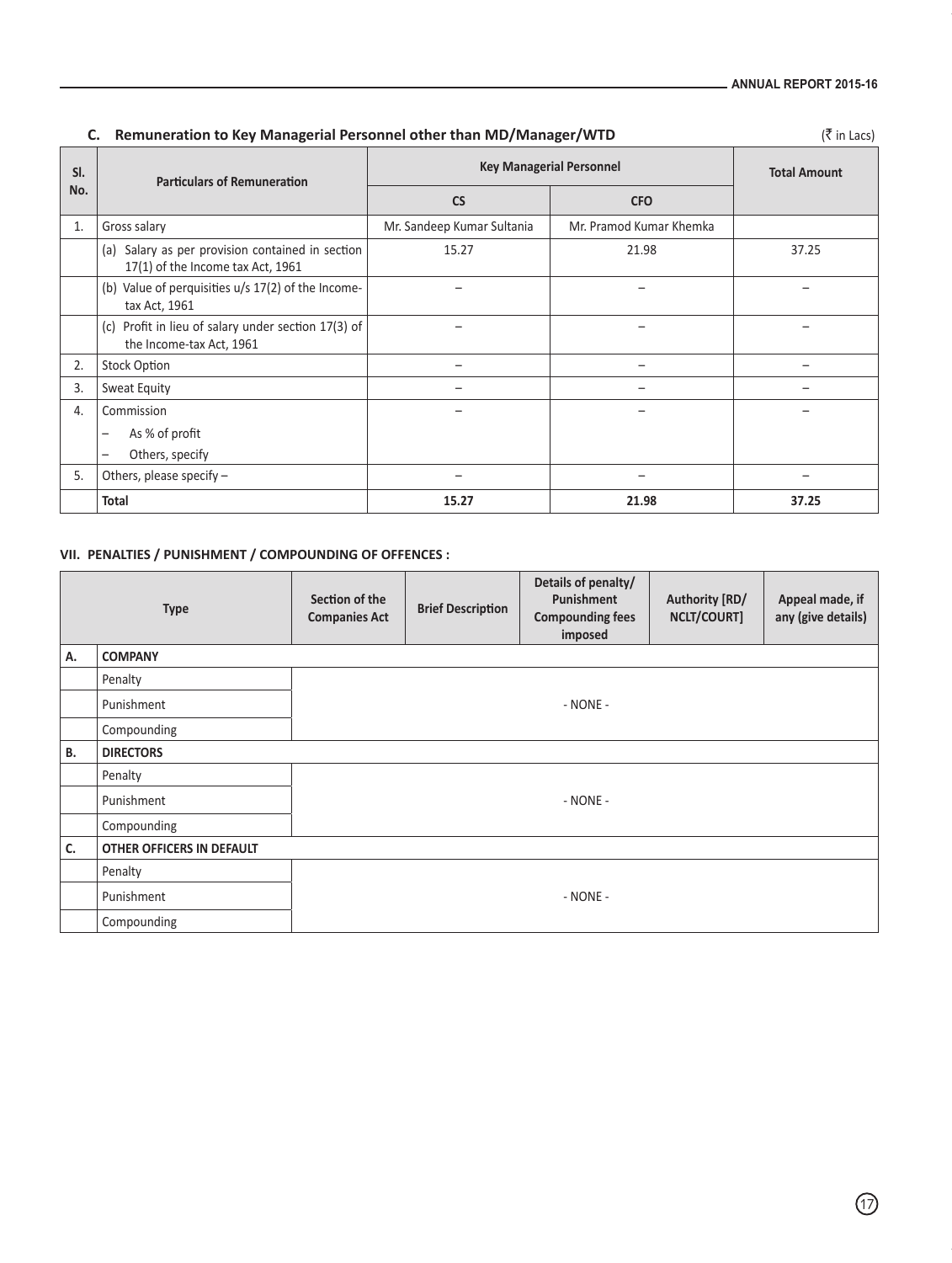### C. Remuneration to Key Managerial Personnel other than MD/Manager/WTD

(₹ in Lacs)

| Sl. No. | Particulars of Remuneration | Key Managerial Personnel | | Total Amount |
|---|---|---|---|---|
| | | CS | CFO | |
| 1. | Gross salary | Mr. Sandeep Kumar Sultania | Mr. Pramod Kumar Khemka | |
| | (a) Salary as per provision contained in section 17(1) of the Income tax Act, 1961 | 15.27 | 21.98 | 37.25 |
| | (b) Value of perquisities u/s 17(2) of the Income-tax Act, 1961 | – | – | – |
| | (c) Profit in lieu of salary under section 17(3) of the Income-tax Act, 1961 | – | – | – |
| 2. | Stock Option | – | – | – |
| 3. | Sweat Equity | – | – | – |
| 4. | Commission<br>– As % of profit<br>– Others, specify | – | – | – |
| 5. | Others, please specify – | – | – | – |
| | **Total** | **15.27** | **21.98** | **37.25** |

### VII. PENALTIES / PUNISHMENT / COMPOUNDING OF OFFENCES :

| | Type | Section of the Companies Act | Brief Description | Details of penalty/ Punishment Compounding fees imposed | Authority [RD/ NCLT/COURT] | Appeal made, if any (give details) |
|---|---|---|---|---|---|---|
| **A.** | **COMPANY** | | | | | |
| | Penalty | - NONE - | | | | |
| | Punishment | | | | | |
| | Compounding | | | | | |
| **B.** | **DIRECTORS** | | | | | |
| | Penalty | - NONE - | | | | |
| | Punishment | | | | | |
| | Compounding | | | | | |
| **C.** | **OTHER OFFICERS IN DEFAULT** | | | | | |
| | Penalty | - NONE - | | | | |
| | Punishment | | | | | |
| | Compounding | | | | | |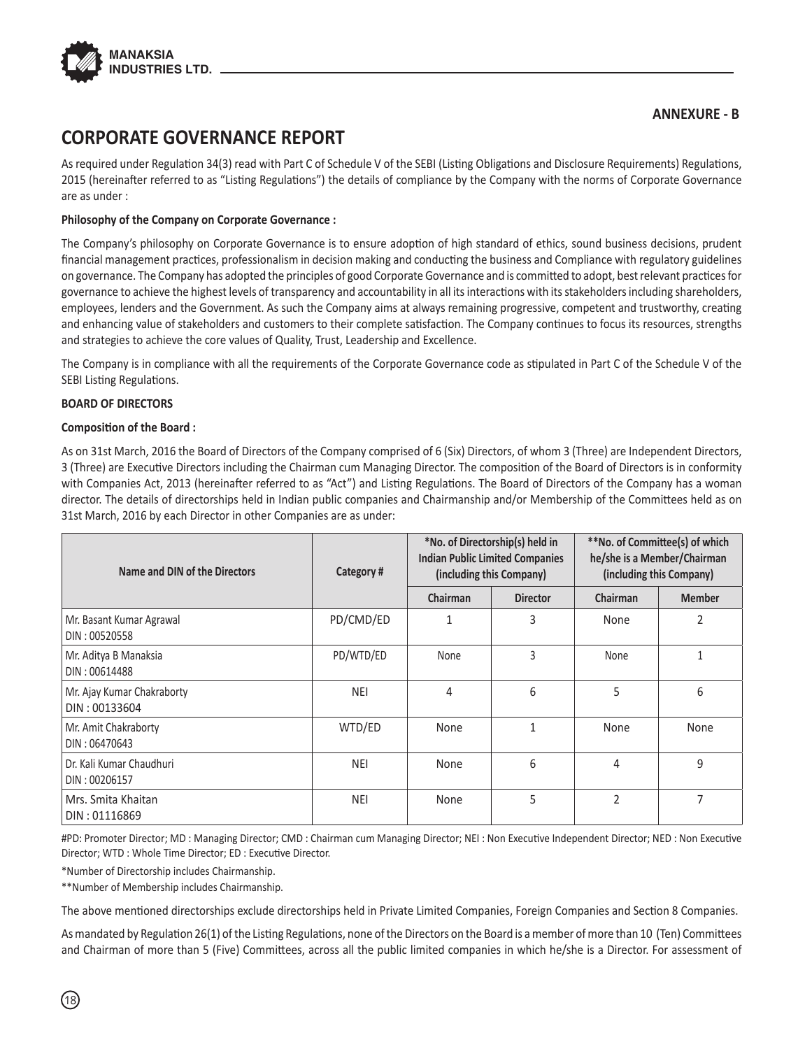**ANNEXURE - B**

# CORPORATE GOVERNANCE REPORT

As required under Regulation 34(3) read with Part C of Schedule V of the SEBI (Listing Obligations and Disclosure Requirements) Regulations, 2015 (hereinafter referred to as "Listing Regulations") the details of compliance by the Company with the norms of Corporate Governance are as under :

**Philosophy of the Company on Corporate Governance :**

The Company's philosophy on Corporate Governance is to ensure adoption of high standard of ethics, sound business decisions, prudent financial management practices, professionalism in decision making and conducting the business and Compliance with regulatory guidelines on governance. The Company has adopted the principles of good Corporate Governance and is committed to adopt, best relevant practices for governance to achieve the highest levels of transparency and accountability in all its interactions with its stakeholders including shareholders, employees, lenders and the Government. As such the Company aims at always remaining progressive, competent and trustworthy, creating and enhancing value of stakeholders and customers to their complete satisfaction. The Company continues to focus its resources, strengths and strategies to achieve the core values of Quality, Trust, Leadership and Excellence.

The Company is in compliance with all the requirements of the Corporate Governance code as stipulated in Part C of the Schedule V of the SEBI Listing Regulations.

**BOARD OF DIRECTORS**

**Composition of the Board :**

As on 31st March, 2016 the Board of Directors of the Company comprised of 6 (Six) Directors, of whom 3 (Three) are Independent Directors, 3 (Three) are Executive Directors including the Chairman cum Managing Director. The composition of the Board of Directors is in conformity with Companies Act, 2013 (hereinafter referred to as "Act") and Listing Regulations. The Board of Directors of the Company has a woman director. The details of directorships held in Indian public companies and Chairmanship and/or Membership of the Committees held as on 31st March, 2016 by each Director in other Companies are as under:

| Name and DIN of the Directors | Category # | *No. of Directorship(s) held in Indian Public Limited Companies (including this Company) | | **No. of Committee(s) of which he/she is a Member/Chairman (including this Company) | |
|---|---|---|---|---|---|
| | | Chairman | Director | Chairman | Member |
| Mr. Basant Kumar Agrawal DIN : 00520558 | PD/CMD/ED | 1 | 3 | None | 2 |
| Mr. Aditya B Manaksia DIN : 00614488 | PD/WTD/ED | None | 3 | None | 1 |
| Mr. Ajay Kumar Chakraborty DIN : 00133604 | NEI | 4 | 6 | 5 | 6 |
| Mr. Amit Chakraborty DIN : 06470643 | WTD/ED | None | 1 | None | None |
| Dr. Kali Kumar Chaudhuri DIN : 00206157 | NEI | None | 6 | 4 | 9 |
| Mrs. Smita Khaitan DIN : 01116869 | NEI | None | 5 | 2 | 7 |

#PD: Promoter Director; MD : Managing Director; CMD : Chairman cum Managing Director; NEI : Non Executive Independent Director; NED : Non Executive Director; WTD : Whole Time Director; ED : Executive Director.

*Number of Directorship includes Chairmanship.

**Number of Membership includes Chairmanship.

The above mentioned directorships exclude directorships held in Private Limited Companies, Foreign Companies and Section 8 Companies.

As mandated by Regulation 26(1) of the Listing Regulations, none of the Directors on the Board is a member of more than 10 (Ten) Committees and Chairman of more than 5 (Five) Committees, across all the public limited companies in which he/she is a Director. For assessment of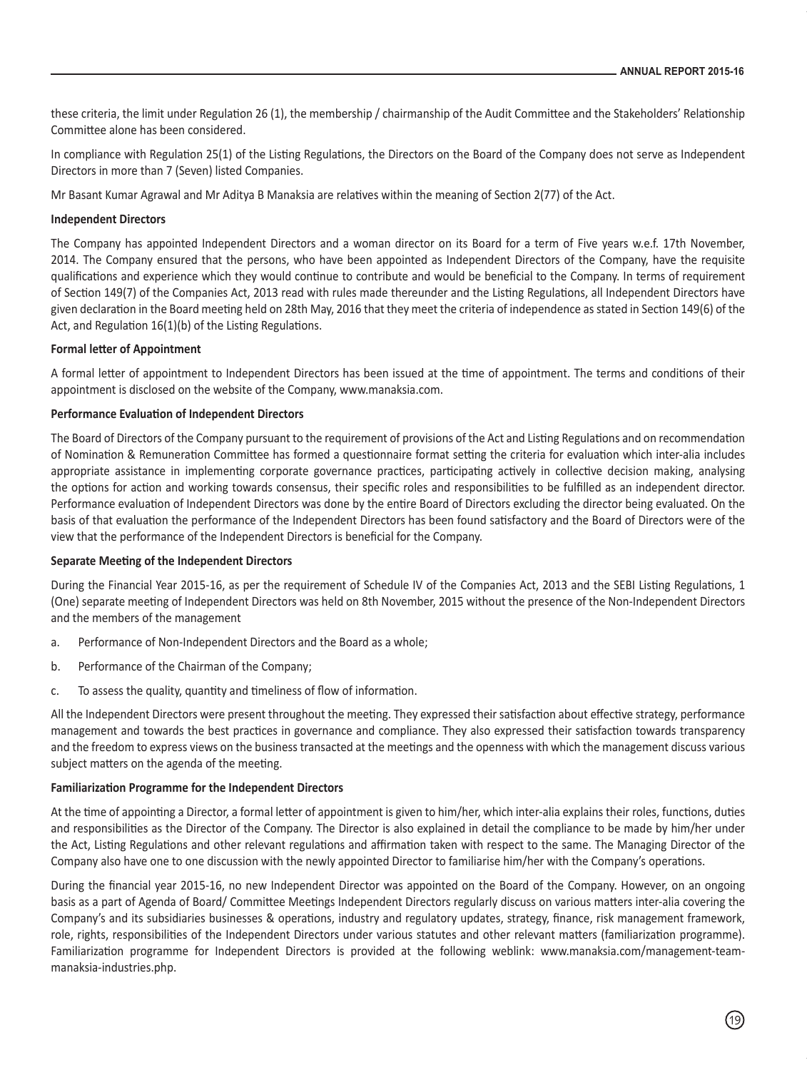these criteria, the limit under Regulation 26 (1), the membership / chairmanship of the Audit Committee and the Stakeholders' Relationship Committee alone has been considered.

In compliance with Regulation 25(1) of the Listing Regulations, the Directors on the Board of the Company does not serve as Independent Directors in more than 7 (Seven) listed Companies.

Mr Basant Kumar Agrawal and Mr Aditya B Manaksia are relatives within the meaning of Section 2(77) of the Act.

**Independent Directors**

The Company has appointed Independent Directors and a woman director on its Board for a term of Five years w.e.f. 17th November, 2014. The Company ensured that the persons, who have been appointed as Independent Directors of the Company, have the requisite qualifications and experience which they would continue to contribute and would be beneficial to the Company. In terms of requirement of Section 149(7) of the Companies Act, 2013 read with rules made thereunder and the Listing Regulations, all Independent Directors have given declaration in the Board meeting held on 28th May, 2016 that they meet the criteria of independence as stated in Section 149(6) of the Act, and Regulation 16(1)(b) of the Listing Regulations.

**Formal letter of Appointment**

A formal letter of appointment to Independent Directors has been issued at the time of appointment. The terms and conditions of their appointment is disclosed on the website of the Company, www.manaksia.com.

**Performance Evaluation of Independent Directors**

The Board of Directors of the Company pursuant to the requirement of provisions of the Act and Listing Regulations and on recommendation of Nomination & Remuneration Committee has formed a questionnaire format setting the criteria for evaluation which inter-alia includes appropriate assistance in implementing corporate governance practices, participating actively in collective decision making, analysing the options for action and working towards consensus, their specific roles and responsibilities to be fulfilled as an independent director. Performance evaluation of Independent Directors was done by the entire Board of Directors excluding the director being evaluated. On the basis of that evaluation the performance of the Independent Directors has been found satisfactory and the Board of Directors were of the view that the performance of the Independent Directors is beneficial for the Company.

**Separate Meeting of the Independent Directors**

During the Financial Year 2015-16, as per the requirement of Schedule IV of the Companies Act, 2013 and the SEBI Listing Regulations, 1 (One) separate meeting of Independent Directors was held on 8th November, 2015 without the presence of the Non-Independent Directors and the members of the management

a. Performance of Non-Independent Directors and the Board as a whole;

b. Performance of the Chairman of the Company;

c. To assess the quality, quantity and timeliness of flow of information.

All the Independent Directors were present throughout the meeting. They expressed their satisfaction about effective strategy, performance management and towards the best practices in governance and compliance. They also expressed their satisfaction towards transparency and the freedom to express views on the business transacted at the meetings and the openness with which the management discuss various subject matters on the agenda of the meeting.

**Familiarization Programme for the Independent Directors**

At the time of appointing a Director, a formal letter of appointment is given to him/her, which inter-alia explains their roles, functions, duties and responsibilities as the Director of the Company. The Director is also explained in detail the compliance to be made by him/her under the Act, Listing Regulations and other relevant regulations and affirmation taken with respect to the same. The Managing Director of the Company also have one to one discussion with the newly appointed Director to familiarise him/her with the Company's operations.

During the financial year 2015-16, no new Independent Director was appointed on the Board of the Company. However, on an ongoing basis as a part of Agenda of Board/ Committee Meetings Independent Directors regularly discuss on various matters inter-alia covering the Company's and its subsidiaries businesses & operations, industry and regulatory updates, strategy, finance, risk management framework, role, rights, responsibilities of the Independent Directors under various statutes and other relevant matters (familiarization programme). Familiarization programme for Independent Directors is provided at the following weblink: www.manaksia.com/management-team-manaksia-industries.php.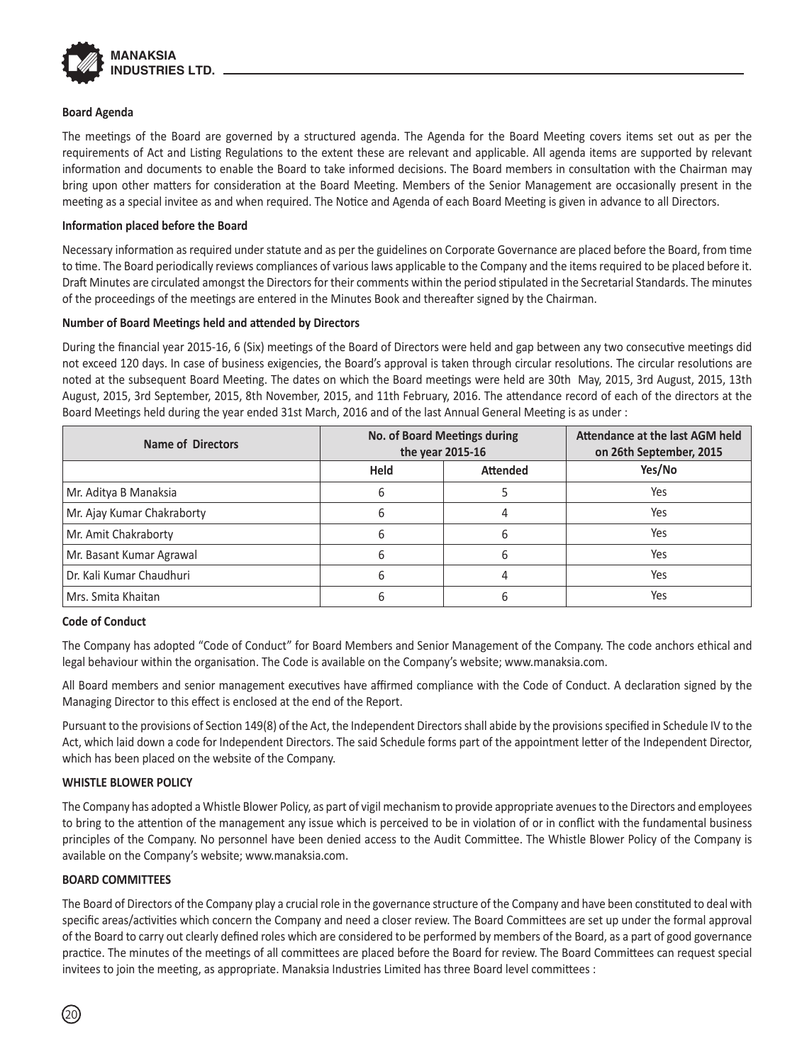**Board Agenda**

The meetings of the Board are governed by a structured agenda. The Agenda for the Board Meeting covers items set out as per the requirements of Act and Listing Regulations to the extent these are relevant and applicable. All agenda items are supported by relevant information and documents to enable the Board to take informed decisions. The Board members in consultation with the Chairman may bring upon other matters for consideration at the Board Meeting. Members of the Senior Management are occasionally present in the meeting as a special invitee as and when required. The Notice and Agenda of each Board Meeting is given in advance to all Directors.

**Information placed before the Board**

Necessary information as required under statute and as per the guidelines on Corporate Governance are placed before the Board, from time to time. The Board periodically reviews compliances of various laws applicable to the Company and the items required to be placed before it. Draft Minutes are circulated amongst the Directors for their comments within the period stipulated in the Secretarial Standards. The minutes of the proceedings of the meetings are entered in the Minutes Book and thereafter signed by the Chairman.

**Number of Board Meetings held and attended by Directors**

During the financial year 2015-16, 6 (Six) meetings of the Board of Directors were held and gap between any two consecutive meetings did not exceed 120 days. In case of business exigencies, the Board's approval is taken through circular resolutions. The circular resolutions are noted at the subsequent Board Meeting. The dates on which the Board meetings were held are 30th May, 2015, 3rd August, 2015, 13th August, 2015, 3rd September, 2015, 8th November, 2015, and 11th February, 2016. The attendance record of each of the directors at the Board Meetings held during the year ended 31st March, 2016 and of the last Annual General Meeting is as under :

| Name of Directors | No. of Board Meetings during the year 2015-16 | | Attendance at the last AGM held on 26th September, 2015 |
|---|---|---|---|
| | Held | Attended | Yes/No |
| Mr. Aditya B Manaksia | 6 | 5 | Yes |
| Mr. Ajay Kumar Chakraborty | 6 | 4 | Yes |
| Mr. Amit Chakraborty | 6 | 6 | Yes |
| Mr. Basant Kumar Agrawal | 6 | 6 | Yes |
| Dr. Kali Kumar Chaudhuri | 6 | 4 | Yes |
| Mrs. Smita Khaitan | 6 | 6 | Yes |

**Code of Conduct**

The Company has adopted "Code of Conduct" for Board Members and Senior Management of the Company. The code anchors ethical and legal behaviour within the organisation. The Code is available on the Company's website; www.manaksia.com.

All Board members and senior management executives have affirmed compliance with the Code of Conduct. A declaration signed by the Managing Director to this effect is enclosed at the end of the Report.

Pursuant to the provisions of Section 149(8) of the Act, the Independent Directors shall abide by the provisions specified in Schedule IV to the Act, which laid down a code for Independent Directors. The said Schedule forms part of the appointment letter of the Independent Director, which has been placed on the website of the Company.

**WHISTLE BLOWER POLICY**

The Company has adopted a Whistle Blower Policy, as part of vigil mechanism to provide appropriate avenues to the Directors and employees to bring to the attention of the management any issue which is perceived to be in violation of or in conflict with the fundamental business principles of the Company. No personnel have been denied access to the Audit Committee. The Whistle Blower Policy of the Company is available on the Company's website; www.manaksia.com.

**BOARD COMMITTEES**

The Board of Directors of the Company play a crucial role in the governance structure of the Company and have been constituted to deal with specific areas/activities which concern the Company and need a closer review. The Board Committees are set up under the formal approval of the Board to carry out clearly defined roles which are considered to be performed by members of the Board, as a part of good governance practice. The minutes of the meetings of all committees are placed before the Board for review. The Board Committees can request special invitees to join the meeting, as appropriate. Manaksia Industries Limited has three Board level committees :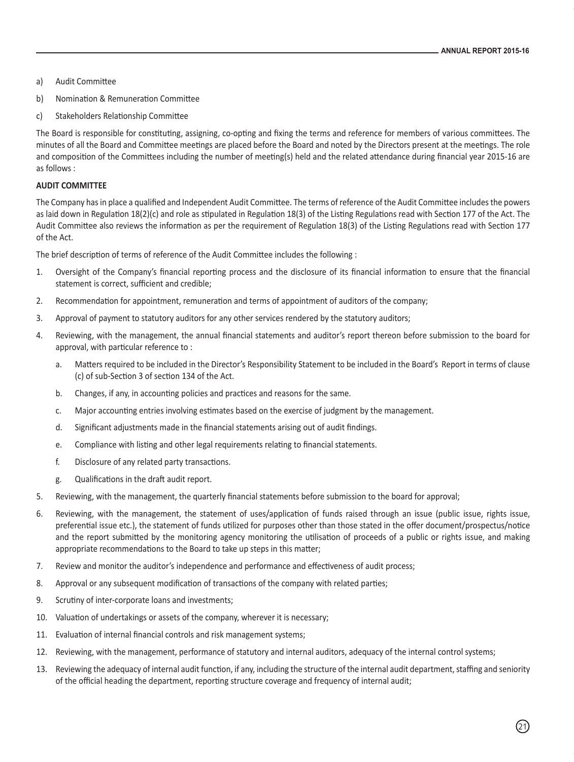a) Audit Committee

b) Nomination & Remuneration Committee

c) Stakeholders Relationship Committee

The Board is responsible for constituting, assigning, co-opting and fixing the terms and reference for members of various committees. The minutes of all the Board and Committee meetings are placed before the Board and noted by the Directors present at the meetings. The role and composition of the Committees including the number of meeting(s) held and the related attendance during financial year 2015-16 are as follows :

**AUDIT COMMITTEE**

The Company has in place a qualified and Independent Audit Committee. The terms of reference of the Audit Committee includes the powers as laid down in Regulation 18(2)(c) and role as stipulated in Regulation 18(3) of the Listing Regulations read with Section 177 of the Act. The Audit Committee also reviews the information as per the requirement of Regulation 18(3) of the Listing Regulations read with Section 177 of the Act.

The brief description of terms of reference of the Audit Committee includes the following :

1. Oversight of the Company's financial reporting process and the disclosure of its financial information to ensure that the financial statement is correct, sufficient and credible;
2. Recommendation for appointment, remuneration and terms of appointment of auditors of the company;
3. Approval of payment to statutory auditors for any other services rendered by the statutory auditors;
4. Reviewing, with the management, the annual financial statements and auditor's report thereon before submission to the board for approval, with particular reference to :
   a. Matters required to be included in the Director's Responsibility Statement to be included in the Board's Report in terms of clause (c) of sub-Section 3 of section 134 of the Act.
   b. Changes, if any, in accounting policies and practices and reasons for the same.
   c. Major accounting entries involving estimates based on the exercise of judgment by the management.
   d. Significant adjustments made in the financial statements arising out of audit findings.
   e. Compliance with listing and other legal requirements relating to financial statements.
   f. Disclosure of any related party transactions.
   g. Qualifications in the draft audit report.
5. Reviewing, with the management, the quarterly financial statements before submission to the board for approval;
6. Reviewing, with the management, the statement of uses/application of funds raised through an issue (public issue, rights issue, preferential issue etc.), the statement of funds utilized for purposes other than those stated in the offer document/prospectus/notice and the report submitted by the monitoring agency monitoring the utilisation of proceeds of a public or rights issue, and making appropriate recommendations to the Board to take up steps in this matter;
7. Review and monitor the auditor's independence and performance and effectiveness of audit process;
8. Approval or any subsequent modification of transactions of the company with related parties;
9. Scrutiny of inter-corporate loans and investments;
10. Valuation of undertakings or assets of the company, wherever it is necessary;
11. Evaluation of internal financial controls and risk management systems;
12. Reviewing, with the management, performance of statutory and internal auditors, adequacy of the internal control systems;
13. Reviewing the adequacy of internal audit function, if any, including the structure of the internal audit department, staffing and seniority of the official heading the department, reporting structure coverage and frequency of internal audit;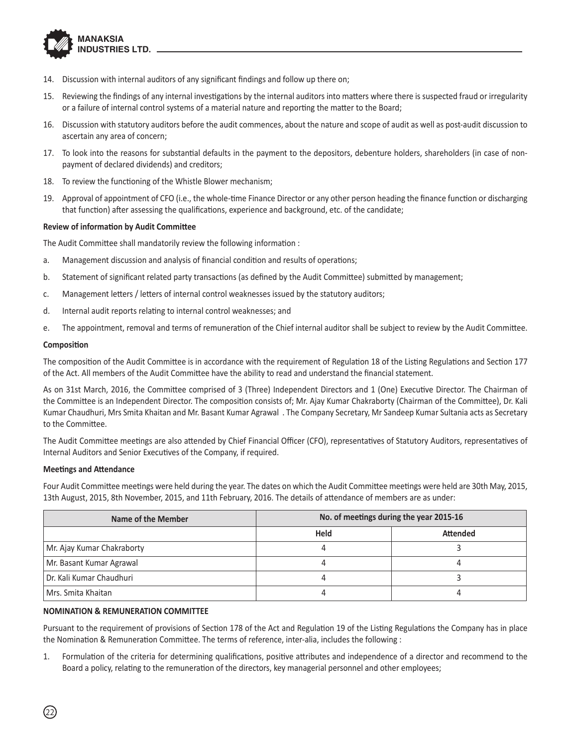14. Discussion with internal auditors of any significant findings and follow up there on;
15. Reviewing the findings of any internal investigations by the internal auditors into matters where there is suspected fraud or irregularity or a failure of internal control systems of a material nature and reporting the matter to the Board;
16. Discussion with statutory auditors before the audit commences, about the nature and scope of audit as well as post-audit discussion to ascertain any area of concern;
17. To look into the reasons for substantial defaults in the payment to the depositors, debenture holders, shareholders (in case of non-payment of declared dividends) and creditors;
18. To review the functioning of the Whistle Blower mechanism;
19. Approval of appointment of CFO (i.e., the whole-time Finance Director or any other person heading the finance function or discharging that function) after assessing the qualifications, experience and background, etc. of the candidate;

**Review of information by Audit Committee**

The Audit Committee shall mandatorily review the following information :

a. Management discussion and analysis of financial condition and results of operations;
b. Statement of significant related party transactions (as defined by the Audit Committee) submitted by management;
c. Management letters / letters of internal control weaknesses issued by the statutory auditors;
d. Internal audit reports relating to internal control weaknesses; and
e. The appointment, removal and terms of remuneration of the Chief internal auditor shall be subject to review by the Audit Committee.

**Composition**

The composition of the Audit Committee is in accordance with the requirement of Regulation 18 of the Listing Regulations and Section 177 of the Act. All members of the Audit Committee have the ability to read and understand the financial statement.

As on 31st March, 2016, the Committee comprised of 3 (Three) Independent Directors and 1 (One) Executive Director. The Chairman of the Committee is an Independent Director. The composition consists of; Mr. Ajay Kumar Chakraborty (Chairman of the Committee), Dr. Kali Kumar Chaudhuri, Mrs Smita Khaitan and Mr. Basant Kumar Agrawal . The Company Secretary, Mr Sandeep Kumar Sultania acts as Secretary to the Committee.

The Audit Committee meetings are also attended by Chief Financial Officer (CFO), representatives of Statutory Auditors, representatives of Internal Auditors and Senior Executives of the Company, if required.

**Meetings and Attendance**

Four Audit Committee meetings were held during the year. The dates on which the Audit Committee meetings were held are 30th May, 2015, 13th August, 2015, 8th November, 2015, and 11th February, 2016. The details of attendance of members are as under:

| Name of the Member | No. of meetings during the year 2015-16 | |
|---|---|---|
| | Held | Attended |
| Mr. Ajay Kumar Chakraborty | 4 | 3 |
| Mr. Basant Kumar Agrawal | 4 | 4 |
| Dr. Kali Kumar Chaudhuri | 4 | 3 |
| Mrs. Smita Khaitan | 4 | 4 |

**NOMINATION & REMUNERATION COMMITTEE**

Pursuant to the requirement of provisions of Section 178 of the Act and Regulation 19 of the Listing Regulations the Company has in place the Nomination & Remuneration Committee. The terms of reference, inter-alia, includes the following :

1. Formulation of the criteria for determining qualifications, positive attributes and independence of a director and recommend to the Board a policy, relating to the remuneration of the directors, key managerial personnel and other employees;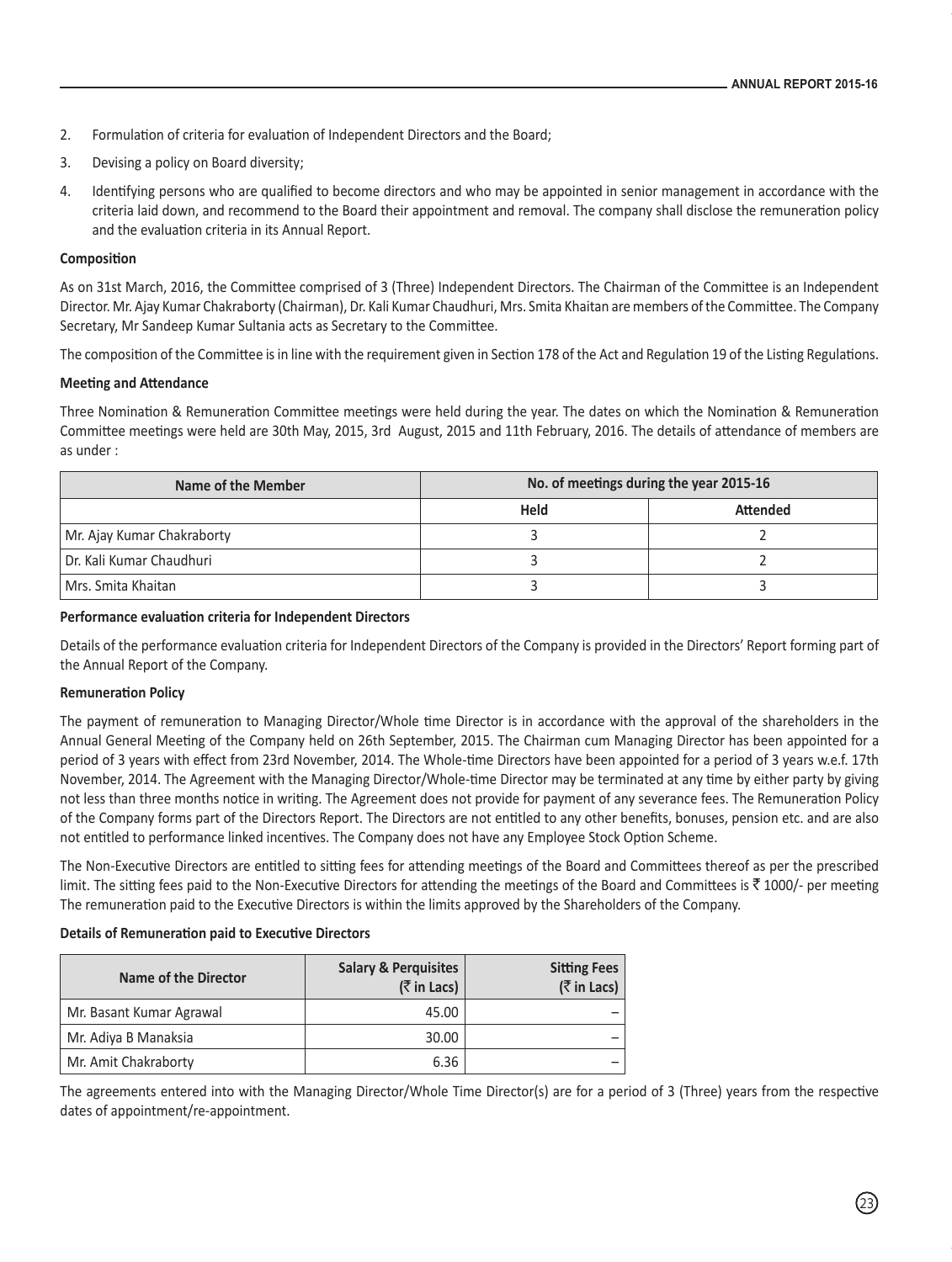2. Formulation of criteria for evaluation of Independent Directors and the Board;
3. Devising a policy on Board diversity;
4. Identifying persons who are qualified to become directors and who may be appointed in senior management in accordance with the criteria laid down, and recommend to the Board their appointment and removal. The company shall disclose the remuneration policy and the evaluation criteria in its Annual Report.

**Composition**

As on 31st March, 2016, the Committee comprised of 3 (Three) Independent Directors. The Chairman of the Committee is an Independent Director. Mr. Ajay Kumar Chakraborty (Chairman), Dr. Kali Kumar Chaudhuri, Mrs. Smita Khaitan are members of the Committee. The Company Secretary, Mr Sandeep Kumar Sultania acts as Secretary to the Committee.

The composition of the Committee is in line with the requirement given in Section 178 of the Act and Regulation 19 of the Listing Regulations.

**Meeting and Attendance**

Three Nomination & Remuneration Committee meetings were held during the year. The dates on which the Nomination & Remuneration Committee meetings were held are 30th May, 2015, 3rd August, 2015 and 11th February, 2016. The details of attendance of members are as under :

| Name of the Member | No. of meetings during the year 2015-16 | |
|---|---|---|
| | Held | Attended |
| Mr. Ajay Kumar Chakraborty | 3 | 2 |
| Dr. Kali Kumar Chaudhuri | 3 | 2 |
| Mrs. Smita Khaitan | 3 | 3 |

**Performance evaluation criteria for Independent Directors**

Details of the performance evaluation criteria for Independent Directors of the Company is provided in the Directors' Report forming part of the Annual Report of the Company.

**Remuneration Policy**

The payment of remuneration to Managing Director/Whole time Director is in accordance with the approval of the shareholders in the Annual General Meeting of the Company held on 26th September, 2015. The Chairman cum Managing Director has been appointed for a period of 3 years with effect from 23rd November, 2014. The Whole-time Directors have been appointed for a period of 3 years w.e.f. 17th November, 2014. The Agreement with the Managing Director/Whole-time Director may be terminated at any time by either party by giving not less than three months notice in writing. The Agreement does not provide for payment of any severance fees. The Remuneration Policy of the Company forms part of the Directors Report. The Directors are not entitled to any other benefits, bonuses, pension etc. and are also not entitled to performance linked incentives. The Company does not have any Employee Stock Option Scheme.

The Non-Executive Directors are entitled to sitting fees for attending meetings of the Board and Committees thereof as per the prescribed limit. The sitting fees paid to the Non-Executive Directors for attending the meetings of the Board and Committees is ₹ 1000/- per meeting The remuneration paid to the Executive Directors is within the limits approved by the Shareholders of the Company.

**Details of Remuneration paid to Executive Directors**

| Name of the Director | Salary & Perquisites (₹ in Lacs) | Sitting Fees (₹ in Lacs) |
|---|---|---|
| Mr. Basant Kumar Agrawal | 45.00 | – |
| Mr. Adiya B Manaksia | 30.00 | – |
| Mr. Amit Chakraborty | 6.36 | – |

The agreements entered into with the Managing Director/Whole Time Director(s) are for a period of 3 (Three) years from the respective dates of appointment/re-appointment.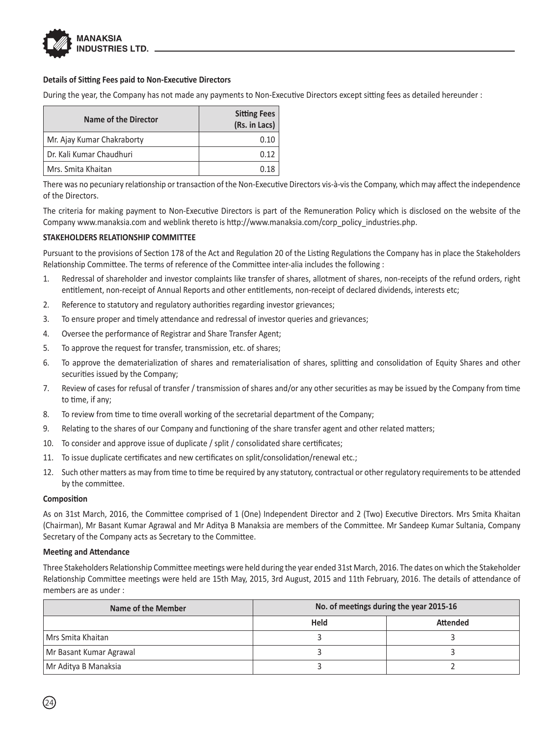**Details of Sitting Fees paid to Non-Executive Directors**

During the year, the Company has not made any payments to Non-Executive Directors except sitting fees as detailed hereunder :

| Name of the Director | Sitting Fees (Rs. in Lacs) |
|---|---|
| Mr. Ajay Kumar Chakraborty | 0.10 |
| Dr. Kali Kumar Chaudhuri | 0.12 |
| Mrs. Smita Khaitan | 0.18 |

There was no pecuniary relationship or transaction of the Non-Executive Directors vis-à-vis the Company, which may affect the independence of the Directors.

The criteria for making payment to Non-Executive Directors is part of the Remuneration Policy which is disclosed on the website of the Company www.manaksia.com and weblink thereto is http://www.manaksia.com/corp_policy_industries.php.

**STAKEHOLDERS RELATIONSHIP COMMITTEE**

Pursuant to the provisions of Section 178 of the Act and Regulation 20 of the Listing Regulations the Company has in place the Stakeholders Relationship Committee. The terms of reference of the Committee inter-alia includes the following :

1. Redressal of shareholder and investor complaints like transfer of shares, allotment of shares, non-receipts of the refund orders, right entitlement, non-receipt of Annual Reports and other entitlements, non-receipt of declared dividends, interests etc;
2. Reference to statutory and regulatory authorities regarding investor grievances;
3. To ensure proper and timely attendance and redressal of investor queries and grievances;
4. Oversee the performance of Registrar and Share Transfer Agent;
5. To approve the request for transfer, transmission, etc. of shares;
6. To approve the dematerialization of shares and rematerialisation of shares, splitting and consolidation of Equity Shares and other securities issued by the Company;
7. Review of cases for refusal of transfer / transmission of shares and/or any other securities as may be issued by the Company from time to time, if any;
8. To review from time to time overall working of the secretarial department of the Company;
9. Relating to the shares of our Company and functioning of the share transfer agent and other related matters;
10. To consider and approve issue of duplicate / split / consolidated share certificates;
11. To issue duplicate certificates and new certificates on split/consolidation/renewal etc.;
12. Such other matters as may from time to time be required by any statutory, contractual or other regulatory requirements to be attended by the committee.

**Composition**

As on 31st March, 2016, the Committee comprised of 1 (One) Independent Director and 2 (Two) Executive Directors. Mrs Smita Khaitan (Chairman), Mr Basant Kumar Agrawal and Mr Aditya B Manaksia are members of the Committee. Mr Sandeep Kumar Sultania, Company Secretary of the Company acts as Secretary to the Committee.

**Meeting and Attendance**

Three Stakeholders Relationship Committee meetings were held during the year ended 31st March, 2016. The dates on which the Stakeholder Relationship Committee meetings were held are 15th May, 2015, 3rd August, 2015 and 11th February, 2016. The details of attendance of members are as under :

| Name of the Member | No. of meetings during the year 2015-16 | |
|---|---|---|
| | Held | Attended |
| Mrs Smita Khaitan | 3 | 3 |
| Mr Basant Kumar Agrawal | 3 | 3 |
| Mr Aditya B Manaksia | 3 | 2 |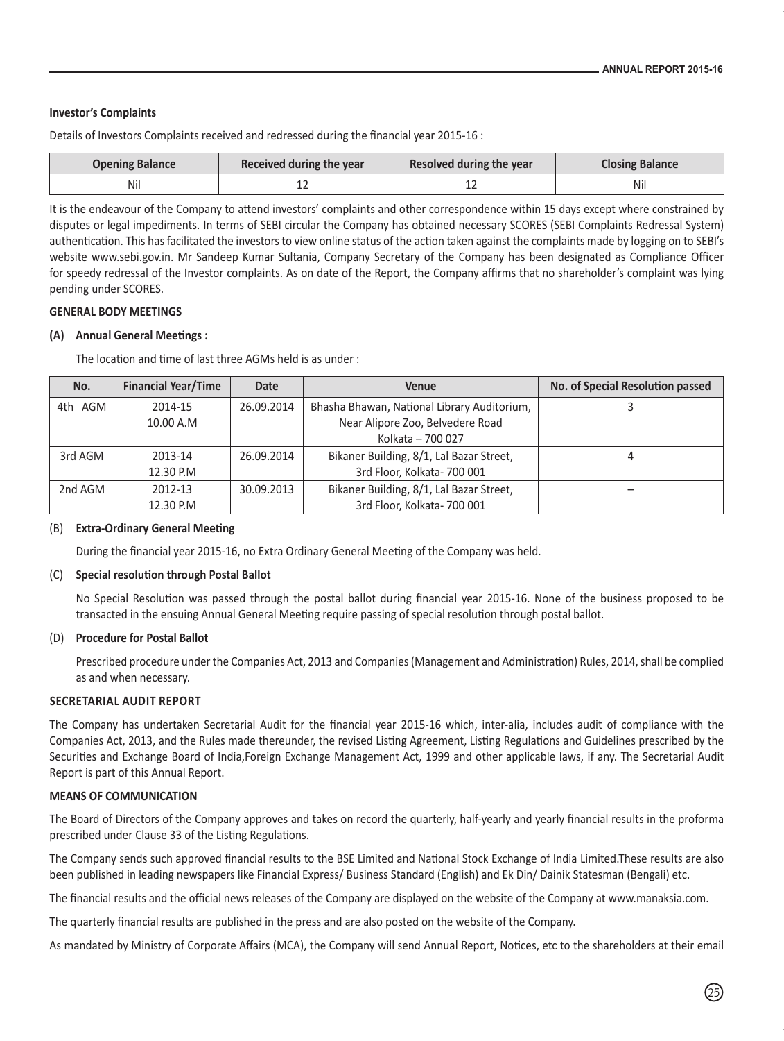**Investor's Complaints**

Details of Investors Complaints received and redressed during the financial year 2015-16 :

| Opening Balance | Received during the year | Resolved during the year | Closing Balance |
|---|---|---|---|
| Nil | 12 | 12 | Nil |

It is the endeavour of the Company to attend investors' complaints and other correspondence within 15 days except where constrained by disputes or legal impediments. In terms of SEBI circular the Company has obtained necessary SCORES (SEBI Complaints Redressal System) authentication. This has facilitated the investors to view online status of the action taken against the complaints made by logging on to SEBI's website www.sebi.gov.in. Mr Sandeep Kumar Sultania, Company Secretary of the Company has been designated as Compliance Officer for speedy redressal of the Investor complaints. As on date of the Report, the Company affirms that no shareholder's complaint was lying pending under SCORES.

**GENERAL BODY MEETINGS**

**(A) Annual General Meetings :**

The location and time of last three AGMs held is as under :

| No. | Financial Year/Time | Date | Venue | No. of Special Resolution passed |
|---|---|---|---|---|
| 4th AGM | 2014-15<br>10.00 A.M | 26.09.2014 | Bhasha Bhawan, National Library Auditorium, Near Alipore Zoo, Belvedere Road Kolkata – 700 027 | 3 |
| 3rd AGM | 2013-14<br>12.30 P.M | 26.09.2014 | Bikaner Building, 8/1, Lal Bazar Street, 3rd Floor, Kolkata- 700 001 | 4 |
| 2nd AGM | 2012-13<br>12.30 P.M | 30.09.2013 | Bikaner Building, 8/1, Lal Bazar Street, 3rd Floor, Kolkata- 700 001 | – |

(B) **Extra-Ordinary General Meeting**

During the financial year 2015-16, no Extra Ordinary General Meeting of the Company was held.

(C) **Special resolution through Postal Ballot**

No Special Resolution was passed through the postal ballot during financial year 2015-16. None of the business proposed to be transacted in the ensuing Annual General Meeting require passing of special resolution through postal ballot.

(D) **Procedure for Postal Ballot**

Prescribed procedure under the Companies Act, 2013 and Companies (Management and Administration) Rules, 2014, shall be complied as and when necessary.

**SECRETARIAL AUDIT REPORT**

The Company has undertaken Secretarial Audit for the financial year 2015-16 which, inter-alia, includes audit of compliance with the Companies Act, 2013, and the Rules made thereunder, the revised Listing Agreement, Listing Regulations and Guidelines prescribed by the Securities and Exchange Board of India,Foreign Exchange Management Act, 1999 and other applicable laws, if any. The Secretarial Audit Report is part of this Annual Report.

**MEANS OF COMMUNICATION**

The Board of Directors of the Company approves and takes on record the quarterly, half-yearly and yearly financial results in the proforma prescribed under Clause 33 of the Listing Regulations.

The Company sends such approved financial results to the BSE Limited and National Stock Exchange of India Limited.These results are also been published in leading newspapers like Financial Express/ Business Standard (English) and Ek Din/ Dainik Statesman (Bengali) etc.

The financial results and the official news releases of the Company are displayed on the website of the Company at www.manaksia.com.

The quarterly financial results are published in the press and are also posted on the website of the Company.

As mandated by Ministry of Corporate Affairs (MCA), the Company will send Annual Report, Notices, etc to the shareholders at their email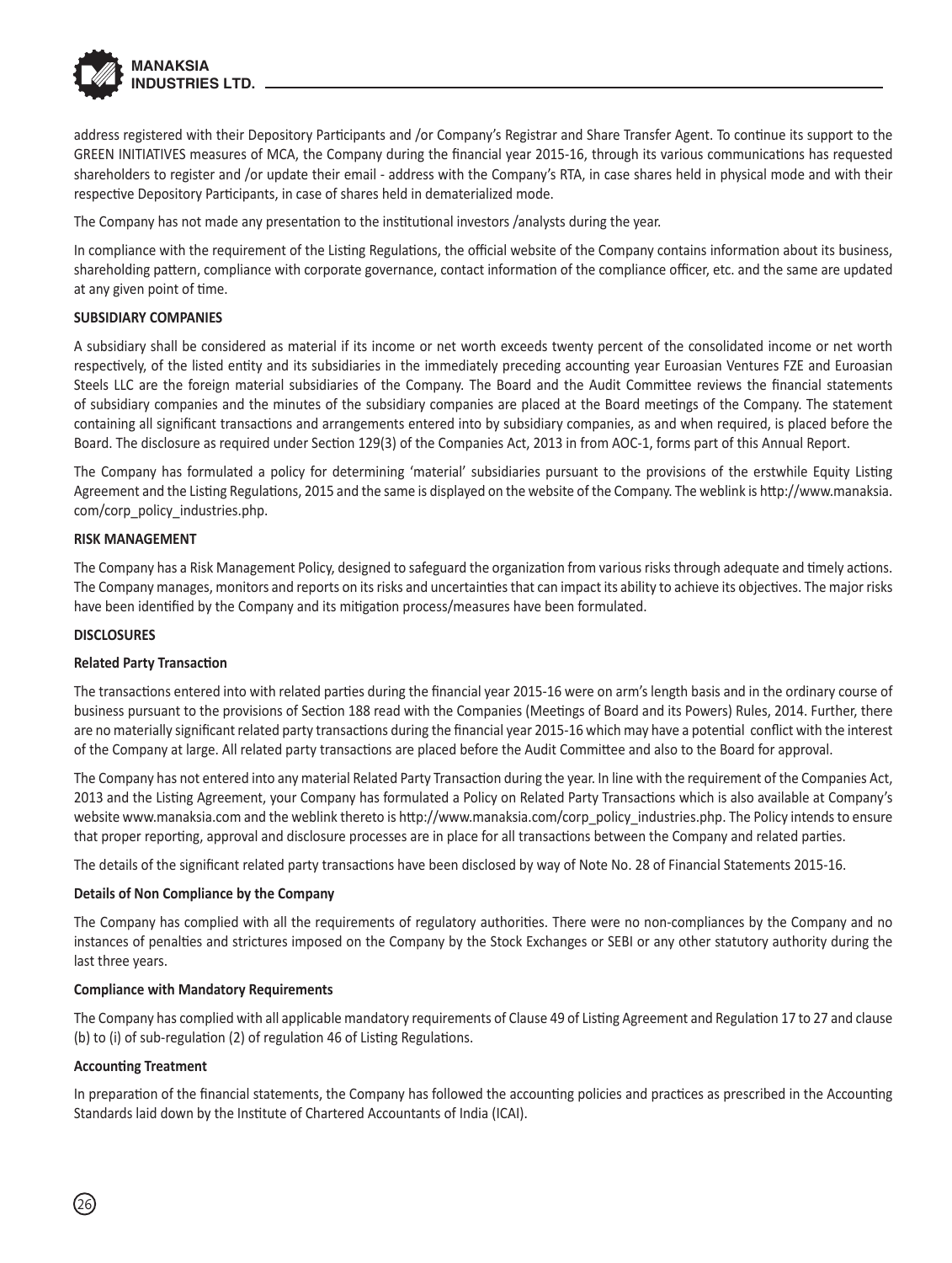address registered with their Depository Participants and /or Company's Registrar and Share Transfer Agent. To continue its support to the GREEN INITIATIVES measures of MCA, the Company during the financial year 2015-16, through its various communications has requested shareholders to register and /or update their email - address with the Company's RTA, in case shares held in physical mode and with their respective Depository Participants, in case of shares held in dematerialized mode.

The Company has not made any presentation to the institutional investors /analysts during the year.

In compliance with the requirement of the Listing Regulations, the official website of the Company contains information about its business, shareholding pattern, compliance with corporate governance, contact information of the compliance officer, etc. and the same are updated at any given point of time.

**SUBSIDIARY COMPANIES**

A subsidiary shall be considered as material if its income or net worth exceeds twenty percent of the consolidated income or net worth respectively, of the listed entity and its subsidiaries in the immediately preceding accounting year Euroasian Ventures FZE and Euroasian Steels LLC are the foreign material subsidiaries of the Company. The Board and the Audit Committee reviews the financial statements of subsidiary companies and the minutes of the subsidiary companies are placed at the Board meetings of the Company. The statement containing all significant transactions and arrangements entered into by subsidiary companies, as and when required, is placed before the Board. The disclosure as required under Section 129(3) of the Companies Act, 2013 in from AOC-1, forms part of this Annual Report.

The Company has formulated a policy for determining 'material' subsidiaries pursuant to the provisions of the erstwhile Equity Listing Agreement and the Listing Regulations, 2015 and the same is displayed on the website of the Company. The weblink is http://www.manaksia.com/corp_policy_industries.php.

**RISK MANAGEMENT**

The Company has a Risk Management Policy, designed to safeguard the organization from various risks through adequate and timely actions. The Company manages, monitors and reports on its risks and uncertainties that can impact its ability to achieve its objectives. The major risks have been identified by the Company and its mitigation process/measures have been formulated.

**DISCLOSURES**

**Related Party Transaction**

The transactions entered into with related parties during the financial year 2015-16 were on arm's length basis and in the ordinary course of business pursuant to the provisions of Section 188 read with the Companies (Meetings of Board and its Powers) Rules, 2014. Further, there are no materially significant related party transactions during the financial year 2015-16 which may have a potential conflict with the interest of the Company at large. All related party transactions are placed before the Audit Committee and also to the Board for approval.

The Company has not entered into any material Related Party Transaction during the year. In line with the requirement of the Companies Act, 2013 and the Listing Agreement, your Company has formulated a Policy on Related Party Transactions which is also available at Company's website www.manaksia.com and the weblink thereto is http://www.manaksia.com/corp_policy_industries.php. The Policy intends to ensure that proper reporting, approval and disclosure processes are in place for all transactions between the Company and related parties.

The details of the significant related party transactions have been disclosed by way of Note No. 28 of Financial Statements 2015-16.

**Details of Non Compliance by the Company**

The Company has complied with all the requirements of regulatory authorities. There were no non-compliances by the Company and no instances of penalties and strictures imposed on the Company by the Stock Exchanges or SEBI or any other statutory authority during the last three years.

**Compliance with Mandatory Requirements**

The Company has complied with all applicable mandatory requirements of Clause 49 of Listing Agreement and Regulation 17 to 27 and clause (b) to (i) of sub-regulation (2) of regulation 46 of Listing Regulations.

**Accounting Treatment**

In preparation of the financial statements, the Company has followed the accounting policies and practices as prescribed in the Accounting Standards laid down by the Institute of Chartered Accountants of India (ICAI).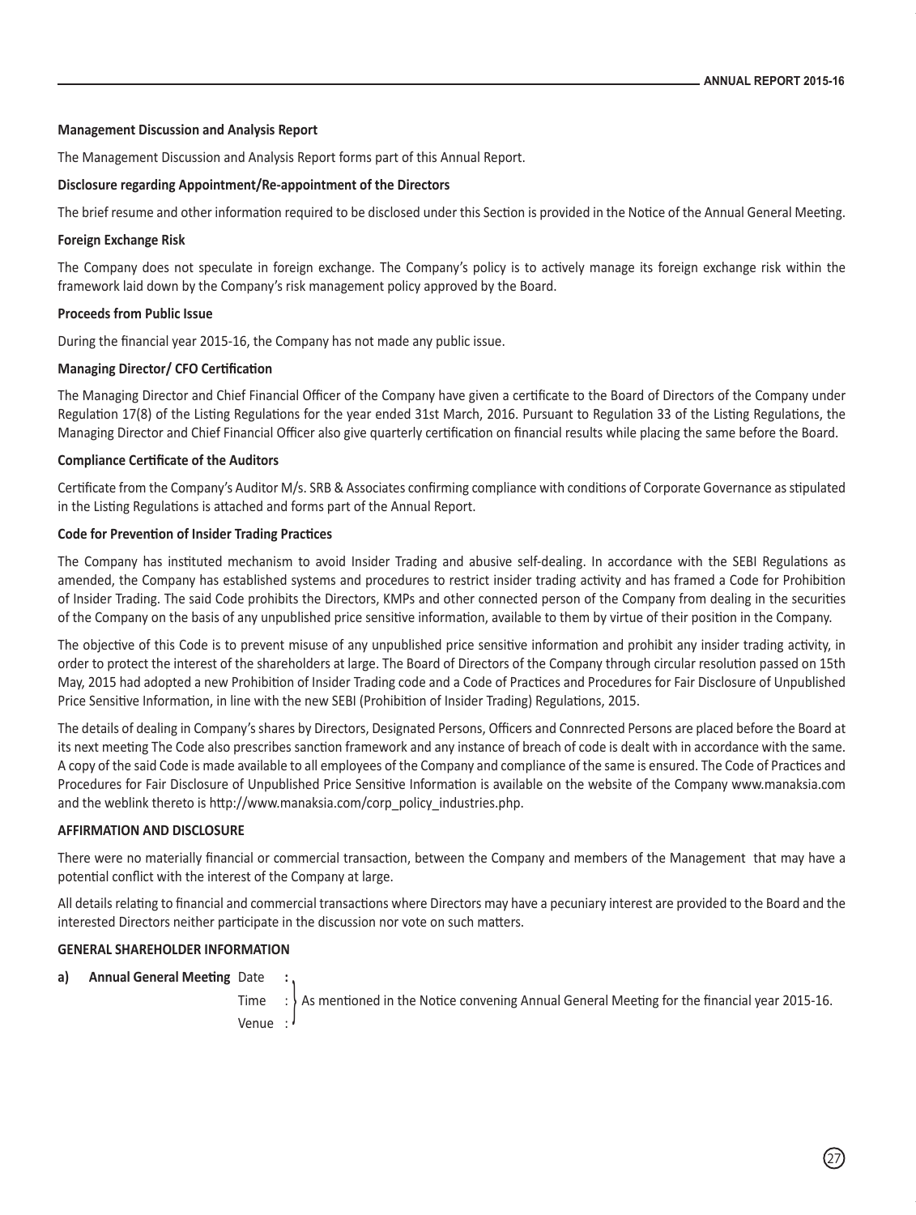**Management Discussion and Analysis Report**

The Management Discussion and Analysis Report forms part of this Annual Report.

**Disclosure regarding Appointment/Re-appointment of the Directors**

The brief resume and other information required to be disclosed under this Section is provided in the Notice of the Annual General Meeting.

**Foreign Exchange Risk**

The Company does not speculate in foreign exchange. The Company's policy is to actively manage its foreign exchange risk within the framework laid down by the Company's risk management policy approved by the Board.

**Proceeds from Public Issue**

During the financial year 2015-16, the Company has not made any public issue.

**Managing Director/ CFO Certification**

The Managing Director and Chief Financial Officer of the Company have given a certificate to the Board of Directors of the Company under Regulation 17(8) of the Listing Regulations for the year ended 31st March, 2016. Pursuant to Regulation 33 of the Listing Regulations, the Managing Director and Chief Financial Officer also give quarterly certification on financial results while placing the same before the Board.

**Compliance Certificate of the Auditors**

Certificate from the Company's Auditor M/s. SRB & Associates confirming compliance with conditions of Corporate Governance as stipulated in the Listing Regulations is attached and forms part of the Annual Report.

**Code for Prevention of Insider Trading Practices**

The Company has instituted mechanism to avoid Insider Trading and abusive self-dealing. In accordance with the SEBI Regulations as amended, the Company has established systems and procedures to restrict insider trading activity and has framed a Code for Prohibition of Insider Trading. The said Code prohibits the Directors, KMPs and other connected person of the Company from dealing in the securities of the Company on the basis of any unpublished price sensitive information, available to them by virtue of their position in the Company.

The objective of this Code is to prevent misuse of any unpublished price sensitive information and prohibit any insider trading activity, in order to protect the interest of the shareholders at large. The Board of Directors of the Company through circular resolution passed on 15th May, 2015 had adopted a new Prohibition of Insider Trading code and a Code of Practices and Procedures for Fair Disclosure of Unpublished Price Sensitive Information, in line with the new SEBI (Prohibition of Insider Trading) Regulations, 2015.

The details of dealing in Company's shares by Directors, Designated Persons, Officers and Connrected Persons are placed before the Board at its next meeting The Code also prescribes sanction framework and any instance of breach of code is dealt with in accordance with the same. A copy of the said Code is made available to all employees of the Company and compliance of the same is ensured. The Code of Practices and Procedures for Fair Disclosure of Unpublished Price Sensitive Information is available on the website of the Company www.manaksia.com and the weblink thereto is http://www.manaksia.com/corp_policy_industries.php.

**AFFIRMATION AND DISCLOSURE**

There were no materially financial or commercial transaction, between the Company and members of the Management that may have a potential conflict with the interest of the Company at large.

All details relating to financial and commercial transactions where Directors may have a pecuniary interest are provided to the Board and the interested Directors neither participate in the discussion nor vote on such matters.

**GENERAL SHAREHOLDER INFORMATION**

a) **Annual General Meeting** Date : / Time : / Venue : — As mentioned in the Notice convening Annual General Meeting for the financial year 2015-16.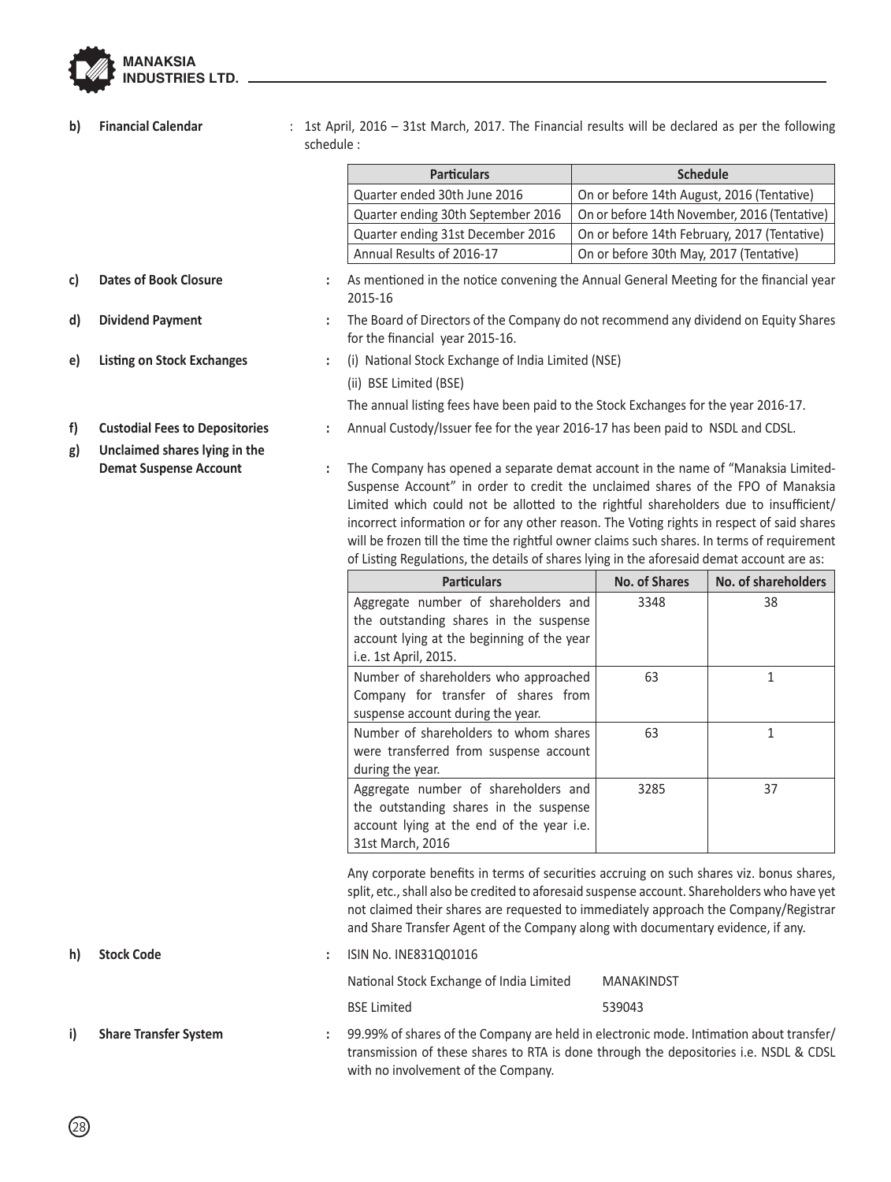**b) Financial Calendar** : 1st April, 2016 – 31st March, 2017. The Financial results will be declared as per the following schedule :

| Particulars | Schedule |
|---|---|
| Quarter ended 30th June 2016 | On or before 14th August, 2016 (Tentative) |
| Quarter ending 30th September 2016 | On or before 14th November, 2016 (Tentative) |
| Quarter ending 31st December 2016 | On or before 14th February, 2017 (Tentative) |
| Annual Results of 2016-17 | On or before 30th May, 2017 (Tentative) |

**c) Dates of Book Closure** : As mentioned in the notice convening the Annual General Meeting for the financial year 2015-16

**d) Dividend Payment** : The Board of Directors of the Company do not recommend any dividend on Equity Shares for the financial year 2015-16.

**e) Listing on Stock Exchanges** : (i) National Stock Exchange of India Limited (NSE)

(ii) BSE Limited (BSE)

The annual listing fees have been paid to the Stock Exchanges for the year 2016-17.

**f) Custodial Fees to Depositories** : Annual Custody/Issuer fee for the year 2016-17 has been paid to NSDL and CDSL.

**g) Unclaimed shares lying in the Demat Suspense Account** : The Company has opened a separate demat account in the name of "Manaksia Limited-Suspense Account" in order to credit the unclaimed shares of the FPO of Manaksia Limited which could not be allotted to the rightful shareholders due to insufficient/incorrect information or for any other reason. The Voting rights in respect of said shares will be frozen till the time the rightful owner claims such shares. In terms of requirement of Listing Regulations, the details of shares lying in the aforesaid demat account are as:

| Particulars | No. of Shares | No. of shareholders |
|---|---|---|
| Aggregate number of shareholders and the outstanding shares in the suspense account lying at the beginning of the year i.e. 1st April, 2015. | 3348 | 38 |
| Number of shareholders who approached Company for transfer of shares from suspense account during the year. | 63 | 1 |
| Number of shareholders to whom shares were transferred from suspense account during the year. | 63 | 1 |
| Aggregate number of shareholders and the outstanding shares in the suspense account lying at the end of the year i.e. 31st March, 2016 | 3285 | 37 |

Any corporate benefits in terms of securities accruing on such shares viz. bonus shares, split, etc., shall also be credited to aforesaid suspense account. Shareholders who have yet not claimed their shares are requested to immediately approach the Company/Registrar and Share Transfer Agent of the Company along with documentary evidence, if any.

**h) Stock Code** : ISIN No. INE831Q01016

| | |
|---|---|
| National Stock Exchange of India Limited | MANAKINDST |
| BSE Limited | 539043 |

**i) Share Transfer System** : 99.99% of shares of the Company are held in electronic mode. Intimation about transfer/transmission of these shares to RTA is done through the depositories i.e. NSDL & CDSL with no involvement of the Company.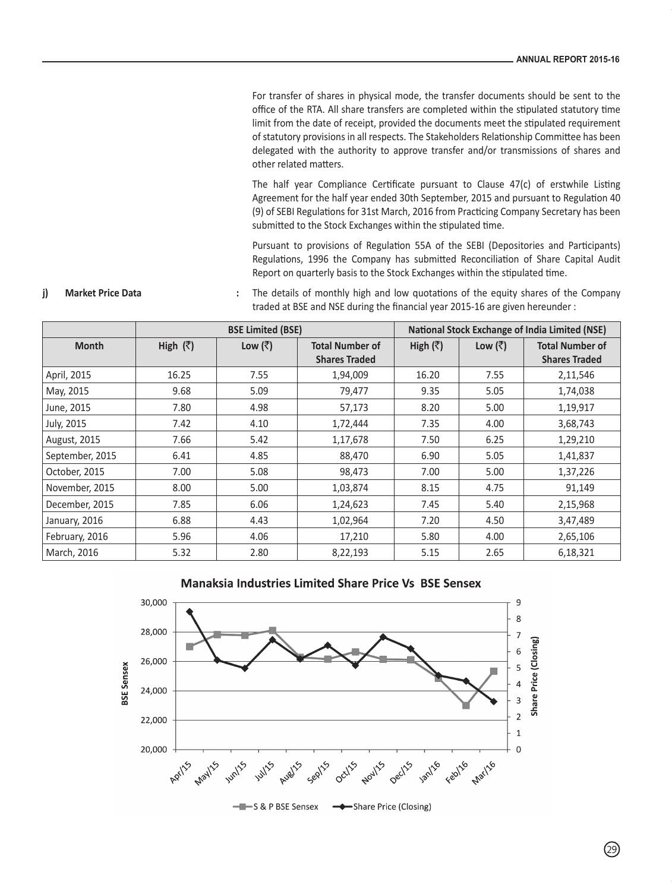For transfer of shares in physical mode, the transfer documents should be sent to the office of the RTA. All share transfers are completed within the stipulated statutory time limit from the date of receipt, provided the documents meet the stipulated requirement of statutory provisions in all respects. The Stakeholders Relationship Committee has been delegated with the authority to approve transfer and/or transmissions of shares and other related matters.

The half year Compliance Certificate pursuant to Clause 47(c) of erstwhile Listing Agreement for the half year ended 30th September, 2015 and pursuant to Regulation 40 (9) of SEBI Regulations for 31st March, 2016 from Practicing Company Secretary has been submitted to the Stock Exchanges within the stipulated time.

Pursuant to provisions of Regulation 55A of the SEBI (Depositories and Participants) Regulations, 1996 the Company has submitted Reconciliation of Share Capital Audit Report on quarterly basis to the Stock Exchanges within the stipulated time.

**j) Market Price Data** : The details of monthly high and low quotations of the equity shares of the Company traded at BSE and NSE during the financial year 2015-16 are given hereunder :

| | BSE Limited (BSE) | | | National Stock Exchange of India Limited (NSE) | | |
|---|---|---|---|---|---|---|
| **Month** | **High (₹)** | **Low (₹)** | **Total Number of Shares Traded** | **High (₹)** | **Low (₹)** | **Total Number of Shares Traded** |
| April, 2015 | 16.25 | 7.55 | 1,94,009 | 16.20 | 7.55 | 2,11,546 |
| May, 2015 | 9.68 | 5.09 | 79,477 | 9.35 | 5.05 | 1,74,038 |
| June, 2015 | 7.80 | 4.98 | 57,173 | 8.20 | 5.00 | 1,19,917 |
| July, 2015 | 7.42 | 4.10 | 1,72,444 | 7.35 | 4.00 | 3,68,743 |
| August, 2015 | 7.66 | 5.42 | 1,17,678 | 7.50 | 6.25 | 1,29,210 |
| September, 2015 | 6.41 | 4.85 | 88,470 | 6.90 | 5.05 | 1,41,837 |
| October, 2015 | 7.00 | 5.08 | 98,473 | 7.00 | 5.00 | 1,37,226 |
| November, 2015 | 8.00 | 5.00 | 1,03,874 | 8.15 | 4.75 | 91,149 |
| December, 2015 | 7.85 | 6.06 | 1,24,623 | 7.45 | 5.40 | 2,15,968 |
| January, 2016 | 6.88 | 4.43 | 1,02,964 | 7.20 | 4.50 | 3,47,489 |
| February, 2016 | 5.96 | 4.06 | 17,210 | 5.80 | 4.00 | 2,65,106 |
| March, 2016 | 5.32 | 2.80 | 8,22,193 | 5.15 | 2.65 | 6,18,321 |

**Manaksia Industries Limited Share Price Vs BSE Sensex**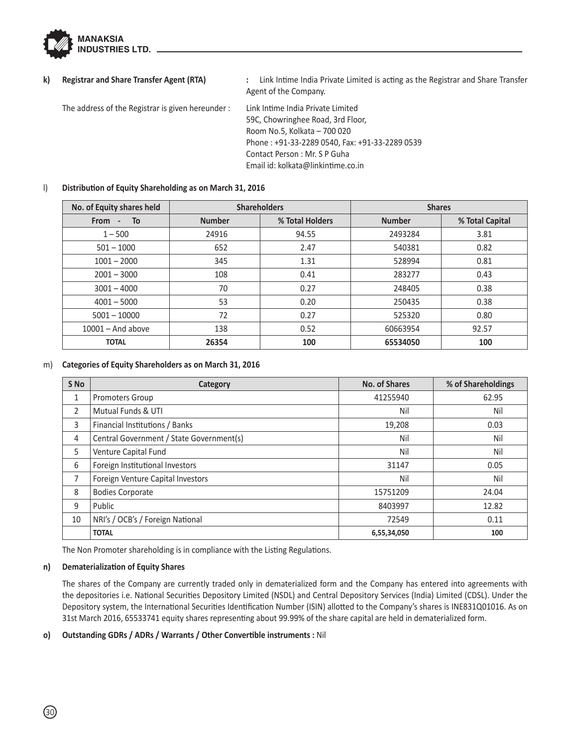**k) Registrar and Share Transfer Agent (RTA)** : Link Intime India Private Limited is acting as the Registrar and Share Transfer Agent of the Company.

The address of the Registrar is given hereunder :

Link Intime India Private Limited
59C, Chowringhee Road, 3rd Floor,
Room No.5, Kolkata – 700 020
Phone : +91-33-2289 0540, Fax: +91-33-2289 0539
Contact Person : Mr. S P Guha
Email id: kolkata@linkintime.co.in

l) **Distribution of Equity Shareholding as on March 31, 2016**

| No. of Equity shares held | Shareholders | | Shares | |
|---|---|---|---|---|
| From - To | Number | % Total Holders | Number | % Total Capital |
| 1 – 500 | 24916 | 94.55 | 2493284 | 3.81 |
| 501 – 1000 | 652 | 2.47 | 540381 | 0.82 |
| 1001 – 2000 | 345 | 1.31 | 528994 | 0.81 |
| 2001 – 3000 | 108 | 0.41 | 283277 | 0.43 |
| 3001 – 4000 | 70 | 0.27 | 248405 | 0.38 |
| 4001 – 5000 | 53 | 0.20 | 250435 | 0.38 |
| 5001 – 10000 | 72 | 0.27 | 525320 | 0.80 |
| 10001 – And above | 138 | 0.52 | 60663954 | 92.57 |
| **TOTAL** | **26354** | **100** | **65534050** | **100** |

m) **Categories of Equity Shareholders as on March 31, 2016**

| S No | Category | No. of Shares | % of Shareholdings |
|---|---|---|---|
| 1 | Promoters Group | 41255940 | 62.95 |
| 2 | Mutual Funds & UTI | Nil | Nil |
| 3 | Financial Institutions / Banks | 19,208 | 0.03 |
| 4 | Central Government / State Government(s) | Nil | Nil |
| 5 | Venture Capital Fund | Nil | Nil |
| 6 | Foreign Institutional Investors | 31147 | 0.05 |
| 7 | Foreign Venture Capital Investors | Nil | Nil |
| 8 | Bodies Corporate | 15751209 | 24.04 |
| 9 | Public | 8403997 | 12.82 |
| 10 | NRI's / OCB's / Foreign National | 72549 | 0.11 |
| | **TOTAL** | **6,55,34,050** | **100** |

The Non Promoter shareholding is in compliance with the Listing Regulations.

**n) Dematerialization of Equity Shares**

The shares of the Company are currently traded only in dematerialized form and the Company has entered into agreements with the depositories i.e. National Securities Depository Limited (NSDL) and Central Depository Services (India) Limited (CDSL). Under the Depository system, the International Securities Identification Number (ISIN) allotted to the Company's shares is INE831Q01016. As on 31st March 2016, 65533741 equity shares representing about 99.99% of the share capital are held in dematerialized form.

**o) Outstanding GDRs / ADRs / Warrants / Other Convertible instruments :** Nil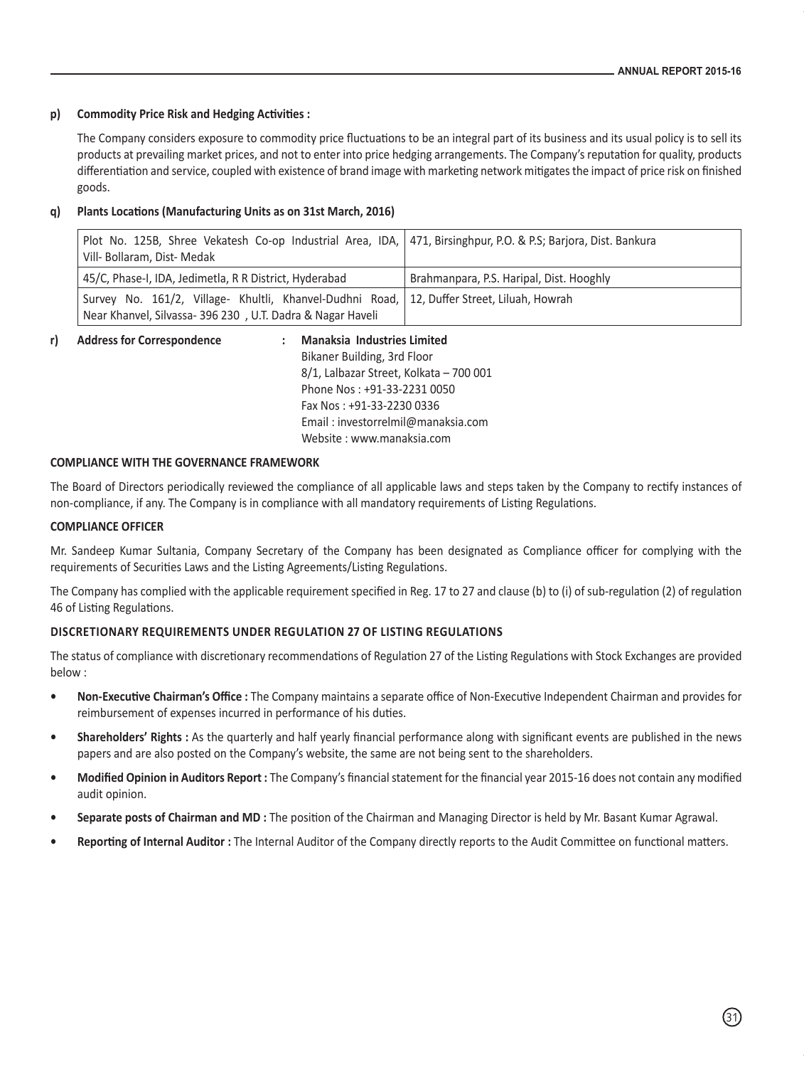**p) Commodity Price Risk and Hedging Activities :**

The Company considers exposure to commodity price fluctuations to be an integral part of its business and its usual policy is to sell its products at prevailing market prices, and not to enter into price hedging arrangements. The Company's reputation for quality, products differentiation and service, coupled with existence of brand image with marketing network mitigates the impact of price risk on finished goods.

**q) Plants Locations (Manufacturing Units as on 31st March, 2016)**

| | |
|---|---|
| Plot No. 125B, Shree Vekatesh Co-op Industrial Area, IDA, Vill- Bollaram, Dist- Medak | 471, Birsinghpur, P.O. & P.S; Barjora, Dist. Bankura |
| 45/C, Phase-I, IDA, Jedimetla, R R District, Hyderabad | Brahmanpara, P.S. Haripal, Dist. Hooghly |
| Survey No. 161/2, Village- Khultli, Khanvel-Dudhni Road, Near Khanvel, Silvassa- 396 230 , U.T. Dadra & Nagar Haveli | 12, Duffer Street, Liluah, Howrah |

**r) Address for Correspondence :** **Manaksia Industries Limited**
Bikaner Building, 3rd Floor
8/1, Lalbazar Street, Kolkata – 700 001
Phone Nos : +91-33-2231 0050
Fax Nos : +91-33-2230 0336
Email : investorrelmil@manaksia.com
Website : www.manaksia.com

**COMPLIANCE WITH THE GOVERNANCE FRAMEWORK**

The Board of Directors periodically reviewed the compliance of all applicable laws and steps taken by the Company to rectify instances of non-compliance, if any. The Company is in compliance with all mandatory requirements of Listing Regulations.

**COMPLIANCE OFFICER**

Mr. Sandeep Kumar Sultania, Company Secretary of the Company has been designated as Compliance officer for complying with the requirements of Securities Laws and the Listing Agreements/Listing Regulations.

The Company has complied with the applicable requirement specified in Reg. 17 to 27 and clause (b) to (i) of sub-regulation (2) of regulation 46 of Listing Regulations.

**DISCRETIONARY REQUIREMENTS UNDER REGULATION 27 OF LISTING REGULATIONS**

The status of compliance with discretionary recommendations of Regulation 27 of the Listing Regulations with Stock Exchanges are provided below :

- **Non-Executive Chairman's Office :** The Company maintains a separate office of Non-Executive Independent Chairman and provides for reimbursement of expenses incurred in performance of his duties.
- **Shareholders' Rights :** As the quarterly and half yearly financial performance along with significant events are published in the news papers and are also posted on the Company's website, the same are not being sent to the shareholders.
- **Modified Opinion in Auditors Report :** The Company's financial statement for the financial year 2015-16 does not contain any modified audit opinion.
- **Separate posts of Chairman and MD :** The position of the Chairman and Managing Director is held by Mr. Basant Kumar Agrawal.
- **Reporting of Internal Auditor :** The Internal Auditor of the Company directly reports to the Audit Committee on functional matters.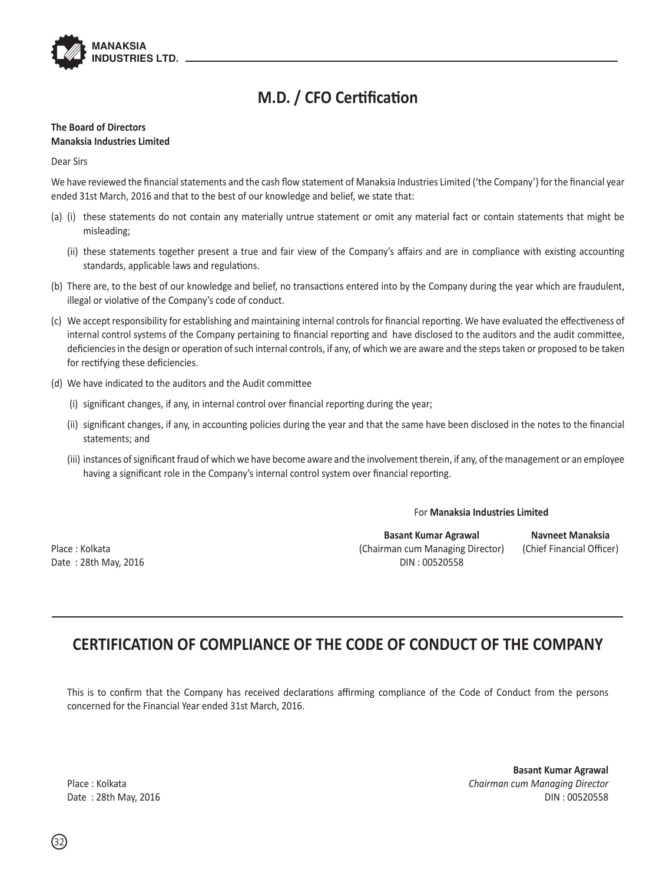# M.D. / CFO Certification

**The Board of Directors**
**Manaksia Industries Limited**

Dear Sirs

We have reviewed the financial statements and the cash flow statement of Manaksia Industries Limited ('the Company') for the financial year ended 31st March, 2016 and that to the best of our knowledge and belief, we state that:

(a) (i) these statements do not contain any materially untrue statement or omit any material fact or contain statements that might be misleading;

(ii) these statements together present a true and fair view of the Company's affairs and are in compliance with existing accounting standards, applicable laws and regulations.

(b) There are, to the best of our knowledge and belief, no transactions entered into by the Company during the year which are fraudulent, illegal or violative of the Company's code of conduct.

(c) We accept responsibility for establishing and maintaining internal controls for financial reporting. We have evaluated the effectiveness of internal control systems of the Company pertaining to financial reporting and have disclosed to the auditors and the audit committee, deficiencies in the design or operation of such internal controls, if any, of which we are aware and the steps taken or proposed to be taken for rectifying these deficiencies.

(d) We have indicated to the auditors and the Audit committee

(i) significant changes, if any, in internal control over financial reporting during the year;

(ii) significant changes, if any, in accounting policies during the year and that the same have been disclosed in the notes to the financial statements; and

(iii) instances of significant fraud of which we have become aware and the involvement therein, if any, of the management or an employee having a significant role in the Company's internal control system over financial reporting.

For **Manaksia Industries Limited**

**Basant Kumar Agrawal**
(Chairman cum Managing Director)
DIN : 00520558

**Navneet Manaksia**
(Chief Financial Officer)

Place : Kolkata
Date : 28th May, 2016

## CERTIFICATION OF COMPLIANCE OF THE CODE OF CONDUCT OF THE COMPANY

This is to confirm that the Company has received declarations affirming compliance of the Code of Conduct from the persons concerned for the Financial Year ended 31st March, 2016.

**Basant Kumar Agrawal**
*Chairman cum Managing Director*
DIN : 00520558

Place : Kolkata
Date : 28th May, 2016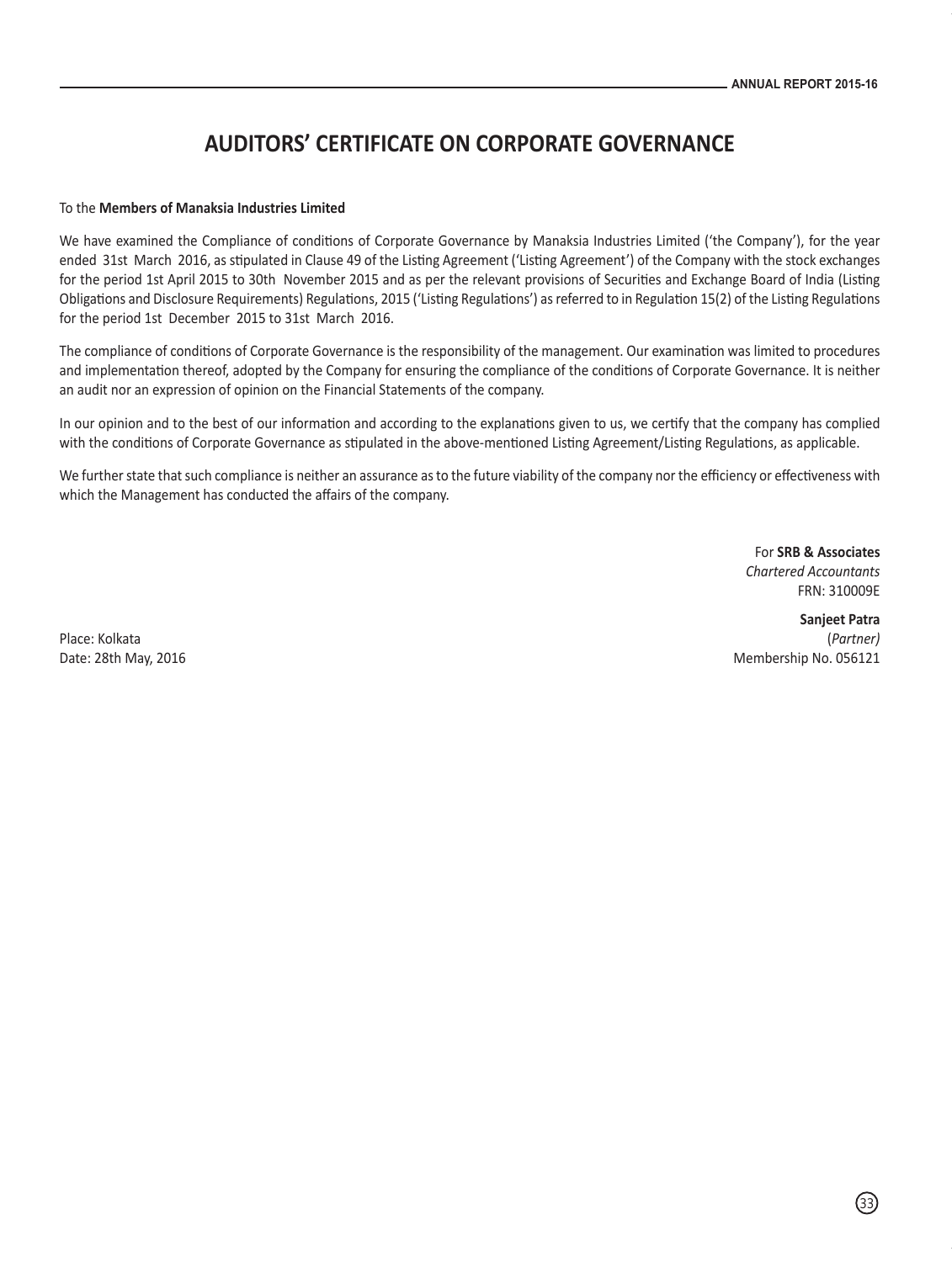# AUDITORS' CERTIFICATE ON CORPORATE GOVERNANCE

To the **Members of Manaksia Industries Limited**

We have examined the Compliance of conditions of Corporate Governance by Manaksia Industries Limited ('the Company'), for the year ended 31st March 2016, as stipulated in Clause 49 of the Listing Agreement ('Listing Agreement') of the Company with the stock exchanges for the period 1st April 2015 to 30th November 2015 and as per the relevant provisions of Securities and Exchange Board of India (Listing Obligations and Disclosure Requirements) Regulations, 2015 ('Listing Regulations') as referred to in Regulation 15(2) of the Listing Regulations for the period 1st December 2015 to 31st March 2016.

The compliance of conditions of Corporate Governance is the responsibility of the management. Our examination was limited to procedures and implementation thereof, adopted by the Company for ensuring the compliance of the conditions of Corporate Governance. It is neither an audit nor an expression of opinion on the Financial Statements of the company.

In our opinion and to the best of our information and according to the explanations given to us, we certify that the company has complied with the conditions of Corporate Governance as stipulated in the above-mentioned Listing Agreement/Listing Regulations, as applicable.

We further state that such compliance is neither an assurance as to the future viability of the company nor the efficiency or effectiveness with which the Management has conducted the affairs of the company.

For **SRB & Associates**
*Chartered Accountants*
FRN: 310009E

**Sanjeet Patra**
(*Partner*)
Membership No. 056121

Place: Kolkata
Date: 28th May, 2016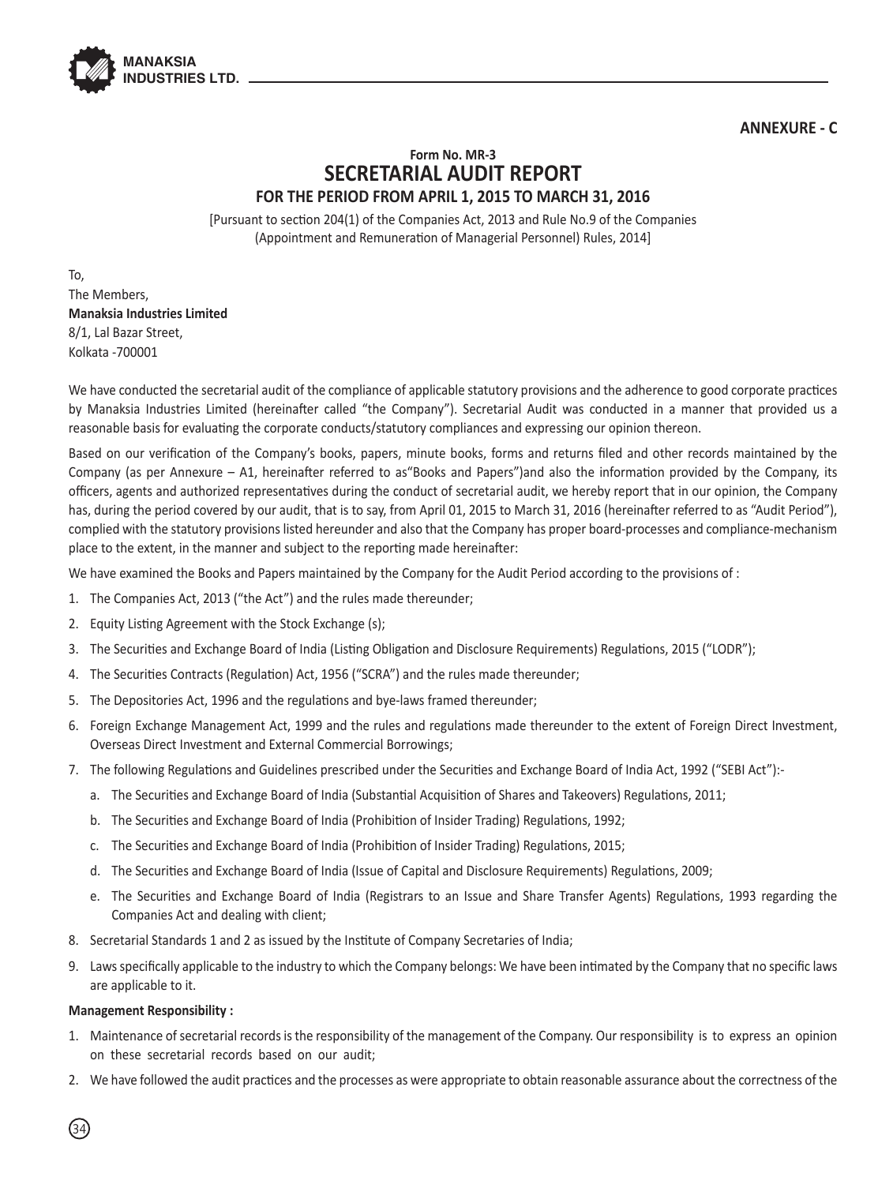**ANNEXURE - C**

**Form No. MR-3**

# SECRETARIAL AUDIT REPORT

## FOR THE PERIOD FROM APRIL 1, 2015 TO MARCH 31, 2016

[Pursuant to section 204(1) of the Companies Act, 2013 and Rule No.9 of the Companies (Appointment and Remuneration of Managerial Personnel) Rules, 2014]

To,
The Members,
**Manaksia Industries Limited**
8/1, Lal Bazar Street,
Kolkata -700001

We have conducted the secretarial audit of the compliance of applicable statutory provisions and the adherence to good corporate practices by Manaksia Industries Limited (hereinafter called "the Company"). Secretarial Audit was conducted in a manner that provided us a reasonable basis for evaluating the corporate conducts/statutory compliances and expressing our opinion thereon.

Based on our verification of the Company's books, papers, minute books, forms and returns filed and other records maintained by the Company (as per Annexure – A1, hereinafter referred to as"Books and Papers")and also the information provided by the Company, its officers, agents and authorized representatives during the conduct of secretarial audit, we hereby report that in our opinion, the Company has, during the period covered by our audit, that is to say, from April 01, 2015 to March 31, 2016 (hereinafter referred to as "Audit Period"), complied with the statutory provisions listed hereunder and also that the Company has proper board-processes and compliance-mechanism place to the extent, in the manner and subject to the reporting made hereinafter:

We have examined the Books and Papers maintained by the Company for the Audit Period according to the provisions of :

1. The Companies Act, 2013 ("the Act") and the rules made thereunder;
2. Equity Listing Agreement with the Stock Exchange (s);
3. The Securities and Exchange Board of India (Listing Obligation and Disclosure Requirements) Regulations, 2015 ("LODR");
4. The Securities Contracts (Regulation) Act, 1956 ("SCRA") and the rules made thereunder;
5. The Depositories Act, 1996 and the regulations and bye-laws framed thereunder;
6. Foreign Exchange Management Act, 1999 and the rules and regulations made thereunder to the extent of Foreign Direct Investment, Overseas Direct Investment and External Commercial Borrowings;
7. The following Regulations and Guidelines prescribed under the Securities and Exchange Board of India Act, 1992 ("SEBI Act"):-
   a. The Securities and Exchange Board of India (Substantial Acquisition of Shares and Takeovers) Regulations, 2011;
   b. The Securities and Exchange Board of India (Prohibition of Insider Trading) Regulations, 1992;
   c. The Securities and Exchange Board of India (Prohibition of Insider Trading) Regulations, 2015;
   d. The Securities and Exchange Board of India (Issue of Capital and Disclosure Requirements) Regulations, 2009;
   e. The Securities and Exchange Board of India (Registrars to an Issue and Share Transfer Agents) Regulations, 1993 regarding the Companies Act and dealing with client;
8. Secretarial Standards 1 and 2 as issued by the Institute of Company Secretaries of India;
9. Laws specifically applicable to the industry to which the Company belongs: We have been intimated by the Company that no specific laws are applicable to it.

**Management Responsibility :**

1. Maintenance of secretarial records is the responsibility of the management of the Company. Our responsibility is to express an opinion on these secretarial records based on our audit;
2. We have followed the audit practices and the processes as were appropriate to obtain reasonable assurance about the correctness of the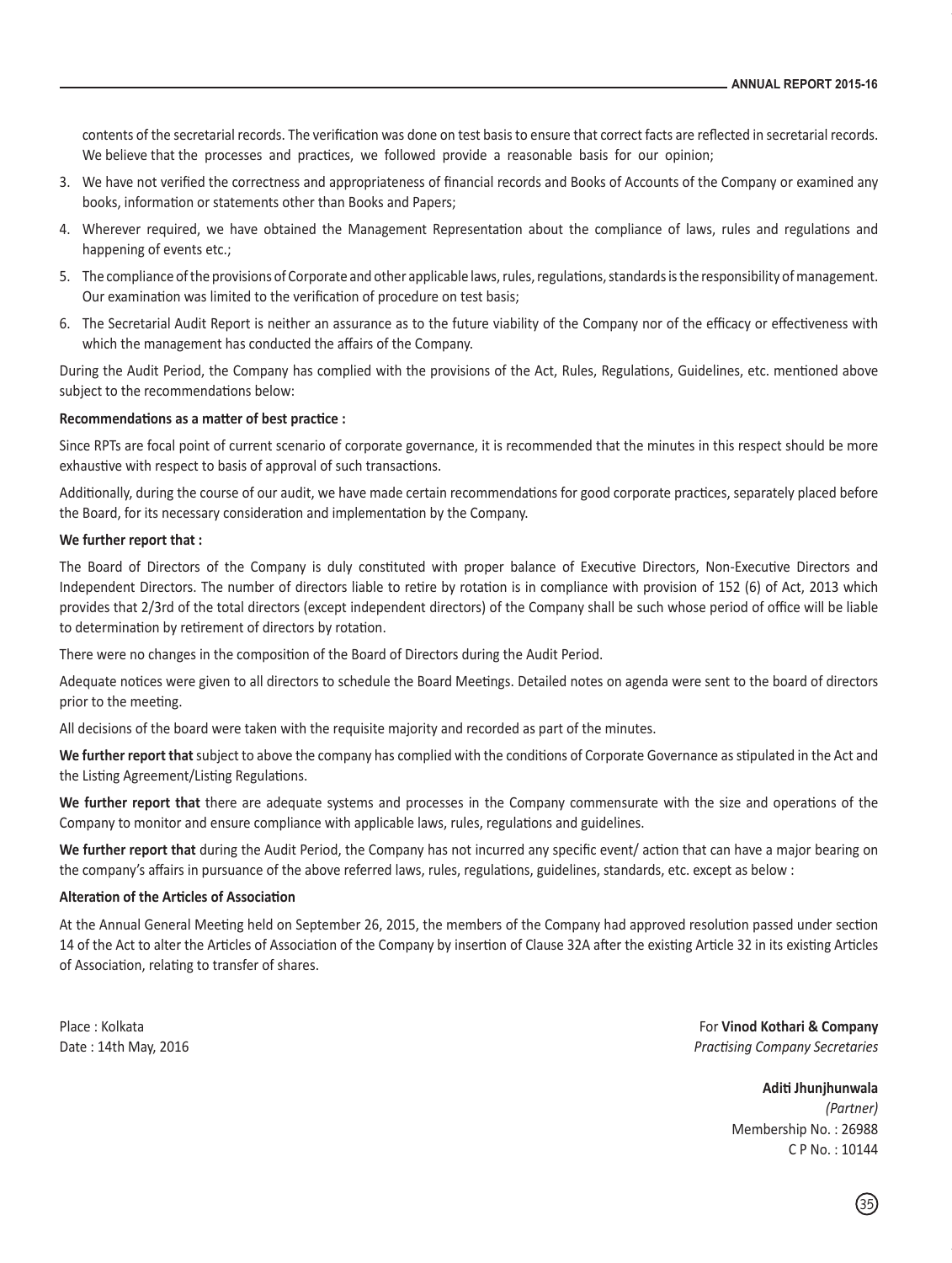contents of the secretarial records. The verification was done on test basis to ensure that correct facts are reflected in secretarial records. We believe that the processes and practices, we followed provide a reasonable basis for our opinion;

3. We have not verified the correctness and appropriateness of financial records and Books of Accounts of the Company or examined any books, information or statements other than Books and Papers;
4. Wherever required, we have obtained the Management Representation about the compliance of laws, rules and regulations and happening of events etc.;
5. The compliance of the provisions of Corporate and other applicable laws, rules, regulations, standards is the responsibility of management. Our examination was limited to the verification of procedure on test basis;
6. The Secretarial Audit Report is neither an assurance as to the future viability of the Company nor of the efficacy or effectiveness with which the management has conducted the affairs of the Company.

During the Audit Period, the Company has complied with the provisions of the Act, Rules, Regulations, Guidelines, etc. mentioned above subject to the recommendations below:

**Recommendations as a matter of best practice :**

Since RPTs are focal point of current scenario of corporate governance, it is recommended that the minutes in this respect should be more exhaustive with respect to basis of approval of such transactions.

Additionally, during the course of our audit, we have made certain recommendations for good corporate practices, separately placed before the Board, for its necessary consideration and implementation by the Company.

**We further report that :**

The Board of Directors of the Company is duly constituted with proper balance of Executive Directors, Non-Executive Directors and Independent Directors. The number of directors liable to retire by rotation is in compliance with provision of 152 (6) of Act, 2013 which provides that 2/3rd of the total directors (except independent directors) of the Company shall be such whose period of office will be liable to determination by retirement of directors by rotation.

There were no changes in the composition of the Board of Directors during the Audit Period.

Adequate notices were given to all directors to schedule the Board Meetings. Detailed notes on agenda were sent to the board of directors prior to the meeting.

All decisions of the board were taken with the requisite majority and recorded as part of the minutes.

**We further report that** subject to above the company has complied with the conditions of Corporate Governance as stipulated in the Act and the Listing Agreement/Listing Regulations.

**We further report that** there are adequate systems and processes in the Company commensurate with the size and operations of the Company to monitor and ensure compliance with applicable laws, rules, regulations and guidelines.

**We further report that** during the Audit Period, the Company has not incurred any specific event/ action that can have a major bearing on the company's affairs in pursuance of the above referred laws, rules, regulations, guidelines, standards, etc. except as below :

**Alteration of the Articles of Association**

At the Annual General Meeting held on September 26, 2015, the members of the Company had approved resolution passed under section 14 of the Act to alter the Articles of Association of the Company by insertion of Clause 32A after the existing Article 32 in its existing Articles of Association, relating to transfer of shares.

Place : Kolkata
Date : 14th May, 2016

For **Vinod Kothari & Company**
*Practising Company Secretaries*

**Aditi Jhunjhunwala**
*(Partner)*
Membership No. : 26988
C P No. : 10144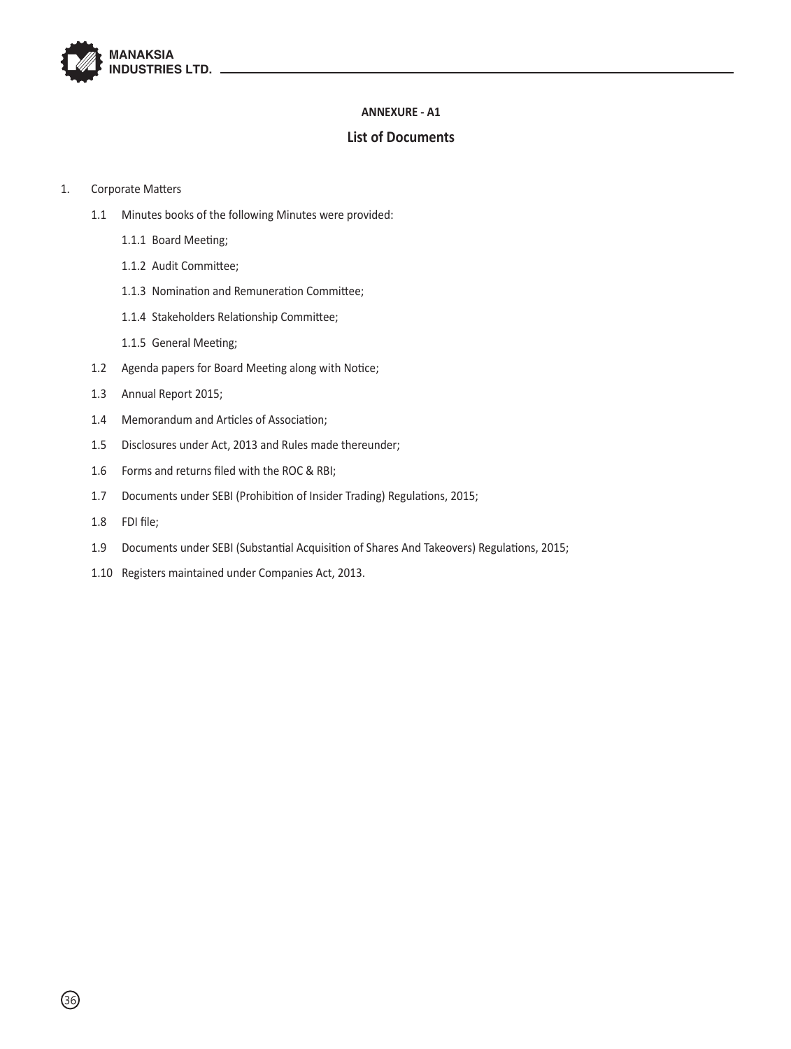## ANNEXURE - A1

## List of Documents

1. Corporate Matters

    1.1 Minutes books of the following Minutes were provided:

        1.1.1 Board Meeting;

        1.1.2 Audit Committee;

        1.1.3 Nomination and Remuneration Committee;

        1.1.4 Stakeholders Relationship Committee;

        1.1.5 General Meeting;

    1.2 Agenda papers for Board Meeting along with Notice;

    1.3 Annual Report 2015;

    1.4 Memorandum and Articles of Association;

    1.5 Disclosures under Act, 2013 and Rules made thereunder;

    1.6 Forms and returns filed with the ROC & RBI;

    1.7 Documents under SEBI (Prohibition of Insider Trading) Regulations, 2015;

    1.8 FDI file;

    1.9 Documents under SEBI (Substantial Acquisition of Shares And Takeovers) Regulations, 2015;

    1.10 Registers maintained under Companies Act, 2013.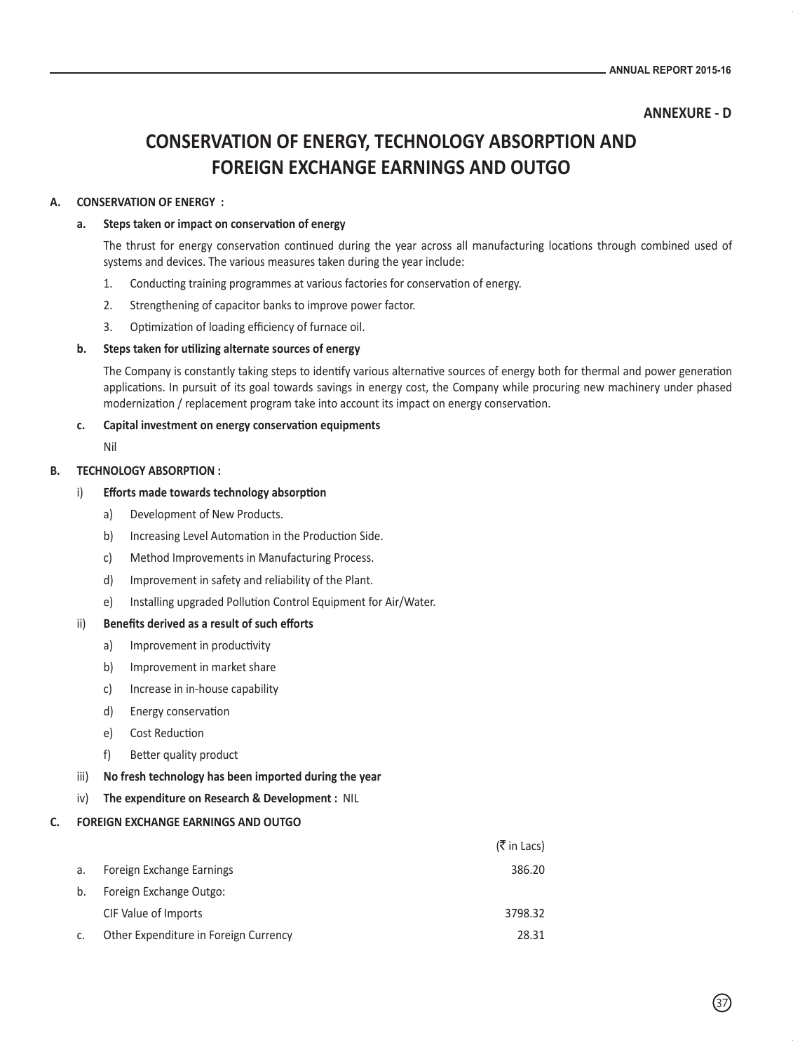**ANNEXURE - D**

# CONSERVATION OF ENERGY, TECHNOLOGY ABSORPTION AND FOREIGN EXCHANGE EARNINGS AND OUTGO

## A. CONSERVATION OF ENERGY :

### a. Steps taken or impact on conservation of energy

The thrust for energy conservation continued during the year across all manufacturing locations through combined used of systems and devices. The various measures taken during the year include:

1. Conducting training programmes at various factories for conservation of energy.
2. Strengthening of capacitor banks to improve power factor.
3. Optimization of loading efficiency of furnace oil.

### b. Steps taken for utilizing alternate sources of energy

The Company is constantly taking steps to identify various alternative sources of energy both for thermal and power generation applications. In pursuit of its goal towards savings in energy cost, the Company while procuring new machinery under phased modernization / replacement program take into account its impact on energy conservation.

### c. Capital investment on energy conservation equipments

Nil

## B. TECHNOLOGY ABSORPTION :

### i) Efforts made towards technology absorption

a) Development of New Products.

b) Increasing Level Automation in the Production Side.

c) Method Improvements in Manufacturing Process.

d) Improvement in safety and reliability of the Plant.

e) Installing upgraded Pollution Control Equipment for Air/Water.

### ii) Benefits derived as a result of such efforts

a) Improvement in productivity

b) Improvement in market share

c) Increase in in-house capability

d) Energy conservation

e) Cost Reduction

f) Better quality product

### iii) No fresh technology has been imported during the year

### iv) The expenditure on Research & Development : NIL

## C. FOREIGN EXCHANGE EARNINGS AND OUTGO

| | | (₹ in Lacs) |
|---|---|---|
| a. | Foreign Exchange Earnings | 386.20 |
| b. | Foreign Exchange Outgo: | |
| | CIF Value of Imports | 3798.32 |
| c. | Other Expenditure in Foreign Currency | 28.31 |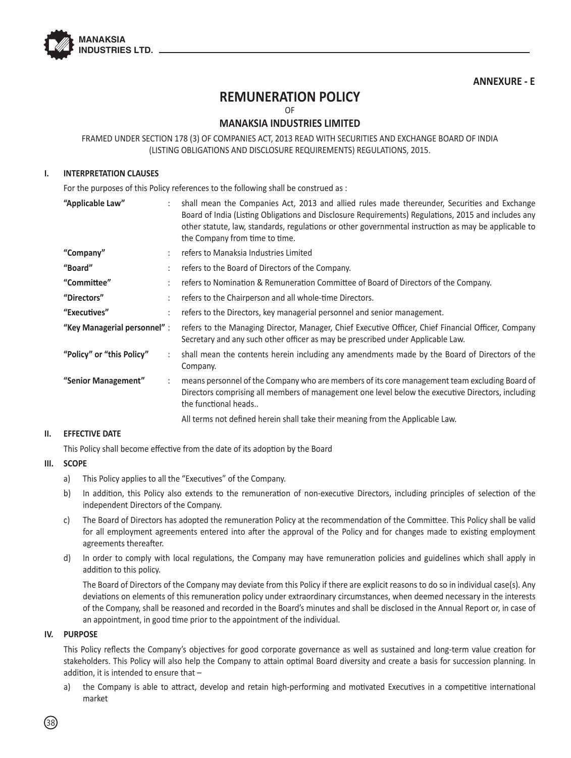**ANNEXURE - E**

# REMUNERATION POLICY

OF

## MANAKSIA INDUSTRIES LIMITED

FRAMED UNDER SECTION 178 (3) OF COMPANIES ACT, 2013 READ WITH SECURITIES AND EXCHANGE BOARD OF INDIA (LISTING OBLIGATIONS AND DISCLOSURE REQUIREMENTS) REGULATIONS, 2015.

### I. INTERPRETATION CLAUSES

For the purposes of this Policy references to the following shall be construed as :

| | | |
|---|---|---|
| **"Applicable Law"** | : | shall mean the Companies Act, 2013 and allied rules made thereunder, Securities and Exchange Board of India (Listing Obligations and Disclosure Requirements) Regulations, 2015 and includes any other statute, law, standards, regulations or other governmental instruction as may be applicable to the Company from time to time. |
| **"Company"** | : | refers to Manaksia Industries Limited |
| **"Board"** | : | refers to the Board of Directors of the Company. |
| **"Committee"** | : | refers to Nomination & Remuneration Committee of Board of Directors of the Company. |
| **"Directors"** | : | refers to the Chairperson and all whole-time Directors. |
| **"Executives"** | : | refers to the Directors, key managerial personnel and senior management. |
| **"Key Managerial personnel"** | : | refers to the Managing Director, Manager, Chief Executive Officer, Chief Financial Officer, Company Secretary and any such other officer as may be prescribed under Applicable Law. |
| **"Policy" or "this Policy"** | : | shall mean the contents herein including any amendments made by the Board of Directors of the Company. |
| **"Senior Management"** | : | means personnel of the Company who are members of its core management team excluding Board of Directors comprising all members of management one level below the executive Directors, including the functional heads.. |

All terms not defined herein shall take their meaning from the Applicable Law.

### II. EFFECTIVE DATE

This Policy shall become effective from the date of its adoption by the Board

### III. SCOPE

a) This Policy applies to all the "Executives" of the Company.

b) In addition, this Policy also extends to the remuneration of non-executive Directors, including principles of selection of the independent Directors of the Company.

c) The Board of Directors has adopted the remuneration Policy at the recommendation of the Committee. This Policy shall be valid for all employment agreements entered into after the approval of the Policy and for changes made to existing employment agreements thereafter.

d) In order to comply with local regulations, the Company may have remuneration policies and guidelines which shall apply in addition to this policy.

The Board of Directors of the Company may deviate from this Policy if there are explicit reasons to do so in individual case(s). Any deviations on elements of this remuneration policy under extraordinary circumstances, when deemed necessary in the interests of the Company, shall be reasoned and recorded in the Board's minutes and shall be disclosed in the Annual Report or, in case of an appointment, in good time prior to the appointment of the individual.

### IV. PURPOSE

This Policy reflects the Company's objectives for good corporate governance as well as sustained and long-term value creation for stakeholders. This Policy will also help the Company to attain optimal Board diversity and create a basis for succession planning. In addition, it is intended to ensure that –

a) the Company is able to attract, develop and retain high-performing and motivated Executives in a competitive international market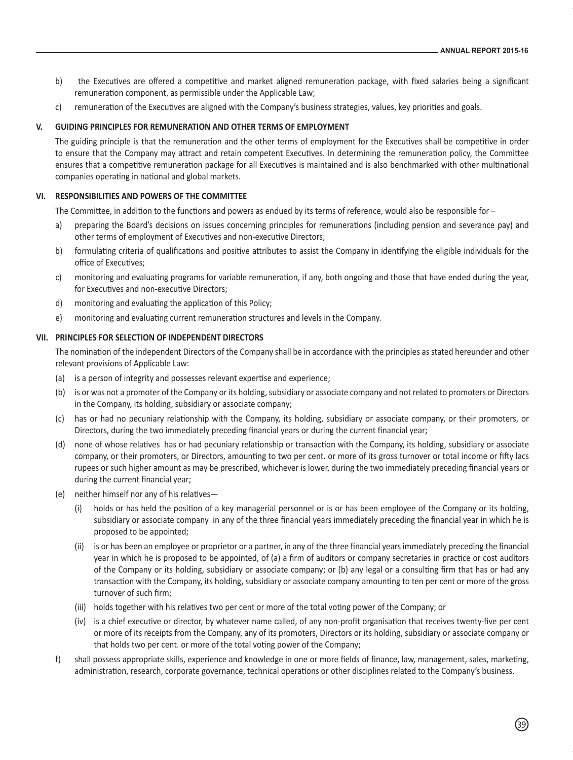b) the Executives are offered a competitive and market aligned remuneration package, with fixed salaries being a significant remuneration component, as permissible under the Applicable Law;

c) remuneration of the Executives are aligned with the Company's business strategies, values, key priorities and goals.

### V. GUIDING PRINCIPLES FOR REMUNERATION AND OTHER TERMS OF EMPLOYMENT

The guiding principle is that the remuneration and the other terms of employment for the Executives shall be competitive in order to ensure that the Company may attract and retain competent Executives. In determining the remuneration policy, the Committee ensures that a competitive remuneration package for all Executives is maintained and is also benchmarked with other multinational companies operating in national and global markets.

### VI. RESPONSIBILITIES AND POWERS OF THE COMMITTEE

The Committee, in addition to the functions and powers as endued by its terms of reference, would also be responsible for –

a) preparing the Board's decisions on issues concerning principles for remunerations (including pension and severance pay) and other terms of employment of Executives and non-executive Directors;

b) formulating criteria of qualifications and positive attributes to assist the Company in identifying the eligible individuals for the office of Executives;

c) monitoring and evaluating programs for variable remuneration, if any, both ongoing and those that have ended during the year, for Executives and non-executive Directors;

d) monitoring and evaluating the application of this Policy;

e) monitoring and evaluating current remuneration structures and levels in the Company.

### VII. PRINCIPLES FOR SELECTION OF INDEPENDENT DIRECTORS

The nomination of the independent Directors of the Company shall be in accordance with the principles as stated hereunder and other relevant provisions of Applicable Law:

(a) is a person of integrity and possesses relevant expertise and experience;

(b) is or was not a promoter of the Company or its holding, subsidiary or associate company and not related to promoters or Directors in the Company, its holding, subsidiary or associate company;

(c) has or had no pecuniary relationship with the Company, its holding, subsidiary or associate company, or their promoters, or Directors, during the two immediately preceding financial years or during the current financial year;

(d) none of whose relatives has or had pecuniary relationship or transaction with the Company, its holding, subsidiary or associate company, or their promoters, or Directors, amounting to two per cent. or more of its gross turnover or total income or fifty lacs rupees or such higher amount as may be prescribed, whichever is lower, during the two immediately preceding financial years or during the current financial year;

(e) neither himself nor any of his relatives—

  (i) holds or has held the position of a key managerial personnel or is or has been employee of the Company or its holding, subsidiary or associate company in any of the three financial years immediately preceding the financial year in which he is proposed to be appointed;

  (ii) is or has been an employee or proprietor or a partner, in any of the three financial years immediately preceding the financial year in which he is proposed to be appointed, of (a) a firm of auditors or company secretaries in practice or cost auditors of the Company or its holding, subsidiary or associate company; or (b) any legal or a consulting firm that has or had any transaction with the Company, its holding, subsidiary or associate company amounting to ten per cent or more of the gross turnover of such firm;

  (iii) holds together with his relatives two per cent or more of the total voting power of the Company; or

  (iv) is a chief executive or director, by whatever name called, of any non-profit organisation that receives twenty-five per cent or more of its receipts from the Company, any of its promoters, Directors or its holding, subsidiary or associate company or that holds two per cent. or more of the total voting power of the Company;

f) shall possess appropriate skills, experience and knowledge in one or more fields of finance, law, management, sales, marketing, administration, research, corporate governance, technical operations or other disciplines related to the Company's business.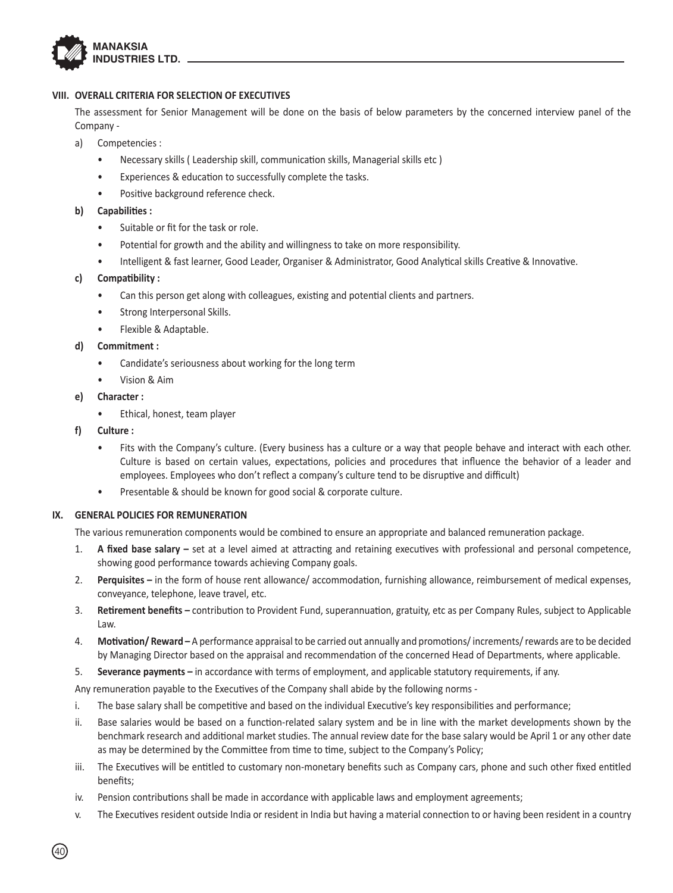## VIII. OVERALL CRITERIA FOR SELECTION OF EXECUTIVES

The assessment for Senior Management will be done on the basis of below parameters by the concerned interview panel of the Company -

a) Competencies :

- Necessary skills ( Leadership skill, communication skills, Managerial skills etc )
- Experiences & education to successfully complete the tasks.
- Positive background reference check.

**b) Capabilities :**

- Suitable or fit for the task or role.
- Potential for growth and the ability and willingness to take on more responsibility.
- Intelligent & fast learner, Good Leader, Organiser & Administrator, Good Analytical skills Creative & Innovative.

**c) Compatibility :**

- Can this person get along with colleagues, existing and potential clients and partners.
- Strong Interpersonal Skills.
- Flexible & Adaptable.

**d) Commitment :**

- Candidate's seriousness about working for the long term
- Vision & Aim

**e) Character :**

- Ethical, honest, team player

**f) Culture :**

- Fits with the Company's culture. (Every business has a culture or a way that people behave and interact with each other. Culture is based on certain values, expectations, policies and procedures that influence the behavior of a leader and employees. Employees who don't reflect a company's culture tend to be disruptive and difficult)
- Presentable & should be known for good social & corporate culture.

## IX. GENERAL POLICIES FOR REMUNERATION

The various remuneration components would be combined to ensure an appropriate and balanced remuneration package.

1. **A fixed base salary –** set at a level aimed at attracting and retaining executives with professional and personal competence, showing good performance towards achieving Company goals.
2. **Perquisites –** in the form of house rent allowance/ accommodation, furnishing allowance, reimbursement of medical expenses, conveyance, telephone, leave travel, etc.
3. **Retirement benefits –** contribution to Provident Fund, superannuation, gratuity, etc as per Company Rules, subject to Applicable Law.
4. **Motivation/ Reward –** A performance appraisal to be carried out annually and promotions/ increments/ rewards are to be decided by Managing Director based on the appraisal and recommendation of the concerned Head of Departments, where applicable.
5. **Severance payments –** in accordance with terms of employment, and applicable statutory requirements, if any.

Any remuneration payable to the Executives of the Company shall abide by the following norms -

i. The base salary shall be competitive and based on the individual Executive's key responsibilities and performance;

ii. Base salaries would be based on a function-related salary system and be in line with the market developments shown by the benchmark research and additional market studies. The annual review date for the base salary would be April 1 or any other date as may be determined by the Committee from time to time, subject to the Company's Policy;

iii. The Executives will be entitled to customary non-monetary benefits such as Company cars, phone and such other fixed entitled benefits;

iv. Pension contributions shall be made in accordance with applicable laws and employment agreements;

v. The Executives resident outside India or resident in India but having a material connection to or having been resident in a country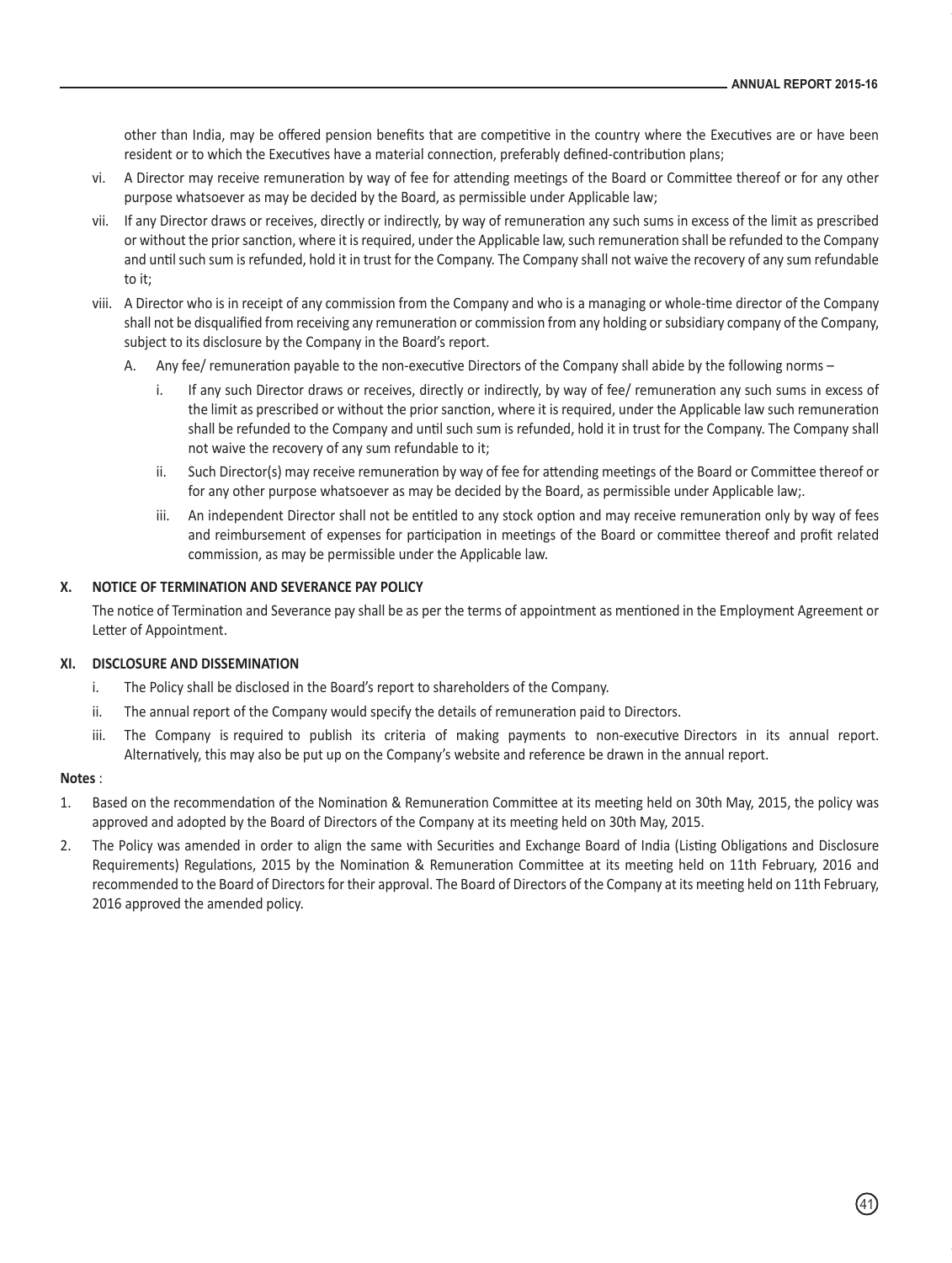other than India, may be offered pension benefits that are competitive in the country where the Executives are or have been resident or to which the Executives have a material connection, preferably defined-contribution plans;

vi. A Director may receive remuneration by way of fee for attending meetings of the Board or Committee thereof or for any other purpose whatsoever as may be decided by the Board, as permissible under Applicable law;

vii. If any Director draws or receives, directly or indirectly, by way of remuneration any such sums in excess of the limit as prescribed or without the prior sanction, where it is required, under the Applicable law, such remuneration shall be refunded to the Company and until such sum is refunded, hold it in trust for the Company. The Company shall not waive the recovery of any sum refundable to it;

viii. A Director who is in receipt of any commission from the Company and who is a managing or whole-time director of the Company shall not be disqualified from receiving any remuneration or commission from any holding or subsidiary company of the Company, subject to its disclosure by the Company in the Board's report.

   A. Any fee/ remuneration payable to the non-executive Directors of the Company shall abide by the following norms –

      i. If any such Director draws or receives, directly or indirectly, by way of fee/ remuneration any such sums in excess of the limit as prescribed or without the prior sanction, where it is required, under the Applicable law such remuneration shall be refunded to the Company and until such sum is refunded, hold it in trust for the Company. The Company shall not waive the recovery of any sum refundable to it;

      ii. Such Director(s) may receive remuneration by way of fee for attending meetings of the Board or Committee thereof or for any other purpose whatsoever as may be decided by the Board, as permissible under Applicable law;.

      iii. An independent Director shall not be entitled to any stock option and may receive remuneration only by way of fees and reimbursement of expenses for participation in meetings of the Board or committee thereof and profit related commission, as may be permissible under the Applicable law.

## X. NOTICE OF TERMINATION AND SEVERANCE PAY POLICY

The notice of Termination and Severance pay shall be as per the terms of appointment as mentioned in the Employment Agreement or Letter of Appointment.

## XI. DISCLOSURE AND DISSEMINATION

i. The Policy shall be disclosed in the Board's report to shareholders of the Company.

ii. The annual report of the Company would specify the details of remuneration paid to Directors.

iii. The Company is required to publish its criteria of making payments to non-executive Directors in its annual report. Alternatively, this may also be put up on the Company's website and reference be drawn in the annual report.

**Notes** :

1. Based on the recommendation of the Nomination & Remuneration Committee at its meeting held on 30th May, 2015, the policy was approved and adopted by the Board of Directors of the Company at its meeting held on 30th May, 2015.
2. The Policy was amended in order to align the same with Securities and Exchange Board of India (Listing Obligations and Disclosure Requirements) Regulations, 2015 by the Nomination & Remuneration Committee at its meeting held on 11th February, 2016 and recommended to the Board of Directors for their approval. The Board of Directors of the Company at its meeting held on 11th February, 2016 approved the amended policy.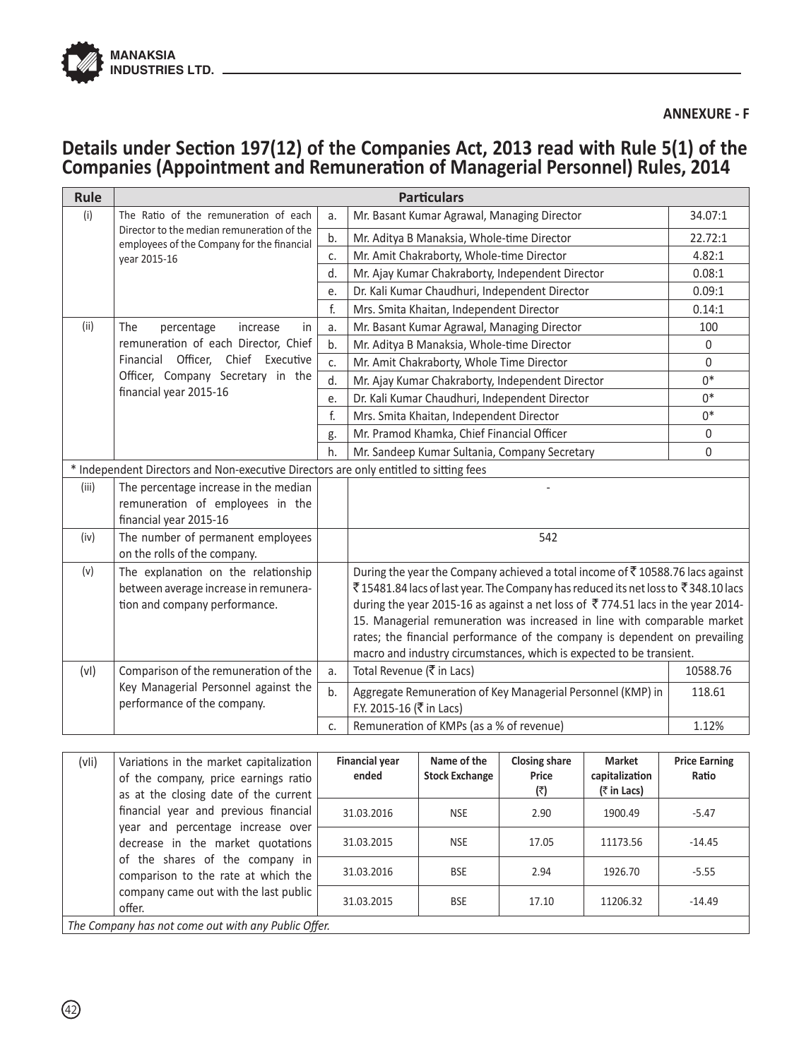**ANNEXURE - F**

# Details under Section 197(12) of the Companies Act, 2013 read with Rule 5(1) of the Companies (Appointment and Remuneration of Managerial Personnel) Rules, 2014

| Rule | Particulars | | | |
|---|---|---|---|---|
| (i) | The Ratio of the remuneration of each Director to the median remuneration of the employees of the Company for the financial year 2015-16 | a. | Mr. Basant Kumar Agrawal, Managing Director | 34.07:1 |
| | | b. | Mr. Aditya B Manaksia, Whole-time Director | 22.72:1 |
| | | c. | Mr. Amit Chakraborty, Whole-time Director | 4.82:1 |
| | | d. | Mr. Ajay Kumar Chakraborty, Independent Director | 0.08:1 |
| | | e. | Dr. Kali Kumar Chaudhuri, Independent Director | 0.09:1 |
| | | f. | Mrs. Smita Khaitan, Independent Director | 0.14:1 |
| (ii) | The percentage increase in remuneration of each Director, Chief Financial Officer, Chief Executive Officer, Company Secretary in the financial year 2015-16 | a. | Mr. Basant Kumar Agrawal, Managing Director | 100 |
| | | b. | Mr. Aditya B Manaksia, Whole-time Director | 0 |
| | | c. | Mr. Amit Chakraborty, Whole Time Director | 0 |
| | | d. | Mr. Ajay Kumar Chakraborty, Independent Director | 0* |
| | | e. | Dr. Kali Kumar Chaudhuri, Independent Director | 0* |
| | | f. | Mrs. Smita Khaitan, Independent Director | 0* |
| | | g. | Mr. Pramod Khamka, Chief Financial Officer | 0 |
| | | h. | Mr. Sandeep Kumar Sultania, Company Secretary | 0 |
| * Independent Directors and Non-executive Directors are only entitled to sitting fees | | | | |
| (iii) | The percentage increase in the median remuneration of employees in the financial year 2015-16 | | - | |
| (iv) | The number of permanent employees on the rolls of the company. | | 542 | |
| (v) | The explanation on the relationship between average increase in remuneration and company performance. | | During the year the Company achieved a total income of ₹ 10588.76 lacs against ₹ 15481.84 lacs of last year. The Company has reduced its net loss to ₹ 348.10 lacs during the year 2015-16 as against a net loss of ₹ 774.51 lacs in the year 2014-15. Managerial remuneration was increased in line with comparable market rates; the financial performance of the company is dependent on prevailing macro and industry circumstances, which is expected to be transient. | |
| (vI) | Comparison of the remuneration of the Key Managerial Personnel against the performance of the company. | a. | Total Revenue (₹ in Lacs) | 10588.76 |
| | | b. | Aggregate Remuneration of Key Managerial Personnel (KMP) in F.Y. 2015-16 (₹ in Lacs) | 118.61 |
| | | c. | Remuneration of KMPs (as a % of revenue) | 1.12% |

| (vIi) | Variations in the market capitalization of the company, price earnings ratio as at the closing date of the current financial year and previous financial year and percentage increase over decrease in the market quotations of the shares of the company in comparison to the rate at which the company came out with the last public offer. | Financial year ended | Name of the Stock Exchange | Closing share Price (₹) | Market capitalization (₹ in Lacs) | Price Earning Ratio |
|---|---|---|---|---|---|---|
| | | 31.03.2016 | NSE | 2.90 | 1900.49 | -5.47 |
| | | 31.03.2015 | NSE | 17.05 | 11173.56 | -14.45 |
| | | 31.03.2016 | BSE | 2.94 | 1926.70 | -5.55 |
| | | 31.03.2015 | BSE | 17.10 | 11206.32 | -14.49 |

*The Company has not come out with any Public Offer.*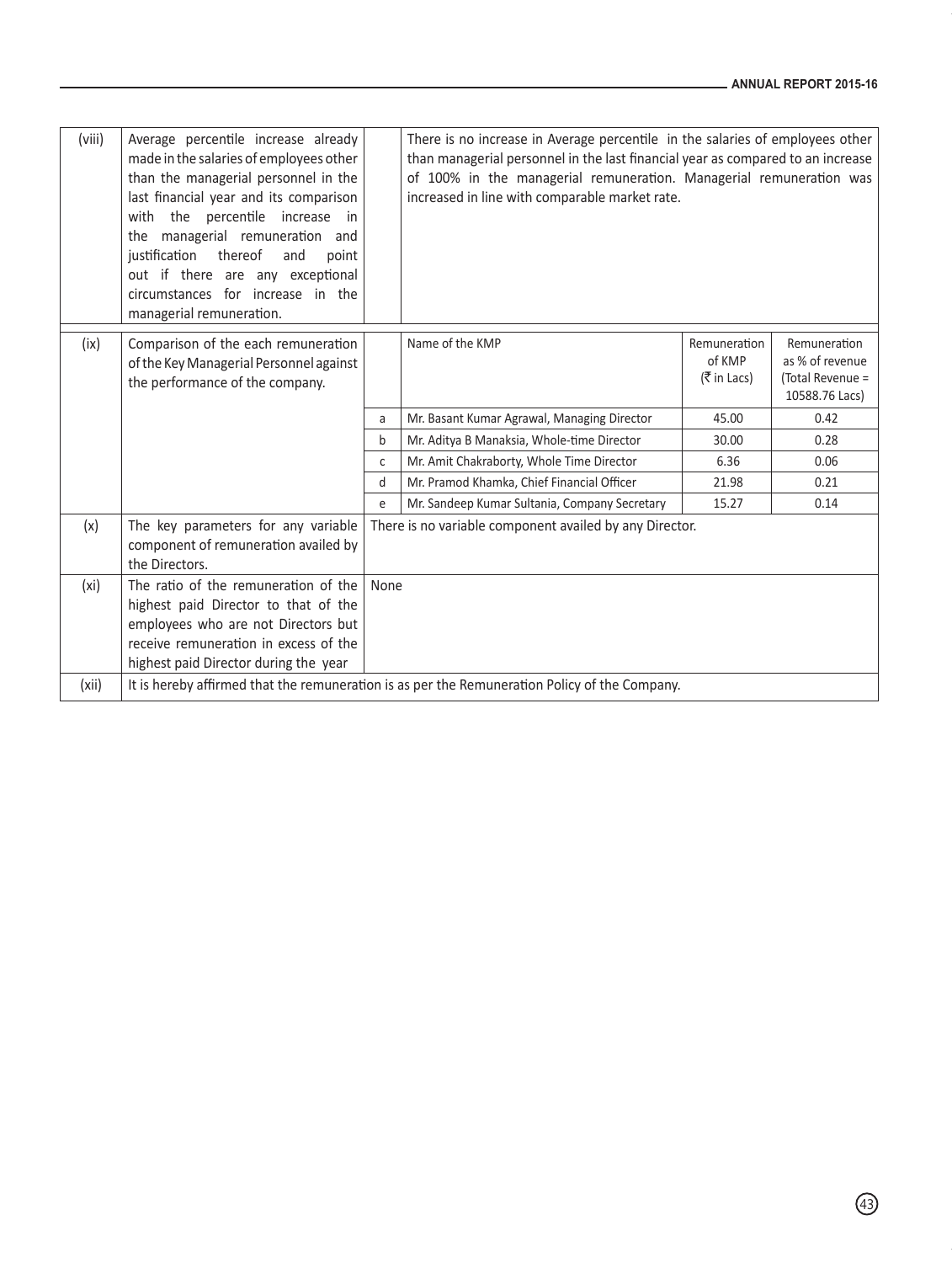| | | | | | |
|---|---|---|---|---|---|
| (viii) | Average percentile increase already made in the salaries of employees other than the managerial personnel in the last financial year and its comparison with the percentile increase in the managerial remuneration and justification thereof and point out if there are any exceptional circumstances for increase in the managerial remuneration. | | There is no increase in Average percentile in the salaries of employees other than managerial personnel in the last financial year as compared to an increase of 100% in the managerial remuneration. Managerial remuneration was increased in line with comparable market rate. | | |
| (ix) | Comparison of the each remuneration of the Key Managerial Personnel against the performance of the company. | | Name of the KMP | Remuneration of KMP (₹ in Lacs) | Remuneration as % of revenue (Total Revenue = 10588.76 Lacs) |
| | | a | Mr. Basant Kumar Agrawal, Managing Director | 45.00 | 0.42 |
| | | b | Mr. Aditya B Manaksia, Whole-time Director | 30.00 | 0.28 |
| | | c | Mr. Amit Chakraborty, Whole Time Director | 6.36 | 0.06 |
| | | d | Mr. Pramod Khamka, Chief Financial Officer | 21.98 | 0.21 |
| | | e | Mr. Sandeep Kumar Sultania, Company Secretary | 15.27 | 0.14 |
| (x) | The key parameters for any variable component of remuneration availed by the Directors. | There is no variable component availed by any Director. | | | |
| (xi) | The ratio of the remuneration of the highest paid Director to that of the employees who are not Directors but receive remuneration in excess of the highest paid Director during the year | None | | | |
| (xii) | It is hereby affirmed that the remuneration is as per the Remuneration Policy of the Company. | | | | |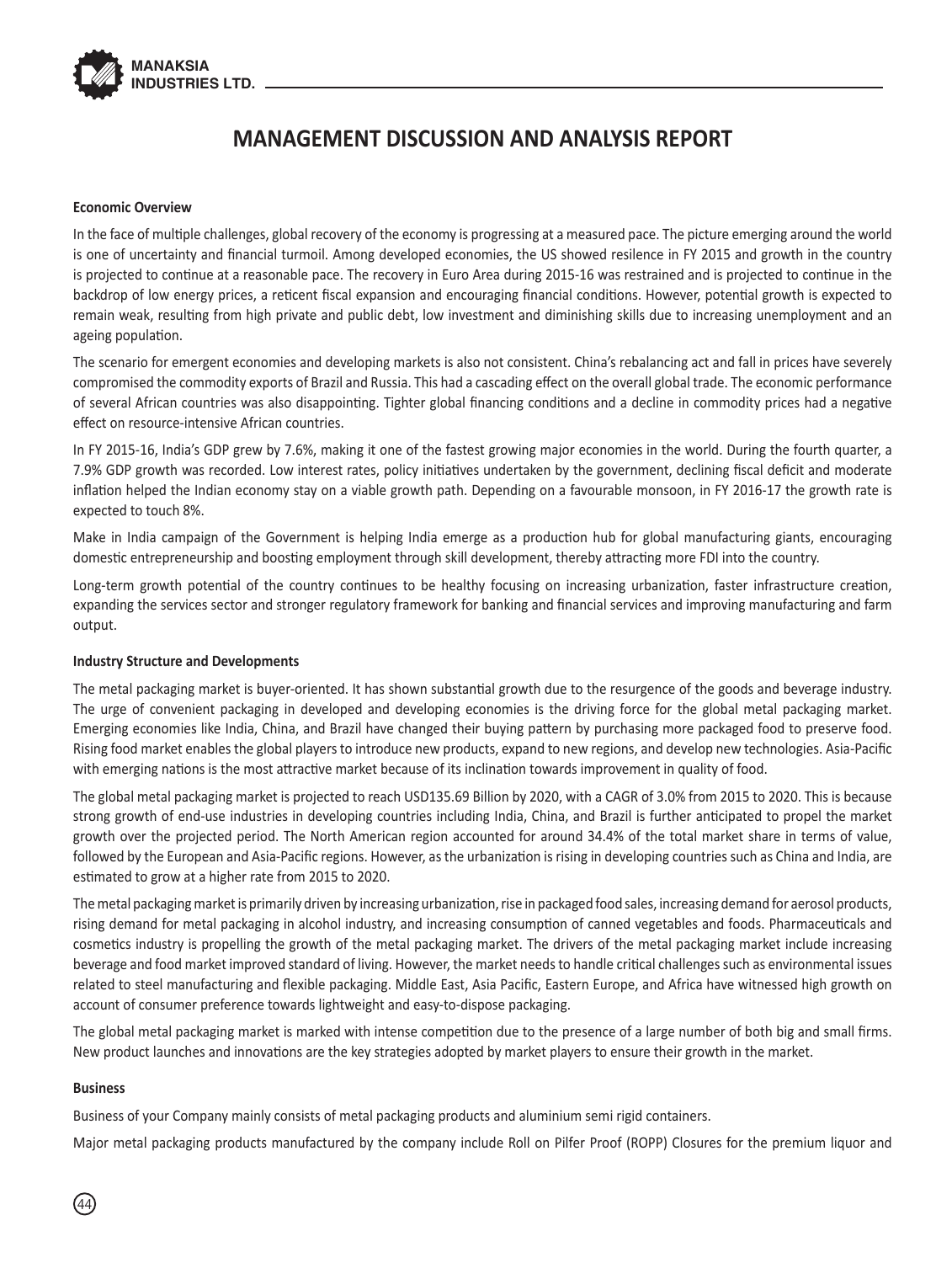# MANAGEMENT DISCUSSION AND ANALYSIS REPORT

**Economic Overview**

In the face of multiple challenges, global recovery of the economy is progressing at a measured pace. The picture emerging around the world is one of uncertainty and financial turmoil. Among developed economies, the US showed resilence in FY 2015 and growth in the country is projected to continue at a reasonable pace. The recovery in Euro Area during 2015-16 was restrained and is projected to continue in the backdrop of low energy prices, a reticent fiscal expansion and encouraging financial conditions. However, potential growth is expected to remain weak, resulting from high private and public debt, low investment and diminishing skills due to increasing unemployment and an ageing population.

The scenario for emergent economies and developing markets is also not consistent. China's rebalancing act and fall in prices have severely compromised the commodity exports of Brazil and Russia. This had a cascading effect on the overall global trade. The economic performance of several African countries was also disappointing. Tighter global financing conditions and a decline in commodity prices had a negative effect on resource-intensive African countries.

In FY 2015-16, India's GDP grew by 7.6%, making it one of the fastest growing major economies in the world. During the fourth quarter, a 7.9% GDP growth was recorded. Low interest rates, policy initiatives undertaken by the government, declining fiscal deficit and moderate inflation helped the Indian economy stay on a viable growth path. Depending on a favourable monsoon, in FY 2016-17 the growth rate is expected to touch 8%.

Make in India campaign of the Government is helping India emerge as a production hub for global manufacturing giants, encouraging domestic entrepreneurship and boosting employment through skill development, thereby attracting more FDI into the country.

Long-term growth potential of the country continues to be healthy focusing on increasing urbanization, faster infrastructure creation, expanding the services sector and stronger regulatory framework for banking and financial services and improving manufacturing and farm output.

**Industry Structure and Developments**

The metal packaging market is buyer-oriented. It has shown substantial growth due to the resurgence of the goods and beverage industry. The urge of convenient packaging in developed and developing economies is the driving force for the global metal packaging market. Emerging economies like India, China, and Brazil have changed their buying pattern by purchasing more packaged food to preserve food. Rising food market enables the global players to introduce new products, expand to new regions, and develop new technologies. Asia-Pacific with emerging nations is the most attractive market because of its inclination towards improvement in quality of food.

The global metal packaging market is projected to reach USD135.69 Billion by 2020, with a CAGR of 3.0% from 2015 to 2020. This is because strong growth of end-use industries in developing countries including India, China, and Brazil is further anticipated to propel the market growth over the projected period. The North American region accounted for around 34.4% of the total market share in terms of value, followed by the European and Asia-Pacific regions. However, as the urbanization is rising in developing countries such as China and India, are estimated to grow at a higher rate from 2015 to 2020.

The metal packaging market is primarily driven by increasing urbanization, rise in packaged food sales, increasing demand for aerosol products, rising demand for metal packaging in alcohol industry, and increasing consumption of canned vegetables and foods. Pharmaceuticals and cosmetics industry is propelling the growth of the metal packaging market. The drivers of the metal packaging market include increasing beverage and food market improved standard of living. However, the market needs to handle critical challenges such as environmental issues related to steel manufacturing and flexible packaging. Middle East, Asia Pacific, Eastern Europe, and Africa have witnessed high growth on account of consumer preference towards lightweight and easy-to-dispose packaging.

The global metal packaging market is marked with intense competition due to the presence of a large number of both big and small firms. New product launches and innovations are the key strategies adopted by market players to ensure their growth in the market.

**Business**

Business of your Company mainly consists of metal packaging products and aluminium semi rigid containers.

Major metal packaging products manufactured by the company include Roll on Pilfer Proof (ROPP) Closures for the premium liquor and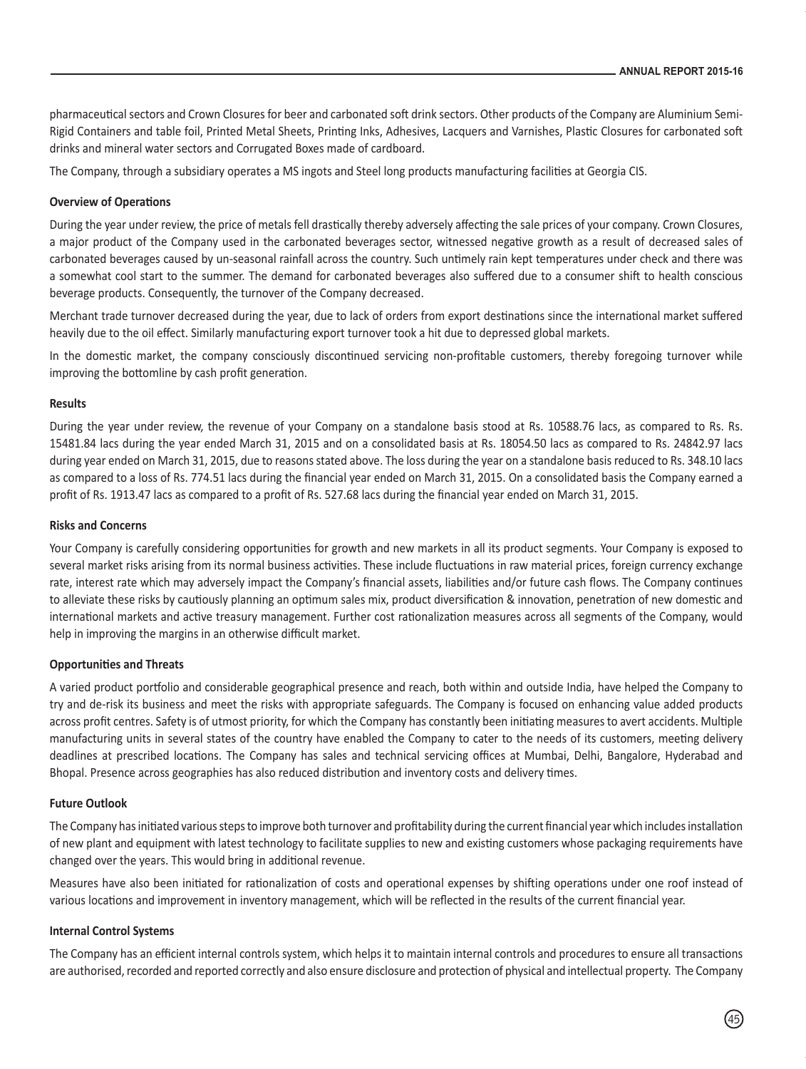pharmaceutical sectors and Crown Closures for beer and carbonated soft drink sectors. Other products of the Company are Aluminium Semi-Rigid Containers and table foil, Printed Metal Sheets, Printing Inks, Adhesives, Lacquers and Varnishes, Plastic Closures for carbonated soft drinks and mineral water sectors and Corrugated Boxes made of cardboard.

The Company, through a subsidiary operates a MS ingots and Steel long products manufacturing facilities at Georgia CIS.

**Overview of Operations**

During the year under review, the price of metals fell drastically thereby adversely affecting the sale prices of your company. Crown Closures, a major product of the Company used in the carbonated beverages sector, witnessed negative growth as a result of decreased sales of carbonated beverages caused by un-seasonal rainfall across the country. Such untimely rain kept temperatures under check and there was a somewhat cool start to the summer. The demand for carbonated beverages also suffered due to a consumer shift to health conscious beverage products. Consequently, the turnover of the Company decreased.

Merchant trade turnover decreased during the year, due to lack of orders from export destinations since the international market suffered heavily due to the oil effect. Similarly manufacturing export turnover took a hit due to depressed global markets.

In the domestic market, the company consciously discontinued servicing non-profitable customers, thereby foregoing turnover while improving the bottomline by cash profit generation.

**Results**

During the year under review, the revenue of your Company on a standalone basis stood at Rs. 10588.76 lacs, as compared to Rs. Rs. 15481.84 lacs during the year ended March 31, 2015 and on a consolidated basis at Rs. 18054.50 lacs as compared to Rs. 24842.97 lacs during year ended on March 31, 2015, due to reasons stated above. The loss during the year on a standalone basis reduced to Rs. 348.10 lacs as compared to a loss of Rs. 774.51 lacs during the financial year ended on March 31, 2015. On a consolidated basis the Company earned a profit of Rs. 1913.47 lacs as compared to a profit of Rs. 527.68 lacs during the financial year ended on March 31, 2015.

**Risks and Concerns**

Your Company is carefully considering opportunities for growth and new markets in all its product segments. Your Company is exposed to several market risks arising from its normal business activities. These include fluctuations in raw material prices, foreign currency exchange rate, interest rate which may adversely impact the Company's financial assets, liabilities and/or future cash flows. The Company continues to alleviate these risks by cautiously planning an optimum sales mix, product diversification & innovation, penetration of new domestic and international markets and active treasury management. Further cost rationalization measures across all segments of the Company, would help in improving the margins in an otherwise difficult market.

**Opportunities and Threats**

A varied product portfolio and considerable geographical presence and reach, both within and outside India, have helped the Company to try and de-risk its business and meet the risks with appropriate safeguards. The Company is focused on enhancing value added products across profit centres. Safety is of utmost priority, for which the Company has constantly been initiating measures to avert accidents. Multiple manufacturing units in several states of the country have enabled the Company to cater to the needs of its customers, meeting delivery deadlines at prescribed locations. The Company has sales and technical servicing offices at Mumbai, Delhi, Bangalore, Hyderabad and Bhopal. Presence across geographies has also reduced distribution and inventory costs and delivery times.

**Future Outlook**

The Company has initiated various steps to improve both turnover and profitability during the current financial year which includes installation of new plant and equipment with latest technology to facilitate supplies to new and existing customers whose packaging requirements have changed over the years. This would bring in additional revenue.

Measures have also been initiated for rationalization of costs and operational expenses by shifting operations under one roof instead of various locations and improvement in inventory management, which will be reflected in the results of the current financial year.

**Internal Control Systems**

The Company has an efficient internal controls system, which helps it to maintain internal controls and procedures to ensure all transactions are authorised, recorded and reported correctly and also ensure disclosure and protection of physical and intellectual property. The Company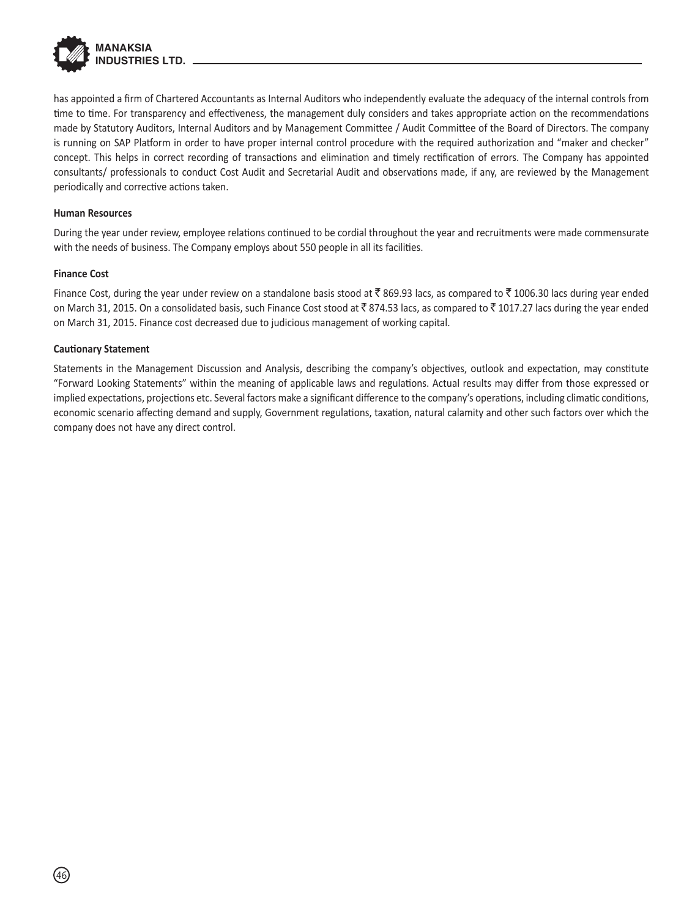has appointed a firm of Chartered Accountants as Internal Auditors who independently evaluate the adequacy of the internal controls from time to time. For transparency and effectiveness, the management duly considers and takes appropriate action on the recommendations made by Statutory Auditors, Internal Auditors and by Management Committee / Audit Committee of the Board of Directors. The company is running on SAP Platform in order to have proper internal control procedure with the required authorization and "maker and checker" concept. This helps in correct recording of transactions and elimination and timely rectification of errors. The Company has appointed consultants/ professionals to conduct Cost Audit and Secretarial Audit and observations made, if any, are reviewed by the Management periodically and corrective actions taken.

**Human Resources**

During the year under review, employee relations continued to be cordial throughout the year and recruitments were made commensurate with the needs of business. The Company employs about 550 people in all its facilities.

**Finance Cost**

Finance Cost, during the year under review on a standalone basis stood at ₹ 869.93 lacs, as compared to ₹ 1006.30 lacs during year ended on March 31, 2015. On a consolidated basis, such Finance Cost stood at ₹ 874.53 lacs, as compared to ₹ 1017.27 lacs during the year ended on March 31, 2015. Finance cost decreased due to judicious management of working capital.

**Cautionary Statement**

Statements in the Management Discussion and Analysis, describing the company's objectives, outlook and expectation, may constitute "Forward Looking Statements" within the meaning of applicable laws and regulations. Actual results may differ from those expressed or implied expectations, projections etc. Several factors make a significant difference to the company's operations, including climatic conditions, economic scenario affecting demand and supply, Government regulations, taxation, natural calamity and other such factors over which the company does not have any direct control.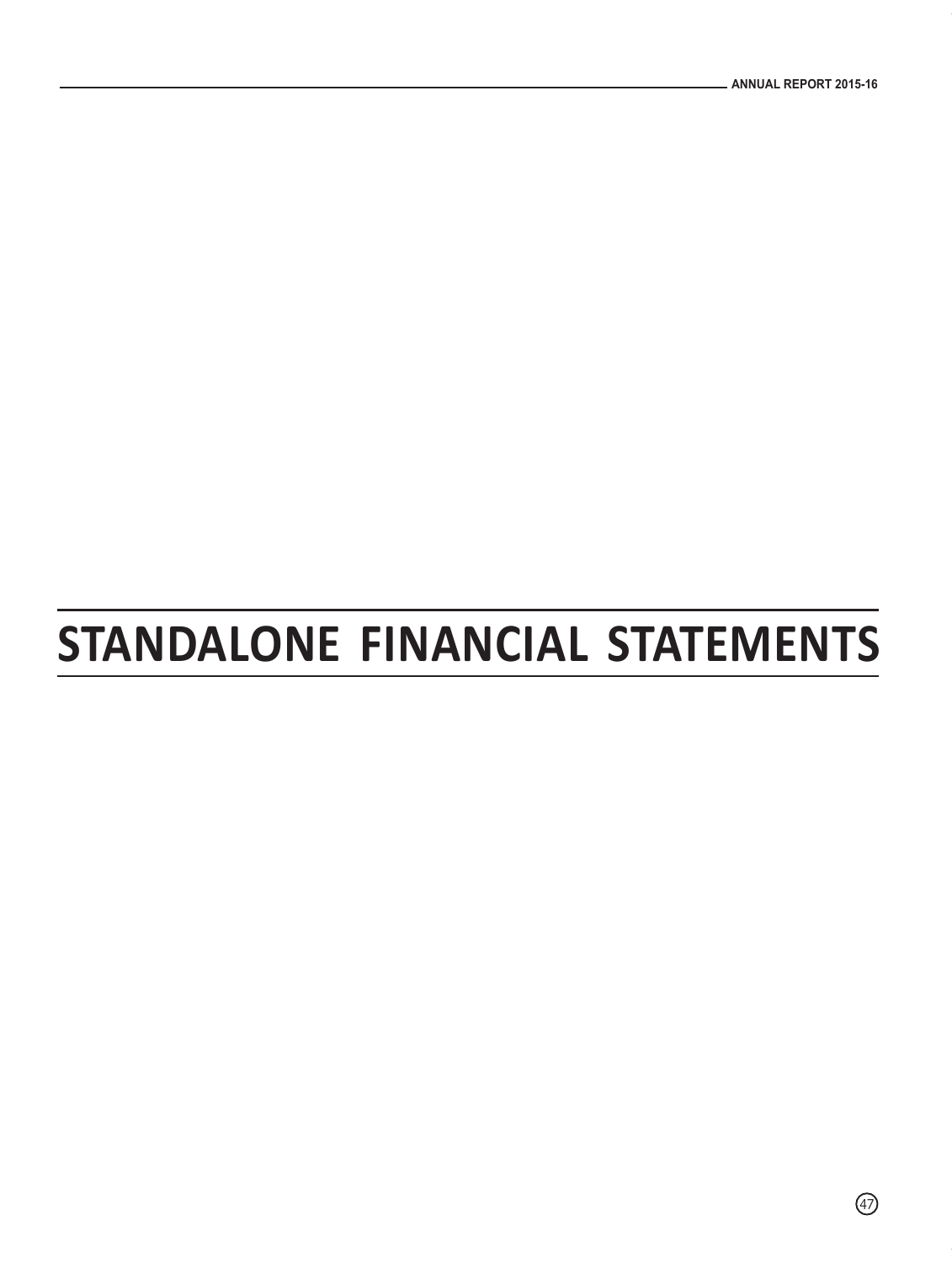# STANDALONE FINANCIAL STATEMENTS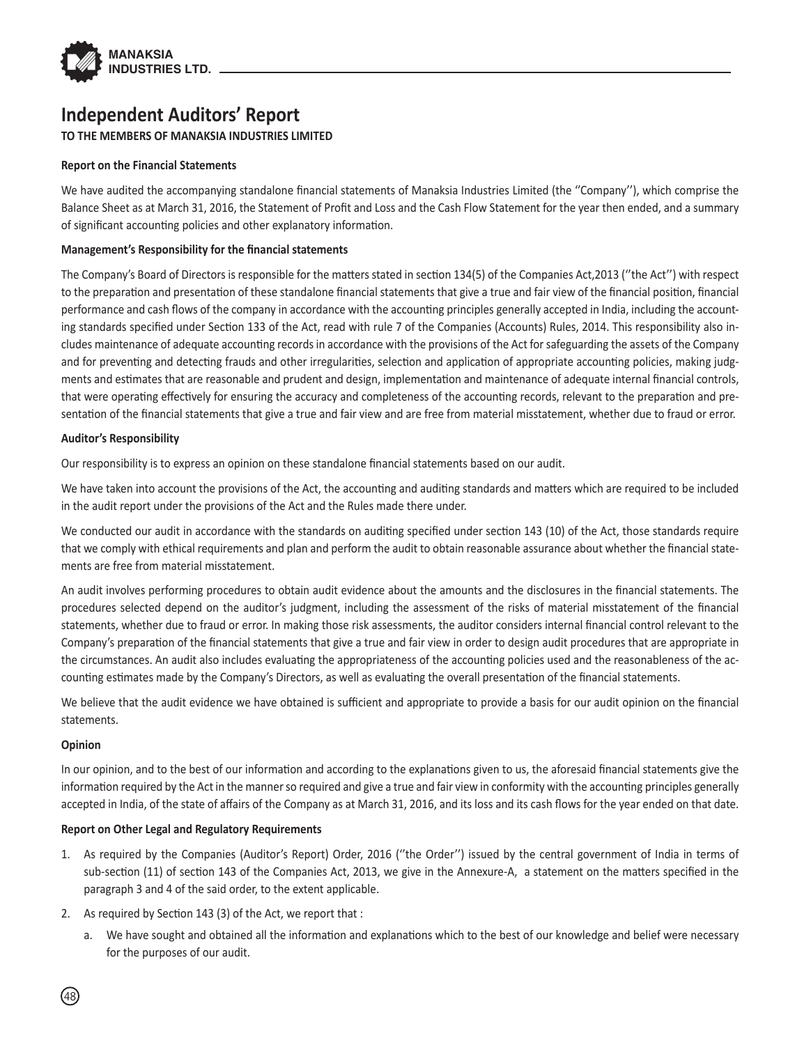# Independent Auditors' Report

**TO THE MEMBERS OF MANAKSIA INDUSTRIES LIMITED**

**Report on the Financial Statements**

We have audited the accompanying standalone financial statements of Manaksia Industries Limited (the ''Company''), which comprise the Balance Sheet as at March 31, 2016, the Statement of Profit and Loss and the Cash Flow Statement for the year then ended, and a summary of significant accounting policies and other explanatory information.

**Management's Responsibility for the financial statements**

The Company's Board of Directors is responsible for the matters stated in section 134(5) of the Companies Act,2013 (''the Act'') with respect to the preparation and presentation of these standalone financial statements that give a true and fair view of the financial position, financial performance and cash flows of the company in accordance with the accounting principles generally accepted in India, including the accounting standards specified under Section 133 of the Act, read with rule 7 of the Companies (Accounts) Rules, 2014. This responsibility also includes maintenance of adequate accounting records in accordance with the provisions of the Act for safeguarding the assets of the Company and for preventing and detecting frauds and other irregularities, selection and application of appropriate accounting policies, making judgments and estimates that are reasonable and prudent and design, implementation and maintenance of adequate internal financial controls, that were operating effectively for ensuring the accuracy and completeness of the accounting records, relevant to the preparation and presentation of the financial statements that give a true and fair view and are free from material misstatement, whether due to fraud or error.

**Auditor's Responsibility**

Our responsibility is to express an opinion on these standalone financial statements based on our audit.

We have taken into account the provisions of the Act, the accounting and auditing standards and matters which are required to be included in the audit report under the provisions of the Act and the Rules made there under.

We conducted our audit in accordance with the standards on auditing specified under section 143 (10) of the Act, those standards require that we comply with ethical requirements and plan and perform the audit to obtain reasonable assurance about whether the financial statements are free from material misstatement.

An audit involves performing procedures to obtain audit evidence about the amounts and the disclosures in the financial statements. The procedures selected depend on the auditor's judgment, including the assessment of the risks of material misstatement of the financial statements, whether due to fraud or error. In making those risk assessments, the auditor considers internal financial control relevant to the Company's preparation of the financial statements that give a true and fair view in order to design audit procedures that are appropriate in the circumstances. An audit also includes evaluating the appropriateness of the accounting policies used and the reasonableness of the accounting estimates made by the Company's Directors, as well as evaluating the overall presentation of the financial statements.

We believe that the audit evidence we have obtained is sufficient and appropriate to provide a basis for our audit opinion on the financial statements.

**Opinion**

In our opinion, and to the best of our information and according to the explanations given to us, the aforesaid financial statements give the information required by the Act in the manner so required and give a true and fair view in conformity with the accounting principles generally accepted in India, of the state of affairs of the Company as at March 31, 2016, and its loss and its cash flows for the year ended on that date.

**Report on Other Legal and Regulatory Requirements**

1. As required by the Companies (Auditor's Report) Order, 2016 (''the Order'') issued by the central government of India in terms of sub-section (11) of section 143 of the Companies Act, 2013, we give in the Annexure-A, a statement on the matters specified in the paragraph 3 and 4 of the said order, to the extent applicable.
2. As required by Section 143 (3) of the Act, we report that :
   a. We have sought and obtained all the information and explanations which to the best of our knowledge and belief were necessary for the purposes of our audit.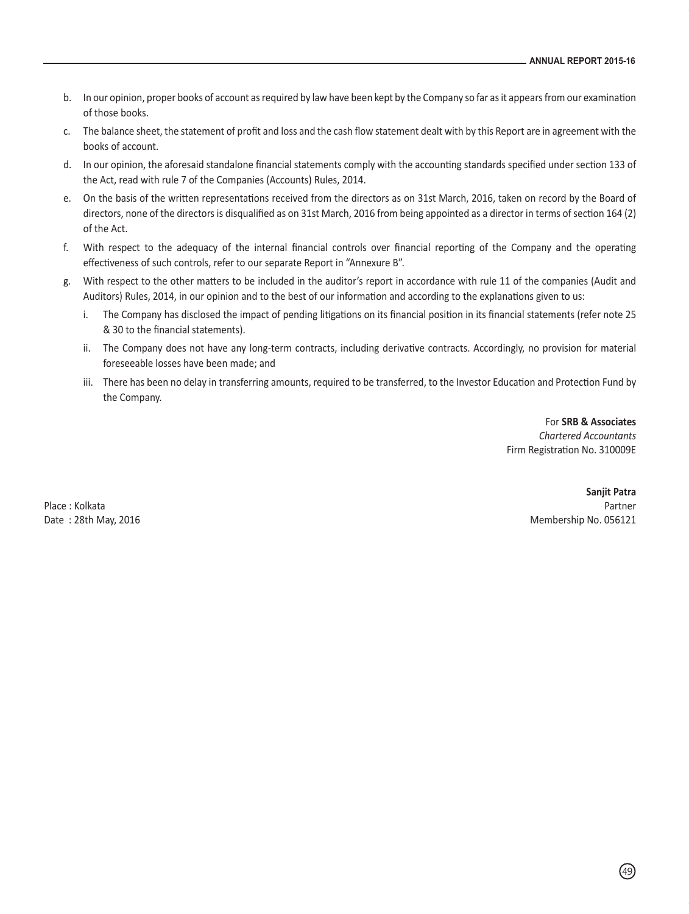b. In our opinion, proper books of account as required by law have been kept by the Company so far as it appears from our examination of those books.

c. The balance sheet, the statement of profit and loss and the cash flow statement dealt with by this Report are in agreement with the books of account.

d. In our opinion, the aforesaid standalone financial statements comply with the accounting standards specified under section 133 of the Act, read with rule 7 of the Companies (Accounts) Rules, 2014.

e. On the basis of the written representations received from the directors as on 31st March, 2016, taken on record by the Board of directors, none of the directors is disqualified as on 31st March, 2016 from being appointed as a director in terms of section 164 (2) of the Act.

f. With respect to the adequacy of the internal financial controls over financial reporting of the Company and the operating effectiveness of such controls, refer to our separate Report in "Annexure B".

g. With respect to the other matters to be included in the auditor's report in accordance with rule 11 of the companies (Audit and Auditors) Rules, 2014, in our opinion and to the best of our information and according to the explanations given to us:

   i. The Company has disclosed the impact of pending litigations on its financial position in its financial statements (refer note 25 & 30 to the financial statements).

   ii. The Company does not have any long-term contracts, including derivative contracts. Accordingly, no provision for material foreseeable losses have been made; and

   iii. There has been no delay in transferring amounts, required to be transferred, to the Investor Education and Protection Fund by the Company.

For **SRB & Associates**
*Chartered Accountants*
Firm Registration No. 310009E

**Sanjit Patra**
Partner
Membership No. 056121

Place : Kolkata
Date : 28th May, 2016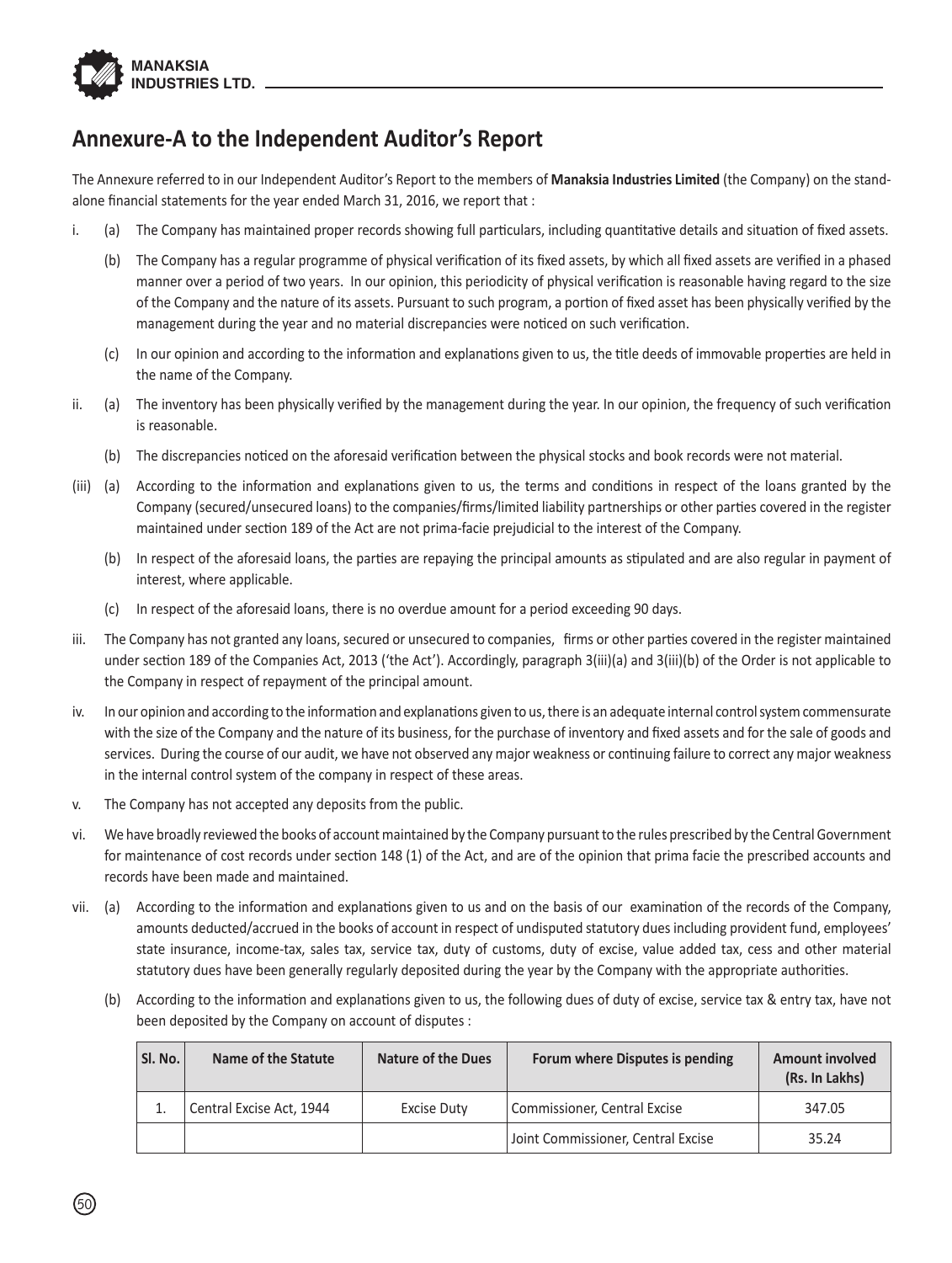# Annexure-A to the Independent Auditor's Report

The Annexure referred to in our Independent Auditor's Report to the members of **Manaksia Industries Limited** (the Company) on the stand-alone financial statements for the year ended March 31, 2016, we report that :

i. (a) The Company has maintained proper records showing full particulars, including quantitative details and situation of fixed assets.

(b) The Company has a regular programme of physical verification of its fixed assets, by which all fixed assets are verified in a phased manner over a period of two years. In our opinion, this periodicity of physical verification is reasonable having regard to the size of the Company and the nature of its assets. Pursuant to such program, a portion of fixed asset has been physically verified by the management during the year and no material discrepancies were noticed on such verification.

(c) In our opinion and according to the information and explanations given to us, the title deeds of immovable properties are held in the name of the Company.

ii. (a) The inventory has been physically verified by the management during the year. In our opinion, the frequency of such verification is reasonable.

(b) The discrepancies noticed on the aforesaid verification between the physical stocks and book records were not material.

(iii) (a) According to the information and explanations given to us, the terms and conditions in respect of the loans granted by the Company (secured/unsecured loans) to the companies/firms/limited liability partnerships or other parties covered in the register maintained under section 189 of the Act are not prima-facie prejudicial to the interest of the Company.

(b) In respect of the aforesaid loans, the parties are repaying the principal amounts as stipulated and are also regular in payment of interest, where applicable.

(c) In respect of the aforesaid loans, there is no overdue amount for a period exceeding 90 days.

iii. The Company has not granted any loans, secured or unsecured to companies, firms or other parties covered in the register maintained under section 189 of the Companies Act, 2013 ('the Act'). Accordingly, paragraph 3(iii)(a) and 3(iii)(b) of the Order is not applicable to the Company in respect of repayment of the principal amount.

iv. In our opinion and according to the information and explanations given to us, there is an adequate internal control system commensurate with the size of the Company and the nature of its business, for the purchase of inventory and fixed assets and for the sale of goods and services. During the course of our audit, we have not observed any major weakness or continuing failure to correct any major weakness in the internal control system of the company in respect of these areas.

v. The Company has not accepted any deposits from the public.

vi. We have broadly reviewed the books of account maintained by the Company pursuant to the rules prescribed by the Central Government for maintenance of cost records under section 148 (1) of the Act, and are of the opinion that prima facie the prescribed accounts and records have been made and maintained.

vii. (a) According to the information and explanations given to us and on the basis of our examination of the records of the Company, amounts deducted/accrued in the books of account in respect of undisputed statutory dues including provident fund, employees' state insurance, income-tax, sales tax, service tax, duty of customs, duty of excise, value added tax, cess and other material statutory dues have been generally regularly deposited during the year by the Company with the appropriate authorities.

(b) According to the information and explanations given to us, the following dues of duty of excise, service tax & entry tax, have not been deposited by the Company on account of disputes :

| Sl. No. | Name of the Statute | Nature of the Dues | Forum where Disputes is pending | Amount involved (Rs. In Lakhs) |
|---|---|---|---|---|
| 1. | Central Excise Act, 1944 | Excise Duty | Commissioner, Central Excise | 347.05 |
| | | | Joint Commissioner, Central Excise | 35.24 |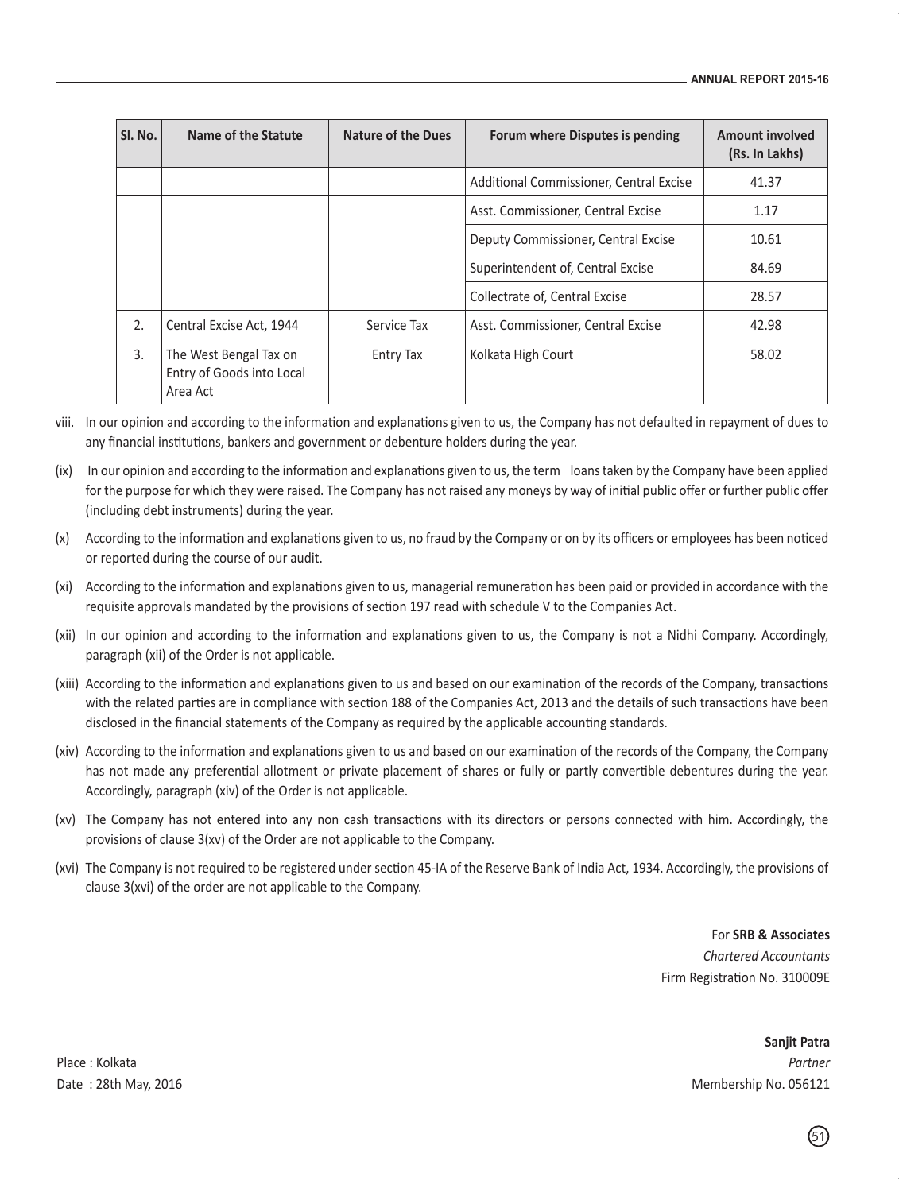| Sl. No. | Name of the Statute | Nature of the Dues | Forum where Disputes is pending | Amount involved (Rs. In Lakhs) |
|---|---|---|---|---|
| | | | Additional Commissioner, Central Excise | 41.37 |
| | | | Asst. Commissioner, Central Excise | 1.17 |
| | | | Deputy Commissioner, Central Excise | 10.61 |
| | | | Superintendent of, Central Excise | 84.69 |
| | | | Collectrate of, Central Excise | 28.57 |
| 2. | Central Excise Act, 1944 | Service Tax | Asst. Commissioner, Central Excise | 42.98 |
| 3. | The West Bengal Tax on Entry of Goods into Local Area Act | Entry Tax | Kolkata High Court | 58.02 |

viii. In our opinion and according to the information and explanations given to us, the Company has not defaulted in repayment of dues to any financial institutions, bankers and government or debenture holders during the year.

(ix) In our opinion and according to the information and explanations given to us, the term loans taken by the Company have been applied for the purpose for which they were raised. The Company has not raised any moneys by way of initial public offer or further public offer (including debt instruments) during the year.

(x) According to the information and explanations given to us, no fraud by the Company or on by its officers or employees has been noticed or reported during the course of our audit.

(xi) According to the information and explanations given to us, managerial remuneration has been paid or provided in accordance with the requisite approvals mandated by the provisions of section 197 read with schedule V to the Companies Act.

(xii) In our opinion and according to the information and explanations given to us, the Company is not a Nidhi Company. Accordingly, paragraph (xii) of the Order is not applicable.

(xiii) According to the information and explanations given to us and based on our examination of the records of the Company, transactions with the related parties are in compliance with section 188 of the Companies Act, 2013 and the details of such transactions have been disclosed in the financial statements of the Company as required by the applicable accounting standards.

(xiv) According to the information and explanations given to us and based on our examination of the records of the Company, the Company has not made any preferential allotment or private placement of shares or fully or partly convertible debentures during the year. Accordingly, paragraph (xiv) of the Order is not applicable.

(xv) The Company has not entered into any non cash transactions with its directors or persons connected with him. Accordingly, the provisions of clause 3(xv) of the Order are not applicable to the Company.

(xvi) The Company is not required to be registered under section 45-IA of the Reserve Bank of India Act, 1934. Accordingly, the provisions of clause 3(xvi) of the order are not applicable to the Company.

For **SRB & Associates**
*Chartered Accountants*
Firm Registration No. 310009E

**Sanjit Patra**
*Partner*
Membership No. 056121

Place : Kolkata
Date : 28th May, 2016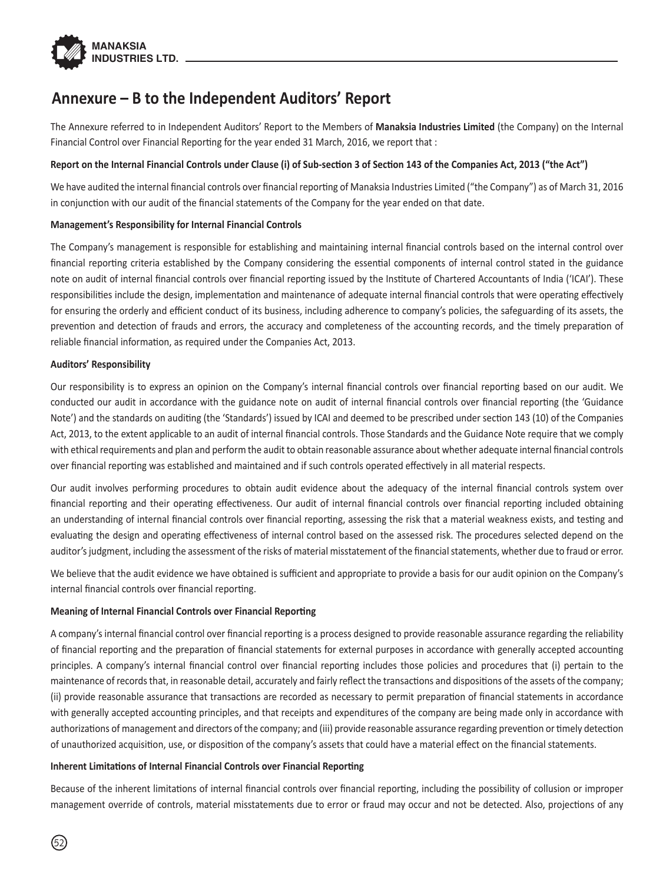# Annexure – B to the Independent Auditors' Report

The Annexure referred to in Independent Auditors' Report to the Members of **Manaksia Industries Limited** (the Company) on the Internal Financial Control over Financial Reporting for the year ended 31 March, 2016, we report that :

**Report on the Internal Financial Controls under Clause (i) of Sub-section 3 of Section 143 of the Companies Act, 2013 ("the Act")**

We have audited the internal financial controls over financial reporting of Manaksia Industries Limited ("the Company") as of March 31, 2016 in conjunction with our audit of the financial statements of the Company for the year ended on that date.

**Management's Responsibility for Internal Financial Controls**

The Company's management is responsible for establishing and maintaining internal financial controls based on the internal control over financial reporting criteria established by the Company considering the essential components of internal control stated in the guidance note on audit of internal financial controls over financial reporting issued by the Institute of Chartered Accountants of India ('ICAI'). These responsibilities include the design, implementation and maintenance of adequate internal financial controls that were operating effectively for ensuring the orderly and efficient conduct of its business, including adherence to company's policies, the safeguarding of its assets, the prevention and detection of frauds and errors, the accuracy and completeness of the accounting records, and the timely preparation of reliable financial information, as required under the Companies Act, 2013.

**Auditors' Responsibility**

Our responsibility is to express an opinion on the Company's internal financial controls over financial reporting based on our audit. We conducted our audit in accordance with the guidance note on audit of internal financial controls over financial reporting (the 'Guidance Note') and the standards on auditing (the 'Standards') issued by ICAI and deemed to be prescribed under section 143 (10) of the Companies Act, 2013, to the extent applicable to an audit of internal financial controls. Those Standards and the Guidance Note require that we comply with ethical requirements and plan and perform the audit to obtain reasonable assurance about whether adequate internal financial controls over financial reporting was established and maintained and if such controls operated effectively in all material respects.

Our audit involves performing procedures to obtain audit evidence about the adequacy of the internal financial controls system over financial reporting and their operating effectiveness. Our audit of internal financial controls over financial reporting included obtaining an understanding of internal financial controls over financial reporting, assessing the risk that a material weakness exists, and testing and evaluating the design and operating effectiveness of internal control based on the assessed risk. The procedures selected depend on the auditor's judgment, including the assessment of the risks of material misstatement of the financial statements, whether due to fraud or error.

We believe that the audit evidence we have obtained is sufficient and appropriate to provide a basis for our audit opinion on the Company's internal financial controls over financial reporting.

**Meaning of Internal Financial Controls over Financial Reporting**

A company's internal financial control over financial reporting is a process designed to provide reasonable assurance regarding the reliability of financial reporting and the preparation of financial statements for external purposes in accordance with generally accepted accounting principles. A company's internal financial control over financial reporting includes those policies and procedures that (i) pertain to the maintenance of records that, in reasonable detail, accurately and fairly reflect the transactions and dispositions of the assets of the company; (ii) provide reasonable assurance that transactions are recorded as necessary to permit preparation of financial statements in accordance with generally accepted accounting principles, and that receipts and expenditures of the company are being made only in accordance with authorizations of management and directors of the company; and (iii) provide reasonable assurance regarding prevention or timely detection of unauthorized acquisition, use, or disposition of the company's assets that could have a material effect on the financial statements.

**Inherent Limitations of Internal Financial Controls over Financial Reporting**

Because of the inherent limitations of internal financial controls over financial reporting, including the possibility of collusion or improper management override of controls, material misstatements due to error or fraud may occur and not be detected. Also, projections of any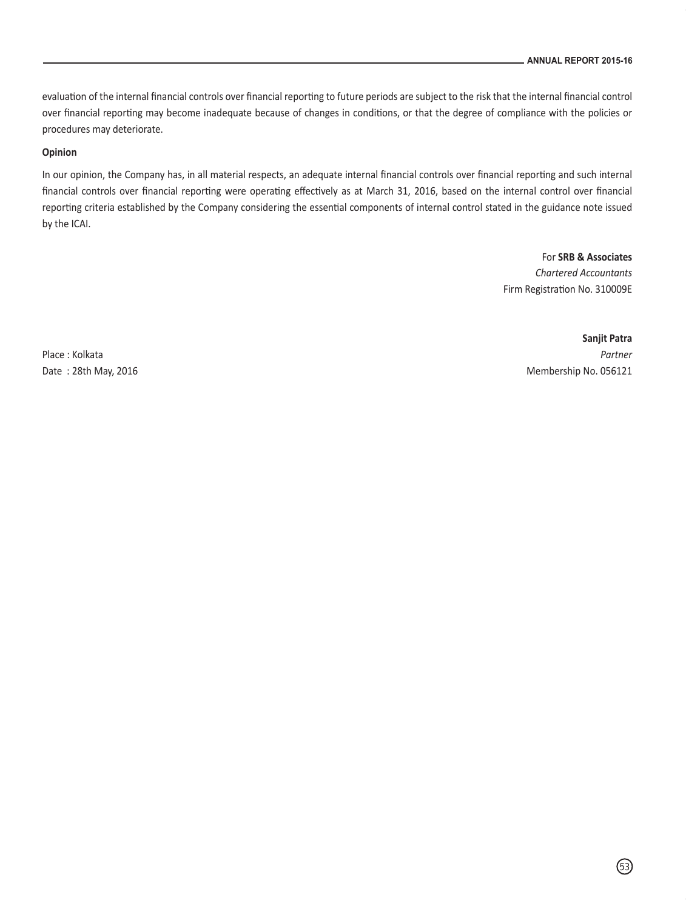evaluation of the internal financial controls over financial reporting to future periods are subject to the risk that the internal financial control over financial reporting may become inadequate because of changes in conditions, or that the degree of compliance with the policies or procedures may deteriorate.

**Opinion**

In our opinion, the Company has, in all material respects, an adequate internal financial controls over financial reporting and such internal financial controls over financial reporting were operating effectively as at March 31, 2016, based on the internal control over financial reporting criteria established by the Company considering the essential components of internal control stated in the guidance note issued by the ICAI.

For **SRB & Associates**
*Chartered Accountants*
Firm Registration No. 310009E

**Sanjit Patra**
*Partner*
Membership No. 056121

Place : Kolkata
Date : 28th May, 2016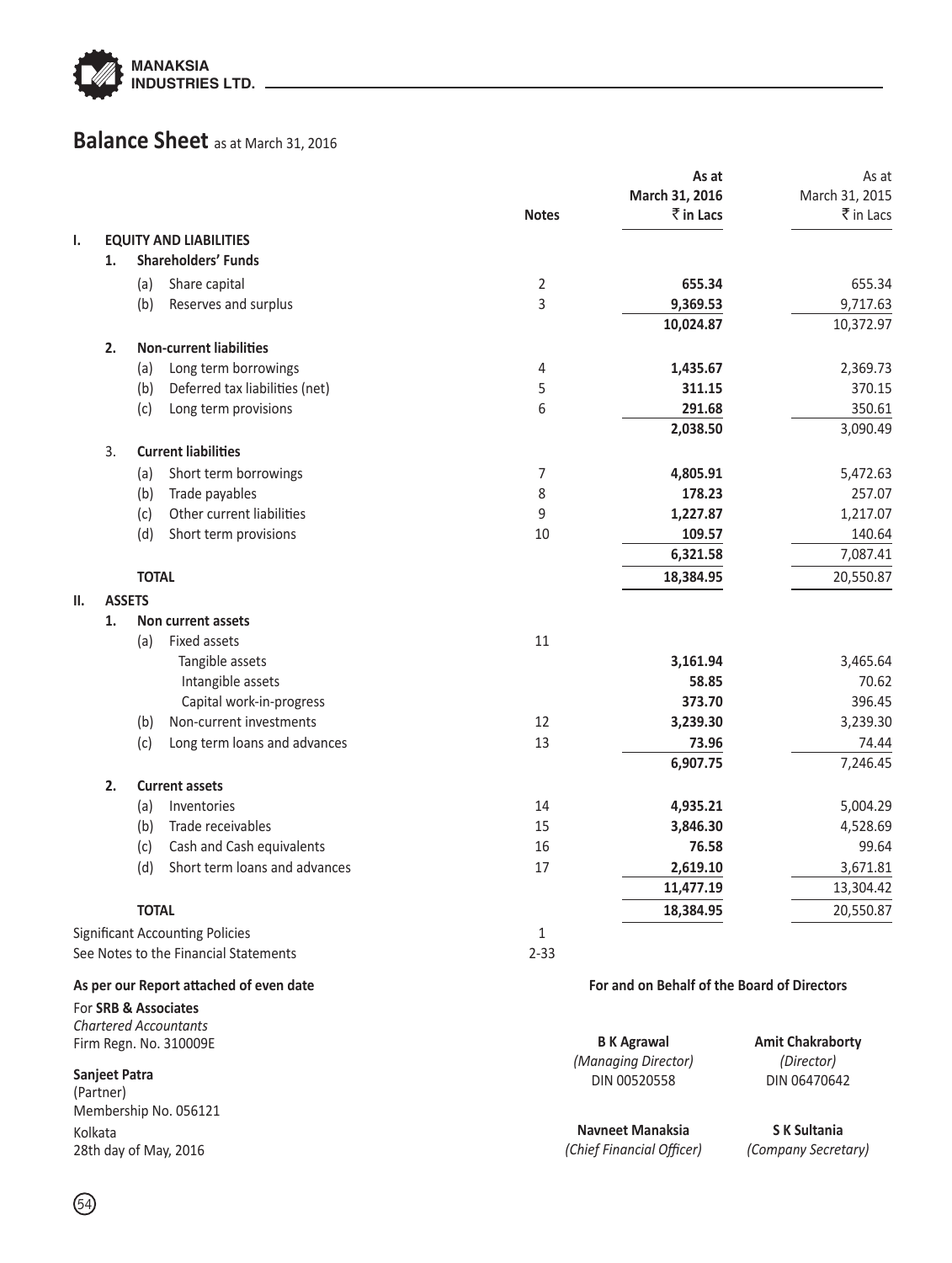# Balance Sheet as at March 31, 2016

| | | | Notes | As at March 31, 2016 ₹ in Lacs | As at March 31, 2015 ₹ in Lacs |
|---|---|---|---|---|---|
| **I.** | **EQUITY AND LIABILITIES** | | | | |
| | **1.** | **Shareholders' Funds** | | | |
| | | (a) Share capital | 2 | **655.34** | 655.34 |
| | | (b) Reserves and surplus | 3 | **9,369.53** | 9,717.63 |
| | | | | **10,024.87** | 10,372.97 |
| | **2.** | **Non-current liabilities** | | | |
| | | (a) Long term borrowings | 4 | **1,435.67** | 2,369.73 |
| | | (b) Deferred tax liabilities (net) | 5 | **311.15** | 370.15 |
| | | (c) Long term provisions | 6 | **291.68** | 350.61 |
| | | | | **2,038.50** | 3,090.49 |
| | 3. | **Current liabilities** | | | |
| | | (a) Short term borrowings | 7 | **4,805.91** | 5,472.63 |
| | | (b) Trade payables | 8 | **178.23** | 257.07 |
| | | (c) Other current liabilities | 9 | **1,227.87** | 1,217.07 |
| | | (d) Short term provisions | 10 | **109.57** | 140.64 |
| | | | | **6,321.58** | 7,087.41 |
| | **TOTAL** | | | **18,384.95** | 20,550.87 |
| **II.** | **ASSETS** | | | | |
| | **1.** | **Non current assets** | | | |
| | | (a) Fixed assets | 11 | | |
| | | Tangible assets | | **3,161.94** | 3,465.64 |
| | | Intangible assets | | **58.85** | 70.62 |
| | | Capital work-in-progress | | **373.70** | 396.45 |
| | | (b) Non-current investments | 12 | **3,239.30** | 3,239.30 |
| | | (c) Long term loans and advances | 13 | **73.96** | 74.44 |
| | | | | **6,907.75** | 7,246.45 |
| | **2.** | **Current assets** | | | |
| | | (a) Inventories | 14 | **4,935.21** | 5,004.29 |
| | | (b) Trade receivables | 15 | **3,846.30** | 4,528.69 |
| | | (c) Cash and Cash equivalents | 16 | **76.58** | 99.64 |
| | | (d) Short term loans and advances | 17 | **2,619.10** | 3,671.81 |
| | | | | **11,477.19** | 13,304.42 |
| | **TOTAL** | | | **18,384.95** | 20,550.87 |

Significant Accounting Policies — 1

See Notes to the Financial Statements — 2-33

**As per our Report attached of even date**

For **SRB & Associates**
*Chartered Accountants*
Firm Regn. No. 310009E

**Sanjeet Patra**
(Partner)
Membership No. 056121

Kolkata
28th day of May, 2016

**For and on Behalf of the Board of Directors**

**B K Agrawal**
*(Managing Director)*
DIN 00520558

**Amit Chakraborty**
*(Director)*
DIN 06470642

**Navneet Manaksia**
*(Chief Financial Officer)*

**S K Sultania**
*(Company Secretary)*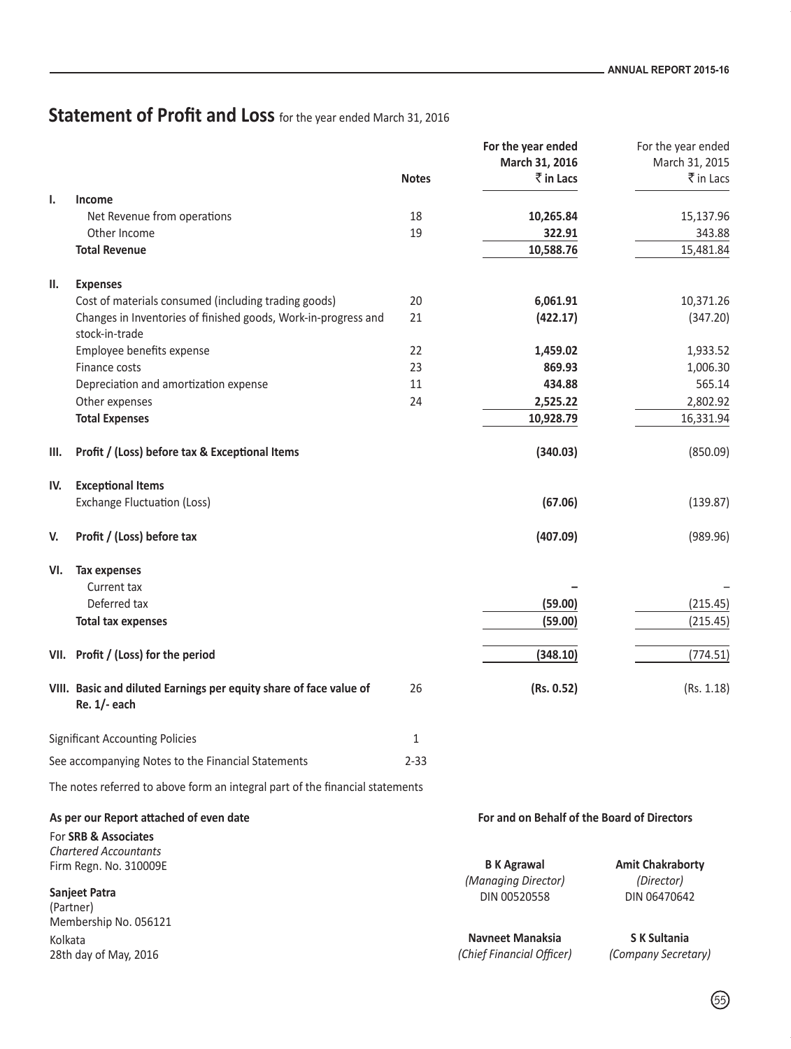## Statement of Profit and Loss for the year ended March 31, 2016

| | | Notes | For the year ended March 31, 2016 ₹ in Lacs | For the year ended March 31, 2015 ₹ in Lacs |
|---|---|---|---|---|
| **I.** | **Income** | | | |
| | Net Revenue from operations | 18 | **10,265.84** | 15,137.96 |
| | Other Income | 19 | **322.91** | 343.88 |
| | **Total Revenue** | | **10,588.76** | 15,481.84 |
| **II.** | **Expenses** | | | |
| | Cost of materials consumed (including trading goods) | 20 | **6,061.91** | 10,371.26 |
| | Changes in Inventories of finished goods, Work-in-progress and stock-in-trade | 21 | **(422.17)** | (347.20) |
| | Employee benefits expense | 22 | **1,459.02** | 1,933.52 |
| | Finance costs | 23 | **869.93** | 1,006.30 |
| | Depreciation and amortization expense | 11 | **434.88** | 565.14 |
| | Other expenses | 24 | **2,525.22** | 2,802.92 |
| | **Total Expenses** | | **10,928.79** | 16,331.94 |
| **III.** | **Profit / (Loss) before tax & Exceptional Items** | | **(340.03)** | (850.09) |
| **IV.** | **Exceptional Items** | | | |
| | Exchange Fluctuation (Loss) | | **(67.06)** | (139.87) |
| **V.** | **Profit / (Loss) before tax** | | **(407.09)** | (989.96) |
| **VI.** | **Tax expenses** | | | |
| | Current tax | | **–** | – |
| | Deferred tax | | **(59.00)** | (215.45) |
| | **Total tax expenses** | | **(59.00)** | (215.45) |
| **VII.** | **Profit / (Loss) for the period** | | **(348.10)** | (774.51) |
| **VIII.** | **Basic and diluted Earnings per equity share of face value of Re. 1/- each** | 26 | **(Rs. 0.52)** | (Rs. 1.18) |

| | Notes |
|---|---|
| Significant Accounting Policies | 1 |
| See accompanying Notes to the Financial Statements | 2-33 |

The notes referred to above form an integral part of the financial statements

**As per our Report attached of even date**

For **SRB & Associates**
*Chartered Accountants*
Firm Regn. No. 310009E

**Sanjeet Patra**
(Partner)
Membership No. 056121
Kolkata
28th day of May, 2016

**For and on Behalf of the Board of Directors**

**B K Agrawal**
*(Managing Director)*
DIN 00520558

**Amit Chakraborty**
*(Director)*
DIN 06470642

**Navneet Manaksia**
*(Chief Financial Officer)*

**S K Sultania**
*(Company Secretary)*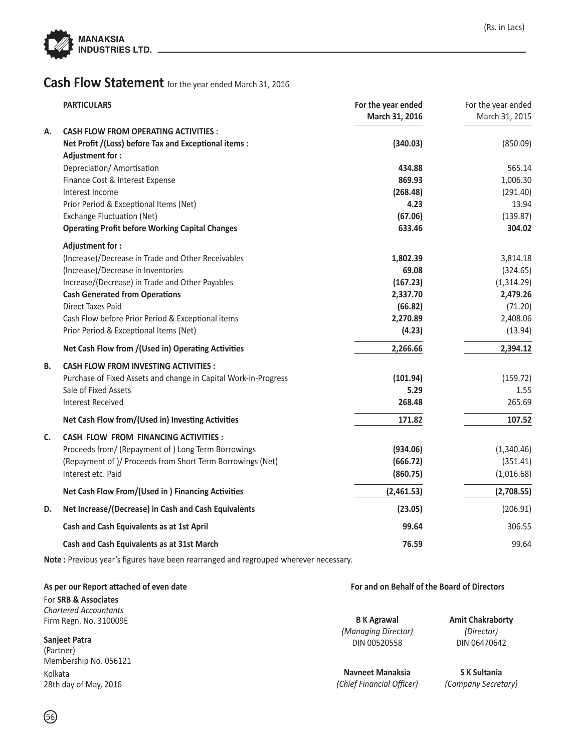(Rs. in Lacs)

# Cash Flow Statement for the year ended March 31, 2016

| | PARTICULARS | For the year ended March 31, 2016 | For the year ended March 31, 2015 |
|---|---|---|---|
| **A.** | **CASH FLOW FROM OPERATING ACTIVITIES :** | | |
| | **Net Profit /(Loss) before Tax and Exceptional items :** | **(340.03)** | (850.09) |
| | **Adjustment for :** | | |
| | Depreciation/ Amortisation | **434.88** | 565.14 |
| | Finance Cost & Interest Expense | **869.93** | 1,006.30 |
| | Interest Income | **(268.48)** | (291.40) |
| | Prior Period & Exceptional Items (Net) | **4.23** | 13.94 |
| | Exchange Fluctuation (Net) | **(67.06)** | (139.87) |
| | **Operating Profit before Working Capital Changes** | **633.46** | **304.02** |
| | **Adjustment for :** | | |
| | (Increase)/Decrease in Trade and Other Receivables | **1,802.39** | 3,814.18 |
| | (Increase)/Decrease in Inventories | **69.08** | (324.65) |
| | Increase/(Decrease) in Trade and Other Payables | **(167.23)** | (1,314.29) |
| | **Cash Generated from Operations** | **2,337.70** | **2,479.26** |
| | Direct Taxes Paid | **(66.82)** | (71.20) |
| | Cash Flow before Prior Period & Exceptional items | **2,270.89** | 2,408.06 |
| | Prior Period & Exceptional Items (Net) | **(4.23)** | (13.94) |
| | **Net Cash Flow from /(Used in) Operating Activities** | **2,266.66** | **2,394.12** |
| **B.** | **CASH FLOW FROM INVESTING ACTIVITIES :** | | |
| | Purchase of Fixed Assets and change in Capital Work-in-Progress | **(101.94)** | (159.72) |
| | Sale of Fixed Assets | **5.29** | 1.55 |
| | Interest Received | **268.48** | 265.69 |
| | **Net Cash Flow from/(Used in) Investing Activities** | **171.82** | **107.52** |
| **C.** | **CASH FLOW FROM FINANCING ACTIVITIES :** | | |
| | Proceeds from/ (Repayment of ) Long Term Borrowings | **(934.06)** | (1,340.46) |
| | (Repayment of )/ Proceeds from Short Term Borrowings (Net) | **(666.72)** | (351.41) |
| | Interest etc. Paid | **(860.75)** | (1,016.68) |
| | **Net Cash Flow From/(Used in ) Financing Activities** | **(2,461.53)** | **(2,708.55)** |
| **D.** | **Net Increase/(Decrease) in Cash and Cash Equivalents** | **(23.05)** | (206.91) |
| | **Cash and Cash Equivalents as at 1st April** | **99.64** | 306.55 |
| | **Cash and Cash Equivalents as at 31st March** | **76.59** | 99.64 |

**Note :** Previous year's figures have been rearranged and regrouped wherever necessary.

**As per our Report attached of even date**

For **SRB & Associates**
*Chartered Accountants*
Firm Regn. No. 310009E

**Sanjeet Patra**
(Partner)
Membership No. 056121
Kolkata
28th day of May, 2016

**For and on Behalf of the Board of Directors**

**B K Agrawal**
*(Managing Director)*
DIN 00520558

**Amit Chakraborty**
*(Director)*
DIN 06470642

**Navneet Manaksia**
*(Chief Financial Officer)*

**S K Sultania**
*(Company Secretary)*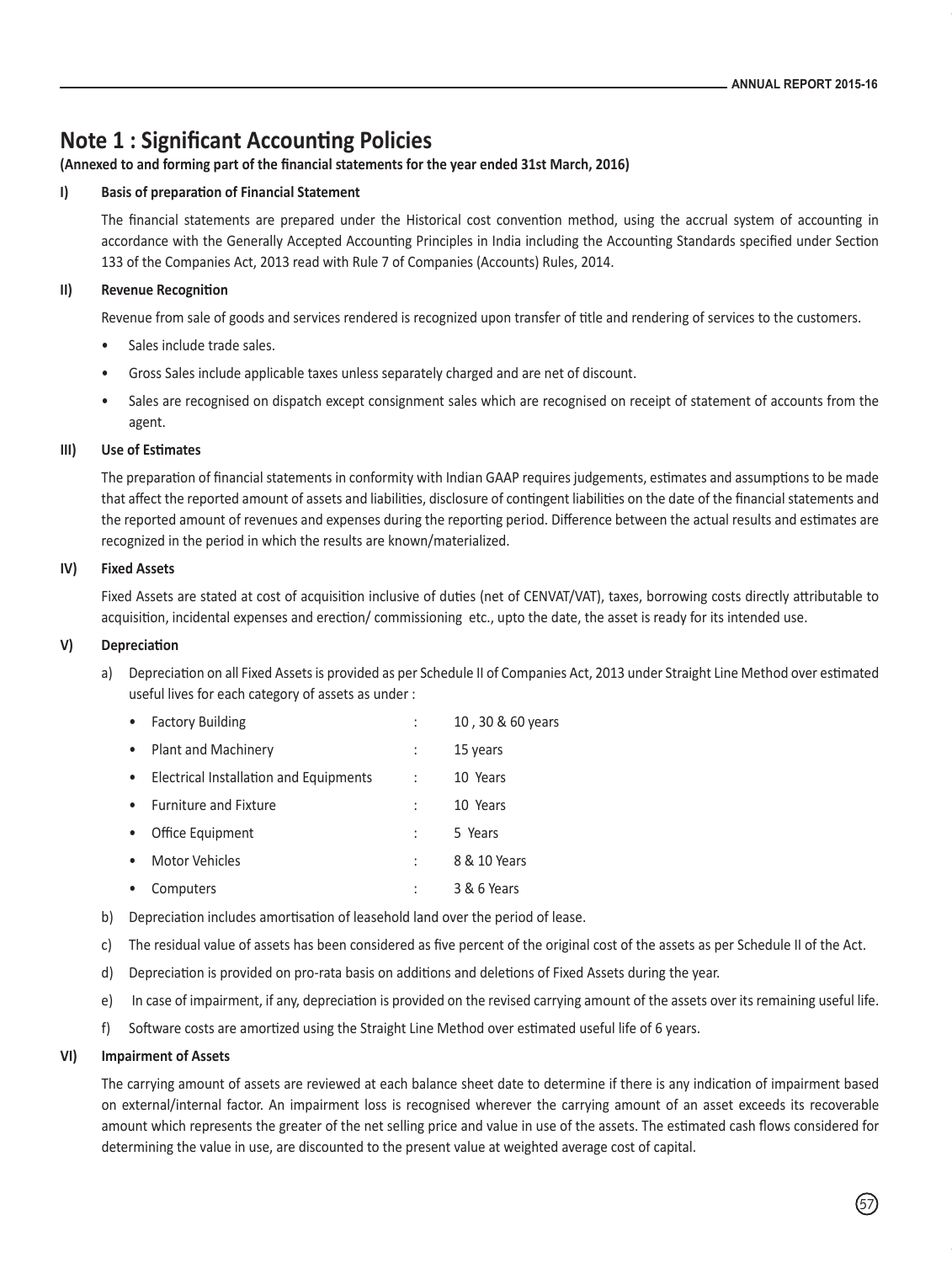# Note 1 : Significant Accounting Policies

**(Annexed to and forming part of the financial statements for the year ended 31st March, 2016)**

## I) Basis of preparation of Financial Statement

The financial statements are prepared under the Historical cost convention method, using the accrual system of accounting in accordance with the Generally Accepted Accounting Principles in India including the Accounting Standards specified under Section 133 of the Companies Act, 2013 read with Rule 7 of Companies (Accounts) Rules, 2014.

## II) Revenue Recognition

Revenue from sale of goods and services rendered is recognized upon transfer of title and rendering of services to the customers.

- Sales include trade sales.
- Gross Sales include applicable taxes unless separately charged and are net of discount.
- Sales are recognised on dispatch except consignment sales which are recognised on receipt of statement of accounts from the agent.

## III) Use of Estimates

The preparation of financial statements in conformity with Indian GAAP requires judgements, estimates and assumptions to be made that affect the reported amount of assets and liabilities, disclosure of contingent liabilities on the date of the financial statements and the reported amount of revenues and expenses during the reporting period. Difference between the actual results and estimates are recognized in the period in which the results are known/materialized.

## IV) Fixed Assets

Fixed Assets are stated at cost of acquisition inclusive of duties (net of CENVAT/VAT), taxes, borrowing costs directly attributable to acquisition, incidental expenses and erection/ commissioning etc., upto the date, the asset is ready for its intended use.

## V) Depreciation

a) Depreciation on all Fixed Assets is provided as per Schedule II of Companies Act, 2013 under Straight Line Method over estimated useful lives for each category of assets as under :

- Factory Building : 10 , 30 & 60 years
- Plant and Machinery : 15 years
- Electrical Installation and Equipments : 10 Years
- Furniture and Fixture : 10 Years
- Office Equipment : 5 Years
- Motor Vehicles : 8 & 10 Years
- Computers : 3 & 6 Years

b) Depreciation includes amortisation of leasehold land over the period of lease.

c) The residual value of assets has been considered as five percent of the original cost of the assets as per Schedule II of the Act.

d) Depreciation is provided on pro-rata basis on additions and deletions of Fixed Assets during the year.

e) In case of impairment, if any, depreciation is provided on the revised carrying amount of the assets over its remaining useful life.

f) Software costs are amortized using the Straight Line Method over estimated useful life of 6 years.

## VI) Impairment of Assets

The carrying amount of assets are reviewed at each balance sheet date to determine if there is any indication of impairment based on external/internal factor. An impairment loss is recognised wherever the carrying amount of an asset exceeds its recoverable amount which represents the greater of the net selling price and value in use of the assets. The estimated cash flows considered for determining the value in use, are discounted to the present value at weighted average cost of capital.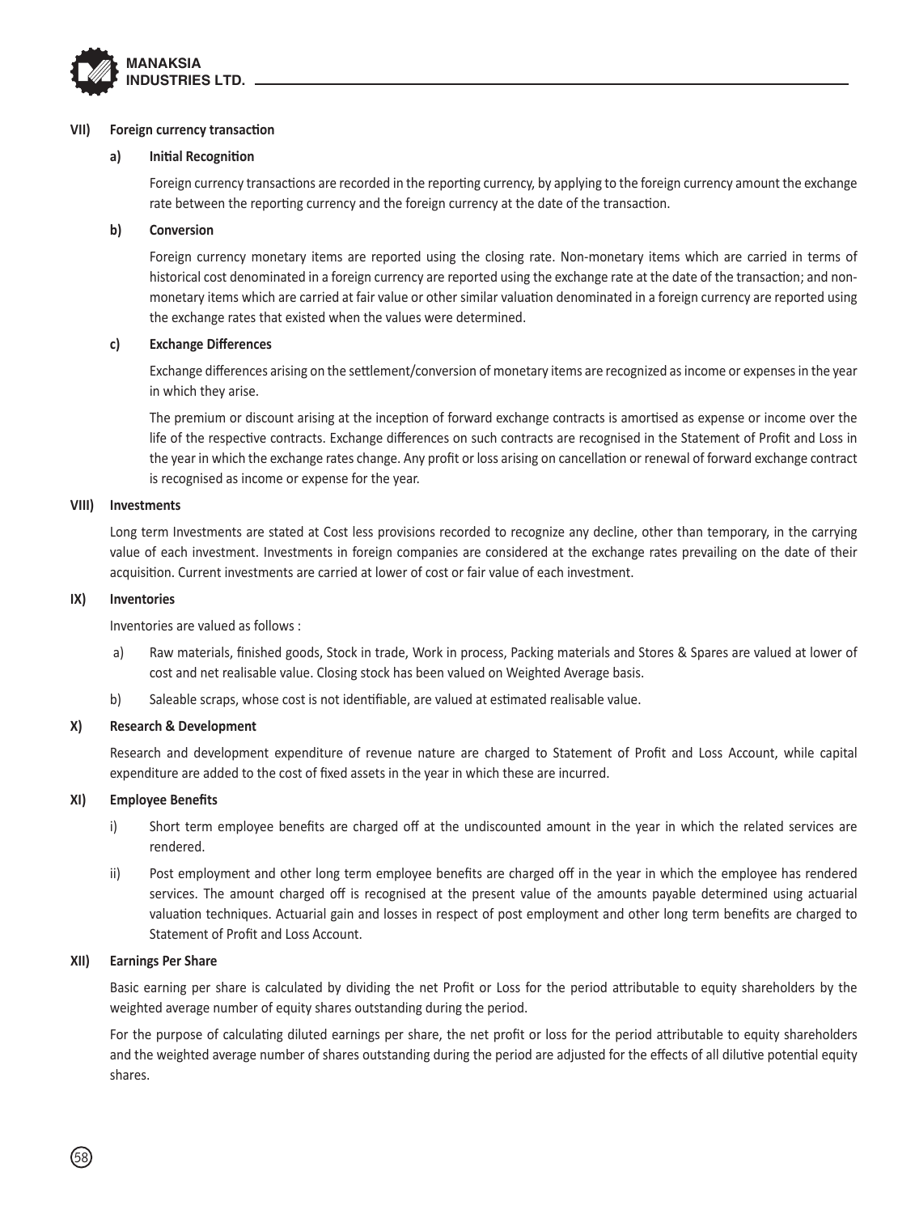### VII) Foreign currency transaction

#### a) Initial Recognition

Foreign currency transactions are recorded in the reporting currency, by applying to the foreign currency amount the exchange rate between the reporting currency and the foreign currency at the date of the transaction.

#### b) Conversion

Foreign currency monetary items are reported using the closing rate. Non-monetary items which are carried in terms of historical cost denominated in a foreign currency are reported using the exchange rate at the date of the transaction; and non-monetary items which are carried at fair value or other similar valuation denominated in a foreign currency are reported using the exchange rates that existed when the values were determined.

#### c) Exchange Differences

Exchange differences arising on the settlement/conversion of monetary items are recognized as income or expenses in the year in which they arise.

The premium or discount arising at the inception of forward exchange contracts is amortised as expense or income over the life of the respective contracts. Exchange differences on such contracts are recognised in the Statement of Profit and Loss in the year in which the exchange rates change. Any profit or loss arising on cancellation or renewal of forward exchange contract is recognised as income or expense for the year.

### VIII) Investments

Long term Investments are stated at Cost less provisions recorded to recognize any decline, other than temporary, in the carrying value of each investment. Investments in foreign companies are considered at the exchange rates prevailing on the date of their acquisition. Current investments are carried at lower of cost or fair value of each investment.

### IX) Inventories

Inventories are valued as follows :

a) Raw materials, finished goods, Stock in trade, Work in process, Packing materials and Stores & Spares are valued at lower of cost and net realisable value. Closing stock has been valued on Weighted Average basis.

b) Saleable scraps, whose cost is not identifiable, are valued at estimated realisable value.

### X) Research & Development

Research and development expenditure of revenue nature are charged to Statement of Profit and Loss Account, while capital expenditure are added to the cost of fixed assets in the year in which these are incurred.

### XI) Employee Benefits

i) Short term employee benefits are charged off at the undiscounted amount in the year in which the related services are rendered.

ii) Post employment and other long term employee benefits are charged off in the year in which the employee has rendered services. The amount charged off is recognised at the present value of the amounts payable determined using actuarial valuation techniques. Actuarial gain and losses in respect of post employment and other long term benefits are charged to Statement of Profit and Loss Account.

### XII) Earnings Per Share

Basic earning per share is calculated by dividing the net Profit or Loss for the period attributable to equity shareholders by the weighted average number of equity shares outstanding during the period.

For the purpose of calculating diluted earnings per share, the net profit or loss for the period attributable to equity shareholders and the weighted average number of shares outstanding during the period are adjusted for the effects of all dilutive potential equity shares.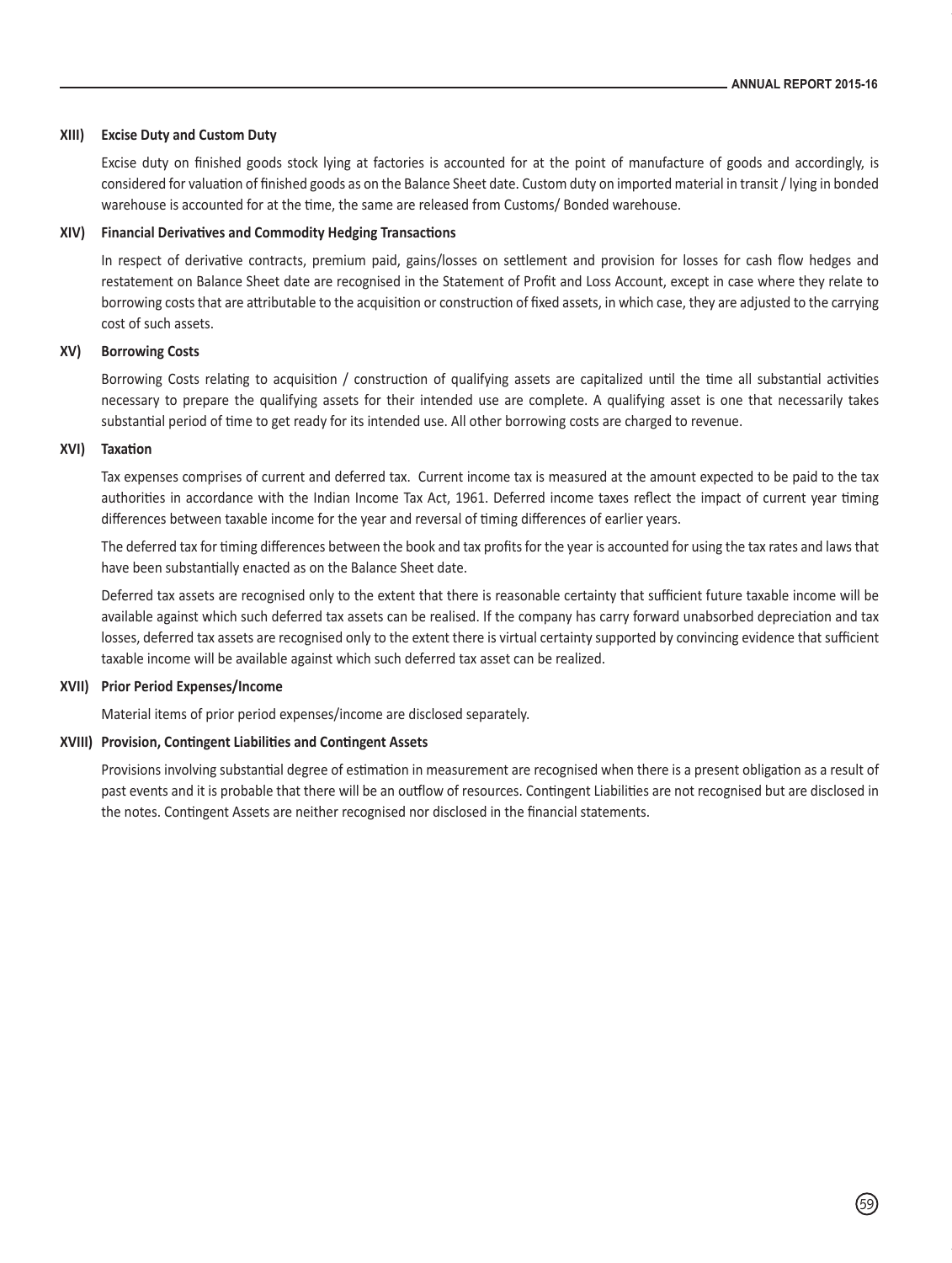#### XIII) Excise Duty and Custom Duty

Excise duty on finished goods stock lying at factories is accounted for at the point of manufacture of goods and accordingly, is considered for valuation of finished goods as on the Balance Sheet date. Custom duty on imported material in transit / lying in bonded warehouse is accounted for at the time, the same are released from Customs/ Bonded warehouse.

#### XIV) Financial Derivatives and Commodity Hedging Transactions

In respect of derivative contracts, premium paid, gains/losses on settlement and provision for losses for cash flow hedges and restatement on Balance Sheet date are recognised in the Statement of Profit and Loss Account, except in case where they relate to borrowing costs that are attributable to the acquisition or construction of fixed assets, in which case, they are adjusted to the carrying cost of such assets.

#### XV) Borrowing Costs

Borrowing Costs relating to acquisition / construction of qualifying assets are capitalized until the time all substantial activities necessary to prepare the qualifying assets for their intended use are complete. A qualifying asset is one that necessarily takes substantial period of time to get ready for its intended use. All other borrowing costs are charged to revenue.

#### XVI) Taxation

Tax expenses comprises of current and deferred tax. Current income tax is measured at the amount expected to be paid to the tax authorities in accordance with the Indian Income Tax Act, 1961. Deferred income taxes reflect the impact of current year timing differences between taxable income for the year and reversal of timing differences of earlier years.

The deferred tax for timing differences between the book and tax profits for the year is accounted for using the tax rates and laws that have been substantially enacted as on the Balance Sheet date.

Deferred tax assets are recognised only to the extent that there is reasonable certainty that sufficient future taxable income will be available against which such deferred tax assets can be realised. If the company has carry forward unabsorbed depreciation and tax losses, deferred tax assets are recognised only to the extent there is virtual certainty supported by convincing evidence that sufficient taxable income will be available against which such deferred tax asset can be realized.

#### XVII) Prior Period Expenses/Income

Material items of prior period expenses/income are disclosed separately.

#### XVIII) Provision, Contingent Liabilities and Contingent Assets

Provisions involving substantial degree of estimation in measurement are recognised when there is a present obligation as a result of past events and it is probable that there will be an outflow of resources. Contingent Liabilities are not recognised but are disclosed in the notes. Contingent Assets are neither recognised nor disclosed in the financial statements.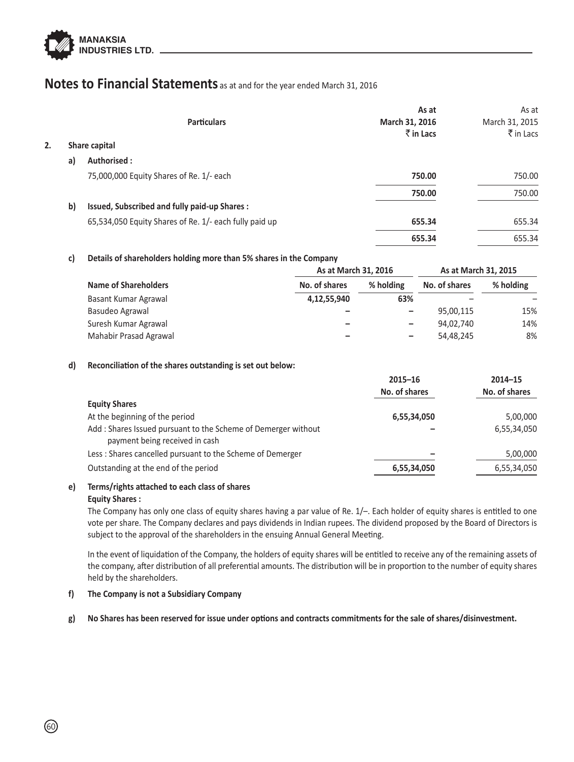# Notes to Financial Statements as at and for the year ended March 31, 2016

| | Particulars | As at March 31, 2016 ₹ in Lacs | As at March 31, 2015 ₹ in Lacs |
|---|---|---|---|
| **2.** | **Share capital** | | |
| **a)** | **Authorised :** | | |
| | 75,000,000 Equity Shares of Re. 1/- each | **750.00** | 750.00 |
| | | **750.00** | 750.00 |
| **b)** | **Issued, Subscribed and fully paid-up Shares :** | | |
| | 65,534,050 Equity Shares of Re. 1/- each fully paid up | **655.34** | 655.34 |
| | | **655.34** | 655.34 |

**c) Details of shareholders holding more than 5% shares in the Company**

| Name of Shareholders | As at March 31, 2016 | | As at March 31, 2015 | |
|---|---|---|---|---|
| | No. of shares | % holding | No. of shares | % holding |
| Basant Kumar Agrawal | **4,12,55,940** | **63%** | – | – |
| Basudeo Agrawal | – | – | 95,00,115 | 15% |
| Suresh Kumar Agrawal | – | – | 94,02,740 | 14% |
| Mahabir Prasad Agrawal | – | – | 54,48,245 | 8% |

**d) Reconciliation of the shares outstanding is set out below:**

| | 2015–16 No. of shares | 2014–15 No. of shares |
|---|---|---|
| **Equity Shares** | | |
| At the beginning of the period | **6,55,34,050** | 5,00,000 |
| Add : Shares Issued pursuant to the Scheme of Demerger without payment being received in cash | – | 6,55,34,050 |
| Less : Shares cancelled pursuant to the Scheme of Demerger | – | 5,00,000 |
| Outstanding at the end of the period | **6,55,34,050** | 6,55,34,050 |

**e) Terms/rights attached to each class of shares**

**Equity Shares :**

The Company has only one class of equity shares having a par value of Re. 1/–. Each holder of equity shares is entitled to one vote per share. The Company declares and pays dividends in Indian rupees. The dividend proposed by the Board of Directors is subject to the approval of the shareholders in the ensuing Annual General Meeting.

In the event of liquidation of the Company, the holders of equity shares will be entitled to receive any of the remaining assets of the company, after distribution of all preferential amounts. The distribution will be in proportion to the number of equity shares held by the shareholders.

**f) The Company is not a Subsidiary Company**

**g) No Shares has been reserved for issue under options and contracts commitments for the sale of shares/disinvestment.**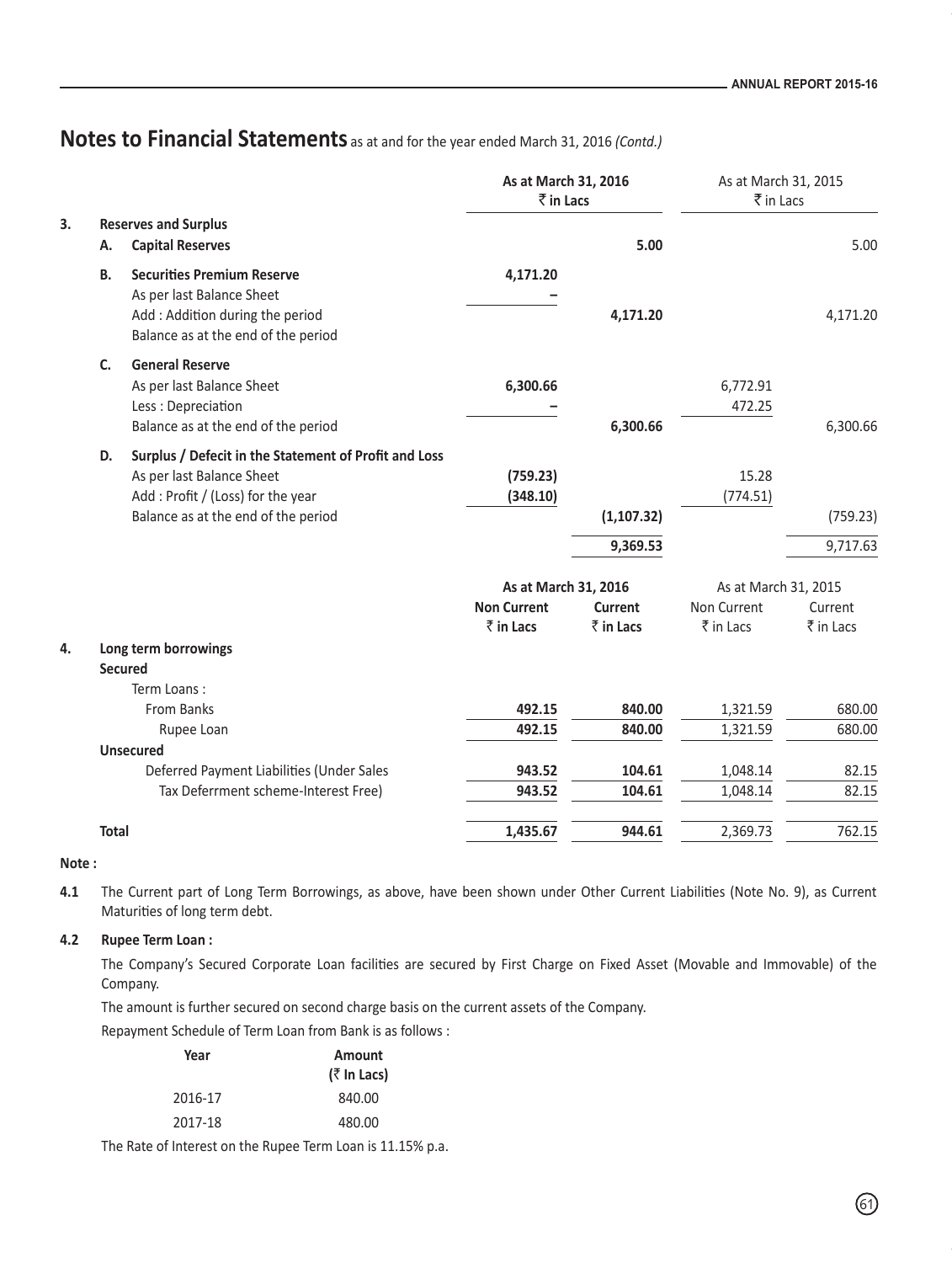# Notes to Financial Statements as at and for the year ended March 31, 2016 *(Contd.)*

| | | | As at March 31, 2016 ₹ in Lacs | | As at March 31, 2015 ₹ in Lacs | |
|---|---|---|---|---|---|---|
| **3.** | | **Reserves and Surplus** | | | | |
| | **A.** | **Capital Reserves** | | **5.00** | | 5.00 |
| | **B.** | **Securities Premium Reserve** | **4,171.20** | | | |
| | | As per last Balance Sheet | **–** | | | |
| | | Add : Addition during the period | | **4,171.20** | | 4,171.20 |
| | | Balance as at the end of the period | | | | |
| | **C.** | **General Reserve** | | | | |
| | | As per last Balance Sheet | **6,300.66** | | 6,772.91 | |
| | | Less : Depreciation | **–** | | 472.25 | |
| | | Balance as at the end of the period | | **6,300.66** | | 6,300.66 |
| | **D.** | **Surplus / Defecit in the Statement of Profit and Loss** | | | | |
| | | As per last Balance Sheet | **(759.23)** | | 15.28 | |
| | | Add : Profit / (Loss) for the year | **(348.10)** | | (774.51) | |
| | | Balance as at the end of the period | | **(1,107.32)** | | (759.23) |
| | | | | **9,369.53** | | 9,717.63 |

| | | As at March 31, 2016 | | As at March 31, 2015 | |
|---|---|---|---|---|---|
| | | **Non Current ₹ in Lacs** | **Current ₹ in Lacs** | Non Current ₹ in Lacs | Current ₹ in Lacs |
| **4.** | **Long term borrowings** | | | | |
| | **Secured** | | | | |
| | Term Loans : | | | | |
| | From Banks | **492.15** | **840.00** | 1,321.59 | 680.00 |
| | Rupee Loan | **492.15** | **840.00** | 1,321.59 | 680.00 |
| | **Unsecured** | | | | |
| | Deferred Payment Liabilities (Under Sales | **943.52** | **104.61** | 1,048.14 | 82.15 |
| | Tax Deferrment scheme-Interest Free) | **943.52** | **104.61** | 1,048.14 | 82.15 |
| | **Total** | **1,435.67** | **944.61** | 2,369.73 | 762.15 |

**Note :**

**4.1** The Current part of Long Term Borrowings, as above, have been shown under Other Current Liabilities (Note No. 9), as Current Maturities of long term debt.

**4.2 Rupee Term Loan :**

The Company's Secured Corporate Loan facilities are secured by First Charge on Fixed Asset (Movable and Immovable) of the Company.

The amount is further secured on second charge basis on the current assets of the Company.

Repayment Schedule of Term Loan from Bank is as follows :

| Year | Amount (₹ In Lacs) |
|---|---|
| 2016-17 | 840.00 |
| 2017-18 | 480.00 |

The Rate of Interest on the Rupee Term Loan is 11.15% p.a.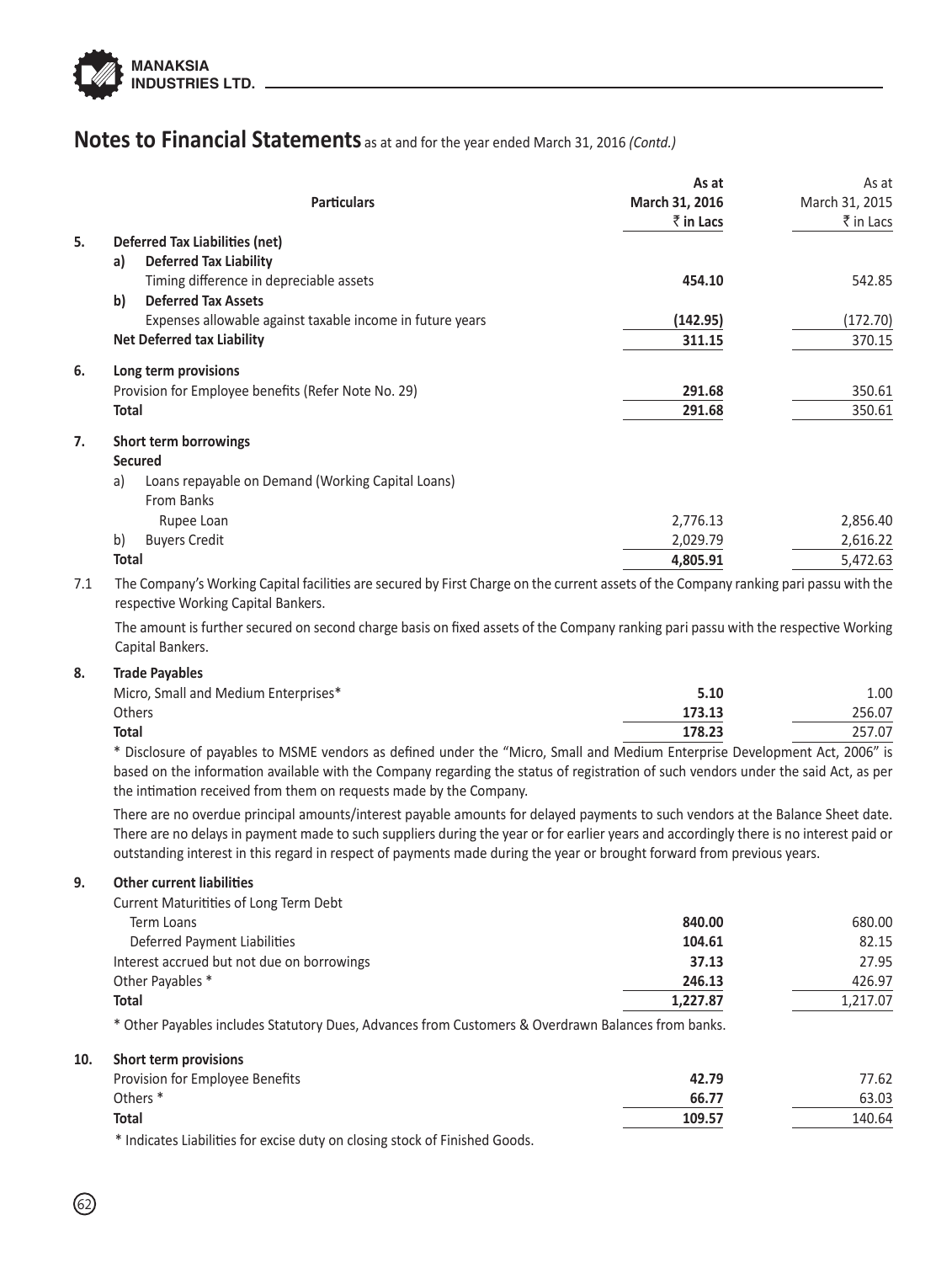## Notes to Financial Statements as at and for the year ended March 31, 2016 *(Contd.)*

| | Particulars | As at March 31, 2016 ₹ in Lacs | As at March 31, 2015 ₹ in Lacs |
|---|---|---|---|
| **5.** | **Deferred Tax Liabilities (net)** | | |
| | **a) Deferred Tax Liability** | | |
| | Timing difference in depreciable assets | **454.10** | 542.85 |
| | **b) Deferred Tax Assets** | | |
| | Expenses allowable against taxable income in future years | **(142.95)** | (172.70) |
| | **Net Deferred tax Liability** | **311.15** | 370.15 |
| **6.** | **Long term provisions** | | |
| | Provision for Employee benefits (Refer Note No. 29) | **291.68** | 350.61 |
| | **Total** | **291.68** | 350.61 |
| **7.** | **Short term borrowings** | | |
| | **Secured** | | |
| | a) Loans repayable on Demand (Working Capital Loans) | | |
| | From Banks | | |
| | Rupee Loan | 2,776.13 | 2,856.40 |
| | b) Buyers Credit | 2,029.79 | 2,616.22 |
| | **Total** | **4,805.91** | 5,472.63 |

7.1 The Company's Working Capital facilities are secured by First Charge on the current assets of the Company ranking pari passu with the respective Working Capital Bankers.

The amount is further secured on second charge basis on fixed assets of the Company ranking pari passu with the respective Working Capital Bankers.

| | Particulars | As at March 31, 2016 ₹ in Lacs | As at March 31, 2015 ₹ in Lacs |
|---|---|---|---|
| **8.** | **Trade Payables** | | |
| | Micro, Small and Medium Enterprises* | **5.10** | 1.00 |
| | Others | **173.13** | 256.07 |
| | **Total** | **178.23** | 257.07 |

\* Disclosure of payables to MSME vendors as defined under the "Micro, Small and Medium Enterprise Development Act, 2006" is based on the information available with the Company regarding the status of registration of such vendors under the said Act, as per the intimation received from them on requests made by the Company.

There are no overdue principal amounts/interest payable amounts for delayed payments to such vendors at the Balance Sheet date. There are no delays in payment made to such suppliers during the year or for earlier years and accordingly there is no interest paid or outstanding interest in this regard in respect of payments made during the year or brought forward from previous years.

| | Particulars | As at March 31, 2016 ₹ in Lacs | As at March 31, 2015 ₹ in Lacs |
|---|---|---|---|
| **9.** | **Other current liabilities** | | |
| | Current Maturitities of Long Term Debt | | |
| | Term Loans | **840.00** | 680.00 |
| | Deferred Payment Liabilities | **104.61** | 82.15 |
| | Interest accrued but not due on borrowings | **37.13** | 27.95 |
| | Other Payables * | **246.13** | 426.97 |
| | **Total** | **1,227.87** | 1,217.07 |

\* Other Payables includes Statutory Dues, Advances from Customers & Overdrawn Balances from banks.

| | Particulars | As at March 31, 2016 ₹ in Lacs | As at March 31, 2015 ₹ in Lacs |
|---|---|---|---|
| **10.** | **Short term provisions** | | |
| | Provision for Employee Benefits | **42.79** | 77.62 |
| | Others * | **66.77** | 63.03 |
| | **Total** | **109.57** | 140.64 |

\* Indicates Liabilities for excise duty on closing stock of Finished Goods.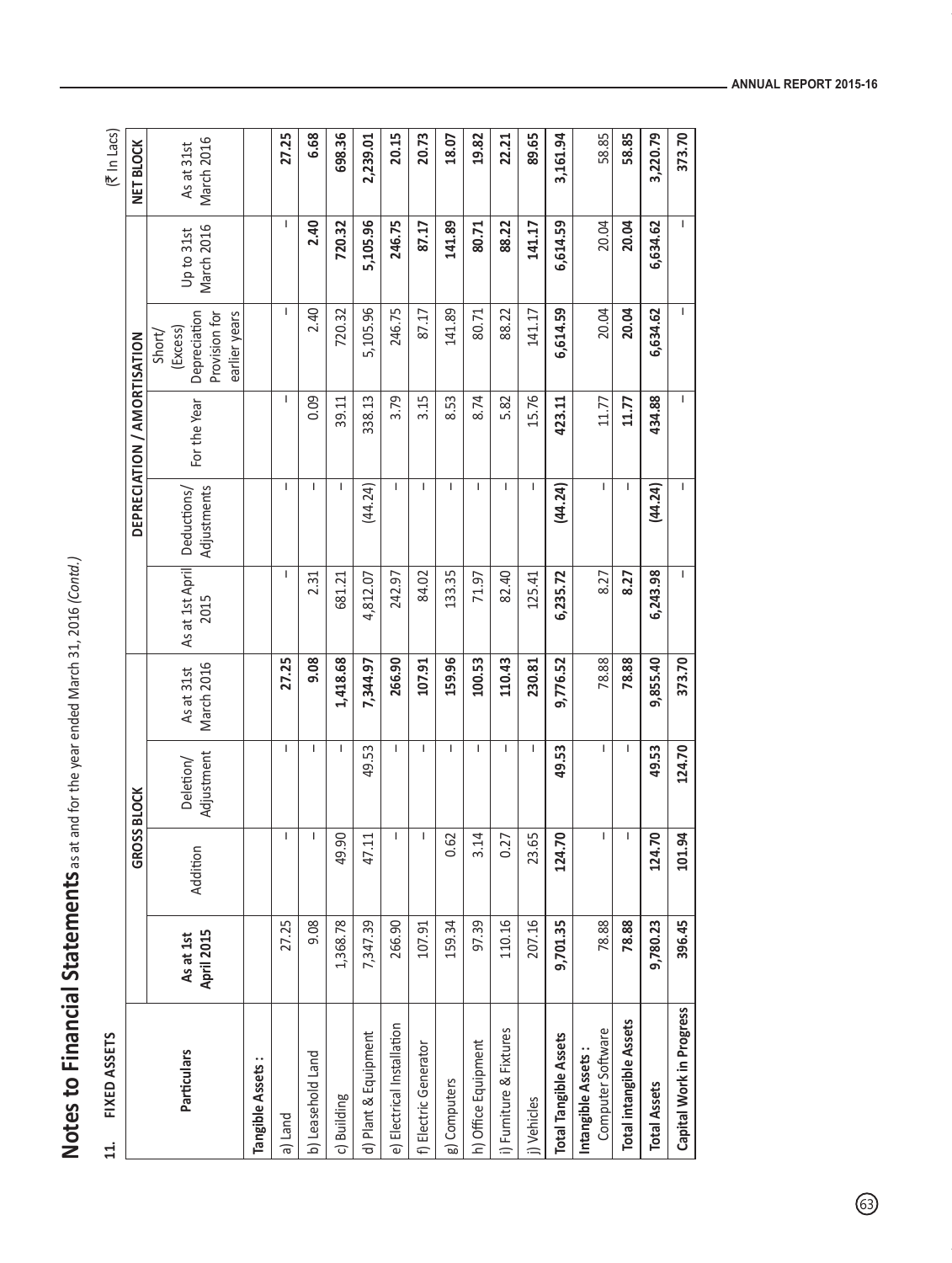# Notes to Financial Statements as at and for the year ended March 31, 2016 *(Contd.)*

## 11. FIXED ASSETS

(₹ In Lacs)

| Particulars | GROSS BLOCK | | | | DEPRECIATION / AMORTISATION | | | | | NET BLOCK |
|---|---|---|---|---|---|---|---|---|---|---|
| | **As at 1st April 2015** | Addition | Deletion/ Adjustment | As at 31st March 2016 | As at 1st April 2015 | Deductions/ Adjustments | For the Year | Short/ (Excess) Depreciation Provision for earlier years | Up to 31st March 2016 | As at 31st March 2016 |
| **Tangible Assets :** | | | | | | | | | | |
| a) Land | 27.25 | – | – | **27.25** | – | – | – | – | – | **27.25** |
| b) Leasehold Land | 9.08 | – | – | **9.08** | 2.31 | – | 0.09 | 2.40 | **2.40** | **6.68** |
| c) Building | 1,368.78 | 49.90 | – | **1,418.68** | 681.21 | – | 39.11 | 720.32 | **720.32** | **698.36** |
| d) Plant & Equipment | 7,347.39 | 47.11 | 49.53 | **7,344.97** | 4,812.07 | (44.24) | 338.13 | 5,105.96 | **5,105.96** | **2,239.01** |
| e) Electrical Installation | 266.90 | – | – | **266.90** | 242.97 | – | 3.79 | 246.75 | **246.75** | **20.15** |
| f) Electric Generator | 107.91 | – | – | **107.91** | 84.02 | – | 3.15 | 87.17 | **87.17** | **20.73** |
| g) Computers | 159.34 | 0.62 | – | **159.96** | 133.35 | – | 8.53 | 141.89 | **141.89** | **18.07** |
| h) Office Equipment | 97.39 | 3.14 | – | **100.53** | 71.97 | – | 8.74 | 80.71 | **80.71** | **19.82** |
| i) Furniture & Fixtures | 110.16 | 0.27 | – | **110.43** | 82.40 | – | 5.82 | 88.22 | **88.22** | **22.21** |
| j) Vehicles | 207.16 | 23.65 | – | **230.81** | 125.41 | – | 15.76 | 141.17 | **141.17** | **89.65** |
| **Total Tangible Assets** | **9,701.35** | **124.70** | **49.53** | **9,776.52** | **6,235.72** | **(44.24)** | **423.11** | **6,614.59** | **6,614.59** | **3,161.94** |
| **Intangible Assets :** Computer Software | 78.88 | – | – | 78.88 | 8.27 | – | 11.77 | 20.04 | 20.04 | 58.85 |
| **Total intangible Assets** | **78.88** | – | – | **78.88** | **8.27** | – | **11.77** | **20.04** | **20.04** | **58.85** |
| **Total Assets** | **9,780.23** | **124.70** | **49.53** | **9,855.40** | **6,243.98** | **(44.24)** | **434.88** | **6,634.62** | **6,634.62** | **3,220.79** |
| **Capital Work in Progress** | **396.45** | **101.94** | **124.70** | **373.70** | – | – | – | – | – | **373.70** |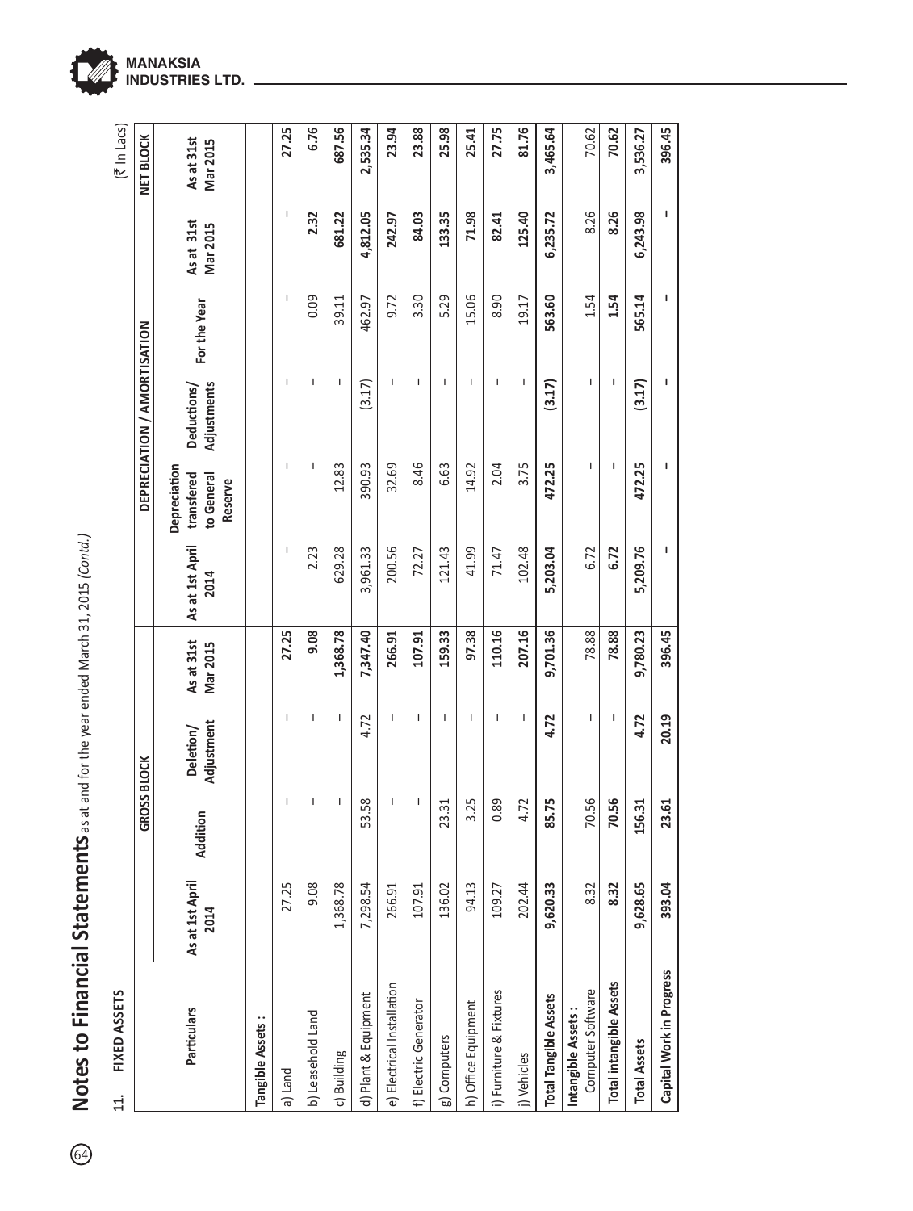# Notes to Financial Statements as at and for the year ended March 31, 2015 *(Contd.)*

## 11. FIXED ASSETS

(₹ In Lacs)

| Particulars | GROSS BLOCK | | | | DEPRECIATION / AMORTISATION | | | | | NET BLOCK |
|---|---|---|---|---|---|---|---|---|---|---|
| | As at 1st April 2014 | Addition | Deletion/ Adjustment | As at 31st Mar 2015 | As at 1st April 2014 | Depreciation transfered to General Reserve | Deductions/ Adjustments | For the Year | As at 31st Mar 2015 | As at 31st Mar 2015 |
| **Tangible Assets :** | | | | | | | | | | |
| a) Land | 27.25 | – | – | **27.25** | – | – | – | – | – | **27.25** |
| b) Leasehold Land | 9.08 | – | – | **9.08** | 2.23 | – | – | 0.09 | **2.32** | **6.76** |
| c) Building | 1,368.78 | – | – | **1,368.78** | 629.28 | 12.83 | – | 39.11 | **681.22** | **687.56** |
| d) Plant & Equipment | 7,298.54 | 53.58 | 4.72 | **7,347.40** | 3,961.33 | 390.93 | (3.17) | 462.97 | **4,812.05** | **2,535.34** |
| e) Electrical Installation | 266.91 | – | – | **266.91** | 200.56 | 32.69 | – | 9.72 | **242.97** | **23.94** |
| f) Electric Generator | 107.91 | – | – | **107.91** | 72.27 | 8.46 | – | 3.30 | **84.03** | **23.88** |
| g) Computers | 136.02 | 23.31 | – | **159.33** | 121.43 | 6.63 | – | 5.29 | **133.35** | **25.98** |
| h) Office Equipment | 94.13 | 3.25 | – | **97.38** | 41.99 | 14.92 | – | 15.06 | **71.98** | **25.41** |
| i) Furniture & Fixtures | 109.27 | 0.89 | – | **110.16** | 71.47 | 2.04 | – | 8.90 | **82.41** | **27.75** |
| j) Vehicles | 202.44 | 4.72 | – | **207.16** | 102.48 | 3.75 | – | 19.17 | **125.40** | **81.76** |
| **Total Tangible Assets** | **9,620.33** | **85.75** | **4.72** | **9,701.36** | **5,203.04** | **472.25** | **(3.17)** | **563.60** | **6,235.72** | **3,465.64** |
| **Intangible Assets :** Computer Software | 8.32 | 70.56 | – | 78.88 | 6.72 | – | – | 1.54 | 8.26 | 70.62 |
| **Total intangible Assets** | **8.32** | **70.56** | **–** | **78.88** | **6.72** | **–** | **–** | **1.54** | **8.26** | **70.62** |
| **Total Assets** | **9,628.65** | **156.31** | **4.72** | **9,780.23** | **5,209.76** | **472.25** | **(3.17)** | **565.14** | **6,243.98** | **3,536.27** |
| **Capital Work in Progress** | **393.04** | **23.61** | **20.19** | **396.45** | **–** | **–** | **–** | **–** | **–** | **396.45** |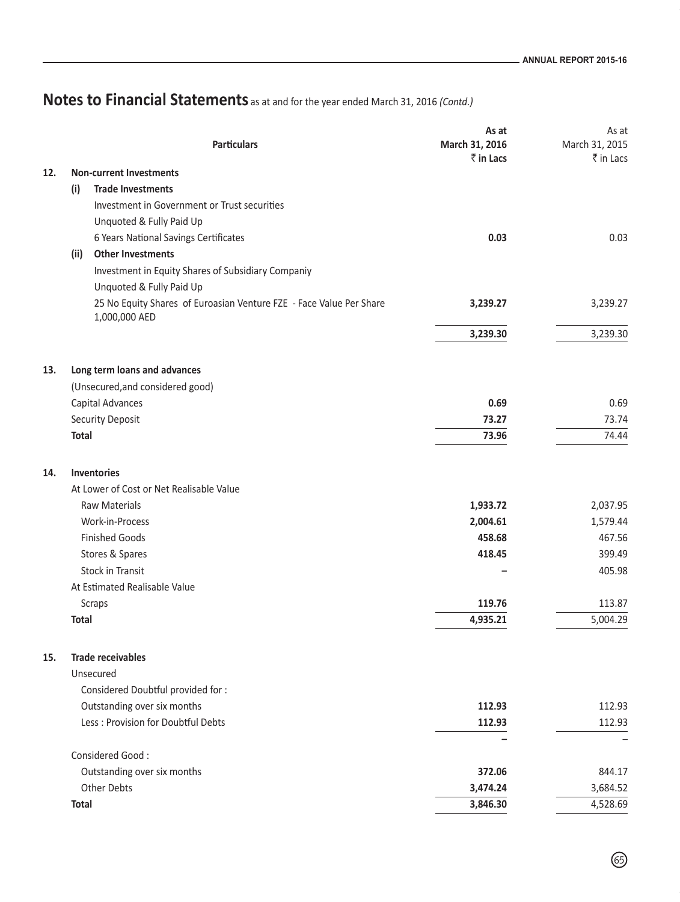## Notes to Financial Statements as at and for the year ended March 31, 2016 *(Contd.)*

| | Particulars | As at March 31, 2016 ₹ in Lacs | As at March 31, 2015 ₹ in Lacs |
|---|---|---|---|
| **12.** | **Non-current Investments** | | |
| | **(i) Trade Investments** | | |
| | Investment in Government or Trust securities | | |
| | Unquoted & Fully Paid Up | | |
| | 6 Years National Savings Certificates | **0.03** | 0.03 |
| | **(ii) Other Investments** | | |
| | Investment in Equity Shares of Subsidiary Companiy | | |
| | Unquoted & Fully Paid Up | | |
| | 25 No Equity Shares of Euroasian Venture FZE - Face Value Per Share 1,000,000 AED | **3,239.27** | 3,239.27 |
| | | **3,239.30** | 3,239.30 |
| **13.** | **Long term loans and advances** | | |
| | (Unsecured,and considered good) | | |
| | Capital Advances | **0.69** | 0.69 |
| | Security Deposit | **73.27** | 73.74 |
| | **Total** | **73.96** | 74.44 |
| **14.** | **Inventories** | | |
| | At Lower of Cost or Net Realisable Value | | |
| | Raw Materials | **1,933.72** | 2,037.95 |
| | Work-in-Process | **2,004.61** | 1,579.44 |
| | Finished Goods | **458.68** | 467.56 |
| | Stores & Spares | **418.45** | 399.49 |
| | Stock in Transit | **–** | 405.98 |
| | At Estimated Realisable Value | | |
| | Scraps | **119.76** | 113.87 |
| | **Total** | **4,935.21** | 5,004.29 |
| **15.** | **Trade receivables** | | |
| | Unsecured | | |
| | Considered Doubtful provided for : | | |
| | Outstanding over six months | **112.93** | 112.93 |
| | Less : Provision for Doubtful Debts | **112.93** | 112.93 |
| | | **–** | – |
| | Considered Good : | | |
| | Outstanding over six months | **372.06** | 844.17 |
| | Other Debts | **3,474.24** | 3,684.52 |
| | **Total** | **3,846.30** | 4,528.69 |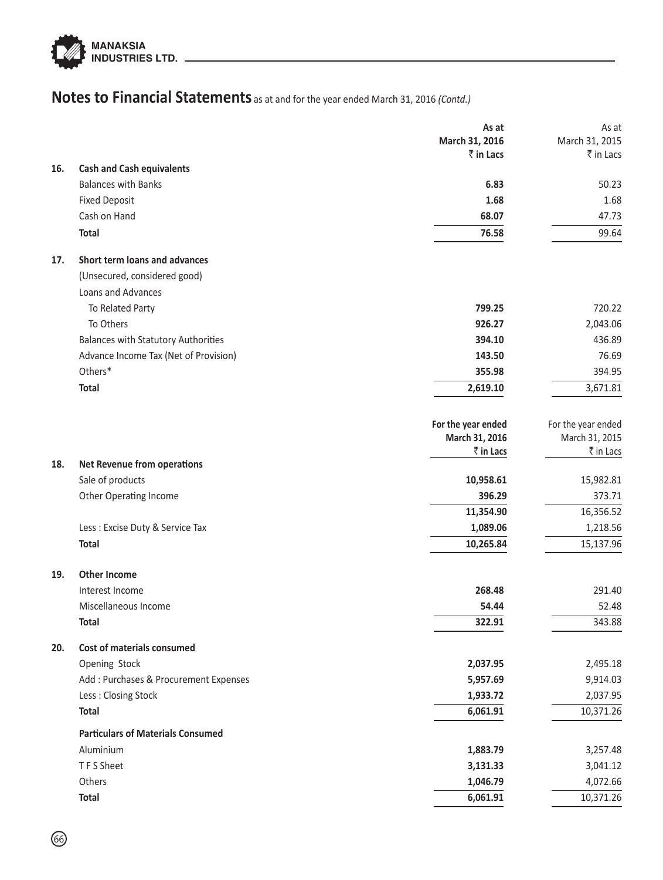# Notes to Financial Statements as at and for the year ended March 31, 2016 *(Contd.)*

| | | As at March 31, 2016 ₹ in Lacs | As at March 31, 2015 ₹ in Lacs |
|---|---|---|---|
| **16.** | **Cash and Cash equivalents** | | |
| | Balances with Banks | **6.83** | 50.23 |
| | Fixed Deposit | **1.68** | 1.68 |
| | Cash on Hand | **68.07** | 47.73 |
| | **Total** | **76.58** | 99.64 |
| **17.** | **Short term loans and advances** | | |
| | (Unsecured, considered good) | | |
| | Loans and Advances | | |
| | To Related Party | **799.25** | 720.22 |
| | To Others | **926.27** | 2,043.06 |
| | Balances with Statutory Authorities | **394.10** | 436.89 |
| | Advance Income Tax (Net of Provision) | **143.50** | 76.69 |
| | Others* | **355.98** | 394.95 |
| | **Total** | **2,619.10** | 3,671.81 |

| | | For the year ended March 31, 2016 ₹ in Lacs | For the year ended March 31, 2015 ₹ in Lacs |
|---|---|---|---|
| **18.** | **Net Revenue from operations** | | |
| | Sale of products | **10,958.61** | 15,982.81 |
| | Other Operating Income | **396.29** | 373.71 |
| | | **11,354.90** | 16,356.52 |
| | Less : Excise Duty & Service Tax | **1,089.06** | 1,218.56 |
| | **Total** | **10,265.84** | 15,137.96 |
| **19.** | **Other Income** | | |
| | Interest Income | **268.48** | 291.40 |
| | Miscellaneous Income | **54.44** | 52.48 |
| | **Total** | **322.91** | 343.88 |
| **20.** | **Cost of materials consumed** | | |
| | Opening Stock | **2,037.95** | 2,495.18 |
| | Add : Purchases & Procurement Expenses | **5,957.69** | 9,914.03 |
| | Less : Closing Stock | **1,933.72** | 2,037.95 |
| | **Total** | **6,061.91** | 10,371.26 |
| | **Particulars of Materials Consumed** | | |
| | Aluminium | **1,883.79** | 3,257.48 |
| | T F S Sheet | **3,131.33** | 3,041.12 |
| | Others | **1,046.79** | 4,072.66 |
| | **Total** | **6,061.91** | 10,371.26 |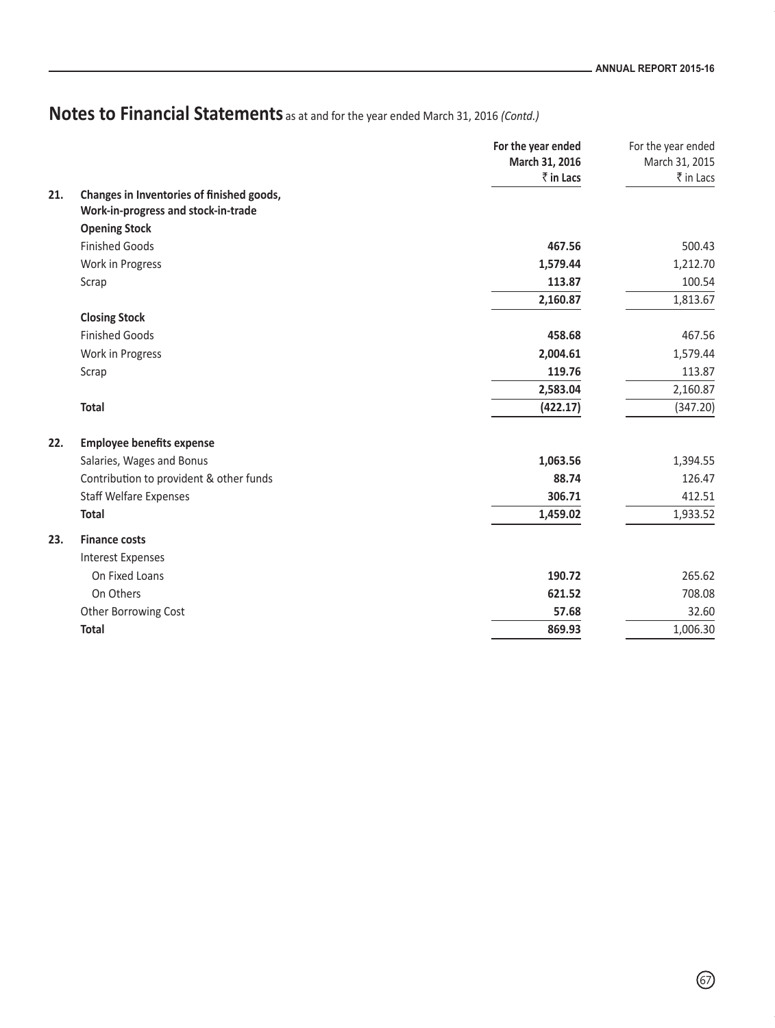## Notes to Financial Statements as at and for the year ended March 31, 2016 *(Contd.)*

| | | For the year ended March 31, 2016 ₹ in Lacs | For the year ended March 31, 2015 ₹ in Lacs |
|---|---|---|---|
| **21.** | **Changes in Inventories of finished goods, Work-in-progress and stock-in-trade** | | |
| | **Opening Stock** | | |
| | Finished Goods | **467.56** | 500.43 |
| | Work in Progress | **1,579.44** | 1,212.70 |
| | Scrap | **113.87** | 100.54 |
| | | **2,160.87** | 1,813.67 |
| | **Closing Stock** | | |
| | Finished Goods | **458.68** | 467.56 |
| | Work in Progress | **2,004.61** | 1,579.44 |
| | Scrap | **119.76** | 113.87 |
| | | **2,583.04** | 2,160.87 |
| | **Total** | **(422.17)** | (347.20) |
| **22.** | **Employee benefits expense** | | |
| | Salaries, Wages and Bonus | **1,063.56** | 1,394.55 |
| | Contribution to provident & other funds | **88.74** | 126.47 |
| | Staff Welfare Expenses | **306.71** | 412.51 |
| | **Total** | **1,459.02** | 1,933.52 |
| **23.** | **Finance costs** | | |
| | Interest Expenses | | |
| | On Fixed Loans | **190.72** | 265.62 |
| | On Others | **621.52** | 708.08 |
| | Other Borrowing Cost | **57.68** | 32.60 |
| | **Total** | **869.93** | 1,006.30 |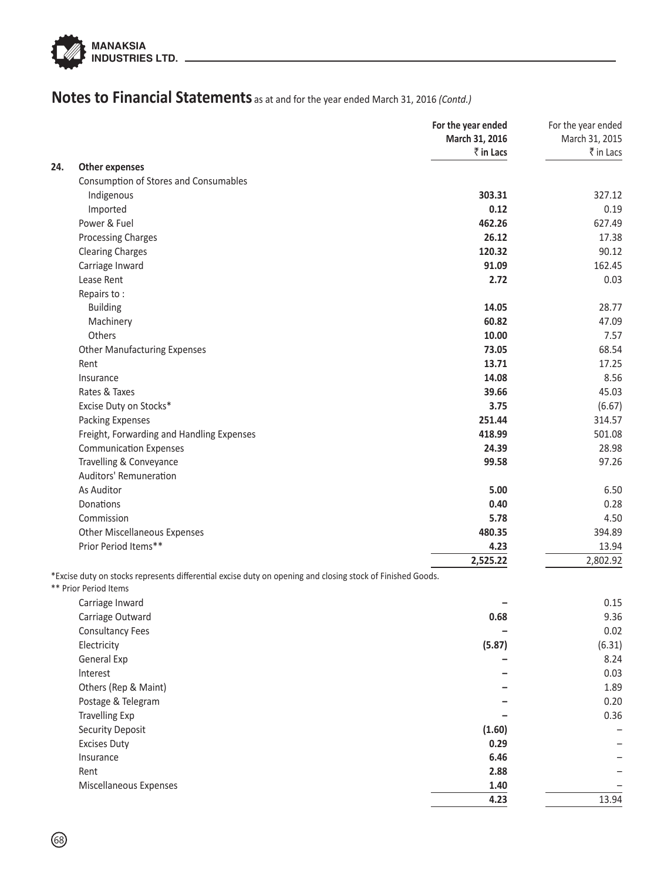# Notes to Financial Statements as at and for the year ended March 31, 2016 *(Contd.)*

| | | For the year ended March 31, 2016 ₹ in Lacs | For the year ended March 31, 2015 ₹ in Lacs |
|---|---|---|---|
| **24.** | **Other expenses** | | |
| | Consumption of Stores and Consumables | | |
| | Indigenous | **303.31** | 327.12 |
| | Imported | **0.12** | 0.19 |
| | Power & Fuel | **462.26** | 627.49 |
| | Processing Charges | **26.12** | 17.38 |
| | Clearing Charges | **120.32** | 90.12 |
| | Carriage Inward | **91.09** | 162.45 |
| | Lease Rent | **2.72** | 0.03 |
| | Repairs to : | | |
| | Building | **14.05** | 28.77 |
| | Machinery | **60.82** | 47.09 |
| | Others | **10.00** | 7.57 |
| | Other Manufacturing Expenses | **73.05** | 68.54 |
| | Rent | **13.71** | 17.25 |
| | Insurance | **14.08** | 8.56 |
| | Rates & Taxes | **39.66** | 45.03 |
| | Excise Duty on Stocks* | **3.75** | (6.67) |
| | Packing Expenses | **251.44** | 314.57 |
| | Freight, Forwarding and Handling Expenses | **418.99** | 501.08 |
| | Communication Expenses | **24.39** | 28.98 |
| | Travelling & Conveyance | **99.58** | 97.26 |
| | Auditors' Remuneration | | |
| | As Auditor | **5.00** | 6.50 |
| | Donations | **0.40** | 0.28 |
| | Commission | **5.78** | 4.50 |
| | Other Miscellaneous Expenses | **480.35** | 394.89 |
| | Prior Period Items** | **4.23** | 13.94 |
| | | **2,525.22** | 2,802.92 |

*Excise duty on stocks represents differential excise duty on opening and closing stock of Finished Goods.

** Prior Period Items

| | For the year ended March 31, 2016 ₹ in Lacs | For the year ended March 31, 2015 ₹ in Lacs |
|---|---|---|
| Carriage Inward | – | 0.15 |
| Carriage Outward | **0.68** | 9.36 |
| Consultancy Fees | – | 0.02 |
| Electricity | **(5.87)** | (6.31) |
| General Exp | – | 8.24 |
| Interest | – | 0.03 |
| Others (Rep & Maint) | – | 1.89 |
| Postage & Telegram | – | 0.20 |
| Travelling Exp | – | 0.36 |
| Security Deposit | **(1.60)** | – |
| Excises Duty | **0.29** | – |
| Insurance | **6.46** | – |
| Rent | **2.88** | – |
| Miscellaneous Expenses | **1.40** | – |
| | **4.23** | 13.94 |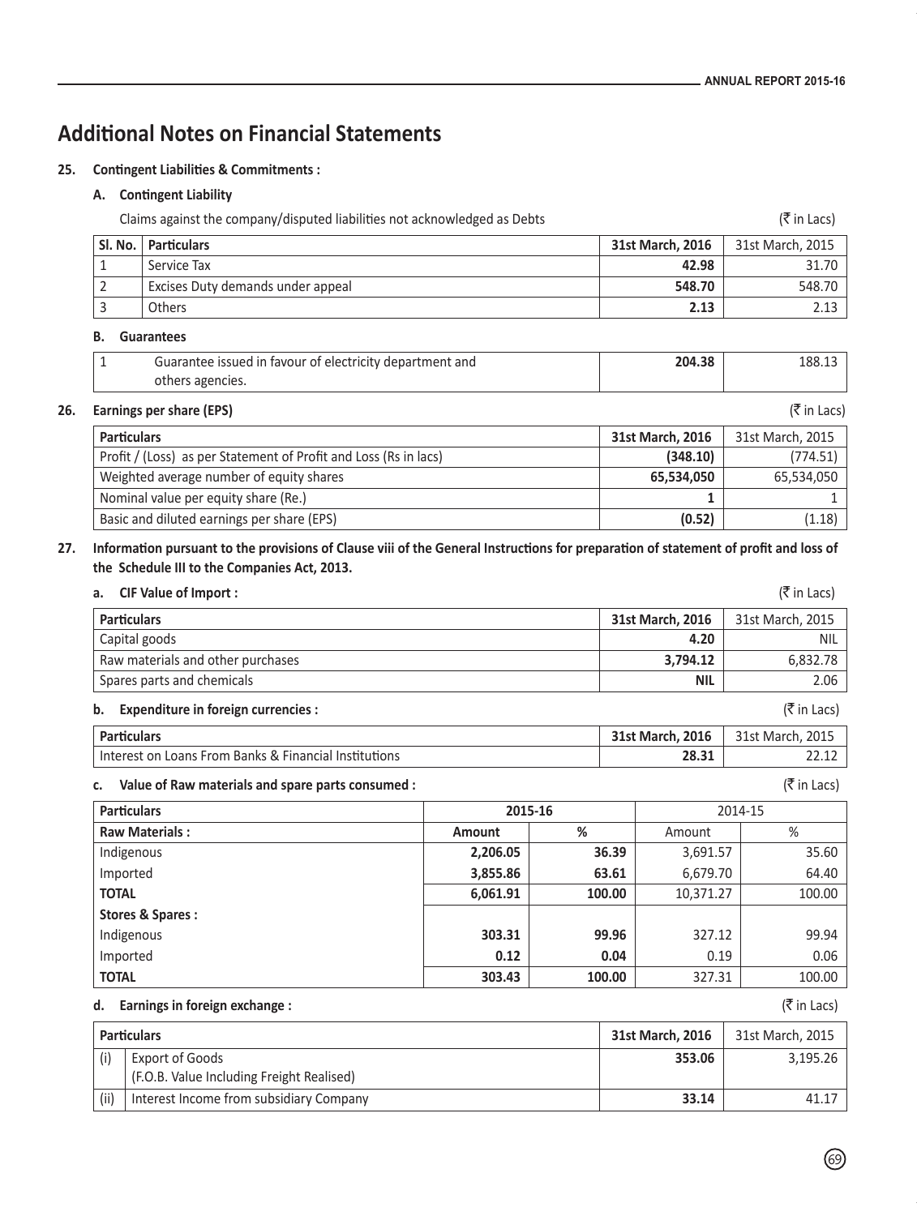# Additional Notes on Financial Statements

**25. Contingent Liabilities & Commitments :**

**A. Contingent Liability**

Claims against the company/disputed liabilities not acknowledged as Debts (₹ in Lacs)

| Sl. No. | Particulars | 31st March, 2016 | 31st March, 2015 |
|---|---|---|---|
| 1 | Service Tax | **42.98** | 31.70 |
| 2 | Excises Duty demands under appeal | **548.70** | 548.70 |
| 3 | Others | **2.13** | 2.13 |

**B. Guarantees**

| | | | |
|---|---|---|---|
| 1 | Guarantee issued in favour of electricity department and others agencies. | **204.38** | 188.13 |

**26. Earnings per share (EPS)** (₹ in Lacs)

| Particulars | 31st March, 2016 | 31st March, 2015 |
|---|---|---|
| Profit / (Loss) as per Statement of Profit and Loss (Rs in lacs) | **(348.10)** | (774.51) |
| Weighted average number of equity shares | **65,534,050** | 65,534,050 |
| Nominal value per equity share (Re.) | **1** | 1 |
| Basic and diluted earnings per share (EPS) | **(0.52)** | (1.18) |

**27. Information pursuant to the provisions of Clause viii of the General Instructions for preparation of statement of profit and loss of the Schedule III to the Companies Act, 2013.**

**a. CIF Value of Import :** (₹ in Lacs)

| Particulars | 31st March, 2016 | 31st March, 2015 |
|---|---|---|
| Capital goods | **4.20** | NIL |
| Raw materials and other purchases | **3,794.12** | 6,832.78 |
| Spares parts and chemicals | **NIL** | 2.06 |

**b. Expenditure in foreign currencies :** (₹ in Lacs)

| Particulars | 31st March, 2016 | 31st March, 2015 |
|---|---|---|
| Interest on Loans From Banks & Financial Institutions | **28.31** | 22.12 |

**c. Value of Raw materials and spare parts consumed :** (₹ in Lacs)

| Particulars | 2015-16 | | 2014-15 | |
|---|---|---|---|---|
| **Raw Materials :** | **Amount** | **%** | Amount | % |
| Indigenous | **2,206.05** | **36.39** | 3,691.57 | 35.60 |
| Imported | **3,855.86** | **63.61** | 6,679.70 | 64.40 |
| **TOTAL** | **6,061.91** | **100.00** | 10,371.27 | 100.00 |
| **Stores & Spares :** | | | | |
| Indigenous | **303.31** | **99.96** | 327.12 | 99.94 |
| Imported | **0.12** | **0.04** | 0.19 | 0.06 |
| **TOTAL** | **303.43** | **100.00** | 327.31 | 100.00 |

**d. Earnings in foreign exchange :** (₹ in Lacs)

| | Particulars | 31st March, 2016 | 31st March, 2015 |
|---|---|---|---|
| (i) | Export of Goods (F.O.B. Value Including Freight Realised) | **353.06** | 3,195.26 |
| (ii) | Interest Income from subsidiary Company | **33.14** | 41.17 |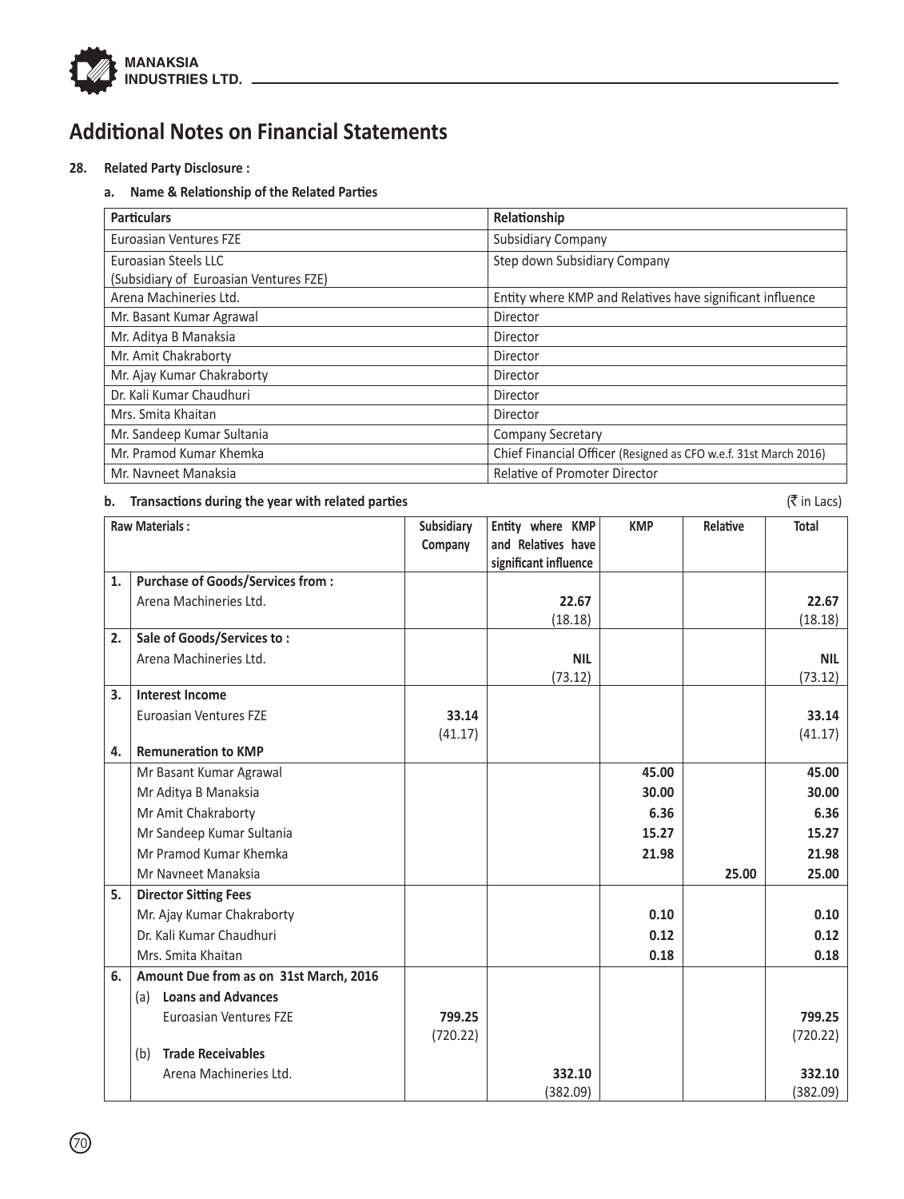# Additional Notes on Financial Statements

**28. Related Party Disclosure :**

**a. Name & Relationship of the Related Parties**

| Particulars | Relationship |
|---|---|
| Euroasian Ventures FZE | Subsidiary Company |
| Euroasian Steels LLC (Subsidiary of Euroasian Ventures FZE) | Step down Subsidiary Company |
| Arena Machineries Ltd. | Entity where KMP and Relatives have significant influence |
| Mr. Basant Kumar Agrawal | Director |
| Mr. Aditya B Manaksia | Director |
| Mr. Amit Chakraborty | Director |
| Mr. Ajay Kumar Chakraborty | Director |
| Dr. Kali Kumar Chaudhuri | Director |
| Mrs. Smita Khaitan | Director |
| Mr. Sandeep Kumar Sultania | Company Secretary |
| Mr. Pramod Kumar Khemka | Chief Financial Officer (Resigned as CFO w.e.f. 31st March 2016) |
| Mr. Navneet Manaksia | Relative of Promoter Director |

**b. Transactions during the year with related parties** (₹ in Lacs)

| | Raw Materials : | Subsidiary Company | Entity where KMP and Relatives have significant influence | KMP | Relative | Total |
|---|---|---|---|---|---|---|
| **1.** | **Purchase of Goods/Services from :** | | | | | |
| | Arena Machineries Ltd. | | **22.67** (18.18) | | | **22.67** (18.18) |
| **2.** | **Sale of Goods/Services to :** | | | | | |
| | Arena Machineries Ltd. | | **NIL** (73.12) | | | **NIL** (73.12) |
| **3.** | **Interest Income** | | | | | |
| | Euroasian Ventures FZE | **33.14** (41.17) | | | | **33.14** (41.17) |
| **4.** | **Remuneration to KMP** | | | | | |
| | Mr Basant Kumar Agrawal | | | **45.00** | | **45.00** |
| | Mr Aditya B Manaksia | | | **30.00** | | **30.00** |
| | Mr Amit Chakraborty | | | **6.36** | | **6.36** |
| | Mr Sandeep Kumar Sultania | | | **15.27** | | **15.27** |
| | Mr Pramod Kumar Khemka | | | **21.98** | | **21.98** |
| | Mr Navneet Manaksia | | | | **25.00** | **25.00** |
| **5.** | **Director Sitting Fees** | | | | | |
| | Mr. Ajay Kumar Chakraborty | | | **0.10** | | **0.10** |
| | Dr. Kali Kumar Chaudhuri | | | **0.12** | | **0.12** |
| | Mrs. Smita Khaitan | | | **0.18** | | **0.18** |
| **6.** | **Amount Due from as on 31st March, 2016** | | | | | |
| | (a) **Loans and Advances** | | | | | |
| | Euroasian Ventures FZE | **799.25** (720.22) | | | | **799.25** (720.22) |
| | (b) **Trade Receivables** | | | | | |
| | Arena Machineries Ltd. | | **332.10** (382.09) | | | **332.10** (382.09) |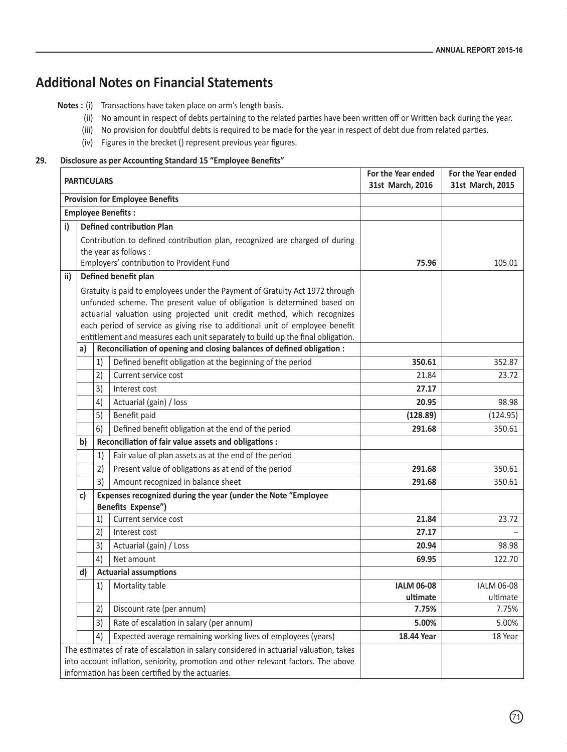# Additional Notes on Financial Statements

**Notes :** (i) Transactions have taken place on arm's length basis.

(ii) No amount in respect of debts pertaining to the related parties have been written off or Written back during the year.

(iii) No provision for doubtful debts is required to be made for the year in respect of debt due from related parties.

(iv) Figures in the brecket () represent previous year figures.

**29. Disclosure as per Accounting Standard 15 "Employee Benefits"**

| **PARTICULARS** | | | | **For the Year ended 31st March, 2016** | **For the Year ended 31st March, 2015** |
|---|---|---|---|---|---|
| **Provision for Employee Benefits** | | | | | |
| **Employee Benefits :** | | | | | |
| **i)** | **Defined contribution Plan** | | | | |
| | Contribution to defined contribution plan, recognized are charged of during the year as follows :<br>Employers' contribution to Provident Fund | | | **75.96** | 105.01 |
| **ii)** | **Defined benefit plan** | | | | |
| | Gratuity is paid to employees under the Payment of Gratuity Act 1972 through unfunded scheme. The present value of obligation is determined based on actuarial valuation using projected unit credit method, which recognizes each period of service as giving rise to additional unit of employee benefit entitlement and measures each unit separately to build up the final obligation. | | | | |
| | **a)** | **Reconciliation of opening and closing balances of defined obligation :** | | | |
| | | 1) | Defined benefit obligation at the beginning of the period | **350.61** | 352.87 |
| | | 2) | Current service cost | 21.84 | 23.72 |
| | | 3) | Interest cost | **27.17** | |
| | | 4) | Actuarial (gain) / loss | **20.95** | 98.98 |
| | | 5) | Benefit paid | **(128.89)** | (124.95) |
| | | 6) | Defined benefit obligation at the end of the period | **291.68** | 350.61 |
| | **b)** | **Reconciliation of fair value assets and obligations :** | | | |
| | | 1) | Fair value of plan assets as at the end of the period | | |
| | | 2) | Present value of obligations as at end of the period | **291.68** | 350.61 |
| | | 3) | Amount recognized in balance sheet | **291.68** | 350.61 |
| | **c)** | **Expenses recognized during the year (under the Note "Employee Benefits Expense")** | | | |
| | | 1) | Current service cost | **21.84** | 23.72 |
| | | 2) | Interest cost | **27.17** | – |
| | | 3) | Actuarial (gain) / Loss | **20.94** | 98.98 |
| | | 4) | Net amount | **69.95** | 122.70 |
| | **d)** | **Actuarial assumptions** | | | |
| | | 1) | Mortality table | **IALM 06-08 ultimate** | IALM 06-08 ultimate |
| | | 2) | Discount rate (per annum) | **7.75%** | 7.75% |
| | | 3) | Rate of escalation in salary (per annum) | **5.00%** | 5.00% |
| | | 4) | Expected average remaining working lives of employees (years) | **18.44 Year** | 18 Year |
| The estimates of rate of escalation in salary considered in actuarial valuation, takes into account inflation, seniority, promotion and other relevant factors. The above information has been certified by the actuaries. | | | | | |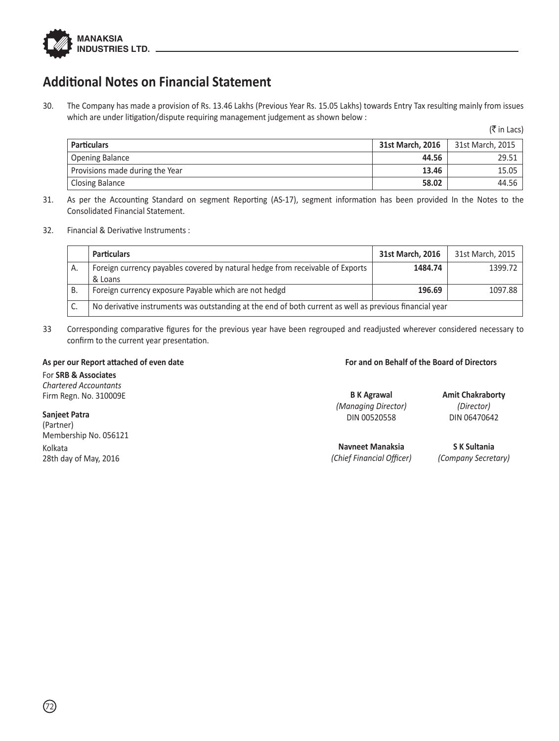# Additional Notes on Financial Statement

30. The Company has made a provision of Rs. 13.46 Lakhs (Previous Year Rs. 15.05 Lakhs) towards Entry Tax resulting mainly from issues which are under litigation/dispute requiring management judgement as shown below :

(₹ in Lacs)

| Particulars | 31st March, 2016 | 31st March, 2015 |
|---|---|---|
| Opening Balance | **44.56** | 29.51 |
| Provisions made during the Year | **13.46** | 15.05 |
| Closing Balance | **58.02** | 44.56 |

31. As per the Accounting Standard on segment Reporting (AS-17), segment information has been provided In the Notes to the Consolidated Financial Statement.

32. Financial & Derivative Instruments :

| | Particulars | 31st March, 2016 | 31st March, 2015 |
|---|---|---|---|
| A. | Foreign currency payables covered by natural hedge from receivable of Exports & Loans | **1484.74** | 1399.72 |
| B. | Foreign currency exposure Payable which are not hedgd | **196.69** | 1097.88 |
| C. | No derivative instruments was outstanding at the end of both current as well as previous financial year | | |

33 Corresponding comparative figures for the previous year have been regrouped and readjusted wherever considered necessary to confirm to the current year presentation.

**As per our Report attached of even date**

For **SRB & Associates**
*Chartered Accountants*
Firm Regn. No. 310009E

**Sanjeet Patra**
(Partner)
Membership No. 056121
Kolkata
28th day of May, 2016

**For and on Behalf of the Board of Directors**

**B K Agrawal**
*(Managing Director)*
DIN 00520558

**Amit Chakraborty**
*(Director)*
DIN 06470642

**Navneet Manaksia**
*(Chief Financial Officer)*

**S K Sultania**
*(Company Secretary)*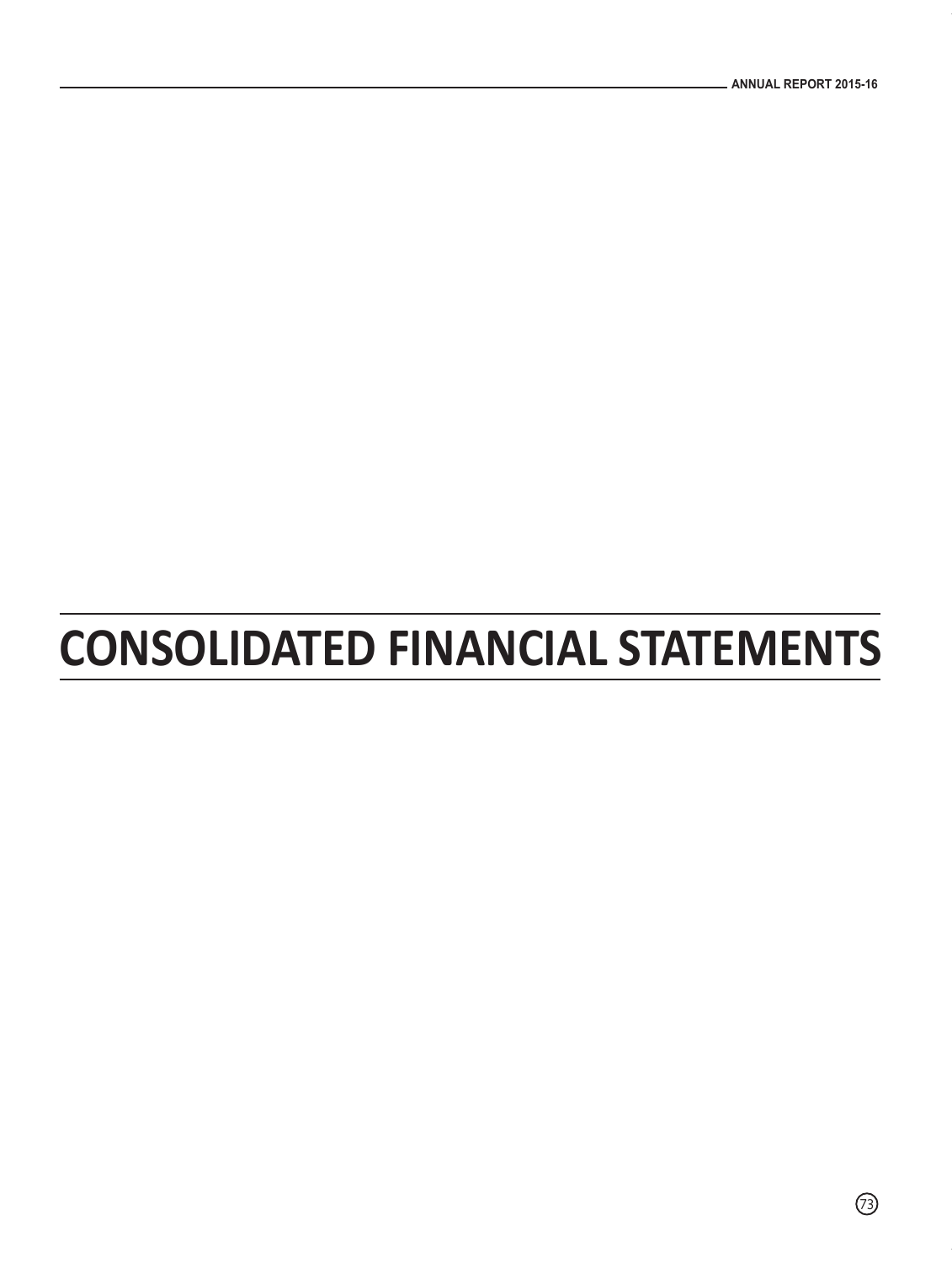# CONSOLIDATED FINANCIAL STATEMENTS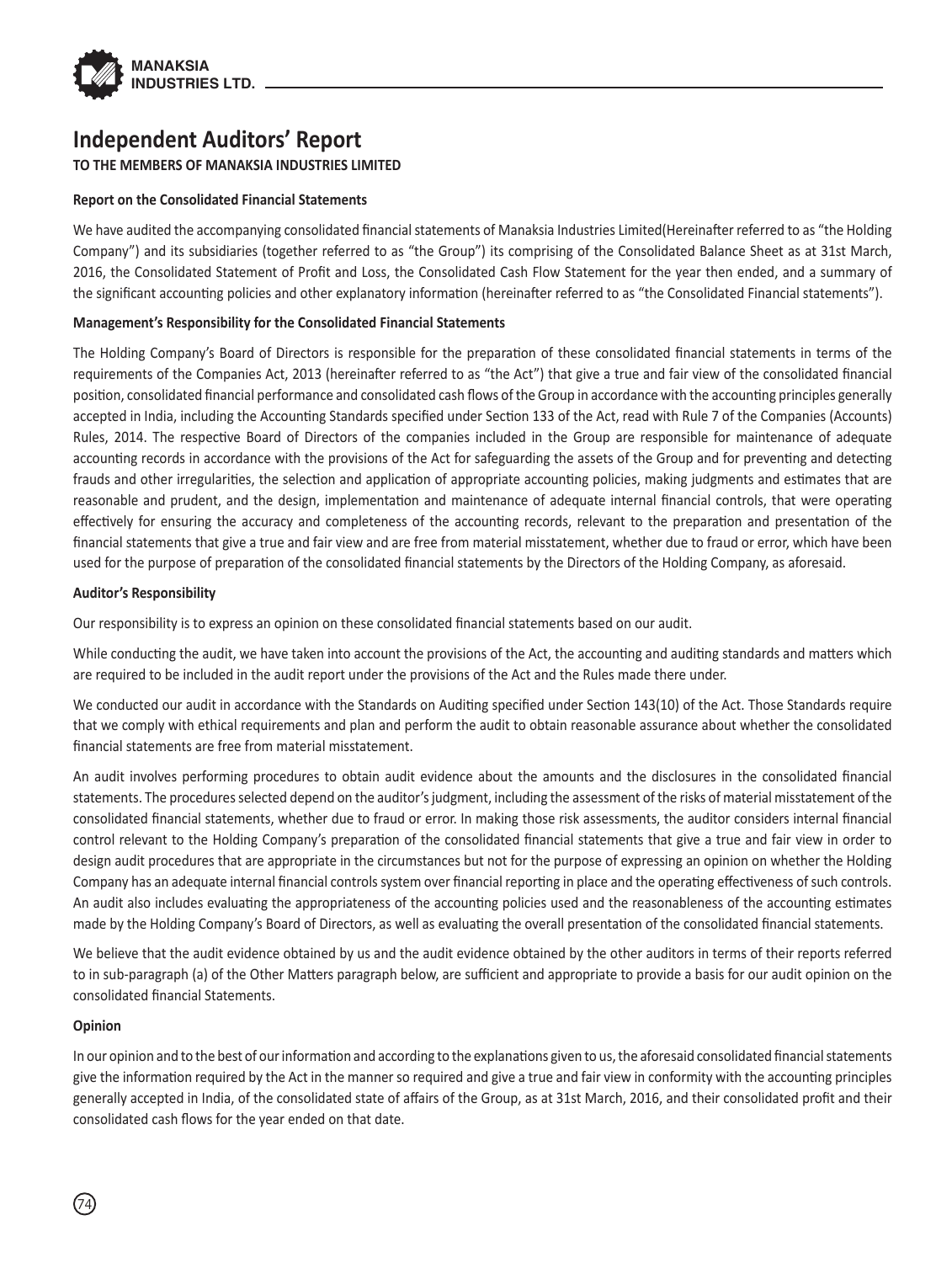# Independent Auditors' Report

**TO THE MEMBERS OF MANAKSIA INDUSTRIES LIMITED**

**Report on the Consolidated Financial Statements**

We have audited the accompanying consolidated financial statements of Manaksia Industries Limited(Hereinafter referred to as "the Holding Company") and its subsidiaries (together referred to as "the Group") its comprising of the Consolidated Balance Sheet as at 31st March, 2016, the Consolidated Statement of Profit and Loss, the Consolidated Cash Flow Statement for the year then ended, and a summary of the significant accounting policies and other explanatory information (hereinafter referred to as "the Consolidated Financial statements").

**Management's Responsibility for the Consolidated Financial Statements**

The Holding Company's Board of Directors is responsible for the preparation of these consolidated financial statements in terms of the requirements of the Companies Act, 2013 (hereinafter referred to as "the Act") that give a true and fair view of the consolidated financial position, consolidated financial performance and consolidated cash flows of the Group in accordance with the accounting principles generally accepted in India, including the Accounting Standards specified under Section 133 of the Act, read with Rule 7 of the Companies (Accounts) Rules, 2014. The respective Board of Directors of the companies included in the Group are responsible for maintenance of adequate accounting records in accordance with the provisions of the Act for safeguarding the assets of the Group and for preventing and detecting frauds and other irregularities, the selection and application of appropriate accounting policies, making judgments and estimates that are reasonable and prudent, and the design, implementation and maintenance of adequate internal financial controls, that were operating effectively for ensuring the accuracy and completeness of the accounting records, relevant to the preparation and presentation of the financial statements that give a true and fair view and are free from material misstatement, whether due to fraud or error, which have been used for the purpose of preparation of the consolidated financial statements by the Directors of the Holding Company, as aforesaid.

**Auditor's Responsibility**

Our responsibility is to express an opinion on these consolidated financial statements based on our audit.

While conducting the audit, we have taken into account the provisions of the Act, the accounting and auditing standards and matters which are required to be included in the audit report under the provisions of the Act and the Rules made there under.

We conducted our audit in accordance with the Standards on Auditing specified under Section 143(10) of the Act. Those Standards require that we comply with ethical requirements and plan and perform the audit to obtain reasonable assurance about whether the consolidated financial statements are free from material misstatement.

An audit involves performing procedures to obtain audit evidence about the amounts and the disclosures in the consolidated financial statements. The procedures selected depend on the auditor's judgment, including the assessment of the risks of material misstatement of the consolidated financial statements, whether due to fraud or error. In making those risk assessments, the auditor considers internal financial control relevant to the Holding Company's preparation of the consolidated financial statements that give a true and fair view in order to design audit procedures that are appropriate in the circumstances but not for the purpose of expressing an opinion on whether the Holding Company has an adequate internal financial controls system over financial reporting in place and the operating effectiveness of such controls. An audit also includes evaluating the appropriateness of the accounting policies used and the reasonableness of the accounting estimates made by the Holding Company's Board of Directors, as well as evaluating the overall presentation of the consolidated financial statements.

We believe that the audit evidence obtained by us and the audit evidence obtained by the other auditors in terms of their reports referred to in sub-paragraph (a) of the Other Matters paragraph below, are sufficient and appropriate to provide a basis for our audit opinion on the consolidated financial Statements.

**Opinion**

In our opinion and to the best of our information and according to the explanations given to us, the aforesaid consolidated financial statements give the information required by the Act in the manner so required and give a true and fair view in conformity with the accounting principles generally accepted in India, of the consolidated state of affairs of the Group, as at 31st March, 2016, and their consolidated profit and their consolidated cash flows for the year ended on that date.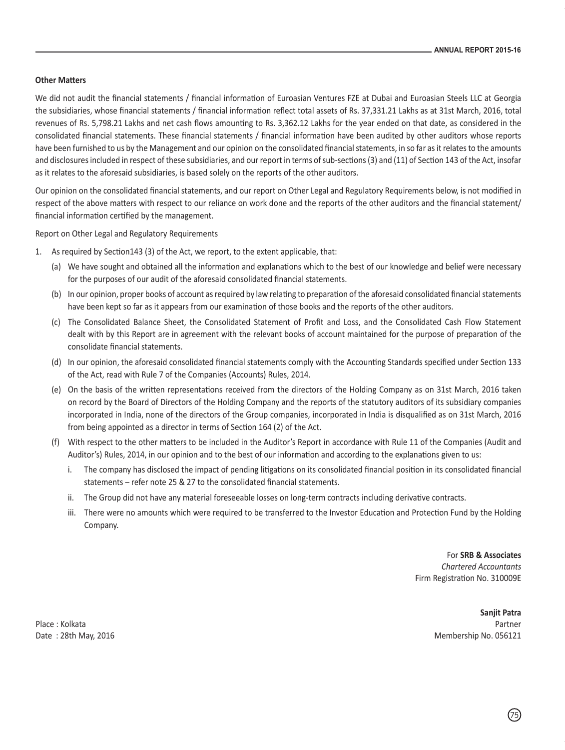**Other Matters**

We did not audit the financial statements / financial information of Euroasian Ventures FZE at Dubai and Euroasian Steels LLC at Georgia the subsidiaries, whose financial statements / financial information reflect total assets of Rs. 37,331.21 Lakhs as at 31st March, 2016, total revenues of Rs. 5,798.21 Lakhs and net cash flows amounting to Rs. 3,362.12 Lakhs for the year ended on that date, as considered in the consolidated financial statements. These financial statements / financial information have been audited by other auditors whose reports have been furnished to us by the Management and our opinion on the consolidated financial statements, in so far as it relates to the amounts and disclosures included in respect of these subsidiaries, and our report in terms of sub-sections (3) and (11) of Section 143 of the Act, insofar as it relates to the aforesaid subsidiaries, is based solely on the reports of the other auditors.

Our opinion on the consolidated financial statements, and our report on Other Legal and Regulatory Requirements below, is not modified in respect of the above matters with respect to our reliance on work done and the reports of the other auditors and the financial statement/ financial information certified by the management.

Report on Other Legal and Regulatory Requirements

1. As required by Section143 (3) of the Act, we report, to the extent applicable, that:
   - (a) We have sought and obtained all the information and explanations which to the best of our knowledge and belief were necessary for the purposes of our audit of the aforesaid consolidated financial statements.
   - (b) In our opinion, proper books of account as required by law relating to preparation of the aforesaid consolidated financial statements have been kept so far as it appears from our examination of those books and the reports of the other auditors.
   - (c) The Consolidated Balance Sheet, the Consolidated Statement of Profit and Loss, and the Consolidated Cash Flow Statement dealt with by this Report are in agreement with the relevant books of account maintained for the purpose of preparation of the consolidate financial statements.
   - (d) In our opinion, the aforesaid consolidated financial statements comply with the Accounting Standards specified under Section 133 of the Act, read with Rule 7 of the Companies (Accounts) Rules, 2014.
   - (e) On the basis of the written representations received from the directors of the Holding Company as on 31st March, 2016 taken on record by the Board of Directors of the Holding Company and the reports of the statutory auditors of its subsidiary companies incorporated in India, none of the directors of the Group companies, incorporated in India is disqualified as on 31st March, 2016 from being appointed as a director in terms of Section 164 (2) of the Act.
   - (f) With respect to the other matters to be included in the Auditor's Report in accordance with Rule 11 of the Companies (Audit and Auditor's) Rules, 2014, in our opinion and to the best of our information and according to the explanations given to us:
     - i. The company has disclosed the impact of pending litigations on its consolidated financial position in its consolidated financial statements – refer note 25 & 27 to the consolidated financial statements.
     - ii. The Group did not have any material foreseeable losses on long-term contracts including derivative contracts.
     - iii. There were no amounts which were required to be transferred to the Investor Education and Protection Fund by the Holding Company.

For **SRB & Associates**
*Chartered Accountants*
Firm Registration No. 310009E

**Sanjit Patra**
Partner
Membership No. 056121

Place : Kolkata
Date : 28th May, 2016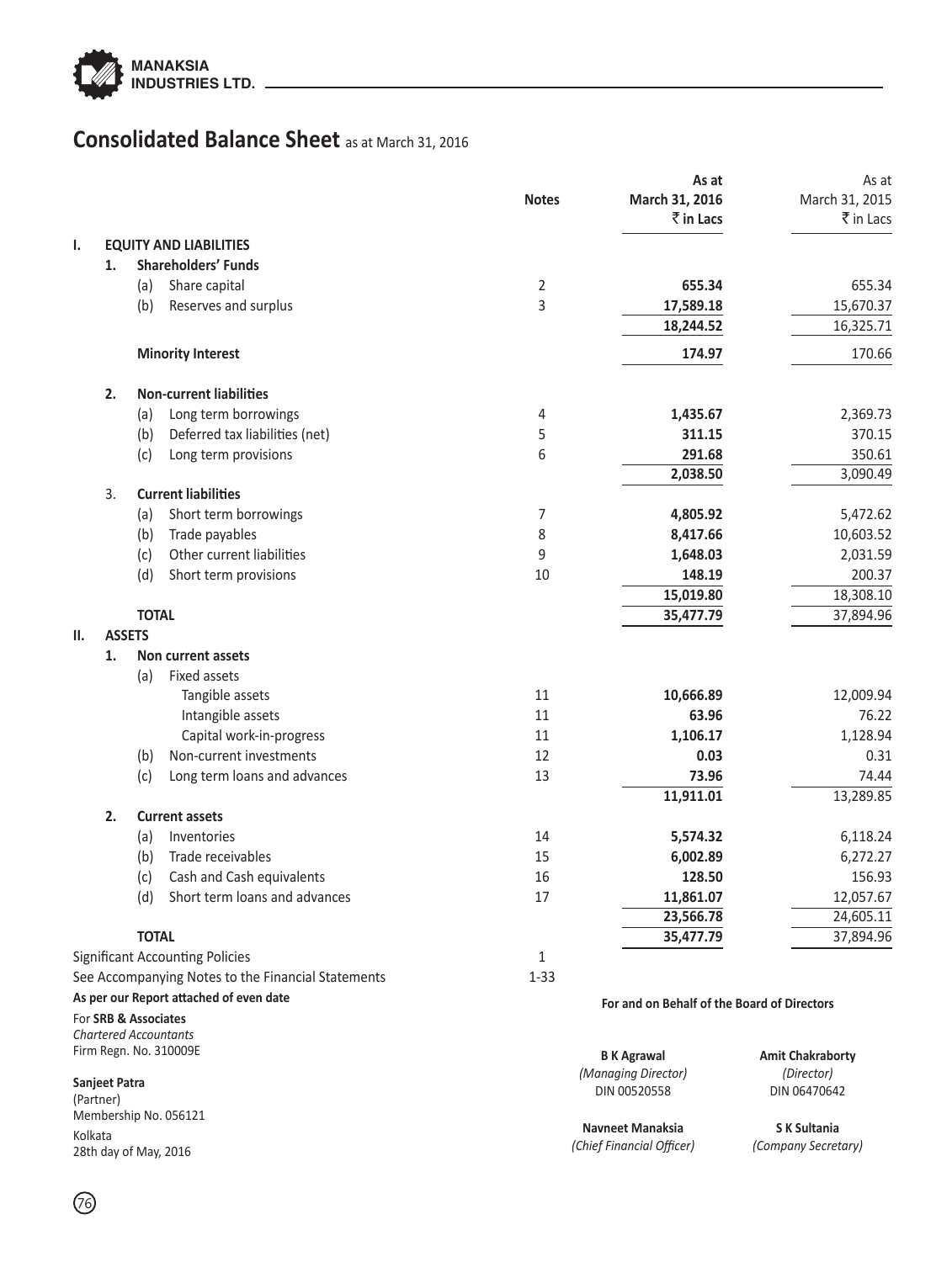# Consolidated Balance Sheet as at March 31, 2016

| | Notes | As at March 31, 2016 ₹ in Lacs | As at March 31, 2015 ₹ in Lacs |
|---|---|---|---|
| **I. EQUITY AND LIABILITIES** | | | |
| **1. Shareholders' Funds** | | | |
| (a) Share capital | 2 | **655.34** | 655.34 |
| (b) Reserves and surplus | 3 | **17,589.18** | 15,670.37 |
| | | **18,244.52** | 16,325.71 |
| **Minority Interest** | | **174.97** | 170.66 |
| **2. Non-current liabilities** | | | |
| (a) Long term borrowings | 4 | **1,435.67** | 2,369.73 |
| (b) Deferred tax liabilities (net) | 5 | **311.15** | 370.15 |
| (c) Long term provisions | 6 | **291.68** | 350.61 |
| | | **2,038.50** | 3,090.49 |
| **3. Current liabilities** | | | |
| (a) Short term borrowings | 7 | **4,805.92** | 5,472.62 |
| (b) Trade payables | 8 | **8,417.66** | 10,603.52 |
| (c) Other current liabilities | 9 | **1,648.03** | 2,031.59 |
| (d) Short term provisions | 10 | **148.19** | 200.37 |
| | | **15,019.80** | 18,308.10 |
| **TOTAL** | | **35,477.79** | 37,894.96 |
| **II. ASSETS** | | | |
| **1. Non current assets** | | | |
| (a) Fixed assets | | | |
| Tangible assets | 11 | **10,666.89** | 12,009.94 |
| Intangible assets | 11 | **63.96** | 76.22 |
| Capital work-in-progress | 11 | **1,106.17** | 1,128.94 |
| (b) Non-current investments | 12 | **0.03** | 0.31 |
| (c) Long term loans and advances | 13 | **73.96** | 74.44 |
| | | **11,911.01** | 13,289.85 |
| **2. Current assets** | | | |
| (a) Inventories | 14 | **5,574.32** | 6,118.24 |
| (b) Trade receivables | 15 | **6,002.89** | 6,272.27 |
| (c) Cash and Cash equivalents | 16 | **128.50** | 156.93 |
| (d) Short term loans and advances | 17 | **11,861.07** | 12,057.67 |
| | | **23,566.78** | 24,605.11 |
| **TOTAL** | | **35,477.79** | 37,894.96 |
| Significant Accounting Policies | 1 | | |
| See Accompanying Notes to the Financial Statements | 1-33 | | |

**As per our Report attached of even date**

For **SRB & Associates**
*Chartered Accountants*
Firm Regn. No. 310009E

**Sanjeet Patra**
(Partner)
Membership No. 056121
Kolkata
28th day of May, 2016

**For and on Behalf of the Board of Directors**

**B K Agrawal**
*(Managing Director)*
DIN 00520558

**Amit Chakraborty**
*(Director)*
DIN 06470642

**Navneet Manaksia**
*(Chief Financial Officer)*

**S K Sultania**
*(Company Secretary)*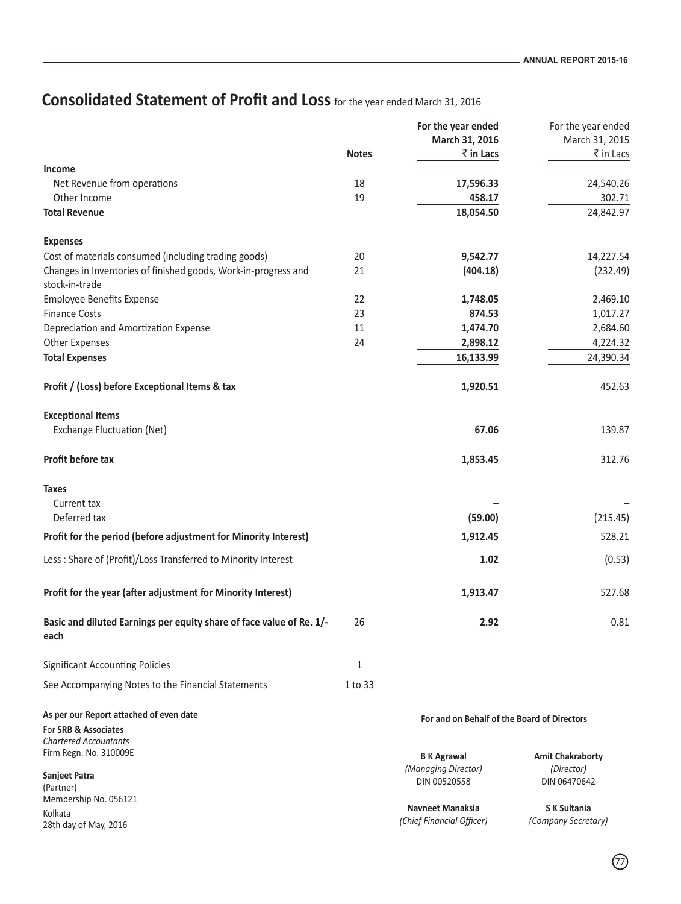# Consolidated Statement of Profit and Loss for the year ended March 31, 2016

| | Notes | For the year ended March 31, 2016 ₹ in Lacs | For the year ended March 31, 2015 ₹ in Lacs |
|---|---|---|---|
| **Income** | | | |
| Net Revenue from operations | 18 | **17,596.33** | 24,540.26 |
| Other Income | 19 | **458.17** | 302.71 |
| **Total Revenue** | | **18,054.50** | 24,842.97 |
| **Expenses** | | | |
| Cost of materials consumed (including trading goods) | 20 | **9,542.77** | 14,227.54 |
| Changes in Inventories of finished goods, Work-in-progress and stock-in-trade | 21 | **(404.18)** | (232.49) |
| Employee Benefits Expense | 22 | **1,748.05** | 2,469.10 |
| Finance Costs | 23 | **874.53** | 1,017.27 |
| Depreciation and Amortization Expense | 11 | **1,474.70** | 2,684.60 |
| Other Expenses | 24 | **2,898.12** | 4,224.32 |
| **Total Expenses** | | **16,133.99** | 24,390.34 |
| **Profit / (Loss) before Exceptional Items & tax** | | **1,920.51** | 452.63 |
| **Exceptional Items** | | | |
| Exchange Fluctuation (Net) | | **67.06** | 139.87 |
| **Profit before tax** | | **1,853.45** | 312.76 |
| **Taxes** | | | |
| Current tax | | **–** | – |
| Deferred tax | | **(59.00)** | (215.45) |
| **Profit for the period (before adjustment for Minority Interest)** | | **1,912.45** | 528.21 |
| Less : Share of (Profit)/Loss Transferred to Minority Interest | | **1.02** | (0.53) |
| **Profit for the year (after adjustment for Minority Interest)** | | **1,913.47** | 527.68 |
| **Basic and diluted Earnings per equity share of face value of Re. 1/- each** | 26 | **2.92** | 0.81 |
| Significant Accounting Policies | 1 | | |
| See Accompanying Notes to the Financial Statements | 1 to 33 | | |

**As per our Report attached of even date**

For **SRB & Associates**
*Chartered Accountants*
Firm Regn. No. 310009E

**Sanjeet Patra**
(Partner)
Membership No. 056121
Kolkata
28th day of May, 2016

**For and on Behalf of the Board of Directors**

**B K Agrawal**
*(Managing Director)*
DIN 00520558

**Amit Chakraborty**
*(Director)*
DIN 06470642

**Navneet Manaksia**
*(Chief Financial Officer)*

**S K Sultania**
*(Company Secretary)*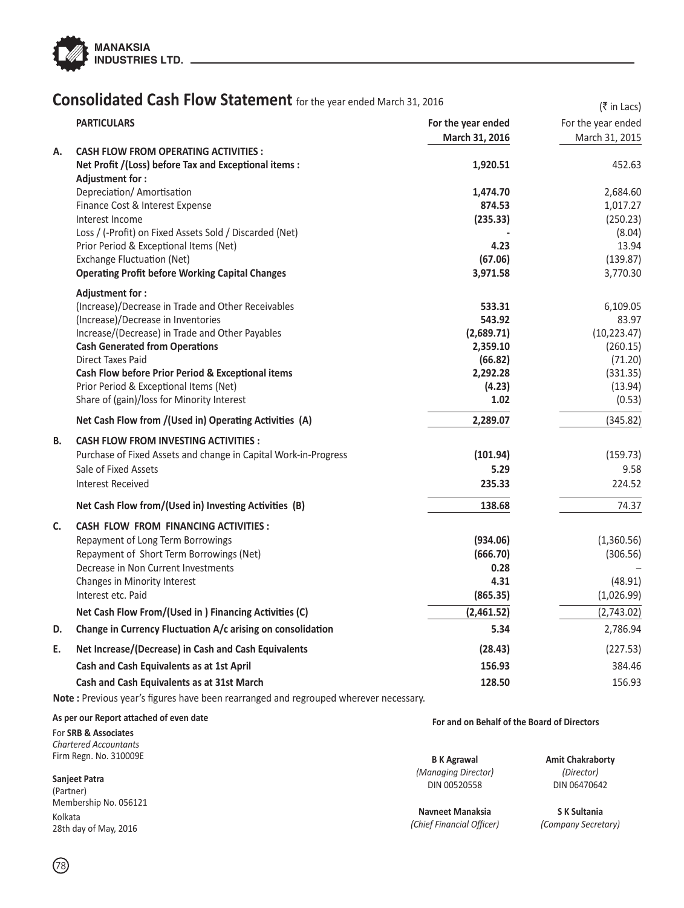# Consolidated Cash Flow Statement for the year ended March 31, 2016

(₹ in Lacs)

| | PARTICULARS | For the year ended March 31, 2016 | For the year ended March 31, 2015 |
|---|---|---|---|
| **A.** | **CASH FLOW FROM OPERATING ACTIVITIES :** | | |
| | **Net Profit /(Loss) before Tax and Exceptional items :** | **1,920.51** | 452.63 |
| | **Adjustment for :** | | |
| | Depreciation/ Amortisation | **1,474.70** | 2,684.60 |
| | Finance Cost & Interest Expense | **874.53** | 1,017.27 |
| | Interest Income | **(235.33)** | (250.23) |
| | Loss / (-Profit) on Fixed Assets Sold / Discarded (Net) | **-** | (8.04) |
| | Prior Period & Exceptional Items (Net) | **4.23** | 13.94 |
| | Exchange Fluctuation (Net) | **(67.06)** | (139.87) |
| | **Operating Profit before Working Capital Changes** | **3,971.58** | 3,770.30 |
| | **Adjustment for :** | | |
| | (Increase)/Decrease in Trade and Other Receivables | **533.31** | 6,109.05 |
| | (Increase)/Decrease in Inventories | **543.92** | 83.97 |
| | Increase/(Decrease) in Trade and Other Payables | **(2,689.71)** | (10,223.47) |
| | **Cash Generated from Operations** | **2,359.10** | (260.15) |
| | Direct Taxes Paid | **(66.82)** | (71.20) |
| | **Cash Flow before Prior Period & Exceptional items** | **2,292.28** | (331.35) |
| | Prior Period & Exceptional Items (Net) | **(4.23)** | (13.94) |
| | Share of (gain)/loss for Minority Interest | **1.02** | (0.53) |
| | **Net Cash Flow from /(Used in) Operating Activities (A)** | **2,289.07** | (345.82) |
| **B.** | **CASH FLOW FROM INVESTING ACTIVITIES :** | | |
| | Purchase of Fixed Assets and change in Capital Work-in-Progress | **(101.94)** | (159.73) |
| | Sale of Fixed Assets | **5.29** | 9.58 |
| | Interest Received | **235.33** | 224.52 |
| | **Net Cash Flow from/(Used in) Investing Activities (B)** | **138.68** | 74.37 |
| **C.** | **CASH FLOW FROM FINANCING ACTIVITIES :** | | |
| | Repayment of Long Term Borrowings | **(934.06)** | (1,360.56) |
| | Repayment of Short Term Borrowings (Net) | **(666.70)** | (306.56) |
| | Decrease in Non Current Investments | **0.28** | – |
| | Changes in Minority Interest | **4.31** | (48.91) |
| | Interest etc. Paid | **(865.35)** | (1,026.99) |
| | **Net Cash Flow From/(Used in ) Financing Activities (C)** | **(2,461.52)** | (2,743.02) |
| **D.** | **Change in Currency Fluctuation A/c arising on consolidation** | **5.34** | 2,786.94 |
| **E.** | **Net Increase/(Decrease) in Cash and Cash Equivalents** | **(28.43)** | (227.53) |
| | **Cash and Cash Equivalents as at 1st April** | **156.93** | 384.46 |
| | **Cash and Cash Equivalents as at 31st March** | **128.50** | 156.93 |

**Note :** Previous year's figures have been rearranged and regrouped wherever necessary.

**As per our Report attached of even date**

For **SRB & Associates**
*Chartered Accountants*
Firm Regn. No. 310009E

**Sanjeet Patra**
(Partner)
Membership No. 056121
Kolkata
28th day of May, 2016

**For and on Behalf of the Board of Directors**

**B K Agrawal**
*(Managing Director)*
DIN 00520558

**Amit Chakraborty**
*(Director)*
DIN 06470642

**Navneet Manaksia**
*(Chief Financial Officer)*

**S K Sultania**
*(Company Secretary)*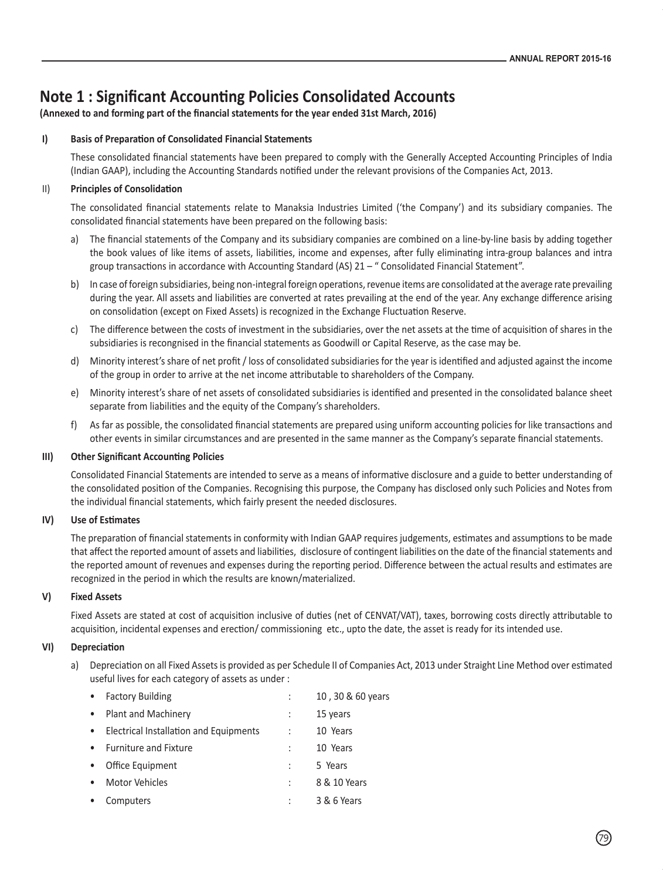# Note 1 : Significant Accounting Policies Consolidated Accounts

**(Annexed to and forming part of the financial statements for the year ended 31st March, 2016)**

**I) Basis of Preparation of Consolidated Financial Statements**

These consolidated financial statements have been prepared to comply with the Generally Accepted Accounting Principles of India (Indian GAAP), including the Accounting Standards notified under the relevant provisions of the Companies Act, 2013.

**II) Principles of Consolidation**

The consolidated financial statements relate to Manaksia Industries Limited ('the Company') and its subsidiary companies. The consolidated financial statements have been prepared on the following basis:

a) The financial statements of the Company and its subsidiary companies are combined on a line-by-line basis by adding together the book values of like items of assets, liabilities, income and expenses, after fully eliminating intra-group balances and intra group transactions in accordance with Accounting Standard (AS) 21 – " Consolidated Financial Statement".

b) In case of foreign subsidiaries, being non-integral foreign operations, revenue items are consolidated at the average rate prevailing during the year. All assets and liabilities are converted at rates prevailing at the end of the year. Any exchange difference arising on consolidation (except on Fixed Assets) is recognized in the Exchange Fluctuation Reserve.

c) The difference between the costs of investment in the subsidiaries, over the net assets at the time of acquisition of shares in the subsidiaries is recongnised in the financial statements as Goodwill or Capital Reserve, as the case may be.

d) Minority interest's share of net profit / loss of consolidated subsidiaries for the year is identified and adjusted against the income of the group in order to arrive at the net income attributable to shareholders of the Company.

e) Minority interest's share of net assets of consolidated subsidiaries is identified and presented in the consolidated balance sheet separate from liabilities and the equity of the Company's shareholders.

f) As far as possible, the consolidated financial statements are prepared using uniform accounting policies for like transactions and other events in similar circumstances and are presented in the same manner as the Company's separate financial statements.

**III) Other Significant Accounting Policies**

Consolidated Financial Statements are intended to serve as a means of informative disclosure and a guide to better understanding of the consolidated position of the Companies. Recognising this purpose, the Company has disclosed only such Policies and Notes from the individual financial statements, which fairly present the needed disclosures.

**IV) Use of Estimates**

The preparation of financial statements in conformity with Indian GAAP requires judgements, estimates and assumptions to be made that affect the reported amount of assets and liabilities, disclosure of contingent liabilities on the date of the financial statements and the reported amount of revenues and expenses during the reporting period. Difference between the actual results and estimates are recognized in the period in which the results are known/materialized.

**V) Fixed Assets**

Fixed Assets are stated at cost of acquisition inclusive of duties (net of CENVAT/VAT), taxes, borrowing costs directly attributable to acquisition, incidental expenses and erection/ commissioning etc., upto the date, the asset is ready for its intended use.

**VI) Depreciation**

a) Depreciation on all Fixed Assets is provided as per Schedule II of Companies Act, 2013 under Straight Line Method over estimated useful lives for each category of assets as under :

- Factory Building : 10 , 30 & 60 years
- Plant and Machinery : 15 years
- Electrical Installation and Equipments : 10 Years
- Furniture and Fixture : 10 Years
- Office Equipment : 5 Years
- Motor Vehicles : 8 & 10 Years
- Computers : 3 & 6 Years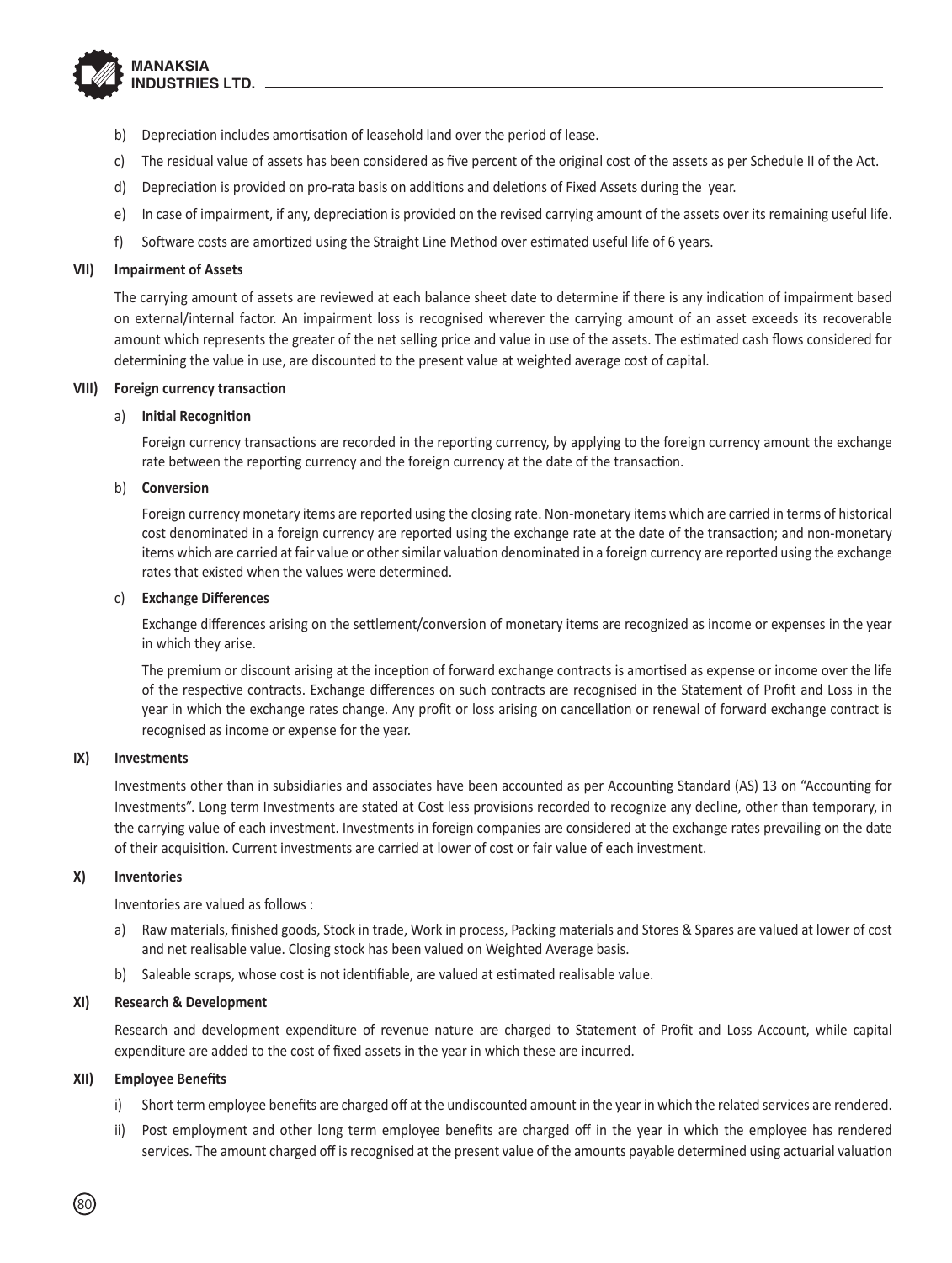b) Depreciation includes amortisation of leasehold land over the period of lease.

c) The residual value of assets has been considered as five percent of the original cost of the assets as per Schedule II of the Act.

d) Depreciation is provided on pro-rata basis on additions and deletions of Fixed Assets during the year.

e) In case of impairment, if any, depreciation is provided on the revised carrying amount of the assets over its remaining useful life.

f) Software costs are amortized using the Straight Line Method over estimated useful life of 6 years.

**VII) Impairment of Assets**

The carrying amount of assets are reviewed at each balance sheet date to determine if there is any indication of impairment based on external/internal factor. An impairment loss is recognised wherever the carrying amount of an asset exceeds its recoverable amount which represents the greater of the net selling price and value in use of the assets. The estimated cash flows considered for determining the value in use, are discounted to the present value at weighted average cost of capital.

**VIII) Foreign currency transaction**

a) **Initial Recognition**

Foreign currency transactions are recorded in the reporting currency, by applying to the foreign currency amount the exchange rate between the reporting currency and the foreign currency at the date of the transaction.

b) **Conversion**

Foreign currency monetary items are reported using the closing rate. Non-monetary items which are carried in terms of historical cost denominated in a foreign currency are reported using the exchange rate at the date of the transaction; and non-monetary items which are carried at fair value or other similar valuation denominated in a foreign currency are reported using the exchange rates that existed when the values were determined.

c) **Exchange Differences**

Exchange differences arising on the settlement/conversion of monetary items are recognized as income or expenses in the year in which they arise.

The premium or discount arising at the inception of forward exchange contracts is amortised as expense or income over the life of the respective contracts. Exchange differences on such contracts are recognised in the Statement of Profit and Loss in the year in which the exchange rates change. Any profit or loss arising on cancellation or renewal of forward exchange contract is recognised as income or expense for the year.

**IX) Investments**

Investments other than in subsidiaries and associates have been accounted as per Accounting Standard (AS) 13 on "Accounting for Investments". Long term Investments are stated at Cost less provisions recorded to recognize any decline, other than temporary, in the carrying value of each investment. Investments in foreign companies are considered at the exchange rates prevailing on the date of their acquisition. Current investments are carried at lower of cost or fair value of each investment.

**X) Inventories**

Inventories are valued as follows :

a) Raw materials, finished goods, Stock in trade, Work in process, Packing materials and Stores & Spares are valued at lower of cost and net realisable value. Closing stock has been valued on Weighted Average basis.

b) Saleable scraps, whose cost is not identifiable, are valued at estimated realisable value.

**XI) Research & Development**

Research and development expenditure of revenue nature are charged to Statement of Profit and Loss Account, while capital expenditure are added to the cost of fixed assets in the year in which these are incurred.

**XII) Employee Benefits**

i) Short term employee benefits are charged off at the undiscounted amount in the year in which the related services are rendered.

ii) Post employment and other long term employee benefits are charged off in the year in which the employee has rendered services. The amount charged off is recognised at the present value of the amounts payable determined using actuarial valuation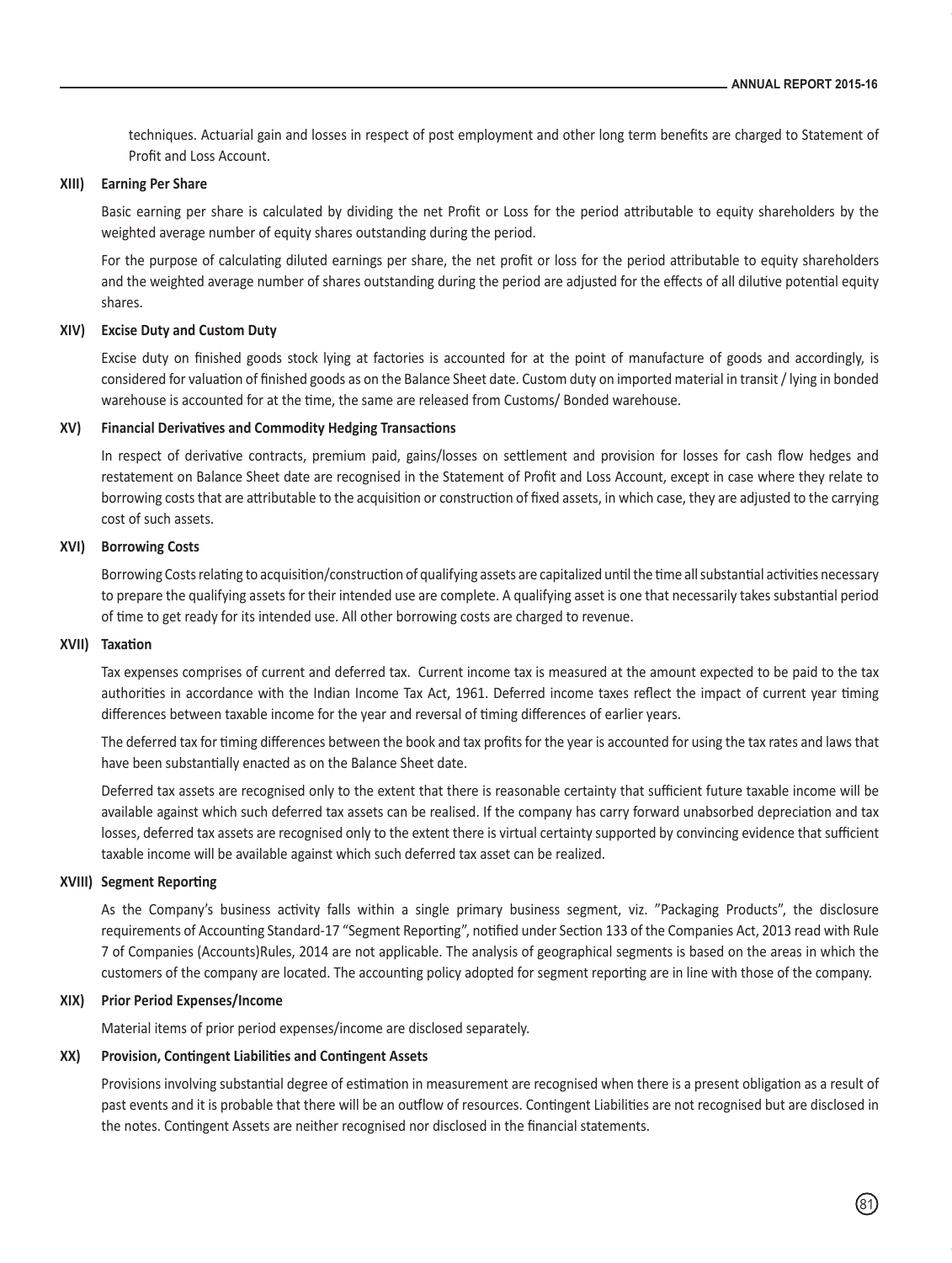techniques. Actuarial gain and losses in respect of post employment and other long term benefits are charged to Statement of Profit and Loss Account.

**XIII) Earning Per Share**

Basic earning per share is calculated by dividing the net Profit or Loss for the period attributable to equity shareholders by the weighted average number of equity shares outstanding during the period.

For the purpose of calculating diluted earnings per share, the net profit or loss for the period attributable to equity shareholders and the weighted average number of shares outstanding during the period are adjusted for the effects of all dilutive potential equity shares.

**XIV) Excise Duty and Custom Duty**

Excise duty on finished goods stock lying at factories is accounted for at the point of manufacture of goods and accordingly, is considered for valuation of finished goods as on the Balance Sheet date. Custom duty on imported material in transit / lying in bonded warehouse is accounted for at the time, the same are released from Customs/ Bonded warehouse.

**XV) Financial Derivatives and Commodity Hedging Transactions**

In respect of derivative contracts, premium paid, gains/losses on settlement and provision for losses for cash flow hedges and restatement on Balance Sheet date are recognised in the Statement of Profit and Loss Account, except in case where they relate to borrowing costs that are attributable to the acquisition or construction of fixed assets, in which case, they are adjusted to the carrying cost of such assets.

**XVI) Borrowing Costs**

Borrowing Costs relating to acquisition/construction of qualifying assets are capitalized until the time all substantial activities necessary to prepare the qualifying assets for their intended use are complete. A qualifying asset is one that necessarily takes substantial period of time to get ready for its intended use. All other borrowing costs are charged to revenue.

**XVII) Taxation**

Tax expenses comprises of current and deferred tax. Current income tax is measured at the amount expected to be paid to the tax authorities in accordance with the Indian Income Tax Act, 1961. Deferred income taxes reflect the impact of current year timing differences between taxable income for the year and reversal of timing differences of earlier years.

The deferred tax for timing differences between the book and tax profits for the year is accounted for using the tax rates and laws that have been substantially enacted as on the Balance Sheet date.

Deferred tax assets are recognised only to the extent that there is reasonable certainty that sufficient future taxable income will be available against which such deferred tax assets can be realised. If the company has carry forward unabsorbed depreciation and tax losses, deferred tax assets are recognised only to the extent there is virtual certainty supported by convincing evidence that sufficient taxable income will be available against which such deferred tax asset can be realized.

**XVIII) Segment Reporting**

As the Company's business activity falls within a single primary business segment, viz. "Packaging Products", the disclosure requirements of Accounting Standard-17 "Segment Reporting", notified under Section 133 of the Companies Act, 2013 read with Rule 7 of Companies (Accounts)Rules, 2014 are not applicable. The analysis of geographical segments is based on the areas in which the customers of the company are located. The accounting policy adopted for segment reporting are in line with those of the company.

**XIX) Prior Period Expenses/Income**

Material items of prior period expenses/income are disclosed separately.

**XX) Provision, Contingent Liabilities and Contingent Assets**

Provisions involving substantial degree of estimation in measurement are recognised when there is a present obligation as a result of past events and it is probable that there will be an outflow of resources. Contingent Liabilities are not recognised but are disclosed in the notes. Contingent Assets are neither recognised nor disclosed in the financial statements.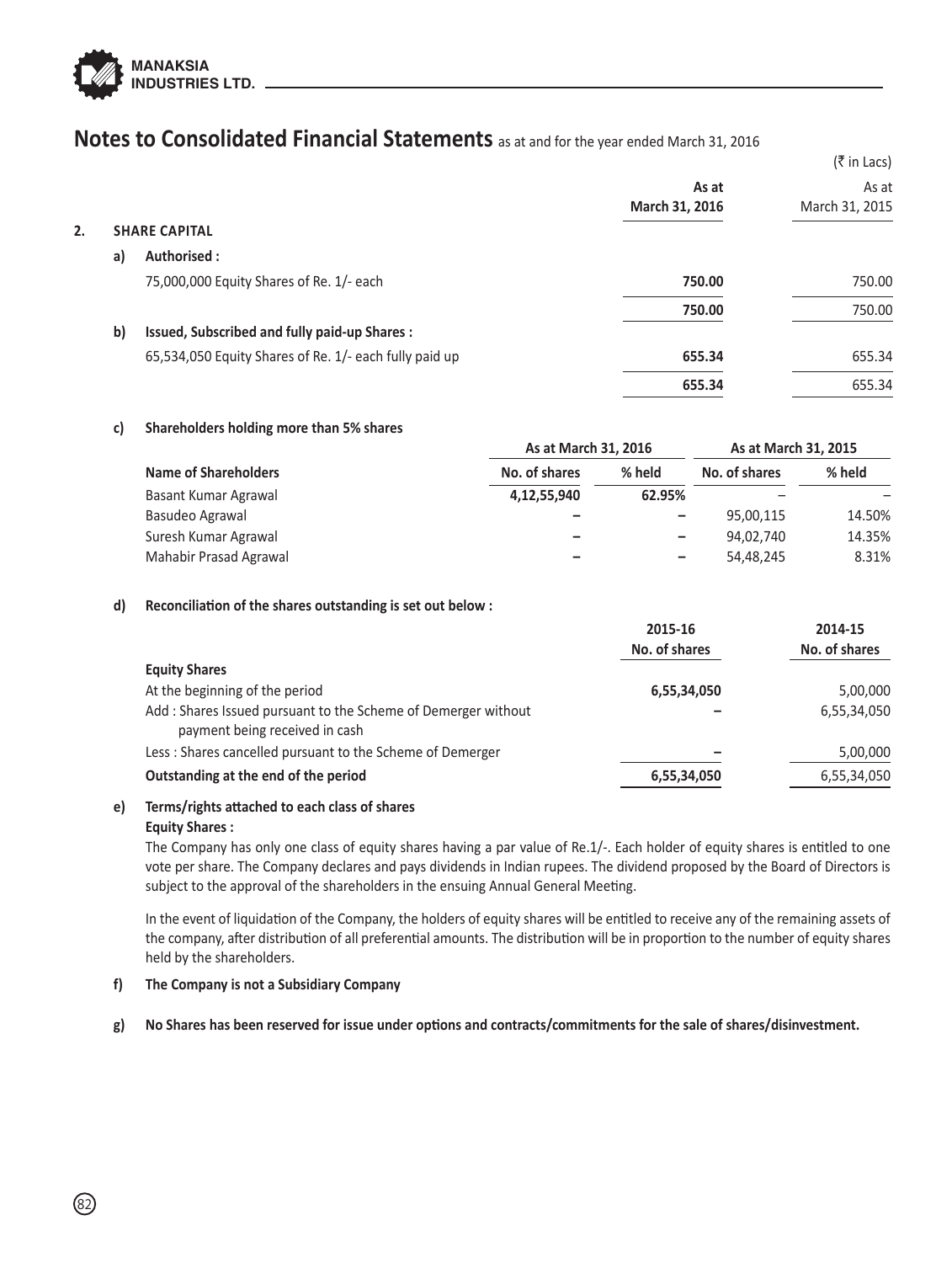# Notes to Consolidated Financial Statements as at and for the year ended March 31, 2016

(₹ in Lacs)

| | As at March 31, 2016 | As at March 31, 2015 |
|---|---|---|
| **2. SHARE CAPITAL** | | |
| **a) Authorised :** | | |
| 75,000,000 Equity Shares of Re. 1/- each | **750.00** | 750.00 |
| | **750.00** | 750.00 |
| **b) Issued, Subscribed and fully paid-up Shares :** | | |
| 65,534,050 Equity Shares of Re. 1/- each fully paid up | **655.34** | 655.34 |
| | **655.34** | 655.34 |

**c) Shareholders holding more than 5% shares**

| | As at March 31, 2016 | | As at March 31, 2015 | |
|---|---|---|---|---|
| **Name of Shareholders** | **No. of shares** | **% held** | **No. of shares** | **% held** |
| Basant Kumar Agrawal | **4,12,55,940** | **62.95%** | – | – |
| Basudeo Agrawal | – | – | 95,00,115 | 14.50% |
| Suresh Kumar Agrawal | – | – | 94,02,740 | 14.35% |
| Mahabir Prasad Agrawal | – | – | 54,48,245 | 8.31% |

**d) Reconciliation of the shares outstanding is set out below :**

| | 2015-16 No. of shares | 2014-15 No. of shares |
|---|---|---|
| **Equity Shares** | | |
| At the beginning of the period | **6,55,34,050** | 5,00,000 |
| Add : Shares Issued pursuant to the Scheme of Demerger without payment being received in cash | – | 6,55,34,050 |
| Less : Shares cancelled pursuant to the Scheme of Demerger | – | 5,00,000 |
| **Outstanding at the end of the period** | **6,55,34,050** | 6,55,34,050 |

**e) Terms/rights attached to each class of shares**

**Equity Shares :**

The Company has only one class of equity shares having a par value of Re.1/-. Each holder of equity shares is entitled to one vote per share. The Company declares and pays dividends in Indian rupees. The dividend proposed by the Board of Directors is subject to the approval of the shareholders in the ensuing Annual General Meeting.

In the event of liquidation of the Company, the holders of equity shares will be entitled to receive any of the remaining assets of the company, after distribution of all preferential amounts. The distribution will be in proportion to the number of equity shares held by the shareholders.

**f) The Company is not a Subsidiary Company**

**g) No Shares has been reserved for issue under options and contracts/commitments for the sale of shares/disinvestment.**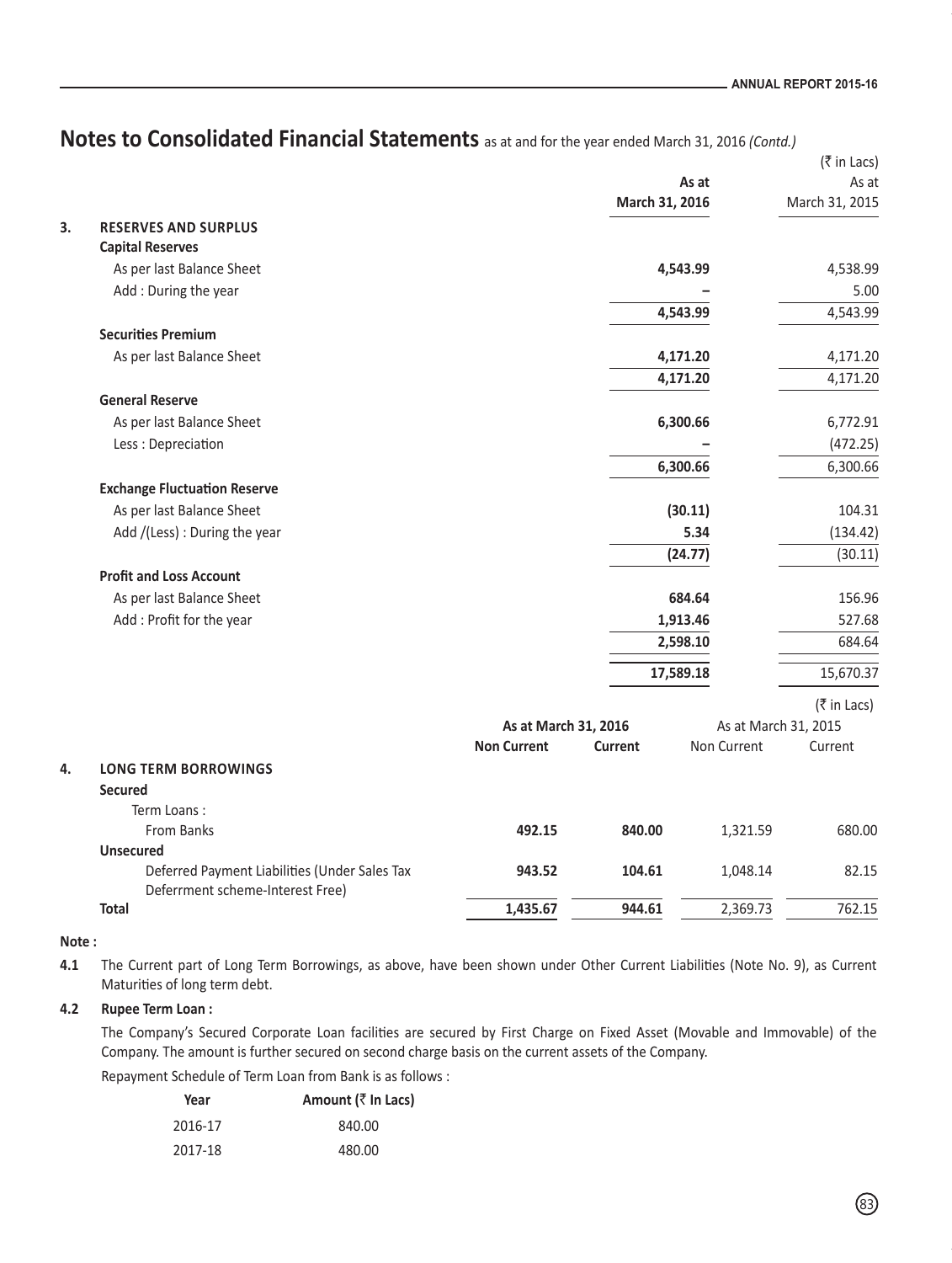# Notes to Consolidated Financial Statements as at and for the year ended March 31, 2016 *(Contd.)*

(₹ in Lacs)

| | | As at March 31, 2016 | As at March 31, 2015 |
|---|---|---|---|
| **3.** | **RESERVES AND SURPLUS** | | |
| | **Capital Reserves** | | |
| | As per last Balance Sheet | **4,543.99** | 4,538.99 |
| | Add : During the year | **–** | 5.00 |
| | | **4,543.99** | 4,543.99 |
| | **Securities Premium** | | |
| | As per last Balance Sheet | **4,171.20** | 4,171.20 |
| | | **4,171.20** | 4,171.20 |
| | **General Reserve** | | |
| | As per last Balance Sheet | **6,300.66** | 6,772.91 |
| | Less : Depreciation | **–** | (472.25) |
| | | **6,300.66** | 6,300.66 |
| | **Exchange Fluctuation Reserve** | | |
| | As per last Balance Sheet | **(30.11)** | 104.31 |
| | Add /(Less) : During the year | **5.34** | (134.42) |
| | | **(24.77)** | (30.11) |
| | **Profit and Loss Account** | | |
| | As per last Balance Sheet | **684.64** | 156.96 |
| | Add : Profit for the year | **1,913.46** | 527.68 |
| | | **2,598.10** | 684.64 |
| | | **17,589.18** | 15,670.37 |

(₹ in Lacs)

| | | As at March 31, 2016 | | As at March 31, 2015 | |
|---|---|---|---|---|---|
| | | **Non Current** | **Current** | Non Current | Current |
| **4.** | **LONG TERM BORROWINGS** | | | | |
| | **Secured** | | | | |
| | Term Loans : | | | | |
| | From Banks | **492.15** | **840.00** | 1,321.59 | 680.00 |
| | **Unsecured** | | | | |
| | Deferred Payment Liabilities (Under Sales Tax Deferrment scheme-Interest Free) | **943.52** | **104.61** | 1,048.14 | 82.15 |
| | **Total** | **1,435.67** | **944.61** | 2,369.73 | 762.15 |

**Note :**

**4.1** The Current part of Long Term Borrowings, as above, have been shown under Other Current Liabilities (Note No. 9), as Current Maturities of long term debt.

**4.2 Rupee Term Loan :**

The Company's Secured Corporate Loan facilities are secured by First Charge on Fixed Asset (Movable and Immovable) of the Company. The amount is further secured on second charge basis on the current assets of the Company.

Repayment Schedule of Term Loan from Bank is as follows :

| Year | Amount (₹ In Lacs) |
|---|---|
| 2016-17 | 840.00 |
| 2017-18 | 480.00 |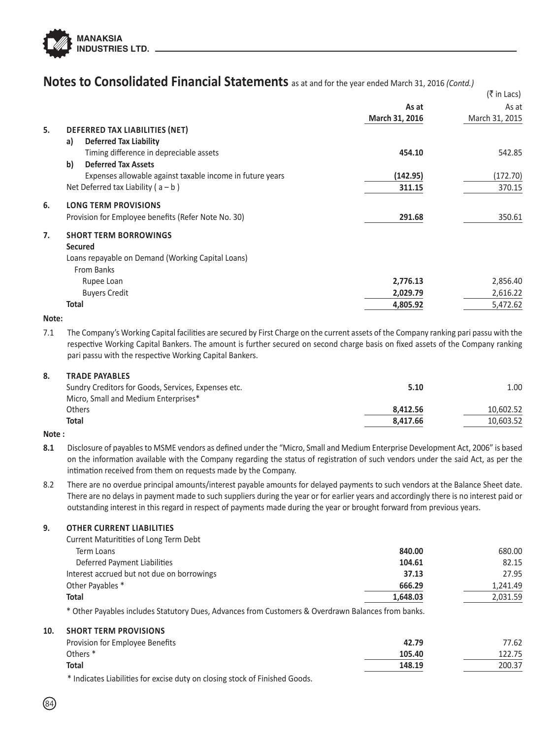# Notes to Consolidated Financial Statements as at and for the year ended March 31, 2016 *(Contd.)*

(₹ in Lacs)

| | | As at March 31, 2016 | As at March 31, 2015 |
|---|---|---|---|
| **5.** | **DEFERRED TAX LIABILITIES (NET)** | | |
| | **a) Deferred Tax Liability** | | |
| | Timing difference in depreciable assets | **454.10** | 542.85 |
| | **b) Deferred Tax Assets** | | |
| | Expenses allowable against taxable income in future years | **(142.95)** | (172.70) |
| | Net Deferred tax Liability ( a – b ) | **311.15** | 370.15 |
| **6.** | **LONG TERM PROVISIONS** | | |
| | Provision for Employee benefits (Refer Note No. 30) | **291.68** | 350.61 |
| **7.** | **SHORT TERM BORROWINGS** | | |
| | **Secured** | | |
| | Loans repayable on Demand (Working Capital Loans) | | |
| | From Banks | | |
| | Rupee Loan | **2,776.13** | 2,856.40 |
| | Buyers Credit | **2,029.79** | 2,616.22 |
| | **Total** | **4,805.92** | 5,472.62 |

**Note:**

7.1 The Company's Working Capital facilities are secured by First Charge on the current assets of the Company ranking pari passu with the respective Working Capital Bankers. The amount is further secured on second charge basis on fixed assets of the Company ranking pari passu with the respective Working Capital Bankers.

| | | As at March 31, 2016 | As at March 31, 2015 |
|---|---|---|---|
| **8.** | **TRADE PAYABLES** | | |
| | Sundry Creditors for Goods, Services, Expenses etc. | **5.10** | 1.00 |
| | Micro, Small and Medium Enterprises* | | |
| | Others | **8,412.56** | 10,602.52 |
| | **Total** | **8,417.66** | 10,603.52 |

**Note :**

**8.1** Disclosure of payables to MSME vendors as defined under the "Micro, Small and Medium Enterprise Development Act, 2006" is based on the information available with the Company regarding the status of registration of such vendors under the said Act, as per the intimation received from them on requests made by the Company.

8.2 There are no overdue principal amounts/interest payable amounts for delayed payments to such vendors at the Balance Sheet date. There are no delays in payment made to such suppliers during the year or for earlier years and accordingly there is no interest paid or outstanding interest in this regard in respect of payments made during the year or brought forward from previous years.

| | | As at March 31, 2016 | As at March 31, 2015 |
|---|---|---|---|
| **9.** | **OTHER CURRENT LIABILITIES** | | |
| | Current Maturitities of Long Term Debt | | |
| | Term Loans | **840.00** | 680.00 |
| | Deferred Payment Liabilities | **104.61** | 82.15 |
| | Interest accrued but not due on borrowings | **37.13** | 27.95 |
| | Other Payables * | **666.29** | 1,241.49 |
| | **Total** | **1,648.03** | 2,031.59 |

\* Other Payables includes Statutory Dues, Advances from Customers & Overdrawn Balances from banks.

| | | As at March 31, 2016 | As at March 31, 2015 |
|---|---|---|---|
| **10.** | **SHORT TERM PROVISIONS** | | |
| | Provision for Employee Benefits | **42.79** | 77.62 |
| | Others * | **105.40** | 122.75 |
| | **Total** | **148.19** | 200.37 |

\* Indicates Liabilities for excise duty on closing stock of Finished Goods.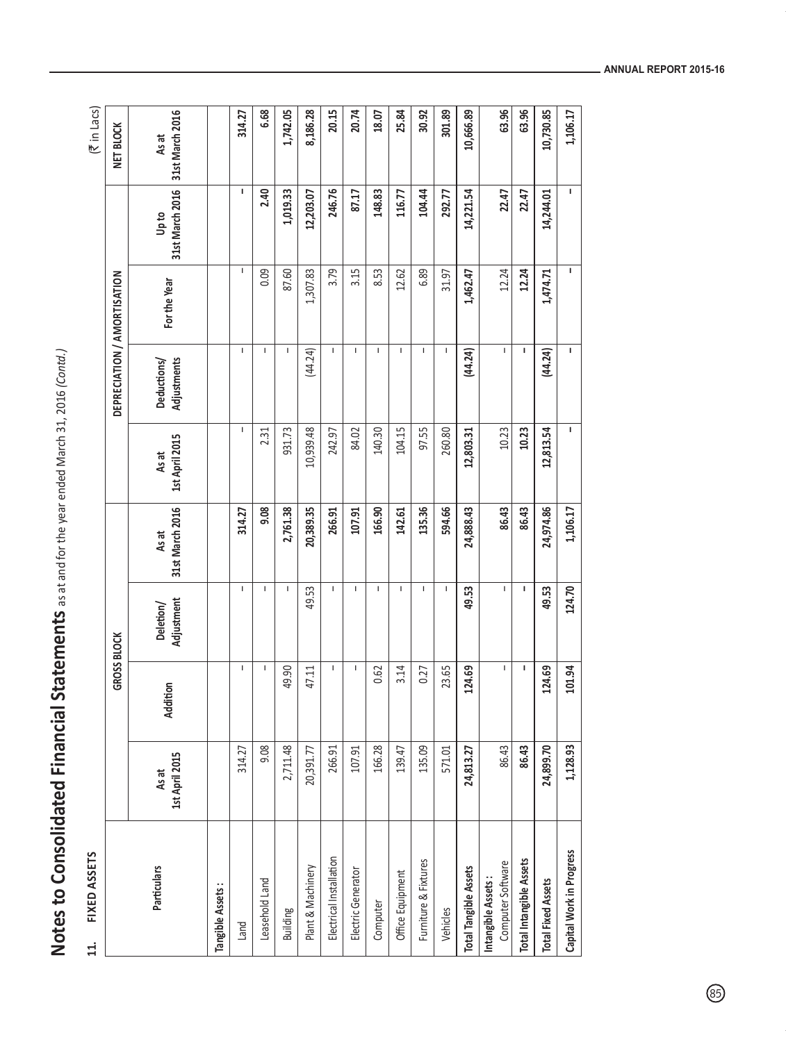# Notes to Consolidated Financial Statements as at and for the year ended March 31, 2016 *(Contd.)*

## 11. FIXED ASSETS

(₹ in Lacs)

| Particulars | GROSS BLOCK | | | | DEPRECIATION / AMORTISATION | | | | NET BLOCK |
|---|---|---|---|---|---|---|---|---|---|
| | As at 1st April 2015 | Addition | Deletion/ Adjustment | As at 31st March 2016 | As at 1st April 2015 | Deductions/ Adjustments | For the Year | Up to 31st March 2016 | As at 31st March 2016 |
| **Tangible Assets :** | | | | | | | | | |
| Land | 314.27 | - | - | 314.27 | - | - | - | - | 314.27 |
| Leasehold Land | 9.08 | - | - | 9.08 | 2.31 | - | 0.09 | 2.40 | 6.68 |
| Building | 2,711.48 | 49.90 | - | 2,761.38 | 931.73 | - | 87.60 | 1,019.33 | 1,742.05 |
| Plant & Machinery | 20,391.77 | 47.11 | 49.53 | 20,389.35 | 10,939.48 | (44.24) | 1,307.83 | 12,203.07 | 8,186.28 |
| Electrical Installation | 266.91 | - | - | 266.91 | 242.97 | - | 3.79 | 246.76 | 20.15 |
| Electric Generator | 107.91 | - | - | 107.91 | 84.02 | - | 3.15 | 87.17 | 20.74 |
| Computer | 166.28 | 0.62 | - | 166.90 | 140.30 | - | 8.53 | 148.83 | 18.07 |
| Office Equipment | 139.47 | 3.14 | - | 142.61 | 104.15 | - | 12.62 | 116.77 | 25.84 |
| Furniture & Fixtures | 135.09 | 0.27 | - | 135.36 | 97.55 | - | 6.89 | 104.44 | 30.92 |
| Vehicles | 571.01 | 23.65 | - | 594.66 | 260.80 | - | 31.97 | 292.77 | 301.89 |
| **Total Tangible Assets** | **24,813.27** | **124.69** | **49.53** | **24,888.43** | **12,803.31** | **(44.24)** | **1,462.47** | **14,221.54** | **10,666.89** |
| **Intangible Assets :** Computer Software | 86.43 | - | - | 86.43 | 10.23 | - | 12.24 | 22.47 | 63.96 |
| **Total Intangible Assets** | **86.43** | **-** | **-** | **86.43** | **10.23** | **-** | **12.24** | **22.47** | **63.96** |
| **Total Fixed Assets** | **24,899.70** | **124.69** | **49.53** | **24,974.86** | **12,813.54** | **(44.24)** | **1,474.71** | **14,244.01** | **10,730.85** |
| **Capital Work in Progress** | **1,128.93** | **101.94** | **124.70** | **1,106.17** | **-** | **-** | **-** | **-** | **1,106.17** |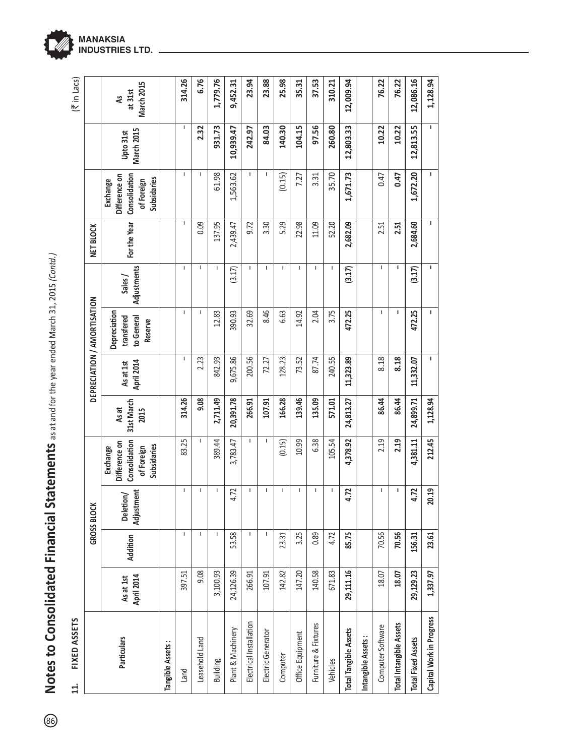# Notes to Consolidated Financial Statements as at and for the year ended March 31, 2015 *(Contd.)*

## 11. FIXED ASSETS

(₹ in Lacs)

| Particulars | GROSS BLOCK | | | | | DEPRECIATION / AMORTISATION | | | | | | NET BLOCK |
|---|---|---|---|---|---|---|---|---|---|---|---|---|
| | As at 1st April 2014 | Addition | Deletion/ Adjustment | Exchange Difference on Consolidation of Foreign Subsidaries | As at 31st March 2015 | As at 1st April 2014 | Depreciation transfered to General Reserve | Sales / Adjustments | For the Year | Exchange Difference on Consolidation of Foreign Subsidaries | Upto 31st March 2015 | As at 31st March 2015 |
| **Tangible Assets :** | | | | | | | | | | | | |
| Land | 397.51 | - | - | 83.25 | **314.26** | - | - | - | - | - | - | **314.26** |
| Leasehold Land | 9.08 | - | - | - | **9.08** | 2.23 | - | - | 0.09 | - | **2.32** | **6.76** |
| Building | 3,100.93 | - | - | 389.44 | **2,711.49** | 842.93 | 12.83 | - | 137.95 | 61.98 | **931.73** | **1,779.76** |
| Plant & Machinery | 24,126.39 | 53.58 | 4.72 | 3,783.47 | **20,391.78** | 9,675.86 | 390.93 | (3.17) | 2,439.47 | 1,563.62 | **10,939.47** | **9,452.31** |
| Electrical Installation | 266.91 | - | - | - | **266.91** | 200.56 | 32.69 | - | 9.72 | - | **242.97** | **23.94** |
| Electric Generator | 107.91 | - | - | - | **107.91** | 72.27 | 8.46 | - | 3.30 | - | **84.03** | **23.88** |
| Computer | 142.82 | 23.31 | - | (0.15) | **166.28** | 128.23 | 6.63 | - | 5.29 | (0.15) | **140.30** | **25.98** |
| Office Equipment | 147.20 | 3.25 | - | 10.99 | **139.46** | 73.52 | 14.92 | - | 22.98 | 7.27 | **104.15** | **35.31** |
| Furniture & Fixtures | 140.58 | 0.89 | - | 6.38 | **135.09** | 87.74 | 2.04 | - | 11.09 | 3.31 | **97.56** | **37.53** |
| Vehicles | 671.83 | 4.72 | - | 105.54 | **571.01** | 240.55 | 3.75 | - | 52.20 | 35.70 | **260.80** | **310.21** |
| **Total Tangible Assets** | **29,111.16** | **85.75** | **4.72** | **4,378.92** | **24,813.27** | **11,323.89** | **472.25** | **(3.17)** | **2,682.09** | **1,671.73** | **12,803.33** | **12,009.94** |
| **Intangible Assets :** | | | | | | | | | | | | |
| Computer Software | 18.07 | 70.56 | - | 2.19 | **86.44** | 8.18 | - | - | 2.51 | 0.47 | **10.22** | **76.22** |
| **Total Intangible Assets** | **18.07** | **70.56** | **-** | **2.19** | **86.44** | **8.18** | **-** | **-** | **2.51** | **0.47** | **10.22** | **76.22** |
| **Total Fixed Assets** | **29,129.23** | **156.31** | **4.72** | **4,381.11** | **24,899.71** | **11,332.07** | **472.25** | **(3.17)** | **2,684.60** | **1,672.20** | **12,813.55** | **12,086.16** |
| **Capital Work in Progress** | **1,337.97** | **23.61** | **20.19** | **212.45** | **1,128.94** | **-** | **-** | **-** | **-** | **-** | **-** | **1,128.94** |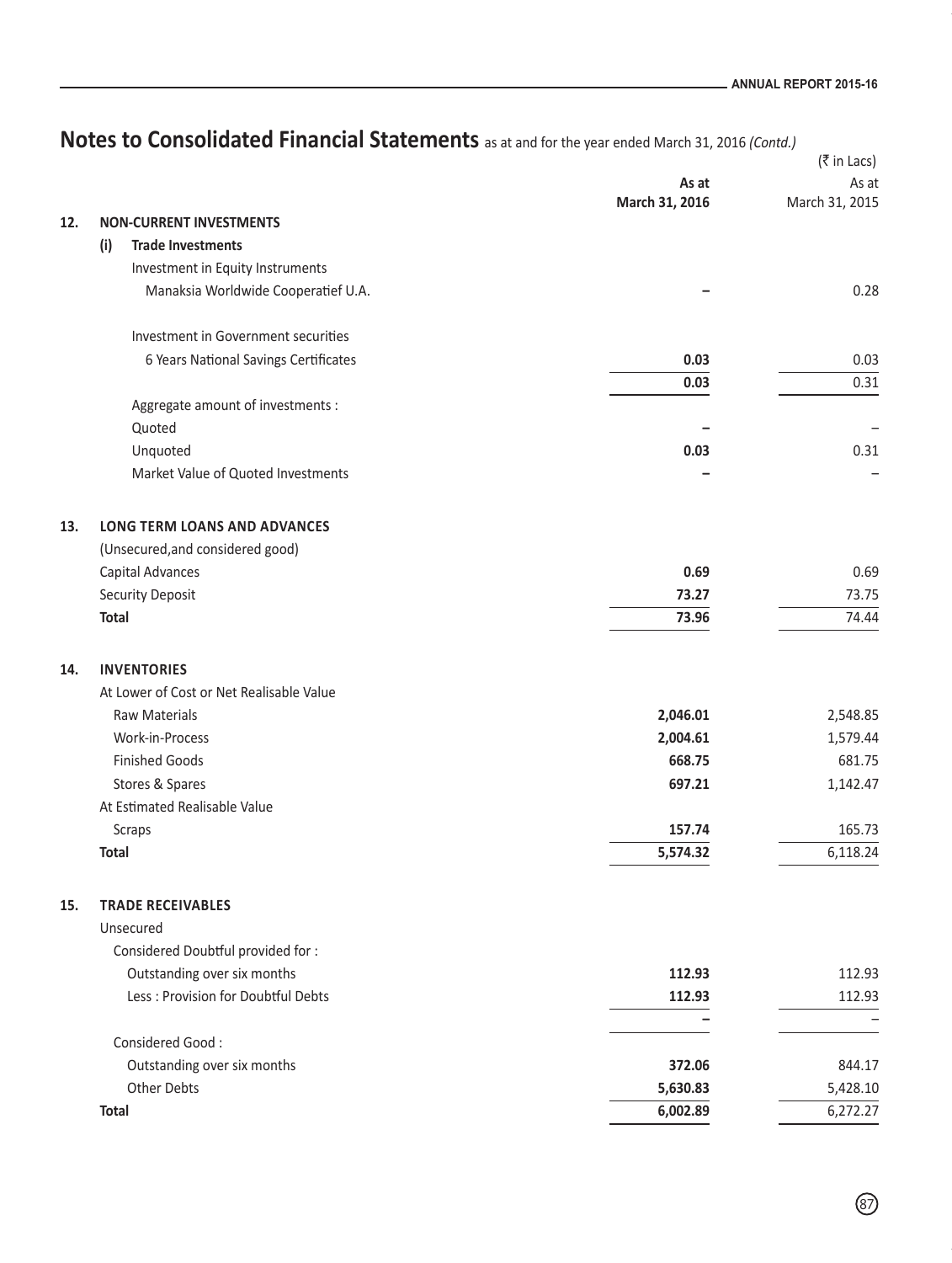# Notes to Consolidated Financial Statements as at and for the year ended March 31, 2016 *(Contd.)*

(₹ in Lacs)

| | | As at March 31, 2016 | As at March 31, 2015 |
|---|---|---|---|
| **12.** | **NON-CURRENT INVESTMENTS** | | |
| | **(i) Trade Investments** | | |
| | Investment in Equity Instruments | | |
| | Manaksia Worldwide Cooperatief U.A. | – | 0.28 |
| | Investment in Government securities | | |
| | 6 Years National Savings Certificates | **0.03** | 0.03 |
| | | **0.03** | 0.31 |
| | Aggregate amount of investments : | | |
| | Quoted | – | – |
| | Unquoted | **0.03** | 0.31 |
| | Market Value of Quoted Investments | – | – |
| **13.** | **LONG TERM LOANS AND ADVANCES** | | |
| | (Unsecured,and considered good) | | |
| | Capital Advances | **0.69** | 0.69 |
| | Security Deposit | **73.27** | 73.75 |
| | **Total** | **73.96** | 74.44 |
| **14.** | **INVENTORIES** | | |
| | At Lower of Cost or Net Realisable Value | | |
| | Raw Materials | **2,046.01** | 2,548.85 |
| | Work-in-Process | **2,004.61** | 1,579.44 |
| | Finished Goods | **668.75** | 681.75 |
| | Stores & Spares | **697.21** | 1,142.47 |
| | At Estimated Realisable Value | | |
| | Scraps | **157.74** | 165.73 |
| | **Total** | **5,574.32** | 6,118.24 |
| **15.** | **TRADE RECEIVABLES** | | |
| | Unsecured | | |
| | Considered Doubtful provided for : | | |
| | Outstanding over six months | **112.93** | 112.93 |
| | Less : Provision for Doubtful Debts | **112.93** | 112.93 |
| | | – | – |
| | Considered Good : | | |
| | Outstanding over six months | **372.06** | 844.17 |
| | Other Debts | **5,630.83** | 5,428.10 |
| | **Total** | **6,002.89** | 6,272.27 |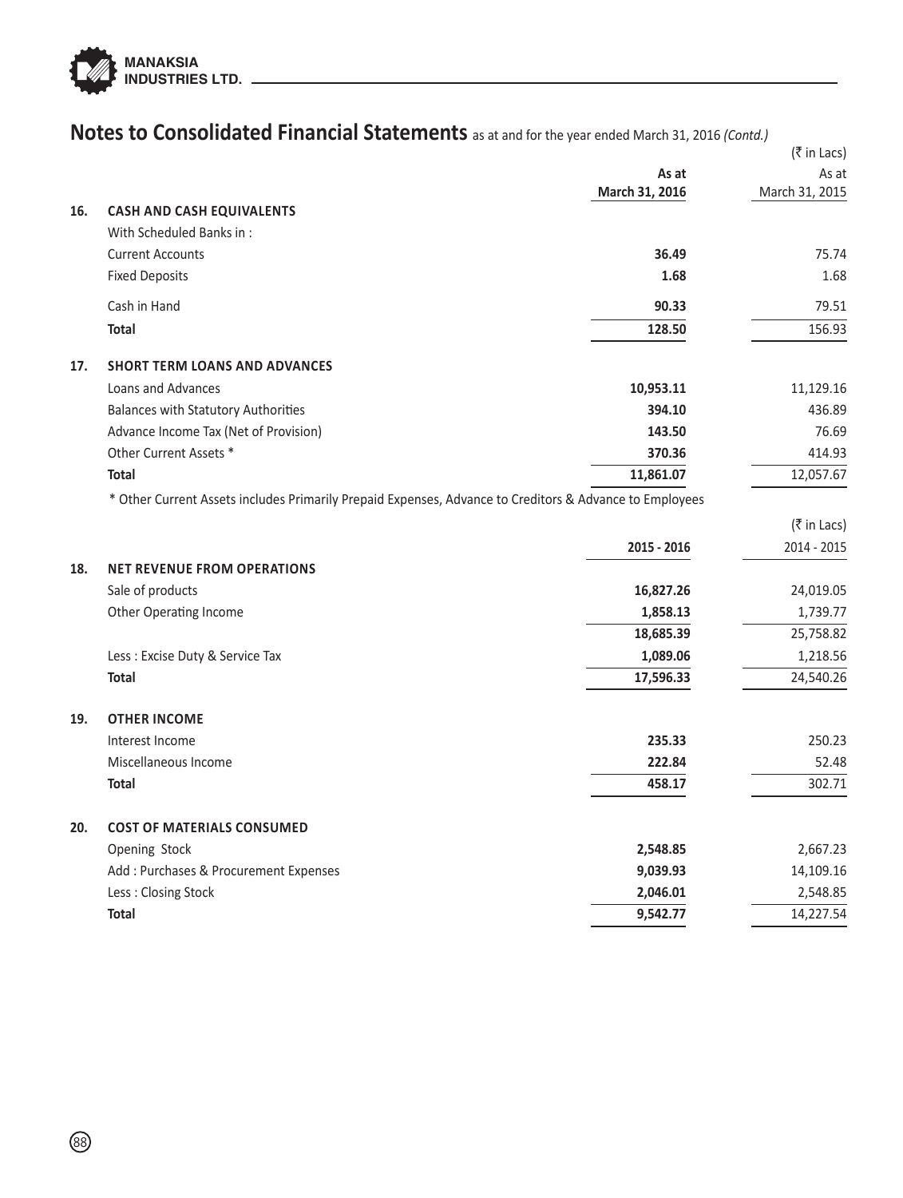## Notes to Consolidated Financial Statements as at and for the year ended March 31, 2016 *(Contd.)*

(₹ in Lacs)

| | | As at March 31, 2016 | As at March 31, 2015 |
|---|---|---|---|
| **16.** | **CASH AND CASH EQUIVALENTS** | | |
| | With Scheduled Banks in : | | |
| | Current Accounts | **36.49** | 75.74 |
| | Fixed Deposits | **1.68** | 1.68 |
| | Cash in Hand | **90.33** | 79.51 |
| | **Total** | **128.50** | 156.93 |
| **17.** | **SHORT TERM LOANS AND ADVANCES** | | |
| | Loans and Advances | **10,953.11** | 11,129.16 |
| | Balances with Statutory Authorities | **394.10** | 436.89 |
| | Advance Income Tax (Net of Provision) | **143.50** | 76.69 |
| | Other Current Assets * | **370.36** | 414.93 |
| | **Total** | **11,861.07** | 12,057.67 |

\* Other Current Assets includes Primarily Prepaid Expenses, Advance to Creditors & Advance to Employees

(₹ in Lacs)

| | | 2015 - 2016 | 2014 - 2015 |
|---|---|---|---|
| **18.** | **NET REVENUE FROM OPERATIONS** | | |
| | Sale of products | **16,827.26** | 24,019.05 |
| | Other Operating Income | **1,858.13** | 1,739.77 |
| | | **18,685.39** | 25,758.82 |
| | Less : Excise Duty & Service Tax | **1,089.06** | 1,218.56 |
| | **Total** | **17,596.33** | 24,540.26 |
| **19.** | **OTHER INCOME** | | |
| | Interest Income | **235.33** | 250.23 |
| | Miscellaneous Income | **222.84** | 52.48 |
| | **Total** | **458.17** | 302.71 |
| **20.** | **COST OF MATERIALS CONSUMED** | | |
| | Opening Stock | **2,548.85** | 2,667.23 |
| | Add : Purchases & Procurement Expenses | **9,039.93** | 14,109.16 |
| | Less : Closing Stock | **2,046.01** | 2,548.85 |
| | **Total** | **9,542.77** | 14,227.54 |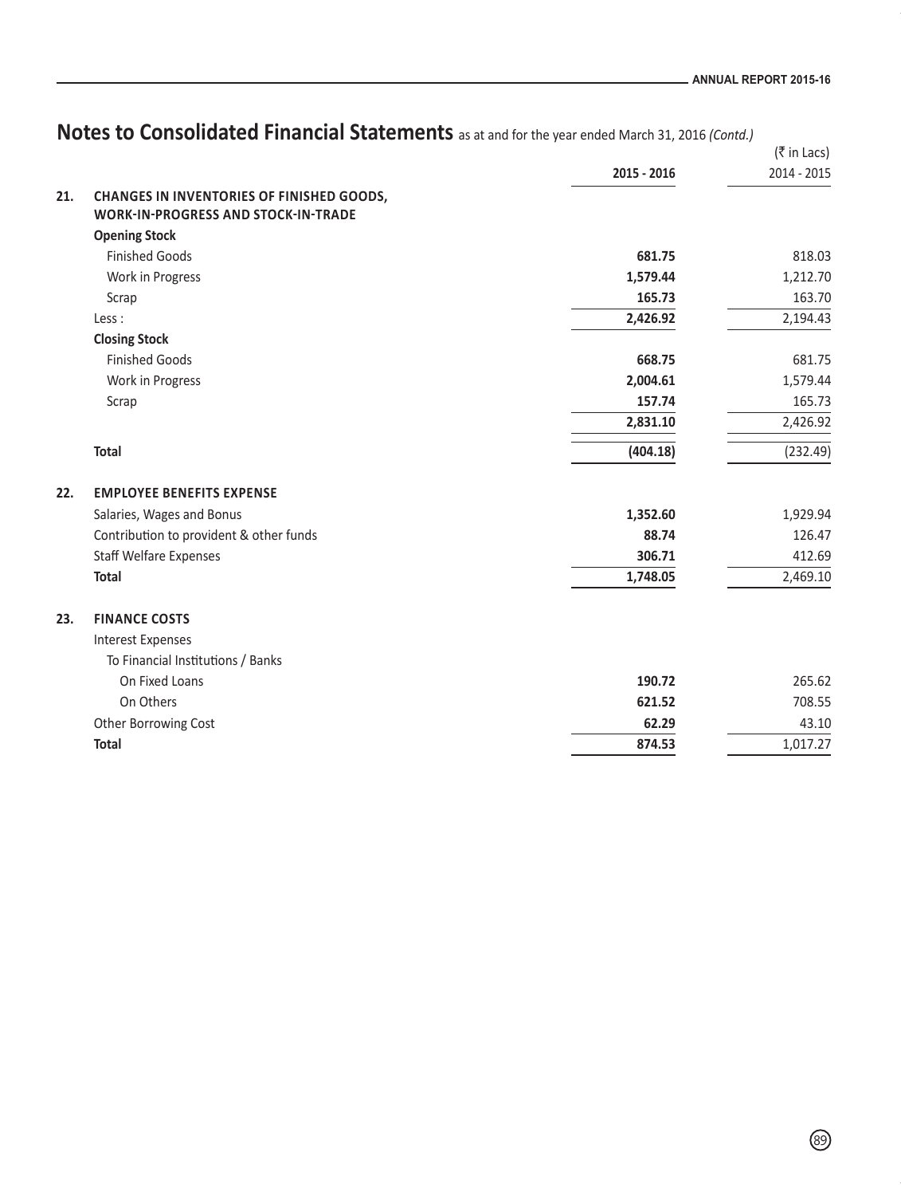## Notes to Consolidated Financial Statements as at and for the year ended March 31, 2016 *(Contd.)*

(₹ in Lacs)

| | | 2015 - 2016 | 2014 - 2015 |
|---|---|---|---|
| **21.** | **CHANGES IN INVENTORIES OF FINISHED GOODS, WORK-IN-PROGRESS AND STOCK-IN-TRADE** | | |
| | **Opening Stock** | | |
| | Finished Goods | **681.75** | 818.03 |
| | Work in Progress | **1,579.44** | 1,212.70 |
| | Scrap | **165.73** | 163.70 |
| | Less : | **2,426.92** | 2,194.43 |
| | **Closing Stock** | | |
| | Finished Goods | **668.75** | 681.75 |
| | Work in Progress | **2,004.61** | 1,579.44 |
| | Scrap | **157.74** | 165.73 |
| | | **2,831.10** | 2,426.92 |
| | **Total** | **(404.18)** | (232.49) |
| **22.** | **EMPLOYEE BENEFITS EXPENSE** | | |
| | Salaries, Wages and Bonus | **1,352.60** | 1,929.94 |
| | Contribution to provident & other funds | **88.74** | 126.47 |
| | Staff Welfare Expenses | **306.71** | 412.69 |
| | **Total** | **1,748.05** | 2,469.10 |
| **23.** | **FINANCE COSTS** | | |
| | Interest Expenses | | |
| | To Financial Institutions / Banks | | |
| | On Fixed Loans | **190.72** | 265.62 |
| | On Others | **621.52** | 708.55 |
| | Other Borrowing Cost | **62.29** | 43.10 |
| | **Total** | **874.53** | 1,017.27 |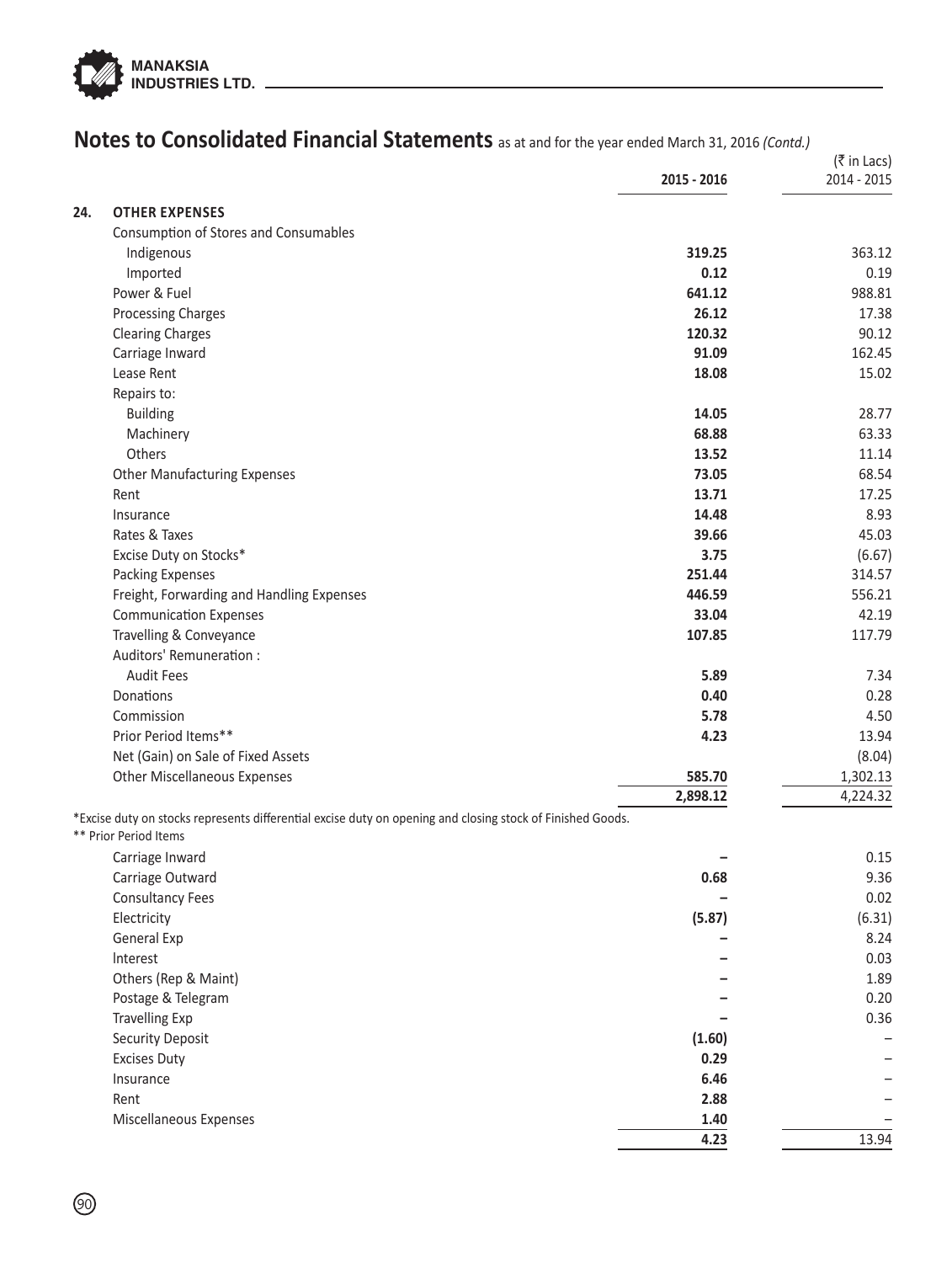# Notes to Consolidated Financial Statements as at and for the year ended March 31, 2016 *(Contd.)*

(₹ in Lacs)

| | | 2015 - 2016 | 2014 - 2015 |
|---|---|---|---|
| **24.** | **OTHER EXPENSES** | | |
| | Consumption of Stores and Consumables | | |
| | Indigenous | **319.25** | 363.12 |
| | Imported | **0.12** | 0.19 |
| | Power & Fuel | **641.12** | 988.81 |
| | Processing Charges | **26.12** | 17.38 |
| | Clearing Charges | **120.32** | 90.12 |
| | Carriage Inward | **91.09** | 162.45 |
| | Lease Rent | **18.08** | 15.02 |
| | Repairs to: | | |
| | Building | **14.05** | 28.77 |
| | Machinery | **68.88** | 63.33 |
| | Others | **13.52** | 11.14 |
| | Other Manufacturing Expenses | **73.05** | 68.54 |
| | Rent | **13.71** | 17.25 |
| | Insurance | **14.48** | 8.93 |
| | Rates & Taxes | **39.66** | 45.03 |
| | Excise Duty on Stocks* | **3.75** | (6.67) |
| | Packing Expenses | **251.44** | 314.57 |
| | Freight, Forwarding and Handling Expenses | **446.59** | 556.21 |
| | Communication Expenses | **33.04** | 42.19 |
| | Travelling & Conveyance | **107.85** | 117.79 |
| | Auditors' Remuneration : | | |
| | Audit Fees | **5.89** | 7.34 |
| | Donations | **0.40** | 0.28 |
| | Commission | **5.78** | 4.50 |
| | Prior Period Items** | **4.23** | 13.94 |
| | Net (Gain) on Sale of Fixed Assets | | (8.04) |
| | Other Miscellaneous Expenses | **585.70** | 1,302.13 |
| | | **2,898.12** | 4,224.32 |

*Excise duty on stocks represents differential excise duty on opening and closing stock of Finished Goods.

** Prior Period Items

| | 2015 - 2016 | 2014 - 2015 |
|---|---|---|
| Carriage Inward | **–** | 0.15 |
| Carriage Outward | **0.68** | 9.36 |
| Consultancy Fees | **–** | 0.02 |
| Electricity | **(5.87)** | (6.31) |
| General Exp | **–** | 8.24 |
| Interest | **–** | 0.03 |
| Others (Rep & Maint) | **–** | 1.89 |
| Postage & Telegram | **–** | 0.20 |
| Travelling Exp | **–** | 0.36 |
| Security Deposit | **(1.60)** | – |
| Excises Duty | **0.29** | – |
| Insurance | **6.46** | – |
| Rent | **2.88** | – |
| Miscellaneous Expenses | **1.40** | – |
| | **4.23** | 13.94 |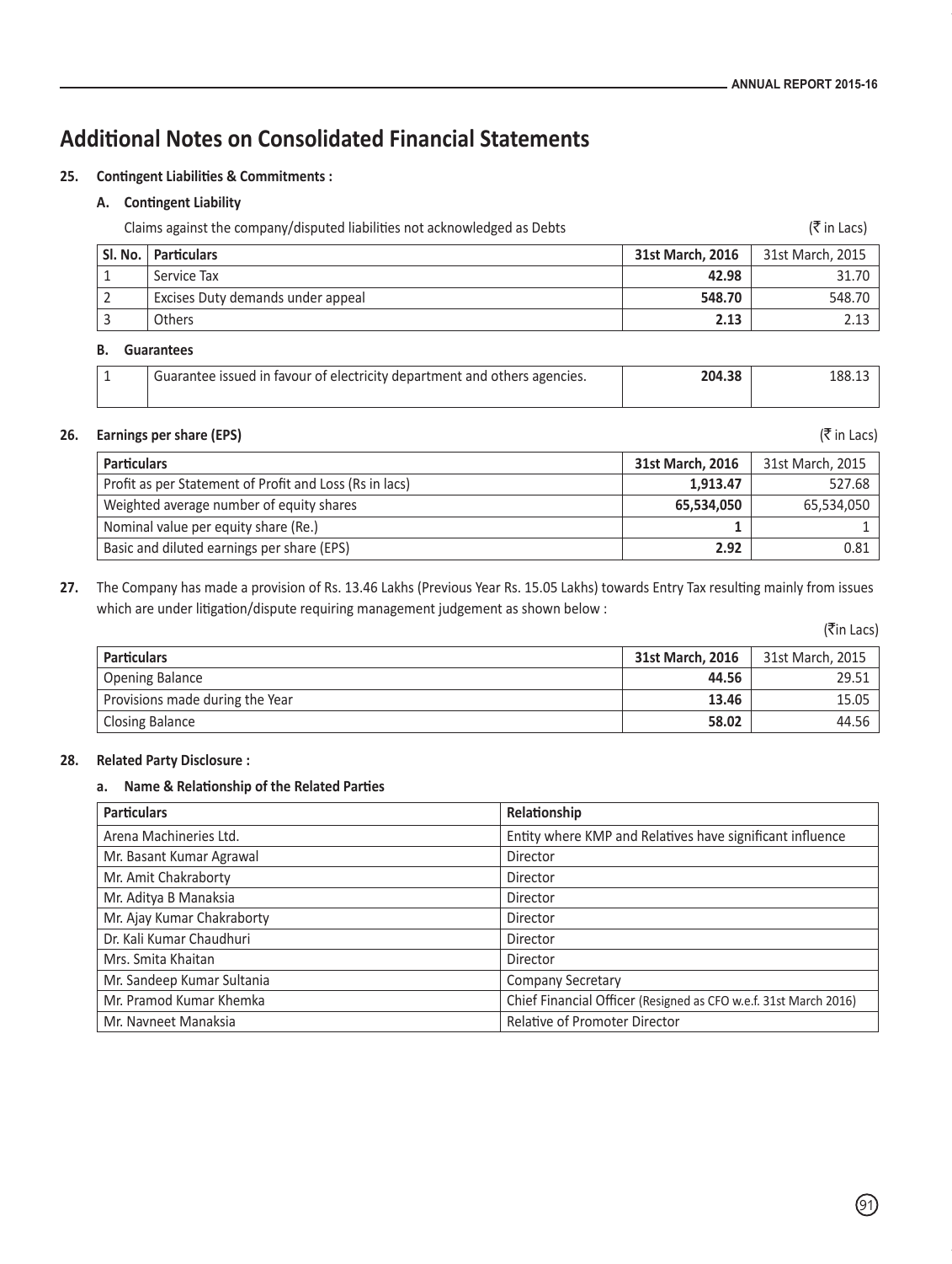# Additional Notes on Consolidated Financial Statements

**25. Contingent Liabilities & Commitments :**

**A. Contingent Liability**

Claims against the company/disputed liabilities not acknowledged as Debts (₹ in Lacs)

| Sl. No. | Particulars | 31st March, 2016 | 31st March, 2015 |
|---|---|---|---|
| 1 | Service Tax | **42.98** | 31.70 |
| 2 | Excises Duty demands under appeal | **548.70** | 548.70 |
| 3 | Others | **2.13** | 2.13 |

**B. Guarantees**

| | | | |
|---|---|---|---|
| 1 | Guarantee issued in favour of electricity department and others agencies. | **204.38** | 188.13 |

**26. Earnings per share (EPS)** (₹ in Lacs)

| Particulars | 31st March, 2016 | 31st March, 2015 |
|---|---|---|
| Profit as per Statement of Profit and Loss (Rs in lacs) | **1,913.47** | 527.68 |
| Weighted average number of equity shares | **65,534,050** | 65,534,050 |
| Nominal value per equity share (Re.) | **1** | 1 |
| Basic and diluted earnings per share (EPS) | **2.92** | 0.81 |

**27.** The Company has made a provision of Rs. 13.46 Lakhs (Previous Year Rs. 15.05 Lakhs) towards Entry Tax resulting mainly from issues which are under litigation/dispute requiring management judgement as shown below :

(₹in Lacs)

| Particulars | 31st March, 2016 | 31st March, 2015 |
|---|---|---|
| Opening Balance | **44.56** | 29.51 |
| Provisions made during the Year | **13.46** | 15.05 |
| Closing Balance | **58.02** | 44.56 |

**28. Related Party Disclosure :**

**a. Name & Relationship of the Related Parties**

| Particulars | Relationship |
|---|---|
| Arena Machineries Ltd. | Entity where KMP and Relatives have significant influence |
| Mr. Basant Kumar Agrawal | Director |
| Mr. Amit Chakraborty | Director |
| Mr. Aditya B Manaksia | Director |
| Mr. Ajay Kumar Chakraborty | Director |
| Dr. Kali Kumar Chaudhuri | Director |
| Mrs. Smita Khaitan | Director |
| Mr. Sandeep Kumar Sultania | Company Secretary |
| Mr. Pramod Kumar Khemka | Chief Financial Officer (Resigned as CFO w.e.f. 31st March 2016) |
| Mr. Navneet Manaksia | Relative of Promoter Director |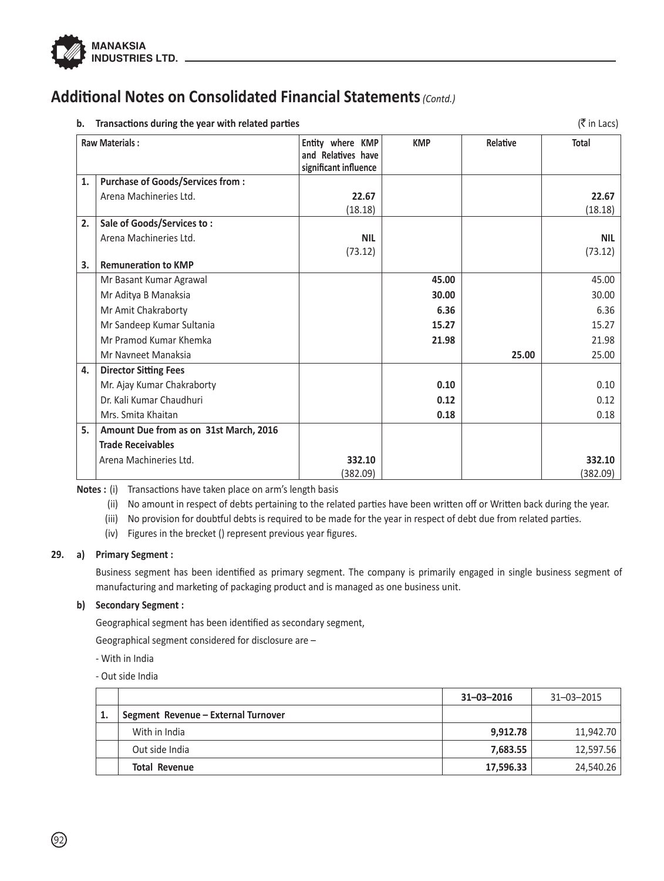## Additional Notes on Consolidated Financial Statements *(Contd.)*

**b. Transactions during the year with related parties** (₹ in Lacs)

| Raw Materials : | | Entity where KMP and Relatives have significant influence | KMP | Relative | Total |
|---|---|---|---|---|---|
| **1.** | **Purchase of Goods/Services from :** | | | | |
| | Arena Machineries Ltd. | **22.67** (18.18) | | | **22.67** (18.18) |
| **2.** | **Sale of Goods/Services to :** | | | | |
| | Arena Machineries Ltd. | **NIL** (73.12) | | | **NIL** (73.12) |
| **3.** | **Remuneration to KMP** | | | | |
| | Mr Basant Kumar Agrawal | | **45.00** | | 45.00 |
| | Mr Aditya B Manaksia | | **30.00** | | 30.00 |
| | Mr Amit Chakraborty | | **6.36** | | 6.36 |
| | Mr Sandeep Kumar Sultania | | **15.27** | | 15.27 |
| | Mr Pramod Kumar Khemka | | **21.98** | | 21.98 |
| | Mr Navneet Manaksia | | | **25.00** | 25.00 |
| **4.** | **Director Sitting Fees** | | | | |
| | Mr. Ajay Kumar Chakraborty | | **0.10** | | 0.10 |
| | Dr. Kali Kumar Chaudhuri | | **0.12** | | 0.12 |
| | Mrs. Smita Khaitan | | **0.18** | | 0.18 |
| **5.** | **Amount Due from as on 31st March, 2016** | | | | |
| | **Trade Receivables** | | | | |
| | Arena Machineries Ltd. | **332.10** (382.09) | | | **332.10** (382.09) |

**Notes :** (i) Transactions have taken place on arm's length basis

(ii) No amount in respect of debts pertaining to the related parties have been written off or Written back during the year.

(iii) No provision for doubtful debts is required to be made for the year in respect of debt due from related parties.

(iv) Figures in the brecket () represent previous year figures.

**29. a) Primary Segment :**

Business segment has been identified as primary segment. The company is primarily engaged in single business segment of manufacturing and marketing of packaging product and is managed as one business unit.

**b) Secondary Segment :**

Geographical segment has been identified as secondary segment,

Geographical segment considered for disclosure are –

- With in India

- Out side India

| | | **31–03–2016** | 31–03–2015 |
|---|---|---|---|
| **1.** | **Segment Revenue – External Turnover** | | |
| | With in India | **9,912.78** | 11,942.70 |
| | Out side India | **7,683.55** | 12,597.56 |
| | **Total Revenue** | **17,596.33** | 24,540.26 |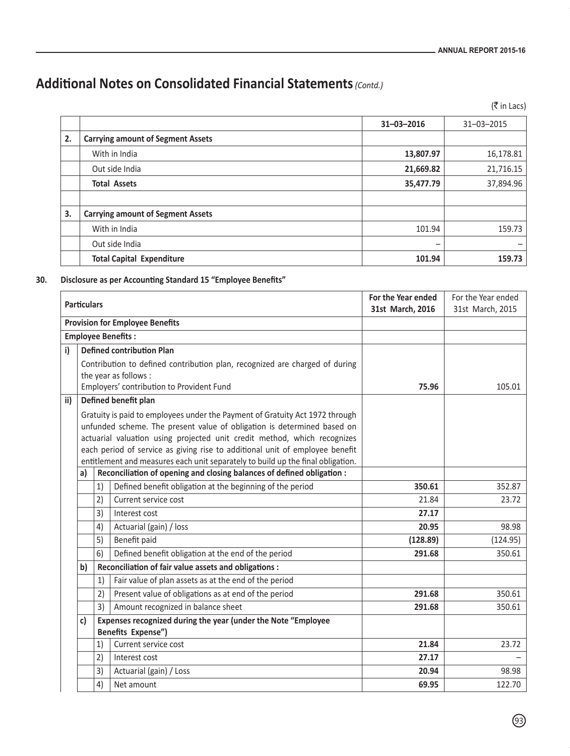# Additional Notes on Consolidated Financial Statements *(Contd.)*

(₹ in Lacs)

| | | 31–03–2016 | 31–03–2015 |
|---|---|---|---|
| 2. | **Carrying amount of Segment Assets** | | |
| | With in India | **13,807.97** | 16,178.81 |
| | Out side India | **21,669.82** | 21,716.15 |
| | **Total Assets** | **35,477.79** | 37,894.96 |
| | | | |
| 3. | **Carrying amount of Segment Assets** | | |
| | With in India | 101.94 | 159.73 |
| | Out side India | – | – |
| | **Total Capital Expenditure** | **101.94** | **159.73** |

**30. Disclosure as per Accounting Standard 15 "Employee Benefits"**

| | | | Particulars | For the Year ended 31st March, 2016 | For the Year ended 31st March, 2015 |
|---|---|---|---|---|---|
| **Provision for Employee Benefits** | | | | | |
| **Employee Benefits :** | | | | | |
| i) | **Defined contribution Plan** | | | | |
| | Contribution to defined contribution plan, recognized are charged of during the year as follows : Employers' contribution to Provident Fund | | | **75.96** | 105.01 |
| ii) | **Defined benefit plan** | | | | |
| | Gratuity is paid to employees under the Payment of Gratuity Act 1972 through unfunded scheme. The present value of obligation is determined based on actuarial valuation using projected unit credit method, which recognizes each period of service as giving rise to additional unit of employee benefit entitlement and measures each unit separately to build up the final obligation. | | | | |
| | a) | **Reconciliation of opening and closing balances of defined obligation :** | | | |
| | | 1) | Defined benefit obligation at the beginning of the period | **350.61** | 352.87 |
| | | 2) | Current service cost | 21.84 | 23.72 |
| | | 3) | Interest cost | **27.17** | |
| | | 4) | Actuarial (gain) / loss | **20.95** | 98.98 |
| | | 5) | Benefit paid | **(128.89)** | (124.95) |
| | | 6) | Defined benefit obligation at the end of the period | **291.68** | 350.61 |
| | b) | **Reconciliation of fair value assets and obligations :** | | | |
| | | 1) | Fair value of plan assets as at the end of the period | | |
| | | 2) | Present value of obligations as at end of the period | **291.68** | 350.61 |
| | | 3) | Amount recognized in balance sheet | **291.68** | 350.61 |
| | c) | **Expenses recognized during the year (under the Note "Employee Benefits Expense")** | | | |
| | | 1) | Current service cost | **21.84** | 23.72 |
| | | 2) | Interest cost | **27.17** | – |
| | | 3) | Actuarial (gain) / Loss | **20.94** | 98.98 |
| | | 4) | Net amount | **69.95** | 122.70 |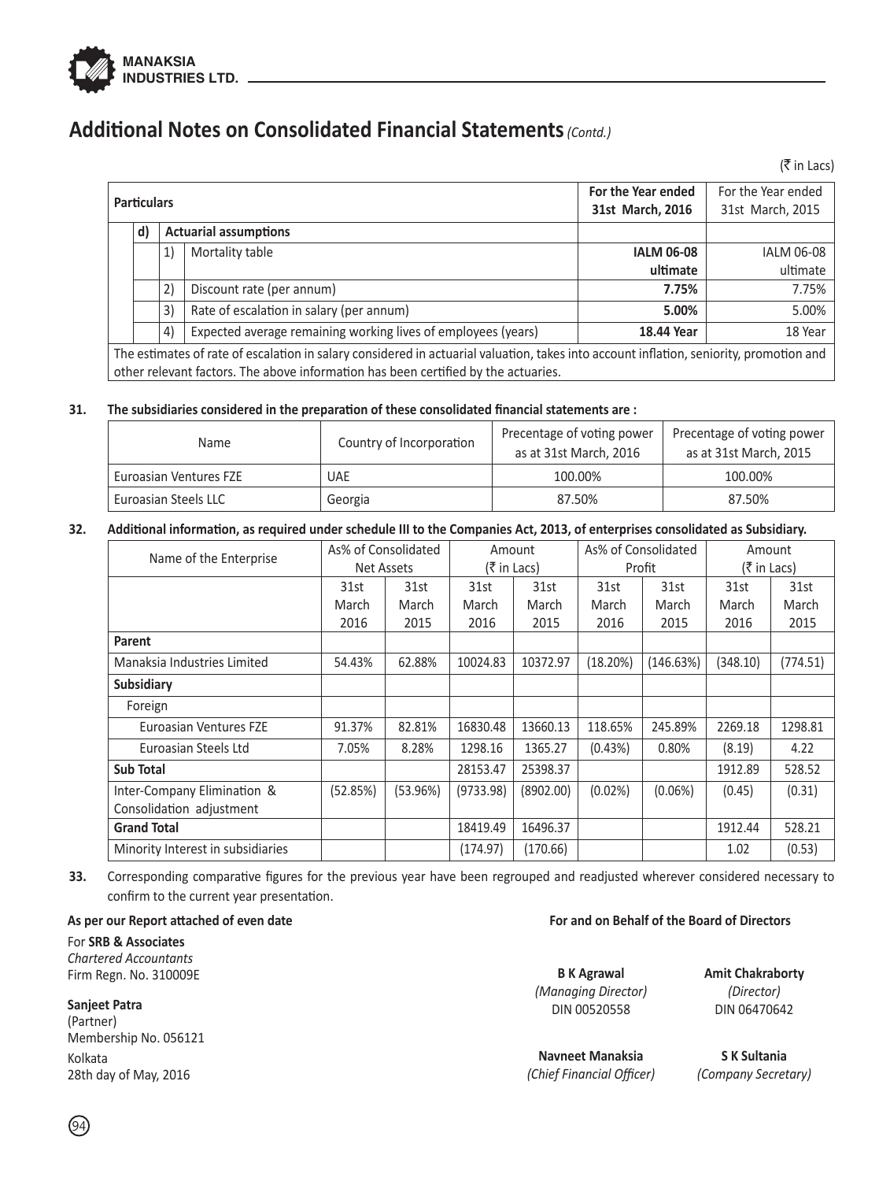# Additional Notes on Consolidated Financial Statements *(Contd.)*

(₹ in Lacs)

| Particulars | | | For the Year ended 31st March, 2016 | For the Year ended 31st March, 2015 |
|---|---|---|---|---|
| d) | Actuarial assumptions | | | |
| | 1) | Mortality table | **IALM 06-08 ultimate** | IALM 06-08 ultimate |
| | 2) | Discount rate (per annum) | **7.75%** | 7.75% |
| | 3) | Rate of escalation in salary (per annum) | **5.00%** | 5.00% |
| | 4) | Expected average remaining working lives of employees (years) | **18.44 Year** | 18 Year |

The estimates of rate of escalation in salary considered in actuarial valuation, takes into account inflation, seniority, promotion and other relevant factors. The above information has been certified by the actuaries.

**31. The subsidiaries considered in the preparation of these consolidated financial statements are :**

| Name | Country of Incorporation | Precentage of voting power as at 31st March, 2016 | Precentage of voting power as at 31st March, 2015 |
|---|---|---|---|
| Euroasian Ventures FZE | UAE | 100.00% | 100.00% |
| Euroasian Steels LLC | Georgia | 87.50% | 87.50% |

**32. Additional information, as required under schedule III to the Companies Act, 2013, of enterprises consolidated as Subsidiary.**

| Name of the Enterprise | As% of Consolidated Net Assets | | Amount (₹ in Lacs) | | As% of Consolidated Profit | | Amount (₹ in Lacs) | |
|---|---|---|---|---|---|---|---|---|
| | 31st March 2016 | 31st March 2015 | 31st March 2016 | 31st March 2015 | 31st March 2016 | 31st March 2015 | 31st March 2016 | 31st March 2015 |
| **Parent** | | | | | | | | |
| Manaksia Industries Limited | 54.43% | 62.88% | 10024.83 | 10372.97 | (18.20%) | (146.63%) | (348.10) | (774.51) |
| **Subsidiary** | | | | | | | | |
| Foreign | | | | | | | | |
| Euroasian Ventures FZE | 91.37% | 82.81% | 16830.48 | 13660.13 | 118.65% | 245.89% | 2269.18 | 1298.81 |
| Euroasian Steels Ltd | 7.05% | 8.28% | 1298.16 | 1365.27 | (0.43%) | 0.80% | (8.19) | 4.22 |
| **Sub Total** | | | 28153.47 | 25398.37 | | | 1912.89 | 528.52 |
| Inter-Company Elimination & Consolidation adjustment | (52.85%) | (53.96%) | (9733.98) | (8902.00) | (0.02%) | (0.06%) | (0.45) | (0.31) |
| **Grand Total** | | | 18419.49 | 16496.37 | | | 1912.44 | 528.21 |
| Minority Interest in subsidiaries | | | (174.97) | (170.66) | | | 1.02 | (0.53) |

**33.** Corresponding comparative figures for the previous year have been regrouped and readjusted wherever considered necessary to confirm to the current year presentation.

**As per our Report attached of even date**

For **SRB & Associates**
*Chartered Accountants*
Firm Regn. No. 310009E

**Sanjeet Patra**
(Partner)
Membership No. 056121
Kolkata
28th day of May, 2016

**For and on Behalf of the Board of Directors**

**B K Agrawal**
*(Managing Director)*
DIN 00520558

**Amit Chakraborty**
*(Director)*
DIN 06470642

**Navneet Manaksia**
*(Chief Financial Officer)*

**S K Sultania**
*(Company Secretary)*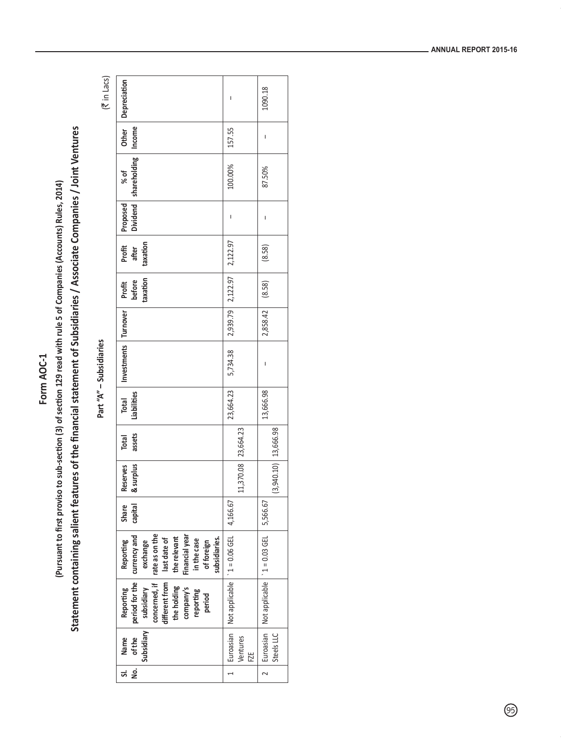# Form AOC-1

**(Pursuant to first proviso to sub-section (3) of section 129 read with rule 5 of Companies (Accounts) Rules, 2014)**

## Statement containing salient features of the financial statement of Subsidiaries / Associate Companies / Joint Ventures

### Part "A" – Subsidiaries

(₹ in Lacs)

| Sl. No. | Name of the Subsidiary | Reporting period for the subsidiary concerned, if different from the holding company's reporting period | Reporting currency and exchange rate as on the last date of the relevant Financial year in the case of foreign subsidiaries. | Share capital | Reserves & surplus | Total assets | Total Liabilities | Investments | Turnover | Profit before taxation | Profit after taxation | Proposed Dividend | % of shareholding | Other Income | Depreciation |
|---|---|---|---|---|---|---|---|---|---|---|---|---|---|---|---|
| 1 | Euroasian Ventures FZE | Not applicable | ` 1 = 0.06 GEL | 4,166.67 | 11,370.08 | 23,664.23 | 23,664.23 | 5,734.38 | 2,939.79 | 2,122.97 | 2,122.97 | – | 100.00% | 157.55 | – |
| 2 | Euroasian Steels LLC | Not applicable | ` 1 = 0.03 GEL | 5,566.67 | (3,940.10) | 13,666.98 | 13,666.98 | – | 2,858.42 | (8.58) | (8.58) | – | 87.50% | – | 1090.18 |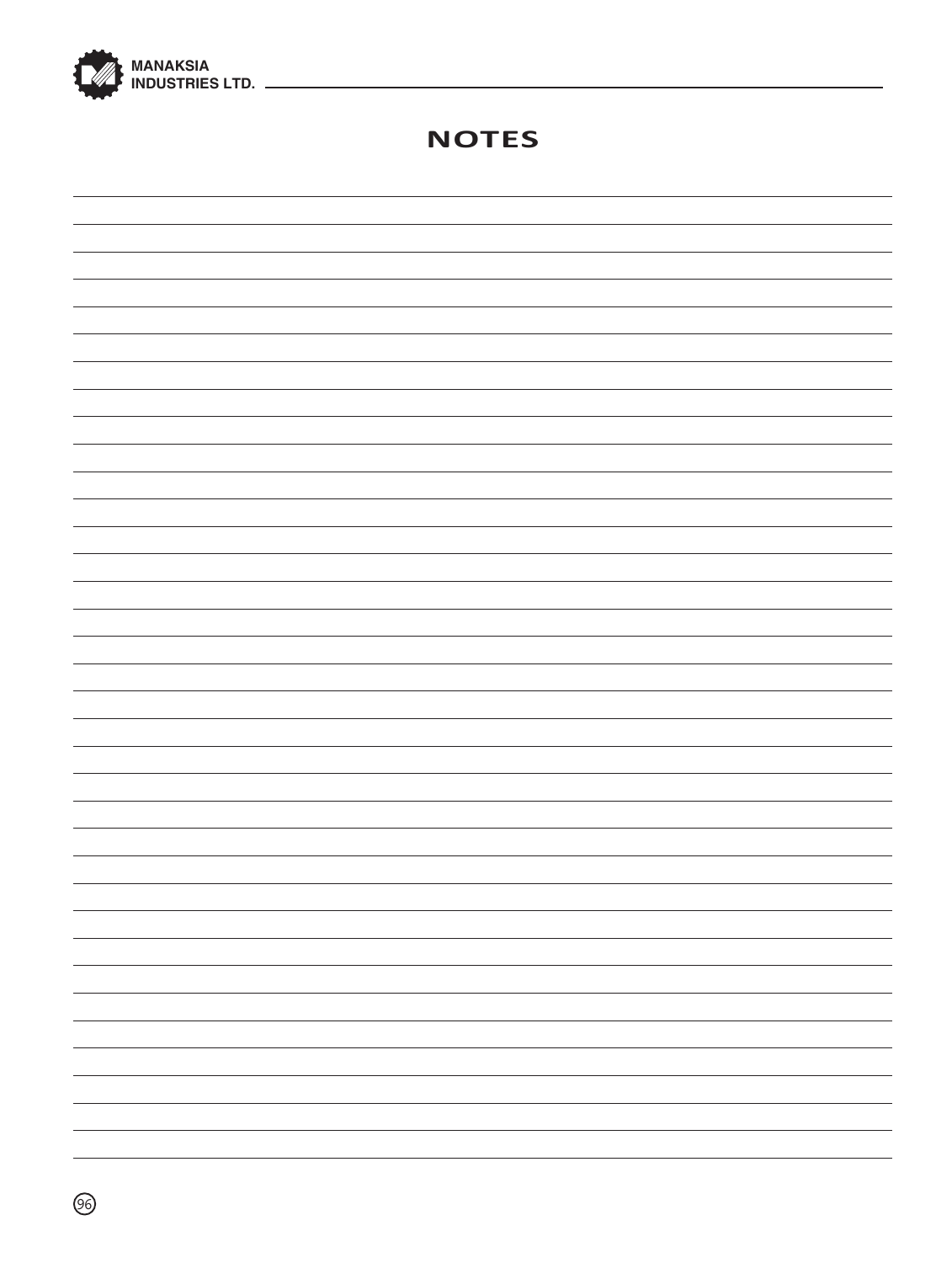# NOTES